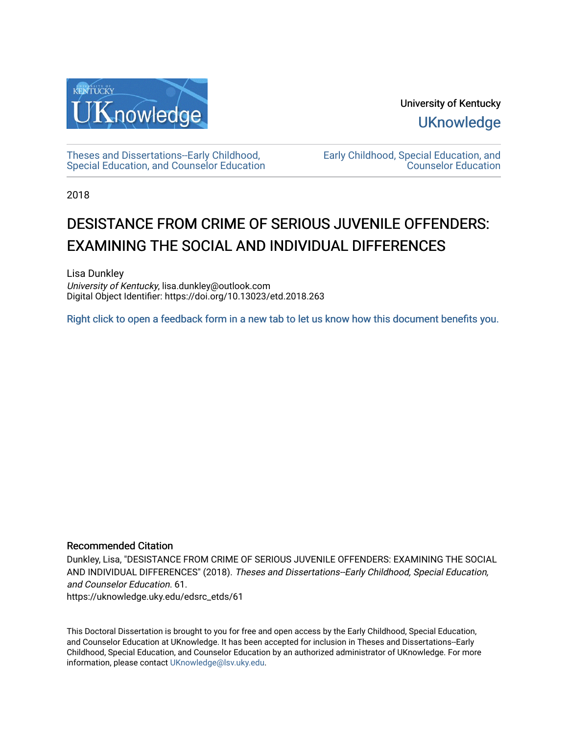University of Kentucky

UKnowledge

Theses and Dissertations--Early Childhood, Special Education, and Counselor Education

Early Childhood, Special Education, and Counselor Education

2018

# DESISTANCE FROM CRIME OF SERIOUS JUVENILE OFFENDERS: EXAMINING THE SOCIAL AND INDIVIDUAL DIFFERENCES

Lisa Dunkley
*University of Kentucky*, lisa.dunkley@outlook.com
Digital Object Identifier: https://doi.org/10.13023/etd.2018.263

Right click to open a feedback form in a new tab to let us know how this document benefits you.

### Recommended Citation

Dunkley, Lisa, "DESISTANCE FROM CRIME OF SERIOUS JUVENILE OFFENDERS: EXAMINING THE SOCIAL AND INDIVIDUAL DIFFERENCES" (2018). *Theses and Dissertations--Early Childhood, Special Education, and Counselor Education*. 61.
https://uknowledge.uky.edu/edsrc_etds/61

This Doctoral Dissertation is brought to you for free and open access by the Early Childhood, Special Education, and Counselor Education at UKnowledge. It has been accepted for inclusion in Theses and Dissertations--Early Childhood, Special Education, and Counselor Education by an authorized administrator of UKnowledge. For more information, please contact UKnowledge@lsv.uky.edu.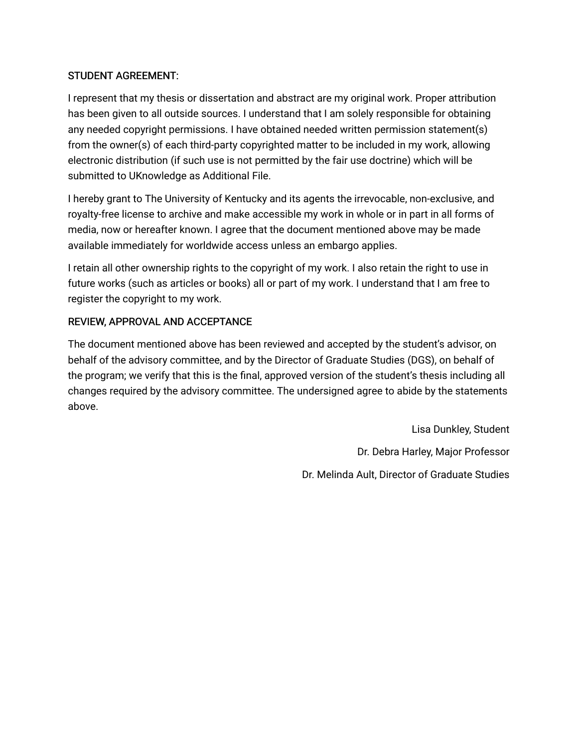STUDENT AGREEMENT:

I represent that my thesis or dissertation and abstract are my original work. Proper attribution has been given to all outside sources. I understand that I am solely responsible for obtaining any needed copyright permissions. I have obtained needed written permission statement(s) from the owner(s) of each third-party copyrighted matter to be included in my work, allowing electronic distribution (if such use is not permitted by the fair use doctrine) which will be submitted to UKnowledge as Additional File.

I hereby grant to The University of Kentucky and its agents the irrevocable, non-exclusive, and royalty-free license to archive and make accessible my work in whole or in part in all forms of media, now or hereafter known. I agree that the document mentioned above may be made available immediately for worldwide access unless an embargo applies.

I retain all other ownership rights to the copyright of my work. I also retain the right to use in future works (such as articles or books) all or part of my work. I understand that I am free to register the copyright to my work.

REVIEW, APPROVAL AND ACCEPTANCE

The document mentioned above has been reviewed and accepted by the student's advisor, on behalf of the advisory committee, and by the Director of Graduate Studies (DGS), on behalf of the program; we verify that this is the final, approved version of the student's thesis including all changes required by the advisory committee. The undersigned agree to abide by the statements above.

Lisa Dunkley, Student

Dr. Debra Harley, Major Professor

Dr. Melinda Ault, Director of Graduate Studies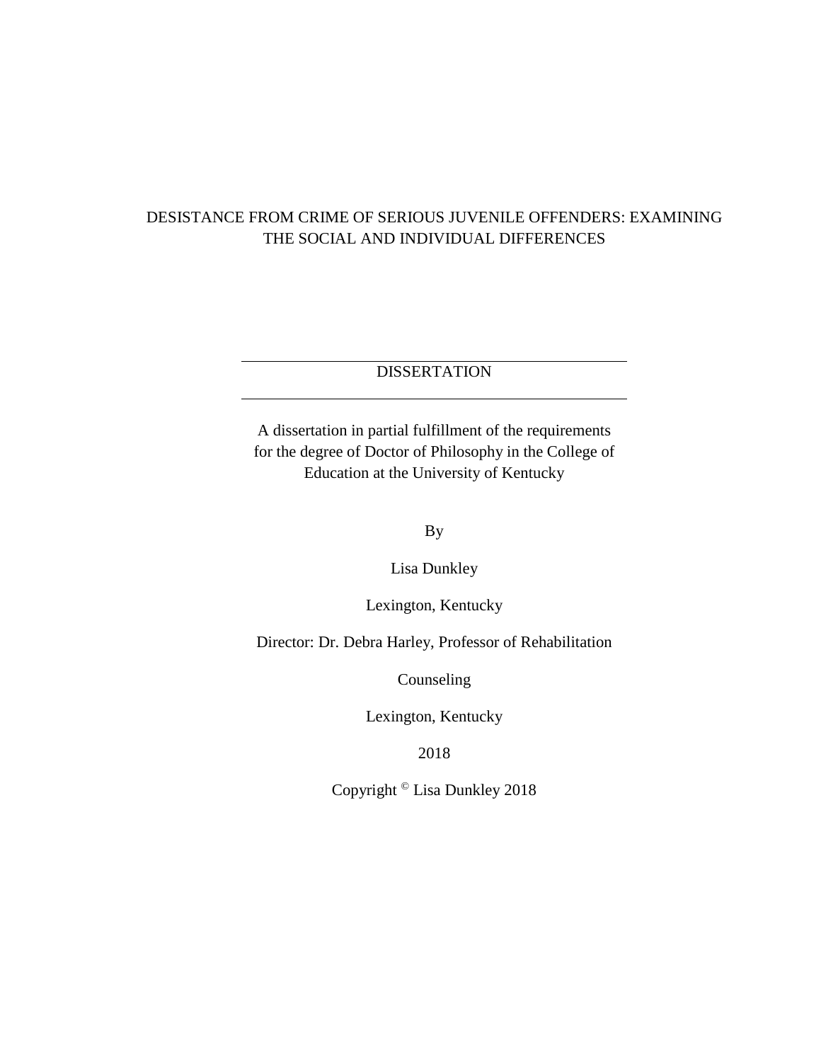# DESISTANCE FROM CRIME OF SERIOUS JUVENILE OFFENDERS: EXAMINING THE SOCIAL AND INDIVIDUAL DIFFERENCES

---

DISSERTATION

---

A dissertation in partial fulfillment of the requirements for the degree of Doctor of Philosophy in the College of Education at the University of Kentucky

By

Lisa Dunkley

Lexington, Kentucky

Director: Dr. Debra Harley, Professor of Rehabilitation Counseling

Lexington, Kentucky

2018

Copyright © Lisa Dunkley 2018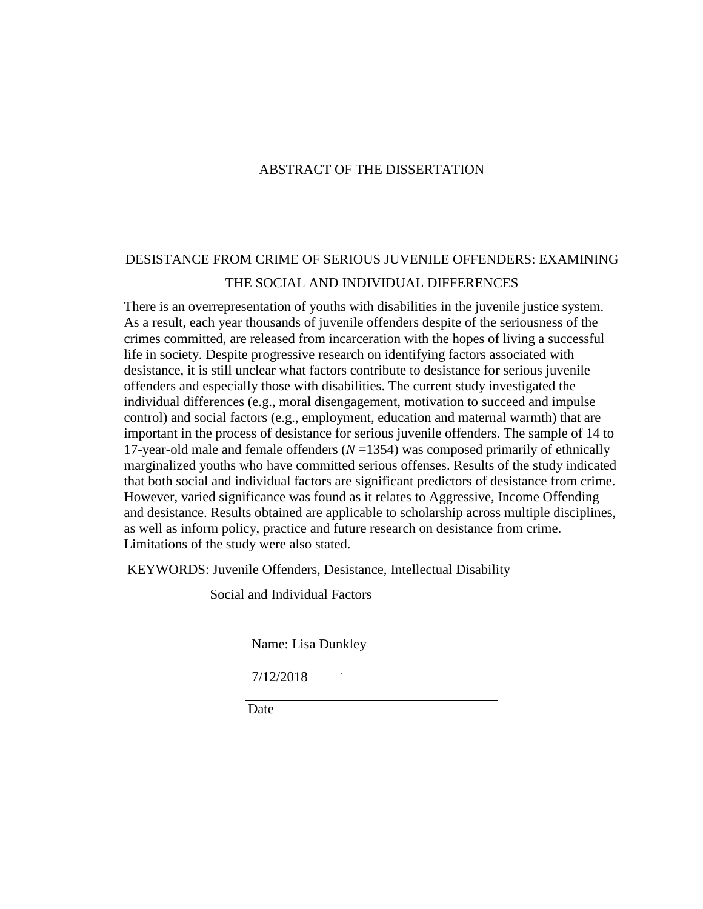# ABSTRACT OF THE DISSERTATION

## DESISTANCE FROM CRIME OF SERIOUS JUVENILE OFFENDERS: EXAMINING THE SOCIAL AND INDIVIDUAL DIFFERENCES

There is an overrepresentation of youths with disabilities in the juvenile justice system. As a result, each year thousands of juvenile offenders despite of the seriousness of the crimes committed, are released from incarceration with the hopes of living a successful life in society. Despite progressive research on identifying factors associated with desistance, it is still unclear what factors contribute to desistance for serious juvenile offenders and especially those with disabilities. The current study investigated the individual differences (e.g., moral disengagement, motivation to succeed and impulse control) and social factors (e.g., employment, education and maternal warmth) that are important in the process of desistance for serious juvenile offenders. The sample of 14 to 17-year-old male and female offenders ($N$ =1354) was composed primarily of ethnically marginalized youths who have committed serious offenses. Results of the study indicated that both social and individual factors are significant predictors of desistance from crime. However, varied significance was found as it relates to Aggressive, Income Offending and desistance. Results obtained are applicable to scholarship across multiple disciplines, as well as inform policy, practice and future research on desistance from crime. Limitations of the study were also stated.

KEYWORDS: Juvenile Offenders, Desistance, Intellectual Disability
Social and Individual Factors

Name: Lisa Dunkley

7/12/2018

Date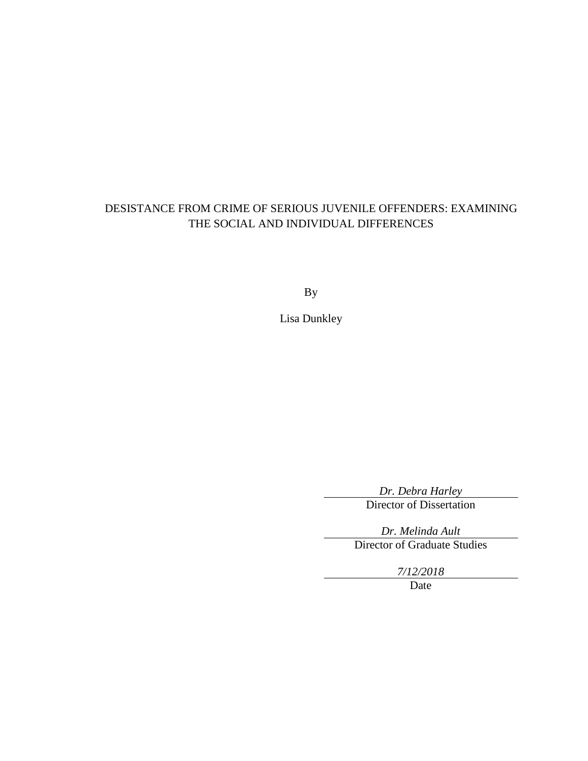DESISTANCE FROM CRIME OF SERIOUS JUVENILE OFFENDERS: EXAMINING THE SOCIAL AND INDIVIDUAL DIFFERENCES

By

Lisa Dunkley

*Dr. Debra Harley*
Director of Dissertation

*Dr. Melinda Ault*
Director of Graduate Studies

*7/12/2018*
Date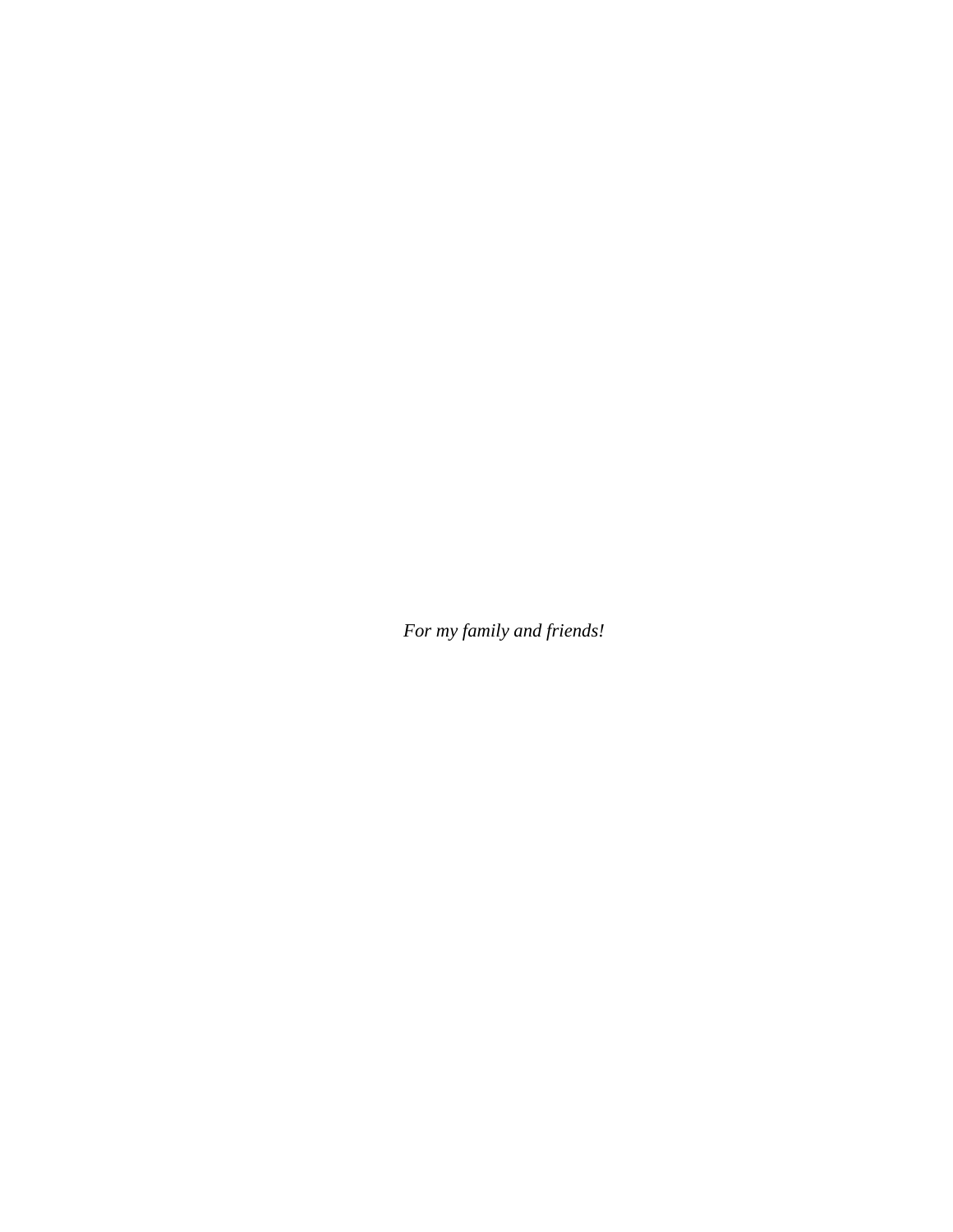*For my family and friends!*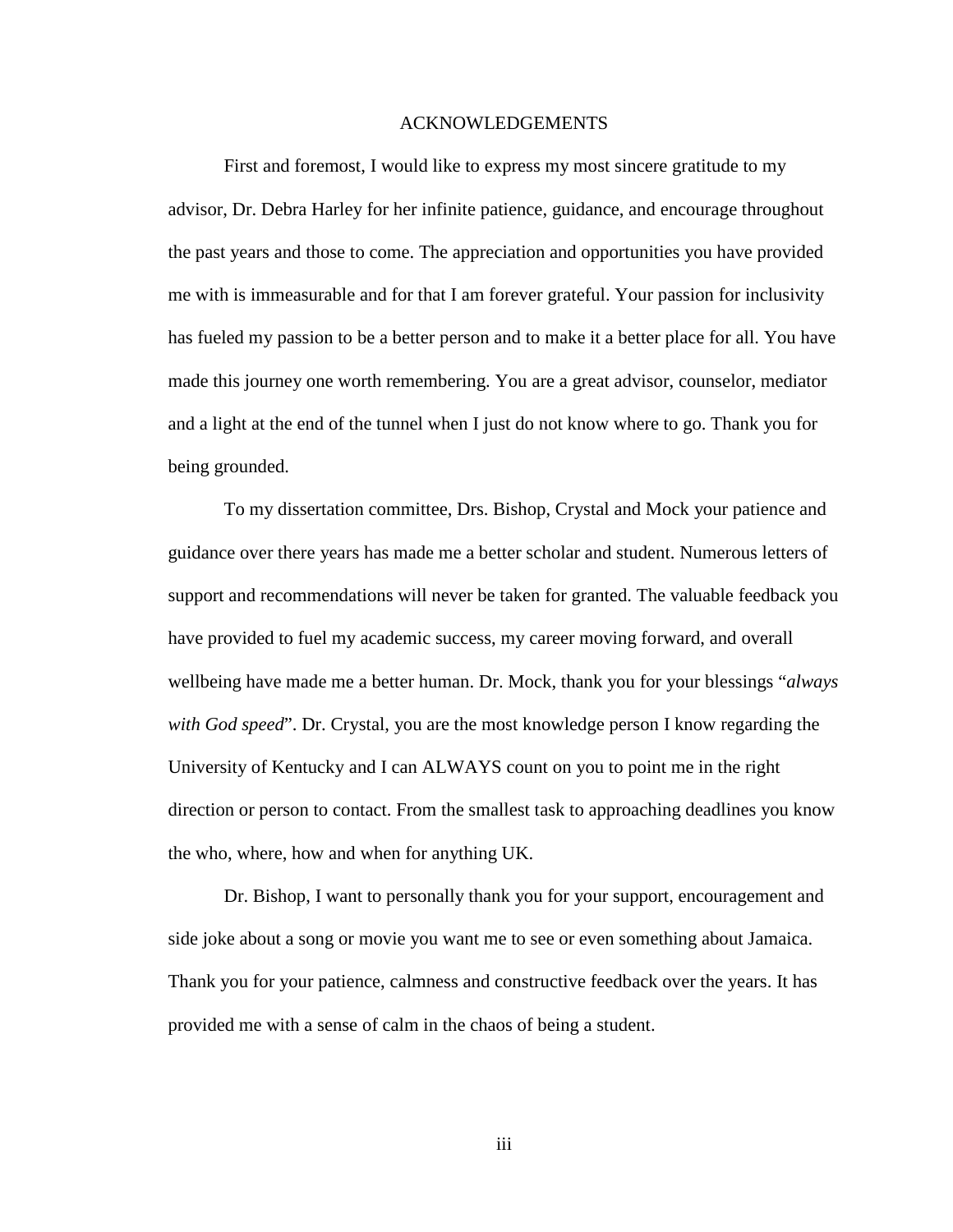# ACKNOWLEDGEMENTS

First and foremost, I would like to express my most sincere gratitude to my advisor, Dr. Debra Harley for her infinite patience, guidance, and encourage throughout the past years and those to come. The appreciation and opportunities you have provided me with is immeasurable and for that I am forever grateful. Your passion for inclusivity has fueled my passion to be a better person and to make it a better place for all. You have made this journey one worth remembering. You are a great advisor, counselor, mediator and a light at the end of the tunnel when I just do not know where to go. Thank you for being grounded.

To my dissertation committee, Drs. Bishop, Crystal and Mock your patience and guidance over there years has made me a better scholar and student. Numerous letters of support and recommendations will never be taken for granted. The valuable feedback you have provided to fuel my academic success, my career moving forward, and overall wellbeing have made me a better human. Dr. Mock, thank you for your blessings "*always with God speed*". Dr. Crystal, you are the most knowledge person I know regarding the University of Kentucky and I can ALWAYS count on you to point me in the right direction or person to contact. From the smallest task to approaching deadlines you know the who, where, how and when for anything UK.

Dr. Bishop, I want to personally thank you for your support, encouragement and side joke about a song or movie you want me to see or even something about Jamaica. Thank you for your patience, calmness and constructive feedback over the years. It has provided me with a sense of calm in the chaos of being a student.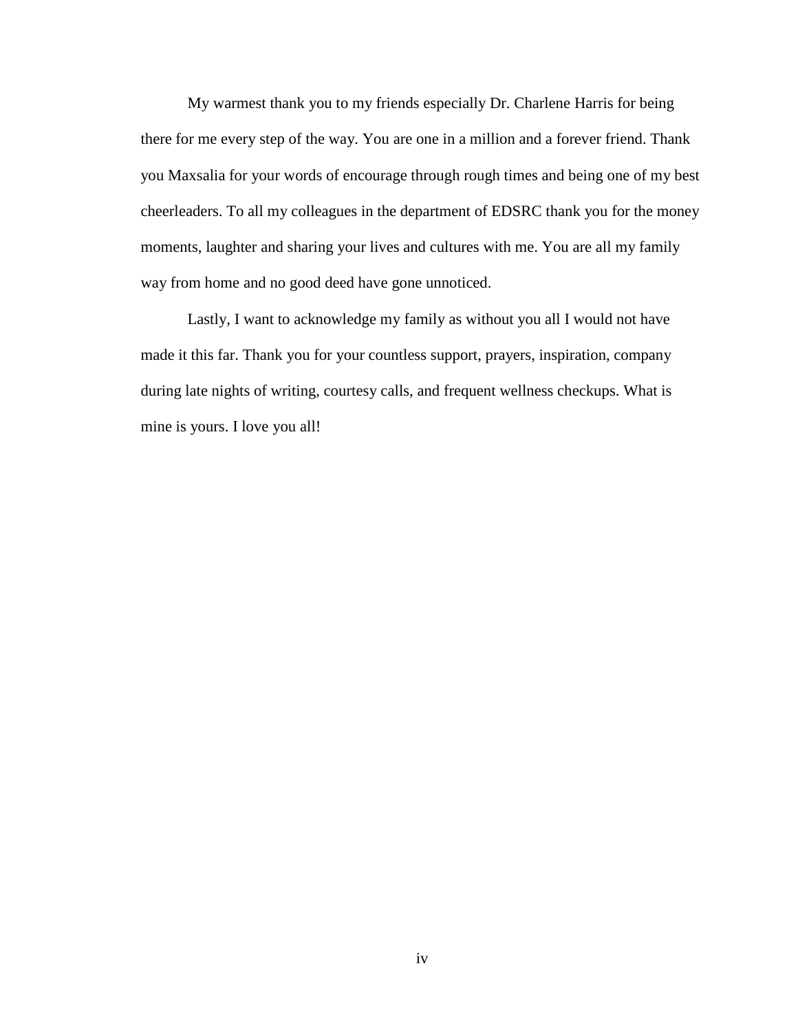My warmest thank you to my friends especially Dr. Charlene Harris for being there for me every step of the way. You are one in a million and a forever friend. Thank you Maxsalia for your words of encourage through rough times and being one of my best cheerleaders. To all my colleagues in the department of EDSRC thank you for the money moments, laughter and sharing your lives and cultures with me. You are all my family way from home and no good deed have gone unnoticed.

Lastly, I want to acknowledge my family as without you all I would not have made it this far. Thank you for your countless support, prayers, inspiration, company during late nights of writing, courtesy calls, and frequent wellness checkups. What is mine is yours. I love you all!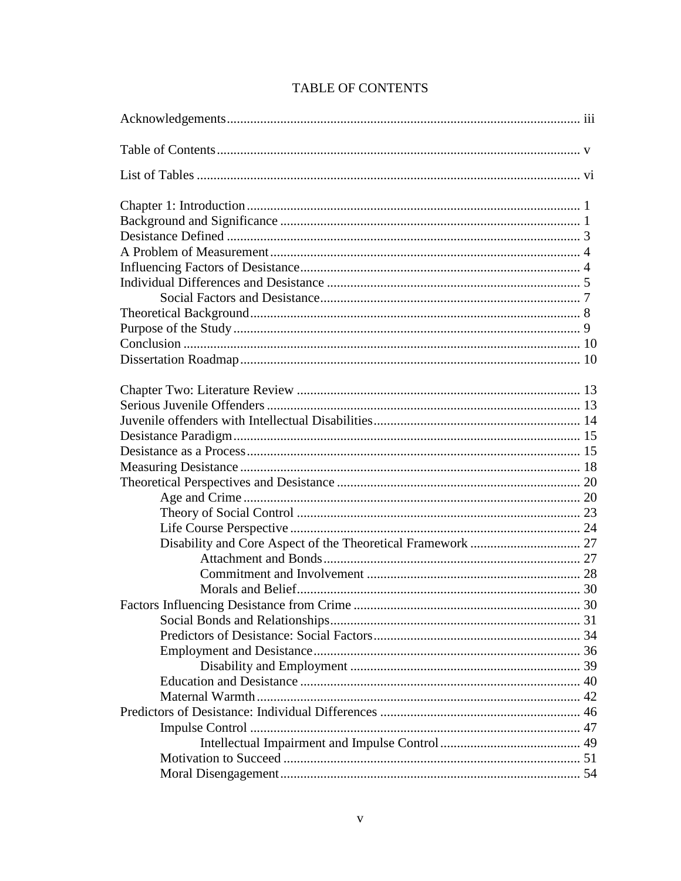# TABLE OF CONTENTS

Acknowledgements ........................................................................................................ iii

Table of Contents ........................................................................................................... v

List of Tables ................................................................................................................. vi

Chapter 1: Introduction .................................................................................................. 1
Background and Significance ........................................................................................ 1
Desistance Defined ........................................................................................................ 3
A Problem of Measurement ........................................................................................... 4
Influencing Factors of Desistance .................................................................................. 4
Individual Differences and Desistance ........................................................................... 5
    Social Factors and Desistance ............................................................................ 7
Theoretical Background ................................................................................................. 8
Purpose of the Study ...................................................................................................... 9
Conclusion .................................................................................................................... 10
Dissertation Roadmap ................................................................................................... 10

Chapter Two: Literature Review ................................................................................... 13
Serious Juvenile Offenders ............................................................................................ 13
Juvenile offenders with Intellectual Disabilities ............................................................ 14
Desistance Paradigm ...................................................................................................... 15
Desistance as a Process .................................................................................................. 15
Measuring Desistance .................................................................................................... 18
Theoretical Perspectives and Desistance ....................................................................... 20
    Age and Crime .................................................................................................... 20
    Theory of Social Control .................................................................................... 23
    Life Course Perspective ...................................................................................... 24
    Disability and Core Aspect of the Theoretical Framework ................................ 27
        Attachment and Bonds ............................................................................ 27
        Commitment and Involvement ............................................................... 28
        Morals and Belief .................................................................................... 30
Factors Influencing Desistance from Crime .................................................................. 30
    Social Bonds and Relationships .......................................................................... 31
    Predictors of Desistance: Social Factors ............................................................. 34
    Employment and Desistance .............................................................................. 36
        Disability and Employment ................................................................... 39
    Education and Desistance ................................................................................... 40
    Maternal Warmth ................................................................................................ 42
Predictors of Desistance: Individual Differences ........................................................... 46
    Impulse Control .................................................................................................. 47
        Intellectual Impairment and Impulse Control .......................................... 49
    Motivation to Succeed ........................................................................................ 51
    Moral Disengagement ......................................................................................... 54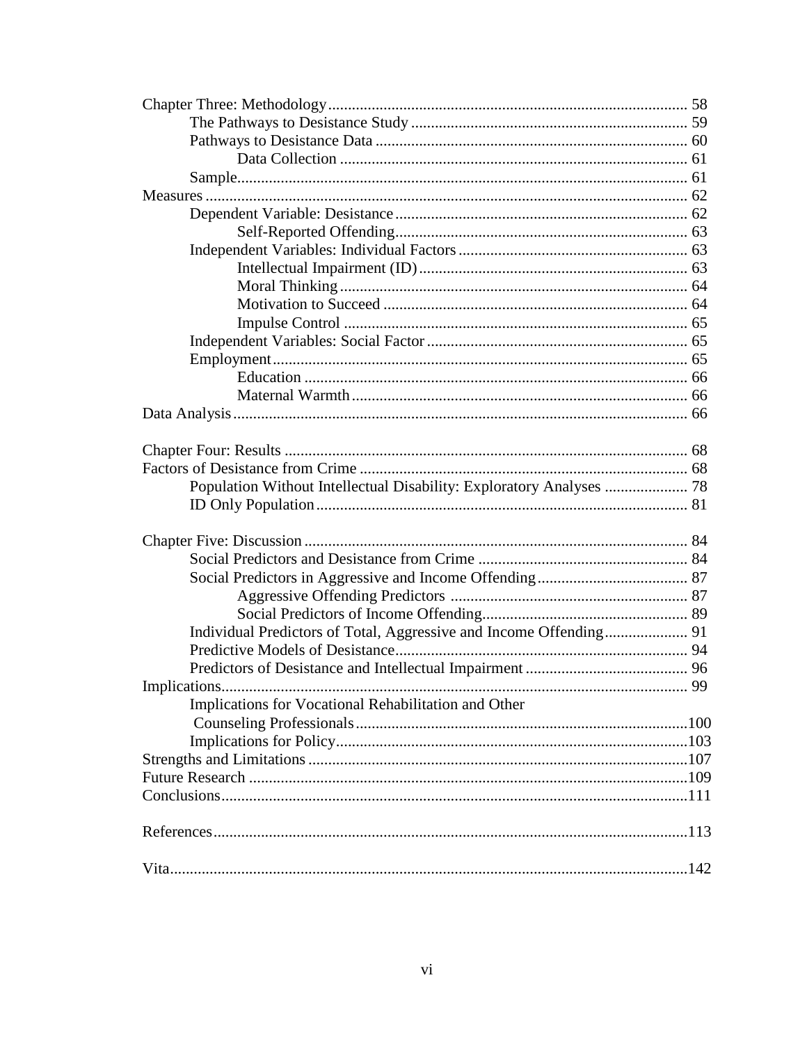Chapter Three: Methodology .......... 58

- The Pathways to Desistance Study .......... 59
- Pathways to Desistance Data .......... 60
  - Data Collection .......... 61
- Sample .......... 61

Measures .......... 62

- Dependent Variable: Desistance .......... 62
  - Self-Reported Offending .......... 63
- Independent Variables: Individual Factors .......... 63
  - Intellectual Impairment (ID) .......... 63
  - Moral Thinking .......... 64
  - Motivation to Succeed .......... 64
  - Impulse Control .......... 65
- Independent Variables: Social Factor .......... 65
- Employment .......... 65
  - Education .......... 66
  - Maternal Warmth .......... 66

Data Analysis .......... 66

Chapter Four: Results .......... 68

Factors of Desistance from Crime .......... 68

- Population Without Intellectual Disability: Exploratory Analyses .......... 78
- ID Only Population .......... 81

Chapter Five: Discussion .......... 84

- Social Predictors and Desistance from Crime .......... 84
- Social Predictors in Aggressive and Income Offending .......... 87
  - Aggressive Offending Predictors .......... 87
  - Social Predictors of Income Offending .......... 89
- Individual Predictors of Total, Aggressive and Income Offending .......... 91
- Predictive Models of Desistance .......... 94
- Predictors of Desistance and Intellectual Impairment .......... 96

Implications .......... 99

- Implications for Vocational Rehabilitation and Other Counseling Professionals .......... 100
- Implications for Policy .......... 103

Strengths and Limitations .......... 107

Future Research .......... 109

Conclusions .......... 111

References .......... 113

Vita .......... 142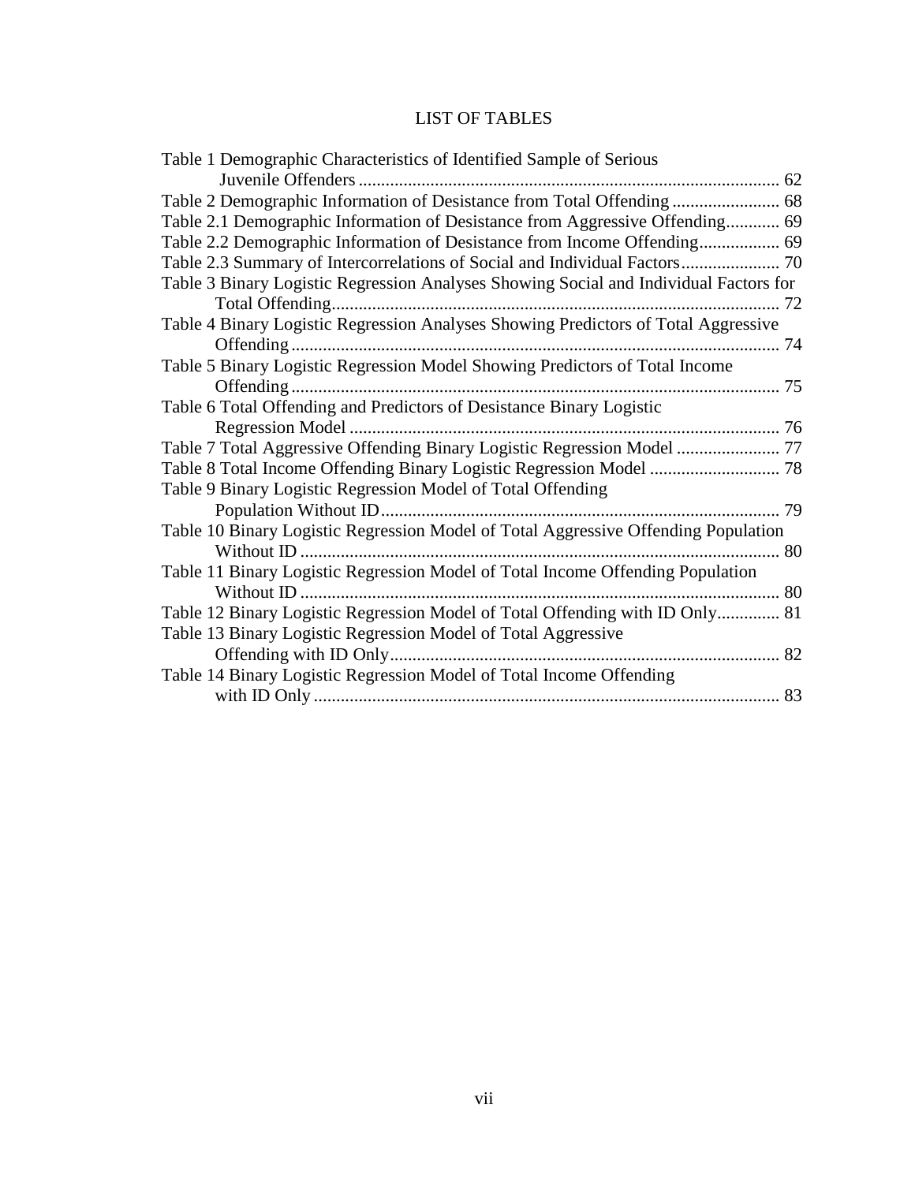# LIST OF TABLES

Table 1 Demographic Characteristics of Identified Sample of Serious Juvenile Offenders ............................................................................................ 62

Table 2 Demographic Information of Desistance from Total Offending ....................... 68

Table 2.1 Demographic Information of Desistance from Aggressive Offending............ 69

Table 2.2 Demographic Information of Desistance from Income Offending................. 69

Table 2.3 Summary of Intercorrelations of Social and Individual Factors..................... 70

Table 3 Binary Logistic Regression Analyses Showing Social and Individual Factors for Total Offending..................................................................................... 72

Table 4 Binary Logistic Regression Analyses Showing Predictors of Total Aggressive Offending ............................................................................................ 74

Table 5 Binary Logistic Regression Model Showing Predictors of Total Income Offending ............................................................................................ 75

Table 6 Total Offending and Predictors of Desistance Binary Logistic Regression Model ............................................................................... 76

Table 7 Total Aggressive Offending Binary Logistic Regression Model ...................... 77

Table 8 Total Income Offending Binary Logistic Regression Model ............................ 78

Table 9 Binary Logistic Regression Model of Total Offending Population Without ID........................................................................................ 79

Table 10 Binary Logistic Regression Model of Total Aggressive Offending Population Without ID .......................................................................................... 80

Table 11 Binary Logistic Regression Model of Total Income Offending Population Without ID .......................................................................................... 80

Table 12 Binary Logistic Regression Model of Total Offending with ID Only............. 81

Table 13 Binary Logistic Regression Model of Total Aggressive Offending with ID Only...................................................................................... 82

Table 14 Binary Logistic Regression Model of Total Income Offending with ID Only ....................................................................................... 83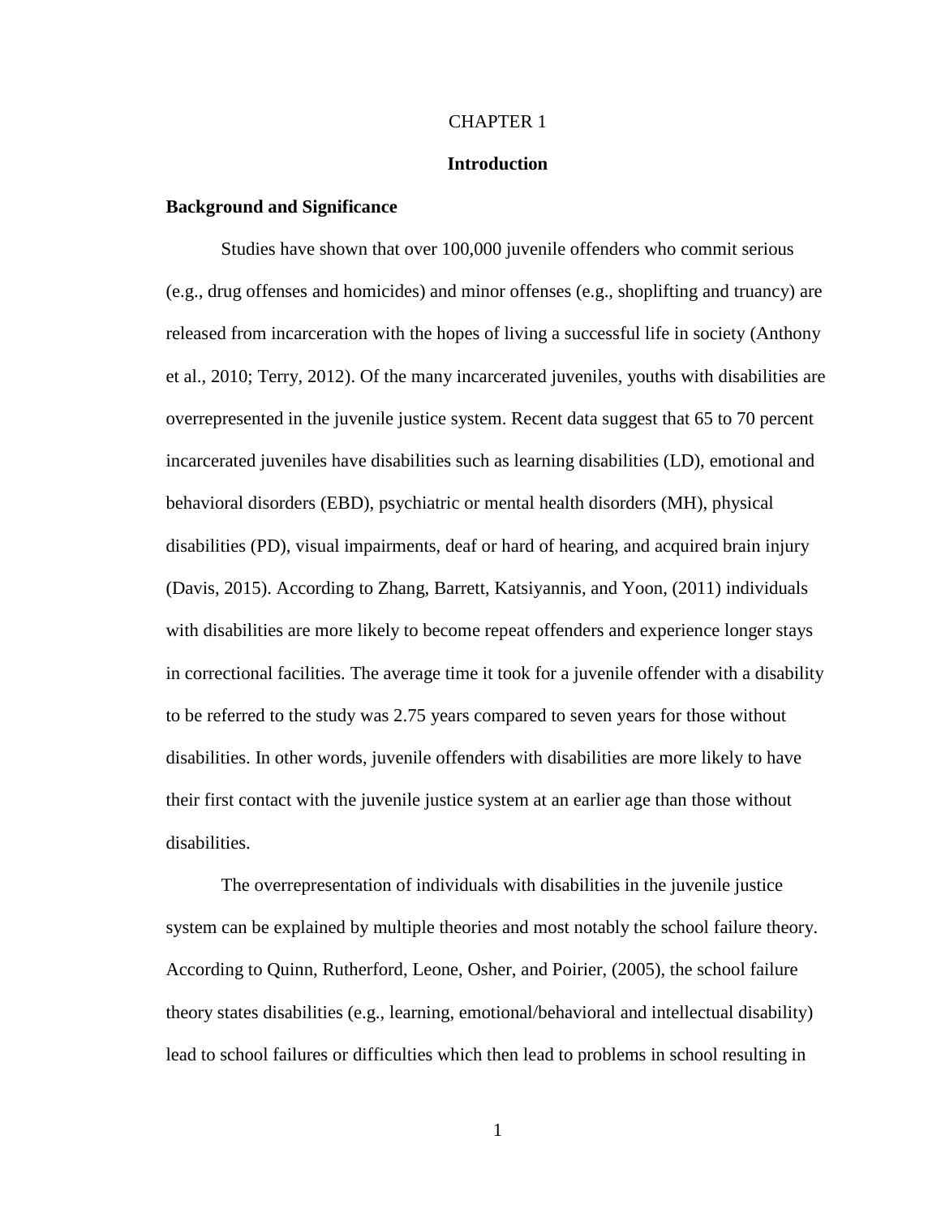# CHAPTER 1

# Introduction

## Background and Significance

Studies have shown that over 100,000 juvenile offenders who commit serious (e.g., drug offenses and homicides) and minor offenses (e.g., shoplifting and truancy) are released from incarceration with the hopes of living a successful life in society (Anthony et al., 2010; Terry, 2012). Of the many incarcerated juveniles, youths with disabilities are overrepresented in the juvenile justice system. Recent data suggest that 65 to 70 percent incarcerated juveniles have disabilities such as learning disabilities (LD), emotional and behavioral disorders (EBD), psychiatric or mental health disorders (MH), physical disabilities (PD), visual impairments, deaf or hard of hearing, and acquired brain injury (Davis, 2015). According to Zhang, Barrett, Katsiyannis, and Yoon, (2011) individuals with disabilities are more likely to become repeat offenders and experience longer stays in correctional facilities. The average time it took for a juvenile offender with a disability to be referred to the study was 2.75 years compared to seven years for those without disabilities. In other words, juvenile offenders with disabilities are more likely to have their first contact with the juvenile justice system at an earlier age than those without disabilities.

The overrepresentation of individuals with disabilities in the juvenile justice system can be explained by multiple theories and most notably the school failure theory. According to Quinn, Rutherford, Leone, Osher, and Poirier, (2005), the school failure theory states disabilities (e.g., learning, emotional/behavioral and intellectual disability) lead to school failures or difficulties which then lead to problems in school resulting in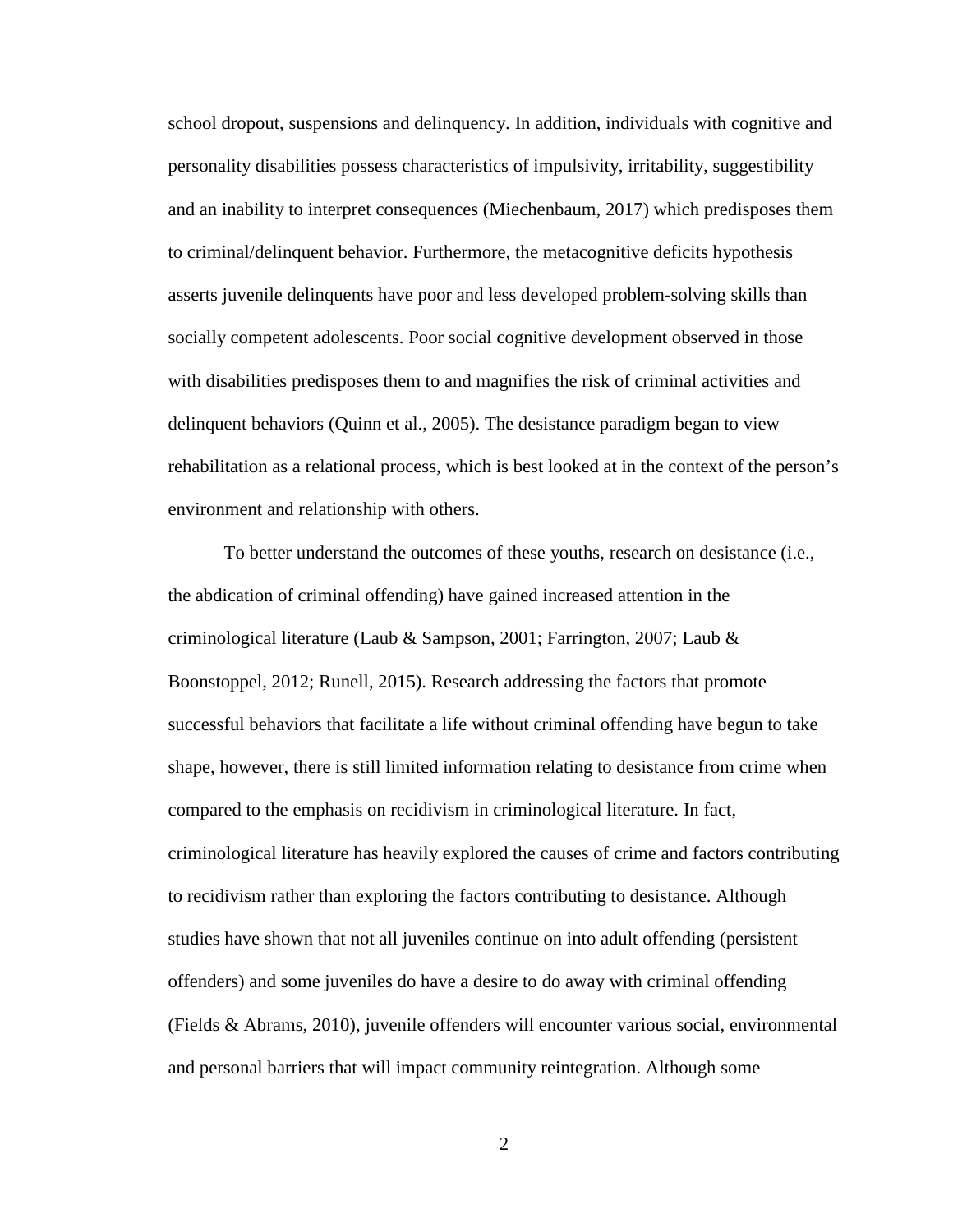school dropout, suspensions and delinquency. In addition, individuals with cognitive and personality disabilities possess characteristics of impulsivity, irritability, suggestibility and an inability to interpret consequences (Miechenbaum, 2017) which predisposes them to criminal/delinquent behavior. Furthermore, the metacognitive deficits hypothesis asserts juvenile delinquents have poor and less developed problem-solving skills than socially competent adolescents. Poor social cognitive development observed in those with disabilities predisposes them to and magnifies the risk of criminal activities and delinquent behaviors (Quinn et al., 2005). The desistance paradigm began to view rehabilitation as a relational process, which is best looked at in the context of the person's environment and relationship with others.

To better understand the outcomes of these youths, research on desistance (i.e., the abdication of criminal offending) have gained increased attention in the criminological literature (Laub & Sampson, 2001; Farrington, 2007; Laub & Boonstoppel, 2012; Runell, 2015). Research addressing the factors that promote successful behaviors that facilitate a life without criminal offending have begun to take shape, however, there is still limited information relating to desistance from crime when compared to the emphasis on recidivism in criminological literature. In fact, criminological literature has heavily explored the causes of crime and factors contributing to recidivism rather than exploring the factors contributing to desistance. Although studies have shown that not all juveniles continue on into adult offending (persistent offenders) and some juveniles do have a desire to do away with criminal offending (Fields & Abrams, 2010), juvenile offenders will encounter various social, environmental and personal barriers that will impact community reintegration. Although some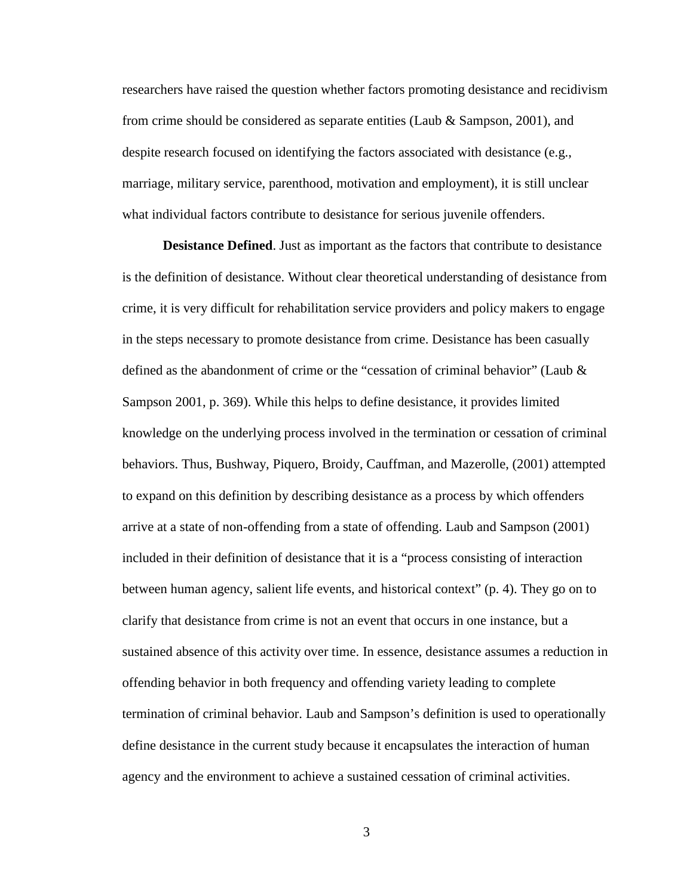researchers have raised the question whether factors promoting desistance and recidivism from crime should be considered as separate entities (Laub & Sampson, 2001), and despite research focused on identifying the factors associated with desistance (e.g., marriage, military service, parenthood, motivation and employment), it is still unclear what individual factors contribute to desistance for serious juvenile offenders.

**Desistance Defined**. Just as important as the factors that contribute to desistance is the definition of desistance. Without clear theoretical understanding of desistance from crime, it is very difficult for rehabilitation service providers and policy makers to engage in the steps necessary to promote desistance from crime. Desistance has been casually defined as the abandonment of crime or the "cessation of criminal behavior" (Laub & Sampson 2001, p. 369). While this helps to define desistance, it provides limited knowledge on the underlying process involved in the termination or cessation of criminal behaviors. Thus, Bushway, Piquero, Broidy, Cauffman, and Mazerolle, (2001) attempted to expand on this definition by describing desistance as a process by which offenders arrive at a state of non-offending from a state of offending. Laub and Sampson (2001) included in their definition of desistance that it is a "process consisting of interaction between human agency, salient life events, and historical context" (p. 4). They go on to clarify that desistance from crime is not an event that occurs in one instance, but a sustained absence of this activity over time. In essence, desistance assumes a reduction in offending behavior in both frequency and offending variety leading to complete termination of criminal behavior. Laub and Sampson's definition is used to operationally define desistance in the current study because it encapsulates the interaction of human agency and the environment to achieve a sustained cessation of criminal activities.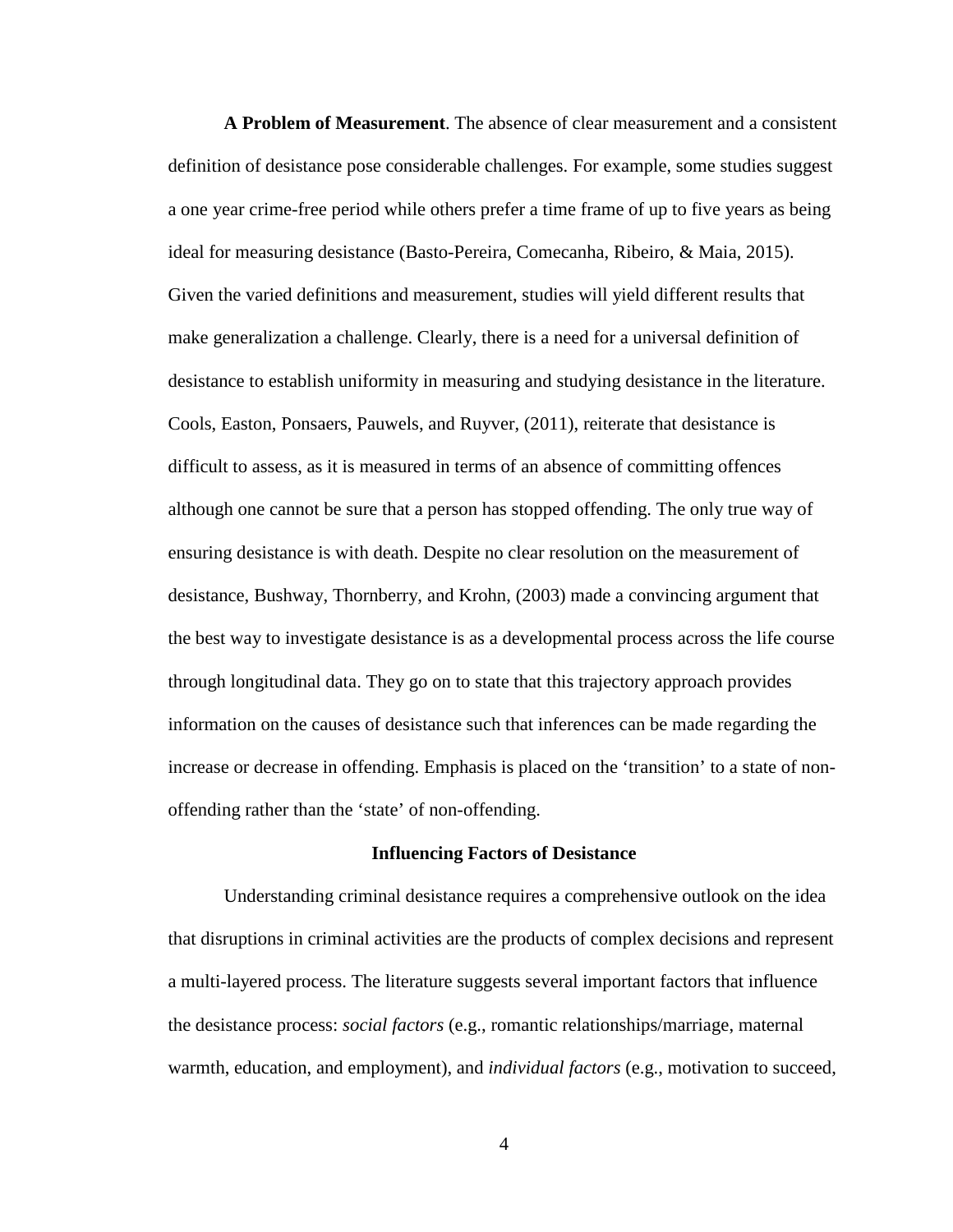**A Problem of Measurement**. The absence of clear measurement and a consistent definition of desistance pose considerable challenges. For example, some studies suggest a one year crime-free period while others prefer a time frame of up to five years as being ideal for measuring desistance (Basto-Pereira, Comecanha, Ribeiro, & Maia, 2015). Given the varied definitions and measurement, studies will yield different results that make generalization a challenge. Clearly, there is a need for a universal definition of desistance to establish uniformity in measuring and studying desistance in the literature. Cools, Easton, Ponsaers, Pauwels, and Ruyver, (2011), reiterate that desistance is difficult to assess, as it is measured in terms of an absence of committing offences although one cannot be sure that a person has stopped offending. The only true way of ensuring desistance is with death. Despite no clear resolution on the measurement of desistance, Bushway, Thornberry, and Krohn, (2003) made a convincing argument that the best way to investigate desistance is as a developmental process across the life course through longitudinal data. They go on to state that this trajectory approach provides information on the causes of desistance such that inferences can be made regarding the increase or decrease in offending. Emphasis is placed on the 'transition' to a state of non-offending rather than the 'state' of non-offending.

## Influencing Factors of Desistance

Understanding criminal desistance requires a comprehensive outlook on the idea that disruptions in criminal activities are the products of complex decisions and represent a multi-layered process. The literature suggests several important factors that influence the desistance process: *social factors* (e.g., romantic relationships/marriage, maternal warmth, education, and employment), and *individual factors* (e.g., motivation to succeed,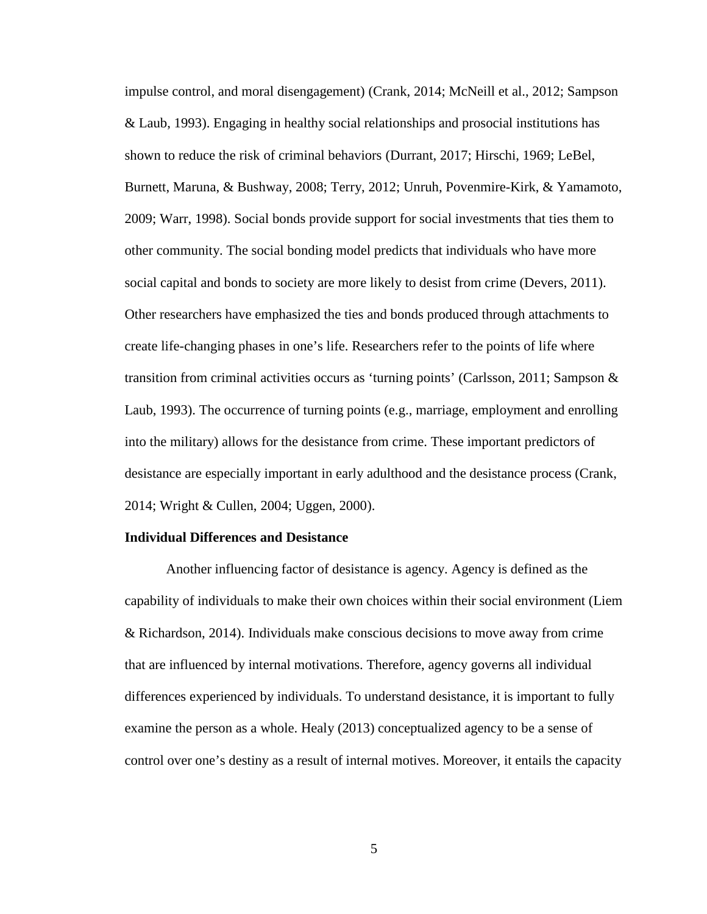impulse control, and moral disengagement) (Crank, 2014; McNeill et al., 2012; Sampson & Laub, 1993). Engaging in healthy social relationships and prosocial institutions has shown to reduce the risk of criminal behaviors (Durrant, 2017; Hirschi, 1969; LeBel, Burnett, Maruna, & Bushway, 2008; Terry, 2012; Unruh, Povenmire-Kirk, & Yamamoto, 2009; Warr, 1998). Social bonds provide support for social investments that ties them to other community. The social bonding model predicts that individuals who have more social capital and bonds to society are more likely to desist from crime (Devers, 2011). Other researchers have emphasized the ties and bonds produced through attachments to create life-changing phases in one's life. Researchers refer to the points of life where transition from criminal activities occurs as 'turning points' (Carlsson, 2011; Sampson & Laub, 1993). The occurrence of turning points (e.g., marriage, employment and enrolling into the military) allows for the desistance from crime. These important predictors of desistance are especially important in early adulthood and the desistance process (Crank, 2014; Wright & Cullen, 2004; Uggen, 2000).

**Individual Differences and Desistance**

Another influencing factor of desistance is agency. Agency is defined as the capability of individuals to make their own choices within their social environment (Liem & Richardson, 2014). Individuals make conscious decisions to move away from crime that are influenced by internal motivations. Therefore, agency governs all individual differences experienced by individuals. To understand desistance, it is important to fully examine the person as a whole. Healy (2013) conceptualized agency to be a sense of control over one's destiny as a result of internal motives. Moreover, it entails the capacity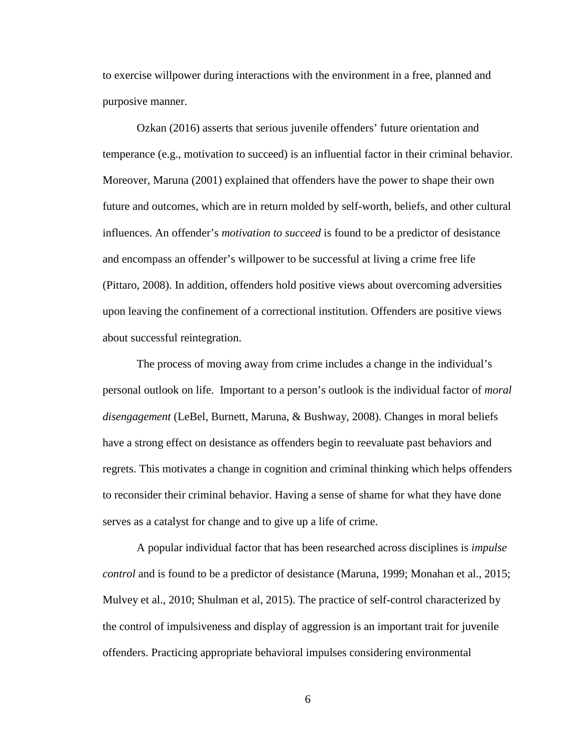to exercise willpower during interactions with the environment in a free, planned and purposive manner.

Ozkan (2016) asserts that serious juvenile offenders' future orientation and temperance (e.g., motivation to succeed) is an influential factor in their criminal behavior. Moreover, Maruna (2001) explained that offenders have the power to shape their own future and outcomes, which are in return molded by self-worth, beliefs, and other cultural influences. An offender's *motivation to succeed* is found to be a predictor of desistance and encompass an offender's willpower to be successful at living a crime free life (Pittaro, 2008). In addition, offenders hold positive views about overcoming adversities upon leaving the confinement of a correctional institution. Offenders are positive views about successful reintegration.

The process of moving away from crime includes a change in the individual's personal outlook on life.  Important to a person's outlook is the individual factor of *moral disengagement* (LeBel, Burnett, Maruna, & Bushway, 2008). Changes in moral beliefs have a strong effect on desistance as offenders begin to reevaluate past behaviors and regrets. This motivates a change in cognition and criminal thinking which helps offenders to reconsider their criminal behavior. Having a sense of shame for what they have done serves as a catalyst for change and to give up a life of crime.

A popular individual factor that has been researched across disciplines is *impulse control* and is found to be a predictor of desistance (Maruna, 1999; Monahan et al., 2015; Mulvey et al., 2010; Shulman et al, 2015). The practice of self-control characterized by the control of impulsiveness and display of aggression is an important trait for juvenile offenders. Practicing appropriate behavioral impulses considering environmental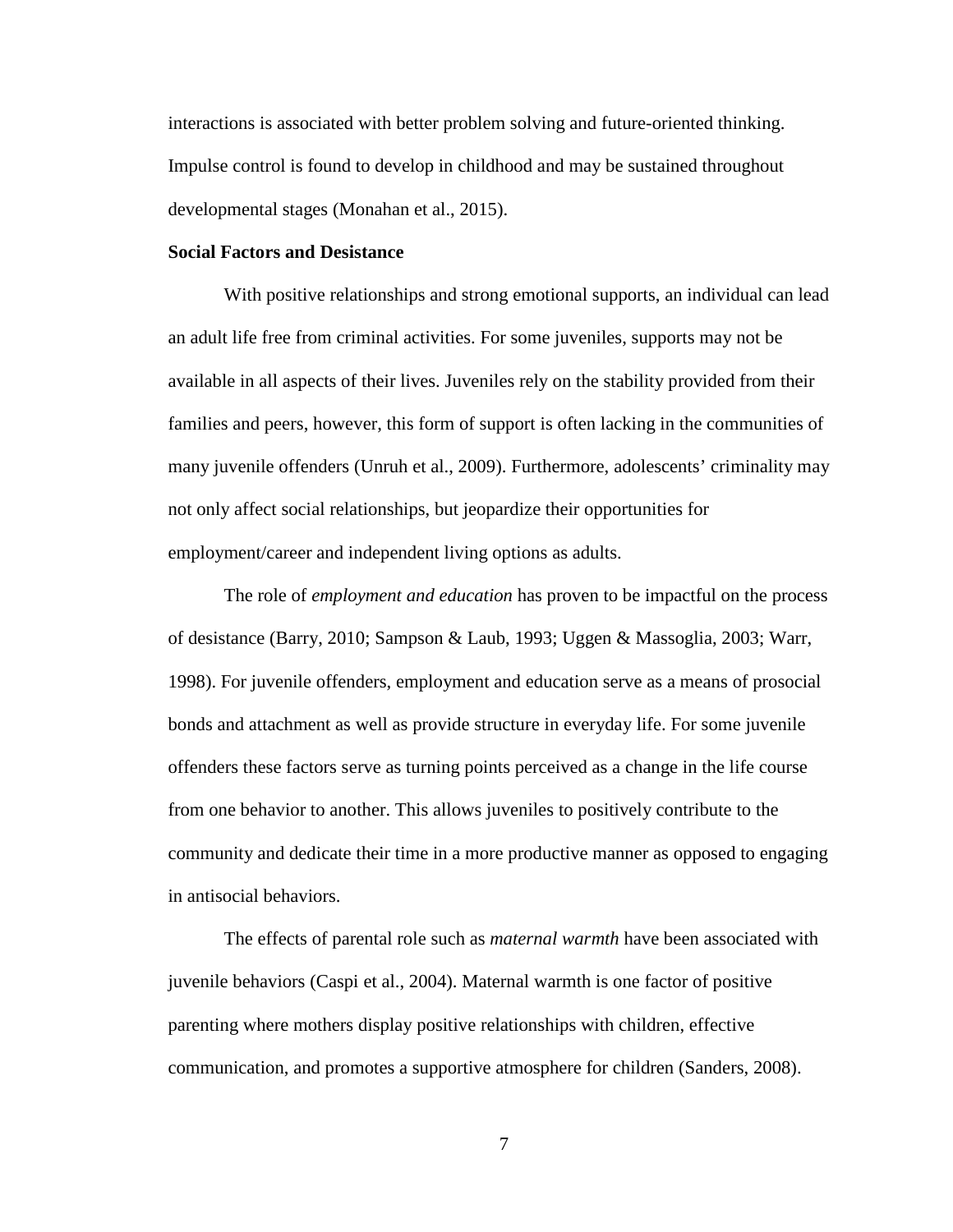interactions is associated with better problem solving and future-oriented thinking. Impulse control is found to develop in childhood and may be sustained throughout developmental stages (Monahan et al., 2015).

**Social Factors and Desistance**

With positive relationships and strong emotional supports, an individual can lead an adult life free from criminal activities. For some juveniles, supports may not be available in all aspects of their lives. Juveniles rely on the stability provided from their families and peers, however, this form of support is often lacking in the communities of many juvenile offenders (Unruh et al., 2009). Furthermore, adolescents' criminality may not only affect social relationships, but jeopardize their opportunities for employment/career and independent living options as adults.

The role of *employment and education* has proven to be impactful on the process of desistance (Barry, 2010; Sampson & Laub, 1993; Uggen & Massoglia, 2003; Warr, 1998). For juvenile offenders, employment and education serve as a means of prosocial bonds and attachment as well as provide structure in everyday life. For some juvenile offenders these factors serve as turning points perceived as a change in the life course from one behavior to another. This allows juveniles to positively contribute to the community and dedicate their time in a more productive manner as opposed to engaging in antisocial behaviors.

The effects of parental role such as *maternal warmth* have been associated with juvenile behaviors (Caspi et al., 2004). Maternal warmth is one factor of positive parenting where mothers display positive relationships with children, effective communication, and promotes a supportive atmosphere for children (Sanders, 2008).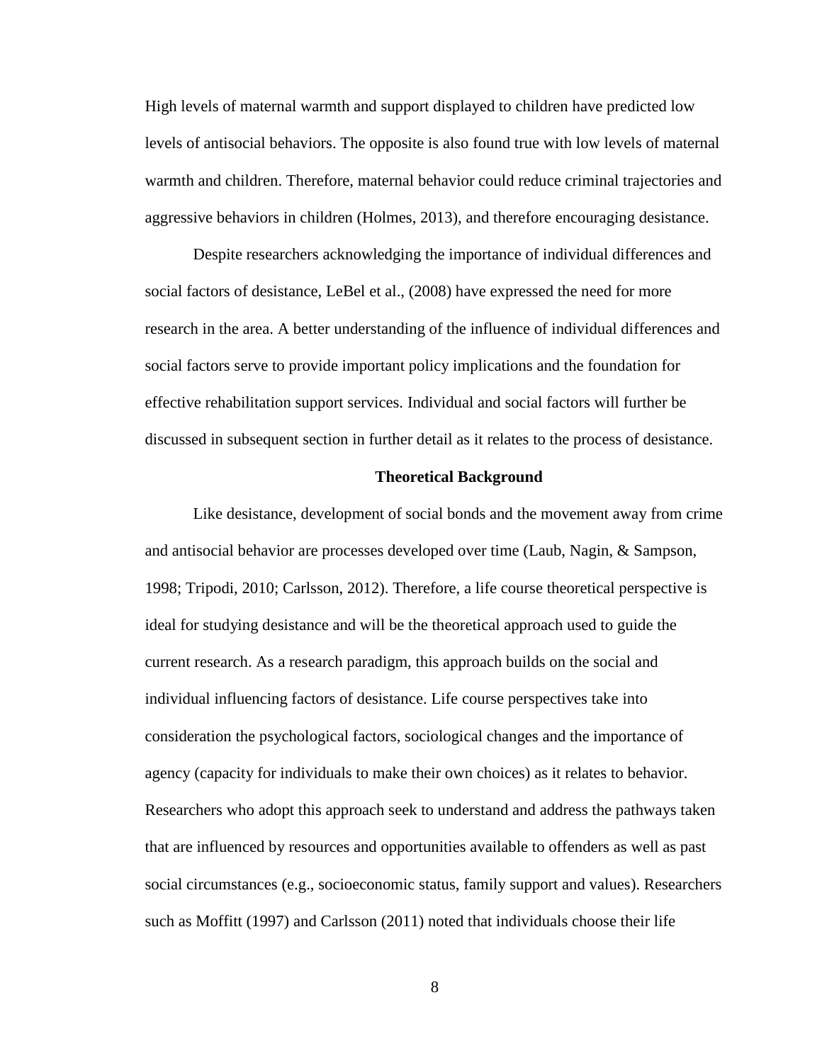High levels of maternal warmth and support displayed to children have predicted low levels of antisocial behaviors. The opposite is also found true with low levels of maternal warmth and children. Therefore, maternal behavior could reduce criminal trajectories and aggressive behaviors in children (Holmes, 2013), and therefore encouraging desistance.

Despite researchers acknowledging the importance of individual differences and social factors of desistance, LeBel et al., (2008) have expressed the need for more research in the area. A better understanding of the influence of individual differences and social factors serve to provide important policy implications and the foundation for effective rehabilitation support services. Individual and social factors will further be discussed in subsequent section in further detail as it relates to the process of desistance.

## Theoretical Background

Like desistance, development of social bonds and the movement away from crime and antisocial behavior are processes developed over time (Laub, Nagin, & Sampson, 1998; Tripodi, 2010; Carlsson, 2012). Therefore, a life course theoretical perspective is ideal for studying desistance and will be the theoretical approach used to guide the current research. As a research paradigm, this approach builds on the social and individual influencing factors of desistance. Life course perspectives take into consideration the psychological factors, sociological changes and the importance of agency (capacity for individuals to make their own choices) as it relates to behavior. Researchers who adopt this approach seek to understand and address the pathways taken that are influenced by resources and opportunities available to offenders as well as past social circumstances (e.g., socioeconomic status, family support and values). Researchers such as Moffitt (1997) and Carlsson (2011) noted that individuals choose their life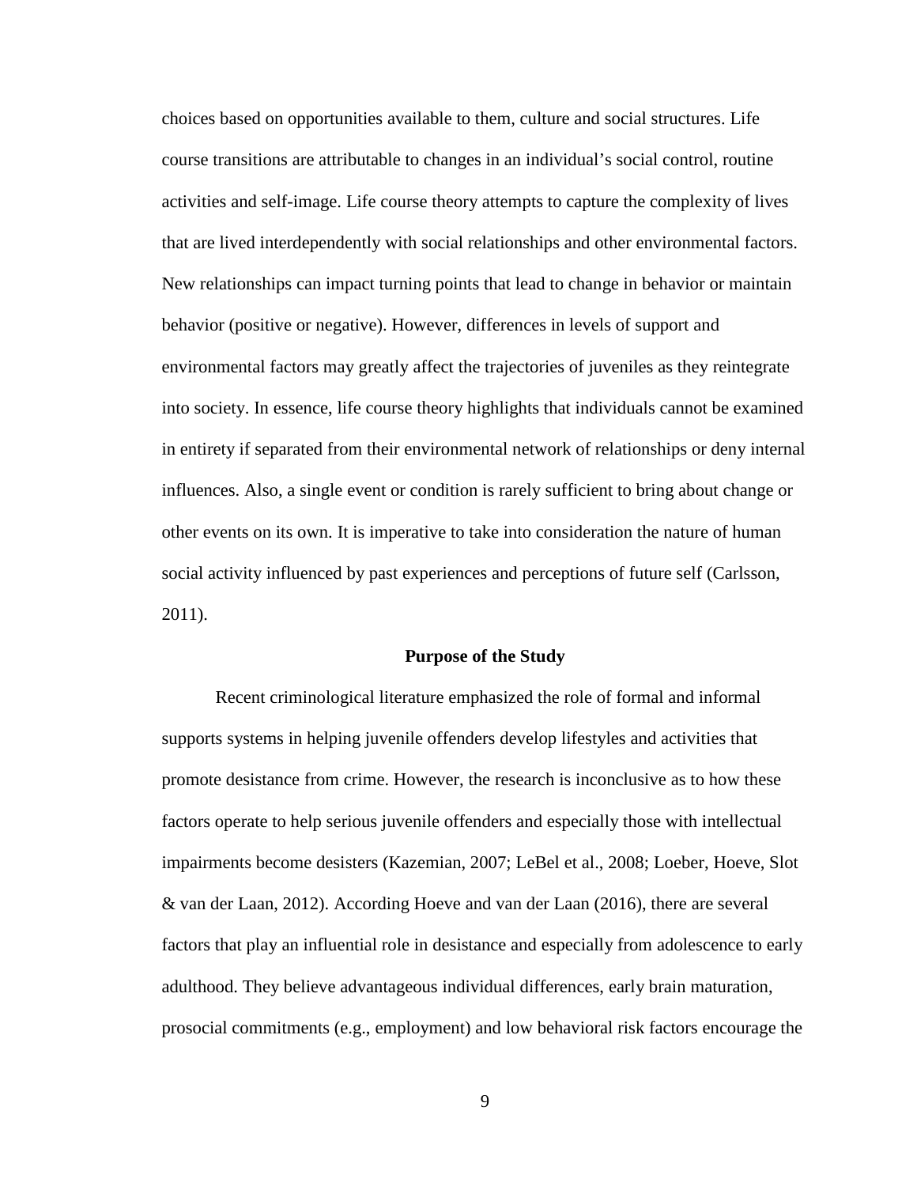choices based on opportunities available to them, culture and social structures. Life course transitions are attributable to changes in an individual's social control, routine activities and self-image. Life course theory attempts to capture the complexity of lives that are lived interdependently with social relationships and other environmental factors. New relationships can impact turning points that lead to change in behavior or maintain behavior (positive or negative). However, differences in levels of support and environmental factors may greatly affect the trajectories of juveniles as they reintegrate into society. In essence, life course theory highlights that individuals cannot be examined in entirety if separated from their environmental network of relationships or deny internal influences. Also, a single event or condition is rarely sufficient to bring about change or other events on its own. It is imperative to take into consideration the nature of human social activity influenced by past experiences and perceptions of future self (Carlsson, 2011).

## Purpose of the Study

Recent criminological literature emphasized the role of formal and informal supports systems in helping juvenile offenders develop lifestyles and activities that promote desistance from crime. However, the research is inconclusive as to how these factors operate to help serious juvenile offenders and especially those with intellectual impairments become desisters (Kazemian, 2007; LeBel et al., 2008; Loeber, Hoeve, Slot & van der Laan, 2012). According Hoeve and van der Laan (2016), there are several factors that play an influential role in desistance and especially from adolescence to early adulthood. They believe advantageous individual differences, early brain maturation, prosocial commitments (e.g., employment) and low behavioral risk factors encourage the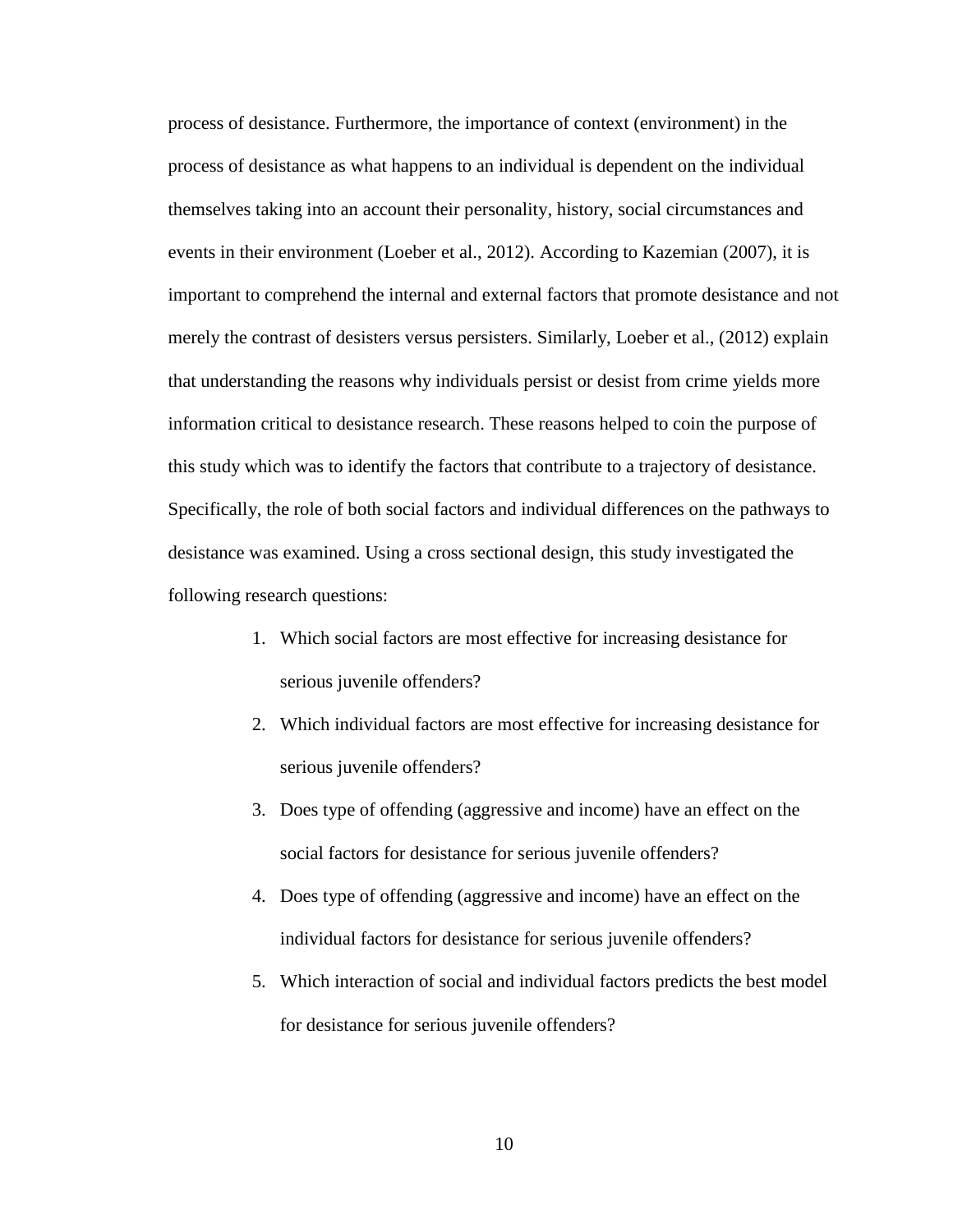process of desistance. Furthermore, the importance of context (environment) in the process of desistance as what happens to an individual is dependent on the individual themselves taking into an account their personality, history, social circumstances and events in their environment (Loeber et al., 2012). According to Kazemian (2007), it is important to comprehend the internal and external factors that promote desistance and not merely the contrast of desisters versus persisters. Similarly, Loeber et al., (2012) explain that understanding the reasons why individuals persist or desist from crime yields more information critical to desistance research. These reasons helped to coin the purpose of this study which was to identify the factors that contribute to a trajectory of desistance. Specifically, the role of both social factors and individual differences on the pathways to desistance was examined. Using a cross sectional design, this study investigated the following research questions:

1. Which social factors are most effective for increasing desistance for serious juvenile offenders?
2. Which individual factors are most effective for increasing desistance for serious juvenile offenders?
3. Does type of offending (aggressive and income) have an effect on the social factors for desistance for serious juvenile offenders?
4. Does type of offending (aggressive and income) have an effect on the individual factors for desistance for serious juvenile offenders?
5. Which interaction of social and individual factors predicts the best model for desistance for serious juvenile offenders?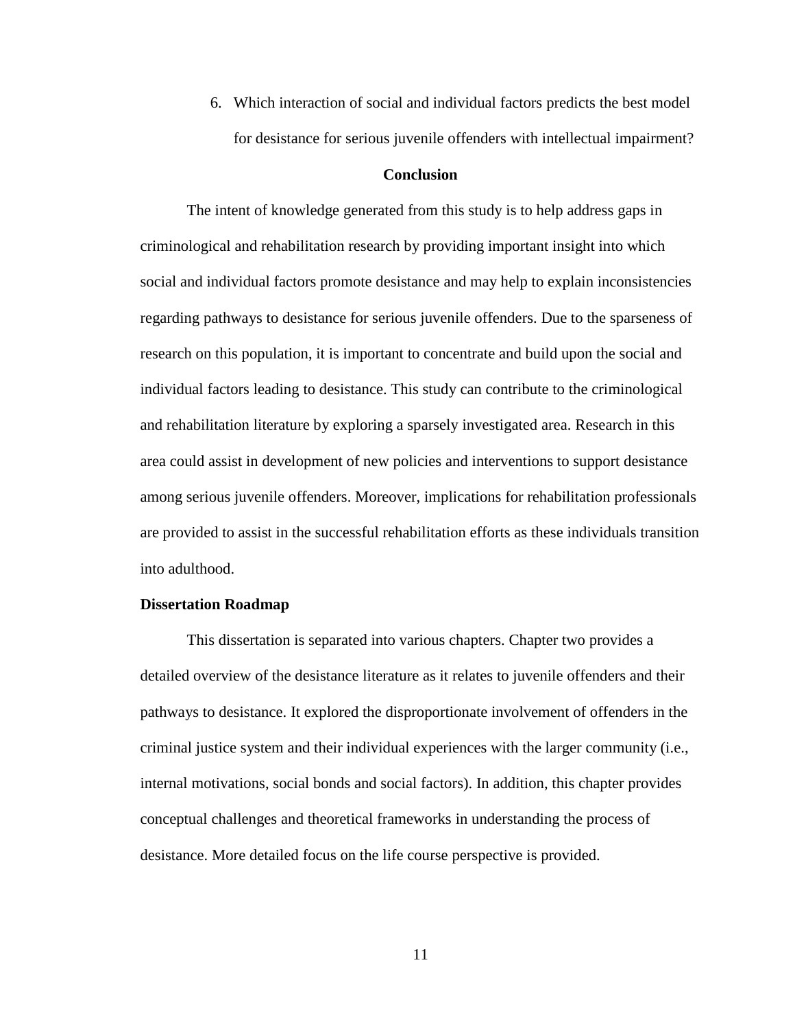6. Which interaction of social and individual factors predicts the best model for desistance for serious juvenile offenders with intellectual impairment?

## Conclusion

The intent of knowledge generated from this study is to help address gaps in criminological and rehabilitation research by providing important insight into which social and individual factors promote desistance and may help to explain inconsistencies regarding pathways to desistance for serious juvenile offenders. Due to the sparseness of research on this population, it is important to concentrate and build upon the social and individual factors leading to desistance. This study can contribute to the criminological and rehabilitation literature by exploring a sparsely investigated area. Research in this area could assist in development of new policies and interventions to support desistance among serious juvenile offenders. Moreover, implications for rehabilitation professionals are provided to assist in the successful rehabilitation efforts as these individuals transition into adulthood.

### Dissertation Roadmap

This dissertation is separated into various chapters. Chapter two provides a detailed overview of the desistance literature as it relates to juvenile offenders and their pathways to desistance. It explored the disproportionate involvement of offenders in the criminal justice system and their individual experiences with the larger community (i.e., internal motivations, social bonds and social factors). In addition, this chapter provides conceptual challenges and theoretical frameworks in understanding the process of desistance. More detailed focus on the life course perspective is provided.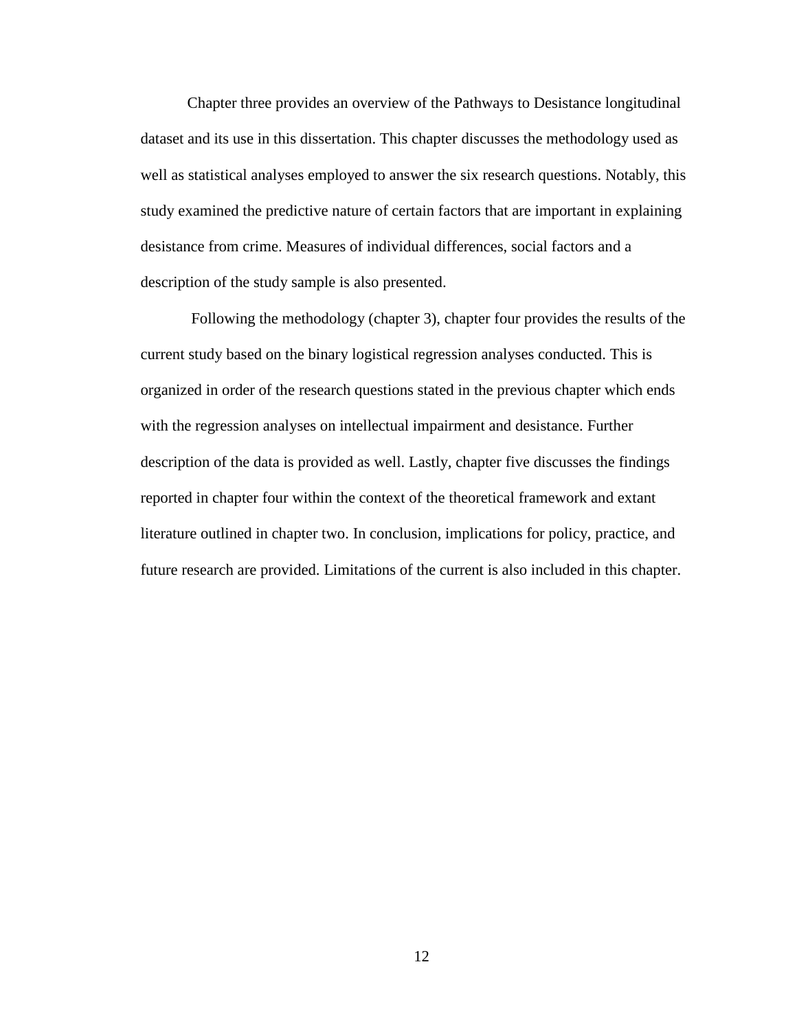Chapter three provides an overview of the Pathways to Desistance longitudinal dataset and its use in this dissertation. This chapter discusses the methodology used as well as statistical analyses employed to answer the six research questions. Notably, this study examined the predictive nature of certain factors that are important in explaining desistance from crime. Measures of individual differences, social factors and a description of the study sample is also presented.

Following the methodology (chapter 3), chapter four provides the results of the current study based on the binary logistical regression analyses conducted. This is organized in order of the research questions stated in the previous chapter which ends with the regression analyses on intellectual impairment and desistance. Further description of the data is provided as well. Lastly, chapter five discusses the findings reported in chapter four within the context of the theoretical framework and extant literature outlined in chapter two. In conclusion, implications for policy, practice, and future research are provided. Limitations of the current is also included in this chapter.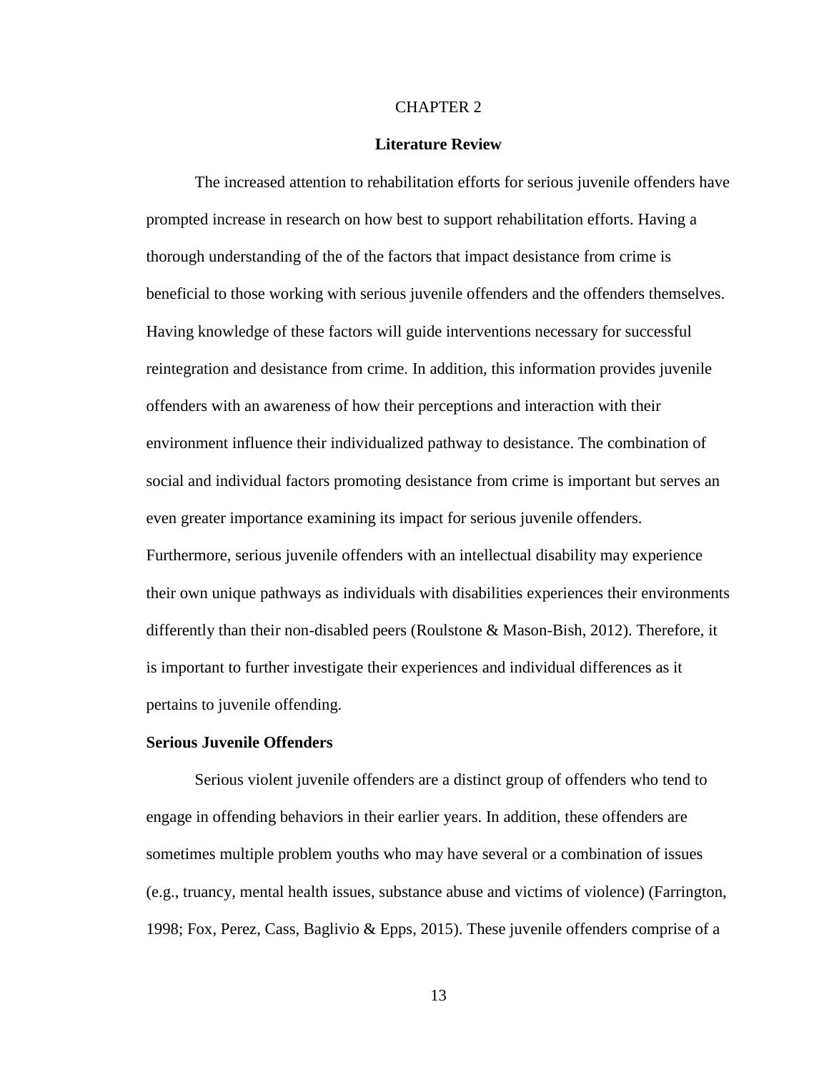# CHAPTER 2

## Literature Review

The increased attention to rehabilitation efforts for serious juvenile offenders have prompted increase in research on how best to support rehabilitation efforts. Having a thorough understanding of the of the factors that impact desistance from crime is beneficial to those working with serious juvenile offenders and the offenders themselves. Having knowledge of these factors will guide interventions necessary for successful reintegration and desistance from crime. In addition, this information provides juvenile offenders with an awareness of how their perceptions and interaction with their environment influence their individualized pathway to desistance. The combination of social and individual factors promoting desistance from crime is important but serves an even greater importance examining its impact for serious juvenile offenders. Furthermore, serious juvenile offenders with an intellectual disability may experience their own unique pathways as individuals with disabilities experiences their environments differently than their non-disabled peers (Roulstone & Mason-Bish, 2012). Therefore, it is important to further investigate their experiences and individual differences as it pertains to juvenile offending.

### Serious Juvenile Offenders

Serious violent juvenile offenders are a distinct group of offenders who tend to engage in offending behaviors in their earlier years. In addition, these offenders are sometimes multiple problem youths who may have several or a combination of issues (e.g., truancy, mental health issues, substance abuse and victims of violence) (Farrington, 1998; Fox, Perez, Cass, Baglivio & Epps, 2015). These juvenile offenders comprise of a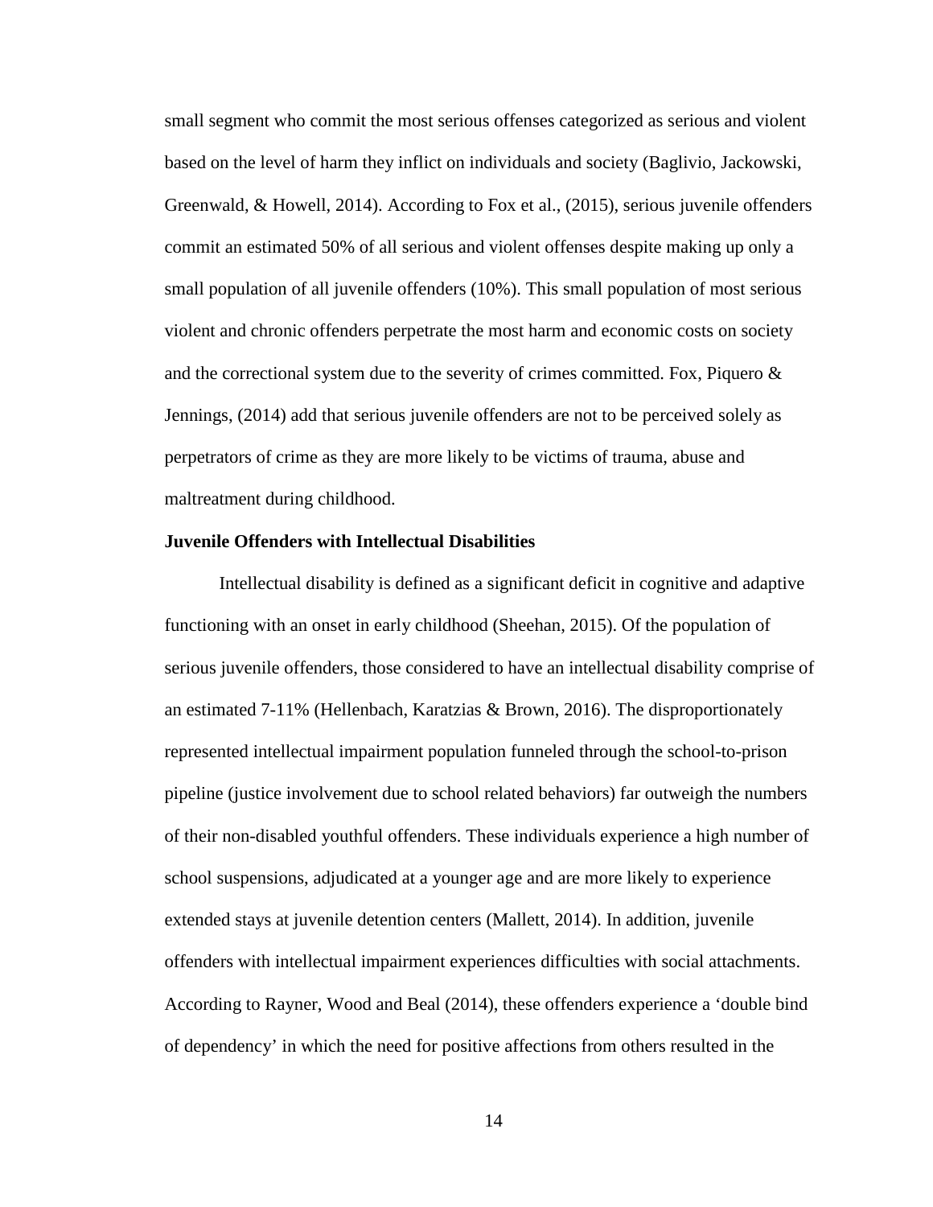small segment who commit the most serious offenses categorized as serious and violent based on the level of harm they inflict on individuals and society (Baglivio, Jackowski, Greenwald, & Howell, 2014). According to Fox et al., (2015), serious juvenile offenders commit an estimated 50% of all serious and violent offenses despite making up only a small population of all juvenile offenders (10%). This small population of most serious violent and chronic offenders perpetrate the most harm and economic costs on society and the correctional system due to the severity of crimes committed. Fox, Piquero & Jennings, (2014) add that serious juvenile offenders are not to be perceived solely as perpetrators of crime as they are more likely to be victims of trauma, abuse and maltreatment during childhood.

**Juvenile Offenders with Intellectual Disabilities**

Intellectual disability is defined as a significant deficit in cognitive and adaptive functioning with an onset in early childhood (Sheehan, 2015). Of the population of serious juvenile offenders, those considered to have an intellectual disability comprise of an estimated 7-11% (Hellenbach, Karatzias & Brown, 2016). The disproportionately represented intellectual impairment population funneled through the school-to-prison pipeline (justice involvement due to school related behaviors) far outweigh the numbers of their non-disabled youthful offenders. These individuals experience a high number of school suspensions, adjudicated at a younger age and are more likely to experience extended stays at juvenile detention centers (Mallett, 2014). In addition, juvenile offenders with intellectual impairment experiences difficulties with social attachments. According to Rayner, Wood and Beal (2014), these offenders experience a 'double bind of dependency' in which the need for positive affections from others resulted in the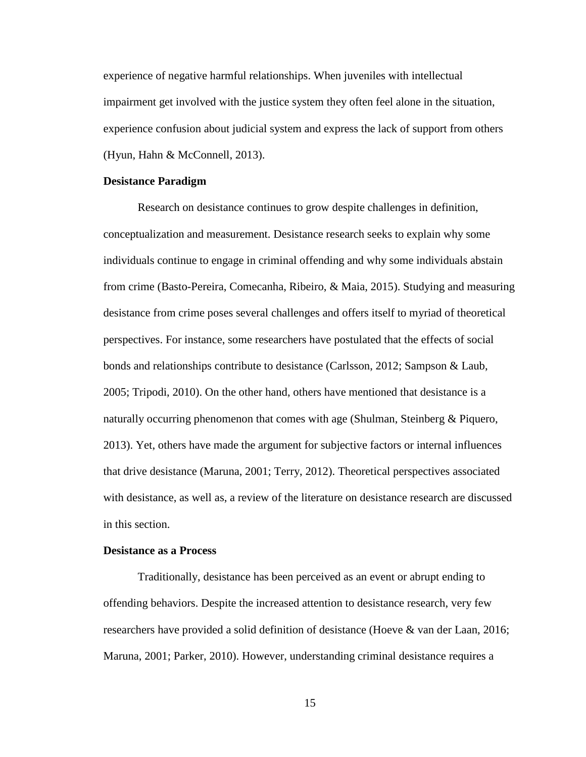experience of negative harmful relationships. When juveniles with intellectual impairment get involved with the justice system they often feel alone in the situation, experience confusion about judicial system and express the lack of support from others (Hyun, Hahn & McConnell, 2013).

**Desistance Paradigm**

Research on desistance continues to grow despite challenges in definition, conceptualization and measurement. Desistance research seeks to explain why some individuals continue to engage in criminal offending and why some individuals abstain from crime (Basto-Pereira, Comecanha, Ribeiro, & Maia, 2015). Studying and measuring desistance from crime poses several challenges and offers itself to myriad of theoretical perspectives. For instance, some researchers have postulated that the effects of social bonds and relationships contribute to desistance (Carlsson, 2012; Sampson & Laub, 2005; Tripodi, 2010). On the other hand, others have mentioned that desistance is a naturally occurring phenomenon that comes with age (Shulman, Steinberg & Piquero, 2013). Yet, others have made the argument for subjective factors or internal influences that drive desistance (Maruna, 2001; Terry, 2012). Theoretical perspectives associated with desistance, as well as, a review of the literature on desistance research are discussed in this section.

**Desistance as a Process**

Traditionally, desistance has been perceived as an event or abrupt ending to offending behaviors. Despite the increased attention to desistance research, very few researchers have provided a solid definition of desistance (Hoeve & van der Laan, 2016; Maruna, 2001; Parker, 2010). However, understanding criminal desistance requires a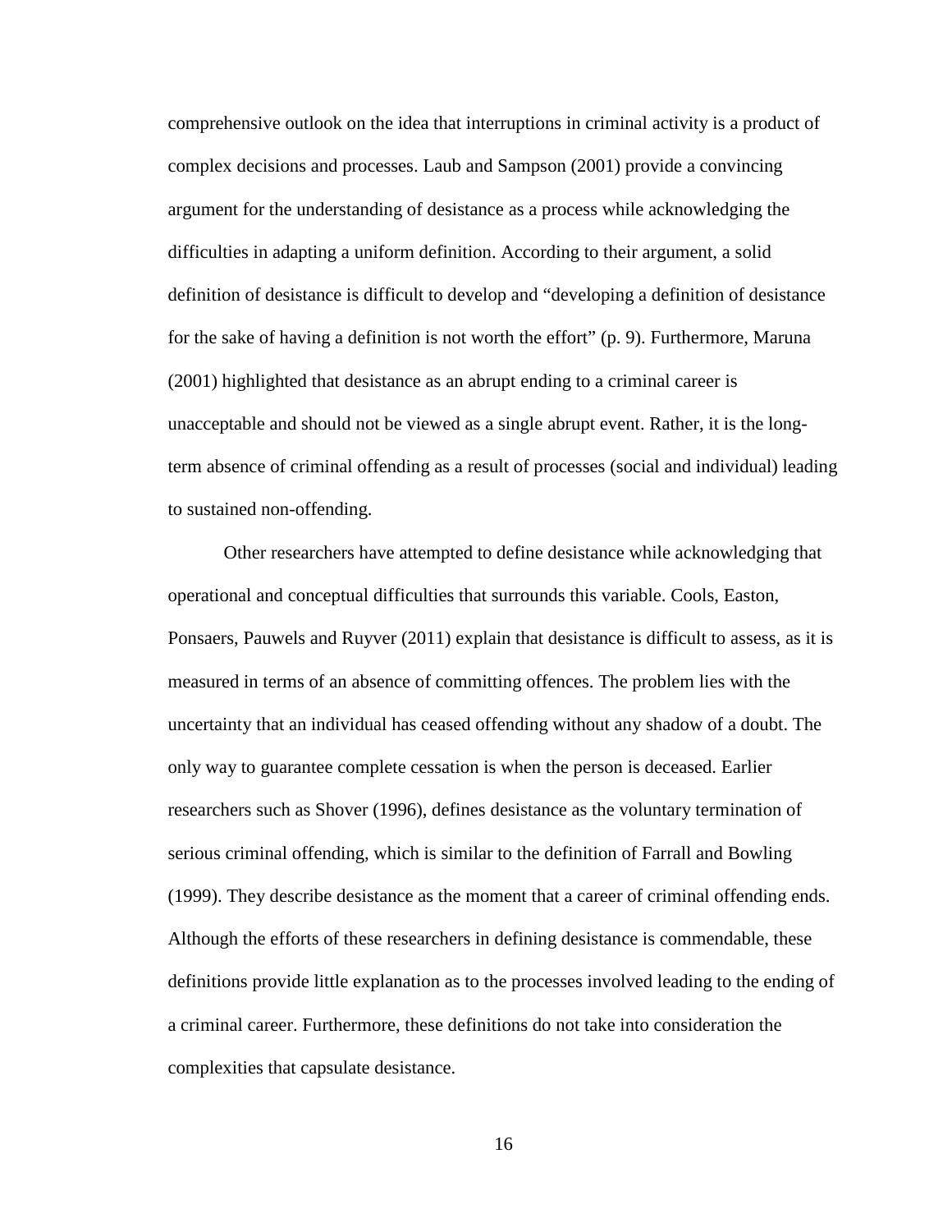comprehensive outlook on the idea that interruptions in criminal activity is a product of complex decisions and processes. Laub and Sampson (2001) provide a convincing argument for the understanding of desistance as a process while acknowledging the difficulties in adapting a uniform definition. According to their argument, a solid definition of desistance is difficult to develop and "developing a definition of desistance for the sake of having a definition is not worth the effort" (p. 9). Furthermore, Maruna (2001) highlighted that desistance as an abrupt ending to a criminal career is unacceptable and should not be viewed as a single abrupt event. Rather, it is the long-term absence of criminal offending as a result of processes (social and individual) leading to sustained non-offending.

Other researchers have attempted to define desistance while acknowledging that operational and conceptual difficulties that surrounds this variable. Cools, Easton, Ponsaers, Pauwels and Ruyver (2011) explain that desistance is difficult to assess, as it is measured in terms of an absence of committing offences. The problem lies with the uncertainty that an individual has ceased offending without any shadow of a doubt. The only way to guarantee complete cessation is when the person is deceased. Earlier researchers such as Shover (1996), defines desistance as the voluntary termination of serious criminal offending, which is similar to the definition of Farrall and Bowling (1999). They describe desistance as the moment that a career of criminal offending ends. Although the efforts of these researchers in defining desistance is commendable, these definitions provide little explanation as to the processes involved leading to the ending of a criminal career. Furthermore, these definitions do not take into consideration the complexities that capsulate desistance.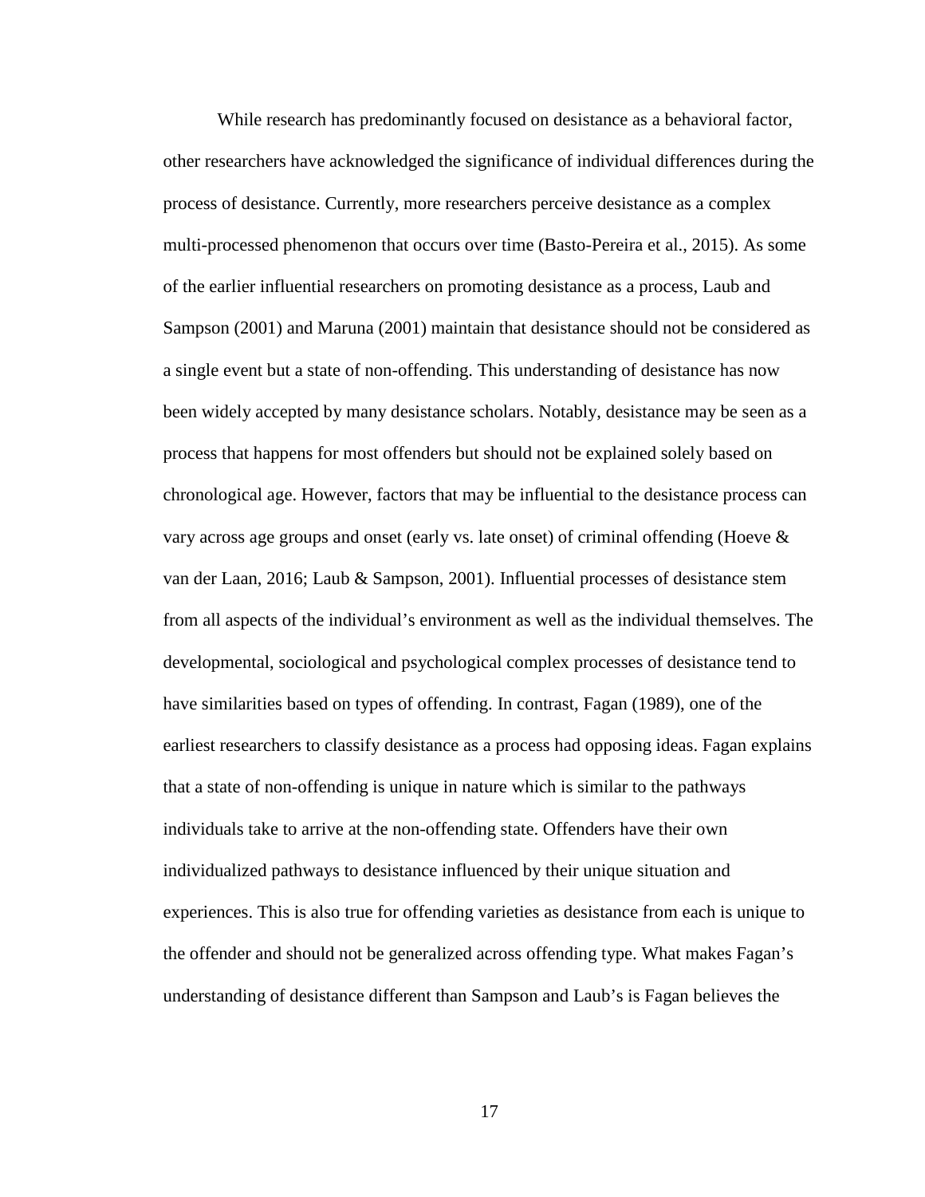While research has predominantly focused on desistance as a behavioral factor, other researchers have acknowledged the significance of individual differences during the process of desistance. Currently, more researchers perceive desistance as a complex multi-processed phenomenon that occurs over time (Basto-Pereira et al., 2015). As some of the earlier influential researchers on promoting desistance as a process, Laub and Sampson (2001) and Maruna (2001) maintain that desistance should not be considered as a single event but a state of non-offending. This understanding of desistance has now been widely accepted by many desistance scholars. Notably, desistance may be seen as a process that happens for most offenders but should not be explained solely based on chronological age. However, factors that may be influential to the desistance process can vary across age groups and onset (early vs. late onset) of criminal offending (Hoeve & van der Laan, 2016; Laub & Sampson, 2001). Influential processes of desistance stem from all aspects of the individual's environment as well as the individual themselves. The developmental, sociological and psychological complex processes of desistance tend to have similarities based on types of offending. In contrast, Fagan (1989), one of the earliest researchers to classify desistance as a process had opposing ideas. Fagan explains that a state of non-offending is unique in nature which is similar to the pathways individuals take to arrive at the non-offending state. Offenders have their own individualized pathways to desistance influenced by their unique situation and experiences. This is also true for offending varieties as desistance from each is unique to the offender and should not be generalized across offending type. What makes Fagan's understanding of desistance different than Sampson and Laub's is Fagan believes the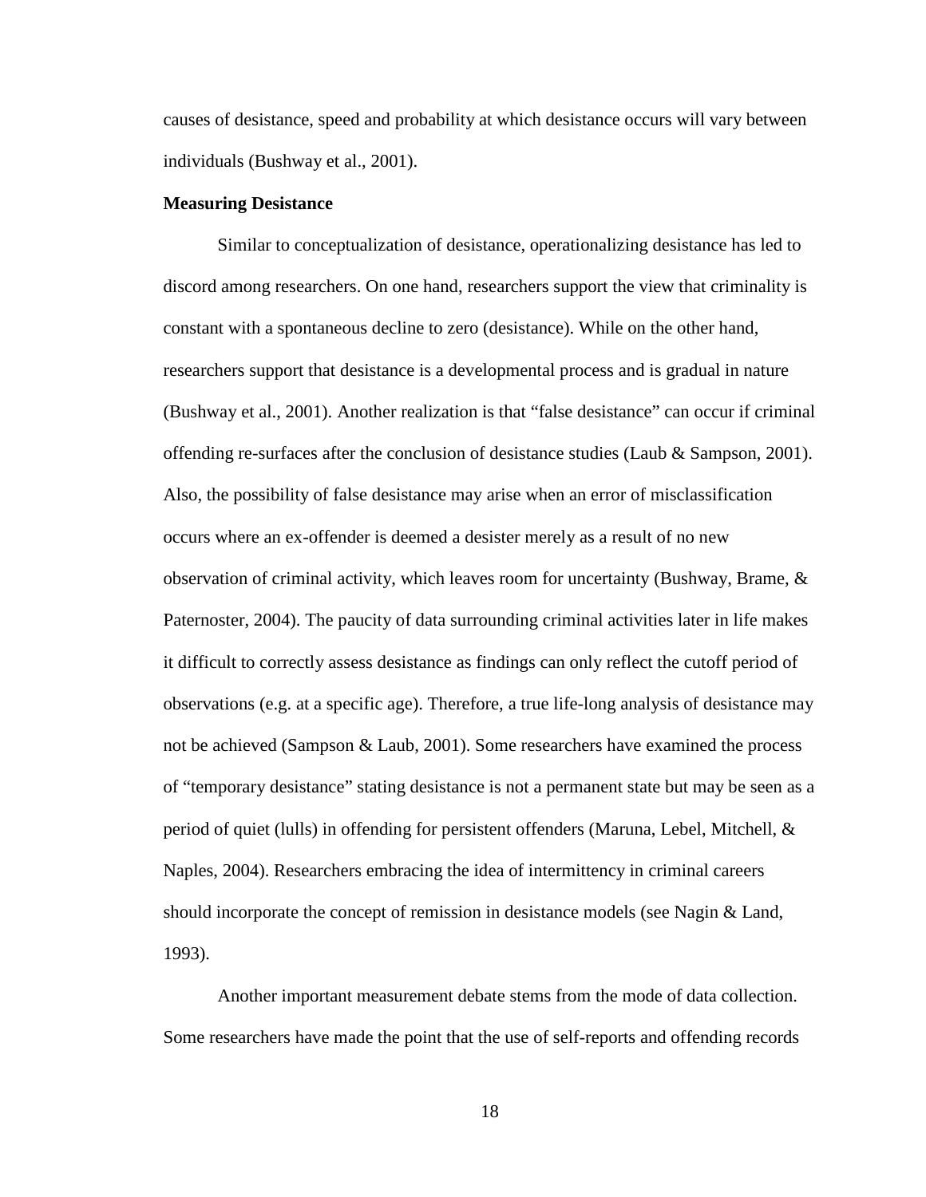causes of desistance, speed and probability at which desistance occurs will vary between individuals (Bushway et al., 2001).

**Measuring Desistance**

Similar to conceptualization of desistance, operationalizing desistance has led to discord among researchers. On one hand, researchers support the view that criminality is constant with a spontaneous decline to zero (desistance). While on the other hand, researchers support that desistance is a developmental process and is gradual in nature (Bushway et al., 2001). Another realization is that "false desistance" can occur if criminal offending re-surfaces after the conclusion of desistance studies (Laub & Sampson, 2001). Also, the possibility of false desistance may arise when an error of misclassification occurs where an ex-offender is deemed a desister merely as a result of no new observation of criminal activity, which leaves room for uncertainty (Bushway, Brame, & Paternoster, 2004). The paucity of data surrounding criminal activities later in life makes it difficult to correctly assess desistance as findings can only reflect the cutoff period of observations (e.g. at a specific age). Therefore, a true life-long analysis of desistance may not be achieved (Sampson & Laub, 2001). Some researchers have examined the process of "temporary desistance" stating desistance is not a permanent state but may be seen as a period of quiet (lulls) in offending for persistent offenders (Maruna, Lebel, Mitchell, & Naples, 2004). Researchers embracing the idea of intermittency in criminal careers should incorporate the concept of remission in desistance models (see Nagin & Land, 1993).

Another important measurement debate stems from the mode of data collection. Some researchers have made the point that the use of self-reports and offending records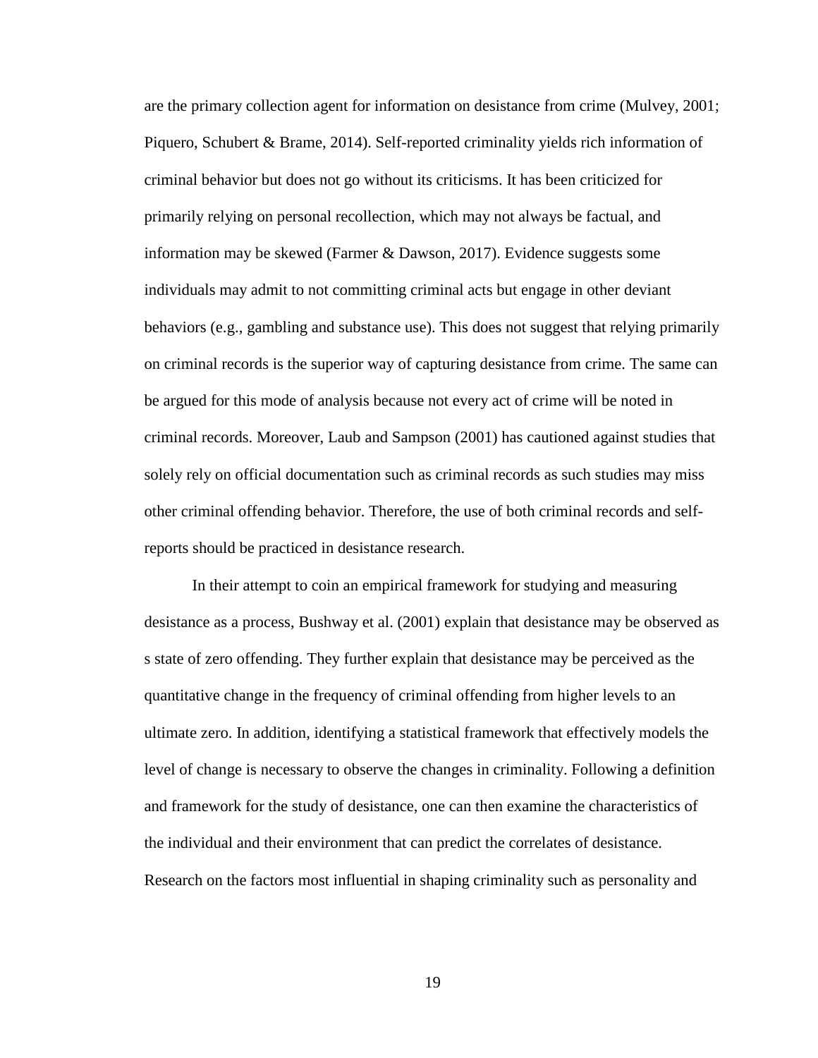are the primary collection agent for information on desistance from crime (Mulvey, 2001; Piquero, Schubert & Brame, 2014). Self-reported criminality yields rich information of criminal behavior but does not go without its criticisms. It has been criticized for primarily relying on personal recollection, which may not always be factual, and information may be skewed (Farmer & Dawson, 2017). Evidence suggests some individuals may admit to not committing criminal acts but engage in other deviant behaviors (e.g., gambling and substance use). This does not suggest that relying primarily on criminal records is the superior way of capturing desistance from crime. The same can be argued for this mode of analysis because not every act of crime will be noted in criminal records. Moreover, Laub and Sampson (2001) has cautioned against studies that solely rely on official documentation such as criminal records as such studies may miss other criminal offending behavior. Therefore, the use of both criminal records and self-reports should be practiced in desistance research.

In their attempt to coin an empirical framework for studying and measuring desistance as a process, Bushway et al. (2001) explain that desistance may be observed as s state of zero offending. They further explain that desistance may be perceived as the quantitative change in the frequency of criminal offending from higher levels to an ultimate zero. In addition, identifying a statistical framework that effectively models the level of change is necessary to observe the changes in criminality. Following a definition and framework for the study of desistance, one can then examine the characteristics of the individual and their environment that can predict the correlates of desistance. Research on the factors most influential in shaping criminality such as personality and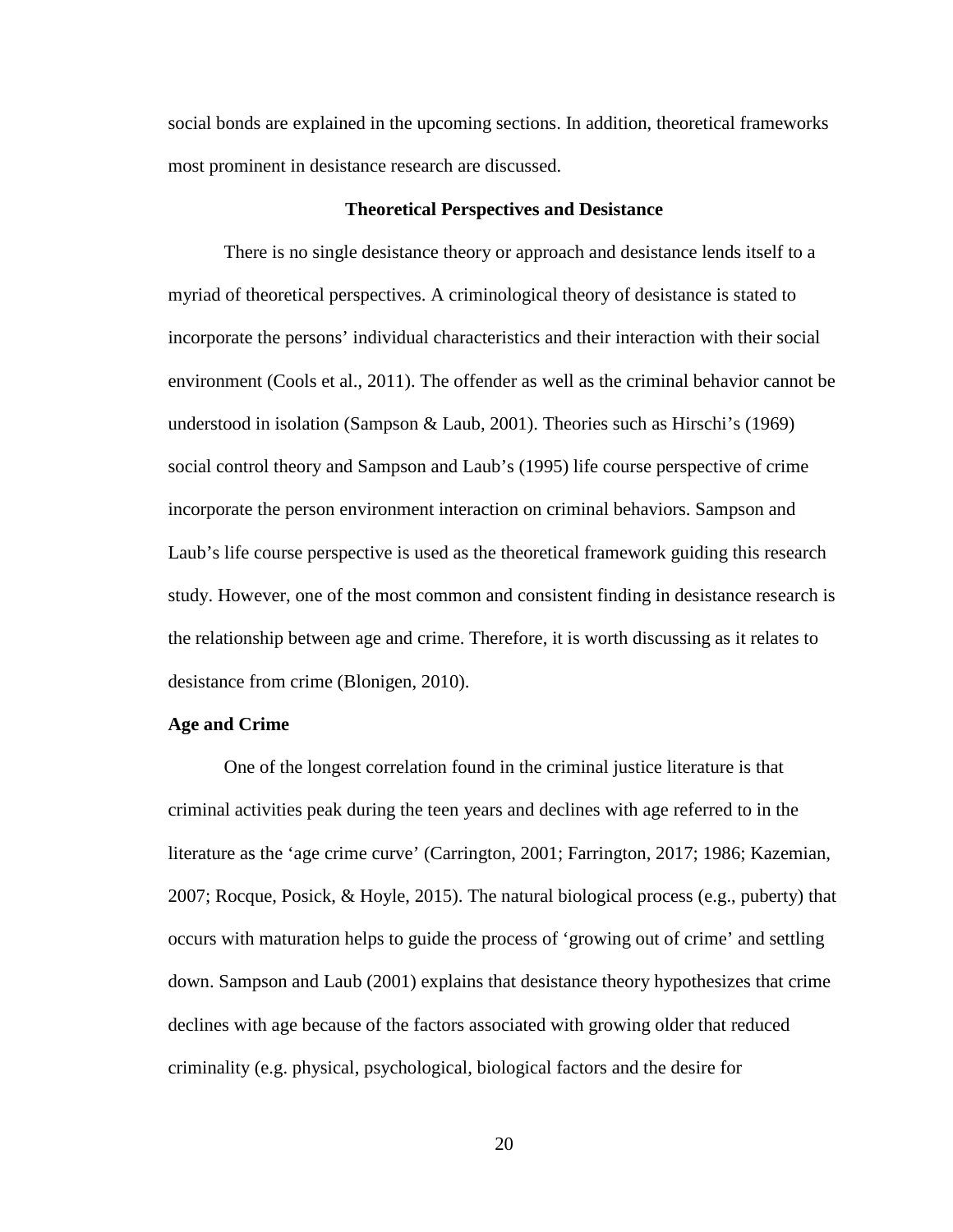social bonds are explained in the upcoming sections. In addition, theoretical frameworks most prominent in desistance research are discussed.

## Theoretical Perspectives and Desistance

There is no single desistance theory or approach and desistance lends itself to a myriad of theoretical perspectives. A criminological theory of desistance is stated to incorporate the persons' individual characteristics and their interaction with their social environment (Cools et al., 2011). The offender as well as the criminal behavior cannot be understood in isolation (Sampson & Laub, 2001). Theories such as Hirschi's (1969) social control theory and Sampson and Laub's (1995) life course perspective of crime incorporate the person environment interaction on criminal behaviors. Sampson and Laub's life course perspective is used as the theoretical framework guiding this research study. However, one of the most common and consistent finding in desistance research is the relationship between age and crime. Therefore, it is worth discussing as it relates to desistance from crime (Blonigen, 2010).

### Age and Crime

One of the longest correlation found in the criminal justice literature is that criminal activities peak during the teen years and declines with age referred to in the literature as the 'age crime curve' (Carrington, 2001; Farrington, 2017; 1986; Kazemian, 2007; Rocque, Posick, & Hoyle, 2015). The natural biological process (e.g., puberty) that occurs with maturation helps to guide the process of 'growing out of crime' and settling down. Sampson and Laub (2001) explains that desistance theory hypothesizes that crime declines with age because of the factors associated with growing older that reduced criminality (e.g. physical, psychological, biological factors and the desire for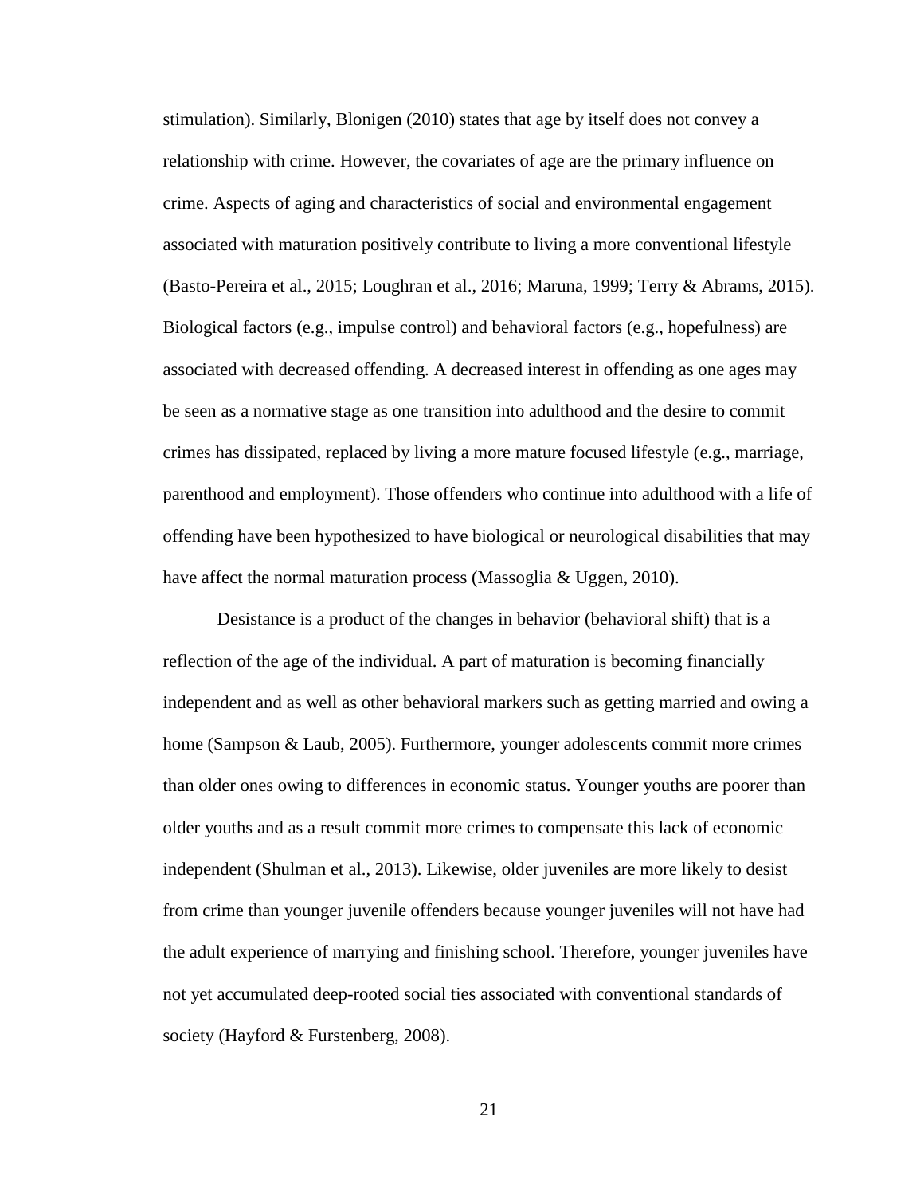stimulation). Similarly, Blonigen (2010) states that age by itself does not convey a relationship with crime. However, the covariates of age are the primary influence on crime. Aspects of aging and characteristics of social and environmental engagement associated with maturation positively contribute to living a more conventional lifestyle (Basto-Pereira et al., 2015; Loughran et al., 2016; Maruna, 1999; Terry & Abrams, 2015). Biological factors (e.g., impulse control) and behavioral factors (e.g., hopefulness) are associated with decreased offending. A decreased interest in offending as one ages may be seen as a normative stage as one transition into adulthood and the desire to commit crimes has dissipated, replaced by living a more mature focused lifestyle (e.g., marriage, parenthood and employment). Those offenders who continue into adulthood with a life of offending have been hypothesized to have biological or neurological disabilities that may have affect the normal maturation process (Massoglia & Uggen, 2010).

Desistance is a product of the changes in behavior (behavioral shift) that is a reflection of the age of the individual. A part of maturation is becoming financially independent and as well as other behavioral markers such as getting married and owing a home (Sampson & Laub, 2005). Furthermore, younger adolescents commit more crimes than older ones owing to differences in economic status. Younger youths are poorer than older youths and as a result commit more crimes to compensate this lack of economic independent (Shulman et al., 2013). Likewise, older juveniles are more likely to desist from crime than younger juvenile offenders because younger juveniles will not have had the adult experience of marrying and finishing school. Therefore, younger juveniles have not yet accumulated deep-rooted social ties associated with conventional standards of society (Hayford & Furstenberg, 2008).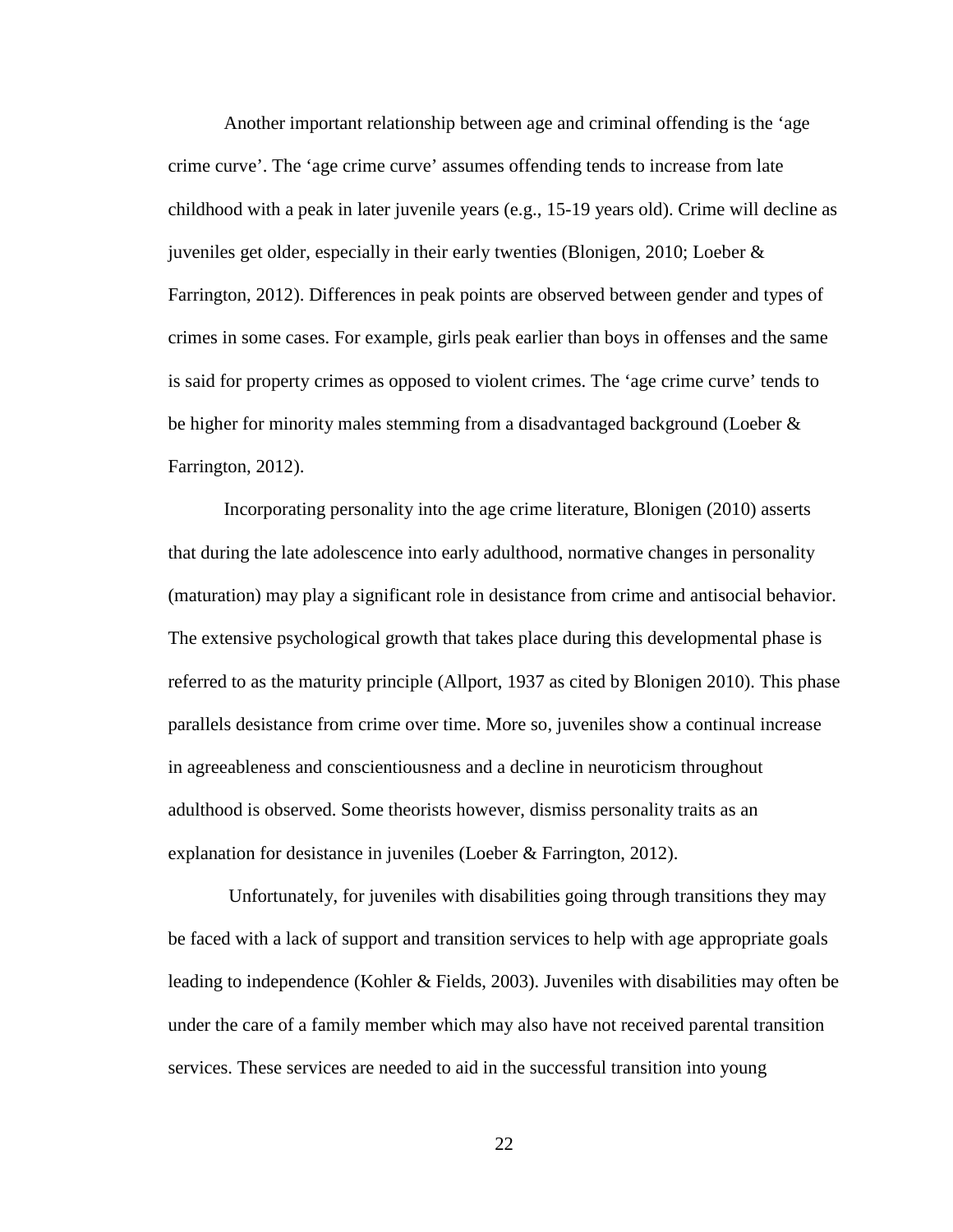Another important relationship between age and criminal offending is the 'age crime curve'. The 'age crime curve' assumes offending tends to increase from late childhood with a peak in later juvenile years (e.g., 15-19 years old). Crime will decline as juveniles get older, especially in their early twenties (Blonigen, 2010; Loeber & Farrington, 2012). Differences in peak points are observed between gender and types of crimes in some cases. For example, girls peak earlier than boys in offenses and the same is said for property crimes as opposed to violent crimes. The 'age crime curve' tends to be higher for minority males stemming from a disadvantaged background (Loeber & Farrington, 2012).

Incorporating personality into the age crime literature, Blonigen (2010) asserts that during the late adolescence into early adulthood, normative changes in personality (maturation) may play a significant role in desistance from crime and antisocial behavior. The extensive psychological growth that takes place during this developmental phase is referred to as the maturity principle (Allport, 1937 as cited by Blonigen 2010). This phase parallels desistance from crime over time. More so, juveniles show a continual increase in agreeableness and conscientiousness and a decline in neuroticism throughout adulthood is observed. Some theorists however, dismiss personality traits as an explanation for desistance in juveniles (Loeber & Farrington, 2012).

Unfortunately, for juveniles with disabilities going through transitions they may be faced with a lack of support and transition services to help with age appropriate goals leading to independence (Kohler & Fields, 2003). Juveniles with disabilities may often be under the care of a family member which may also have not received parental transition services. These services are needed to aid in the successful transition into young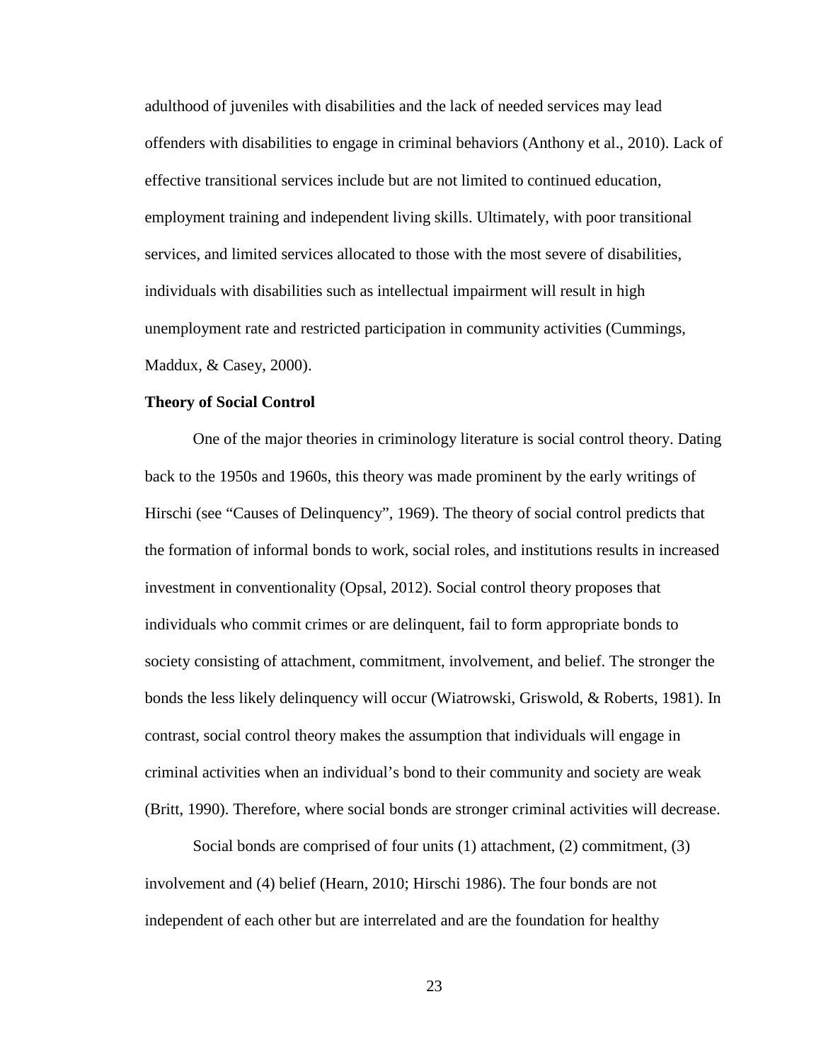adulthood of juveniles with disabilities and the lack of needed services may lead offenders with disabilities to engage in criminal behaviors (Anthony et al., 2010). Lack of effective transitional services include but are not limited to continued education, employment training and independent living skills. Ultimately, with poor transitional services, and limited services allocated to those with the most severe of disabilities, individuals with disabilities such as intellectual impairment will result in high unemployment rate and restricted participation in community activities (Cummings, Maddux, & Casey, 2000).

**Theory of Social Control**

One of the major theories in criminology literature is social control theory. Dating back to the 1950s and 1960s, this theory was made prominent by the early writings of Hirschi (see "Causes of Delinquency", 1969). The theory of social control predicts that the formation of informal bonds to work, social roles, and institutions results in increased investment in conventionality (Opsal, 2012). Social control theory proposes that individuals who commit crimes or are delinquent, fail to form appropriate bonds to society consisting of attachment, commitment, involvement, and belief. The stronger the bonds the less likely delinquency will occur (Wiatrowski, Griswold, & Roberts, 1981). In contrast, social control theory makes the assumption that individuals will engage in criminal activities when an individual's bond to their community and society are weak (Britt, 1990). Therefore, where social bonds are stronger criminal activities will decrease.

Social bonds are comprised of four units (1) attachment, (2) commitment, (3) involvement and (4) belief (Hearn, 2010; Hirschi 1986). The four bonds are not independent of each other but are interrelated and are the foundation for healthy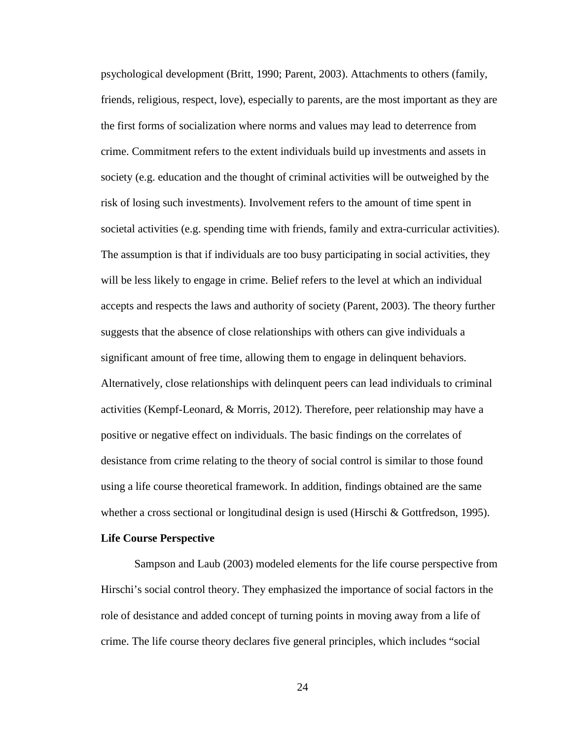psychological development (Britt, 1990; Parent, 2003). Attachments to others (family, friends, religious, respect, love), especially to parents, are the most important as they are the first forms of socialization where norms and values may lead to deterrence from crime. Commitment refers to the extent individuals build up investments and assets in society (e.g. education and the thought of criminal activities will be outweighed by the risk of losing such investments). Involvement refers to the amount of time spent in societal activities (e.g. spending time with friends, family and extra-curricular activities). The assumption is that if individuals are too busy participating in social activities, they will be less likely to engage in crime. Belief refers to the level at which an individual accepts and respects the laws and authority of society (Parent, 2003). The theory further suggests that the absence of close relationships with others can give individuals a significant amount of free time, allowing them to engage in delinquent behaviors. Alternatively, close relationships with delinquent peers can lead individuals to criminal activities (Kempf-Leonard, & Morris, 2012). Therefore, peer relationship may have a positive or negative effect on individuals. The basic findings on the correlates of desistance from crime relating to the theory of social control is similar to those found using a life course theoretical framework. In addition, findings obtained are the same whether a cross sectional or longitudinal design is used (Hirschi & Gottfredson, 1995).

**Life Course Perspective**

Sampson and Laub (2003) modeled elements for the life course perspective from Hirschi's social control theory. They emphasized the importance of social factors in the role of desistance and added concept of turning points in moving away from a life of crime. The life course theory declares five general principles, which includes "social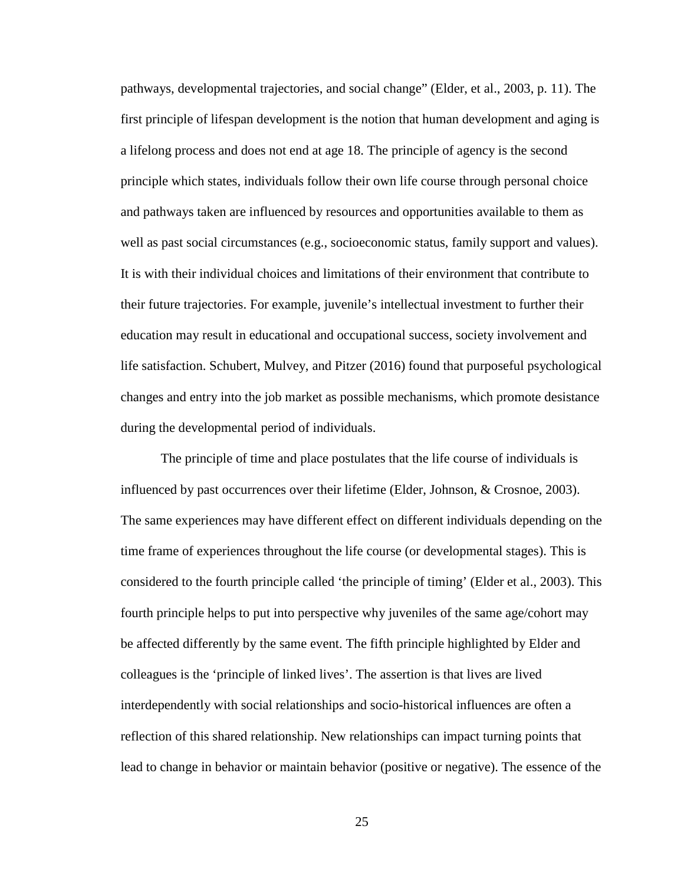pathways, developmental trajectories, and social change" (Elder, et al., 2003, p. 11). The first principle of lifespan development is the notion that human development and aging is a lifelong process and does not end at age 18. The principle of agency is the second principle which states, individuals follow their own life course through personal choice and pathways taken are influenced by resources and opportunities available to them as well as past social circumstances (e.g., socioeconomic status, family support and values). It is with their individual choices and limitations of their environment that contribute to their future trajectories. For example, juvenile's intellectual investment to further their education may result in educational and occupational success, society involvement and life satisfaction. Schubert, Mulvey, and Pitzer (2016) found that purposeful psychological changes and entry into the job market as possible mechanisms, which promote desistance during the developmental period of individuals.

The principle of time and place postulates that the life course of individuals is influenced by past occurrences over their lifetime (Elder, Johnson, & Crosnoe, 2003). The same experiences may have different effect on different individuals depending on the time frame of experiences throughout the life course (or developmental stages). This is considered to the fourth principle called 'the principle of timing' (Elder et al., 2003). This fourth principle helps to put into perspective why juveniles of the same age/cohort may be affected differently by the same event. The fifth principle highlighted by Elder and colleagues is the 'principle of linked lives'. The assertion is that lives are lived interdependently with social relationships and socio-historical influences are often a reflection of this shared relationship. New relationships can impact turning points that lead to change in behavior or maintain behavior (positive or negative). The essence of the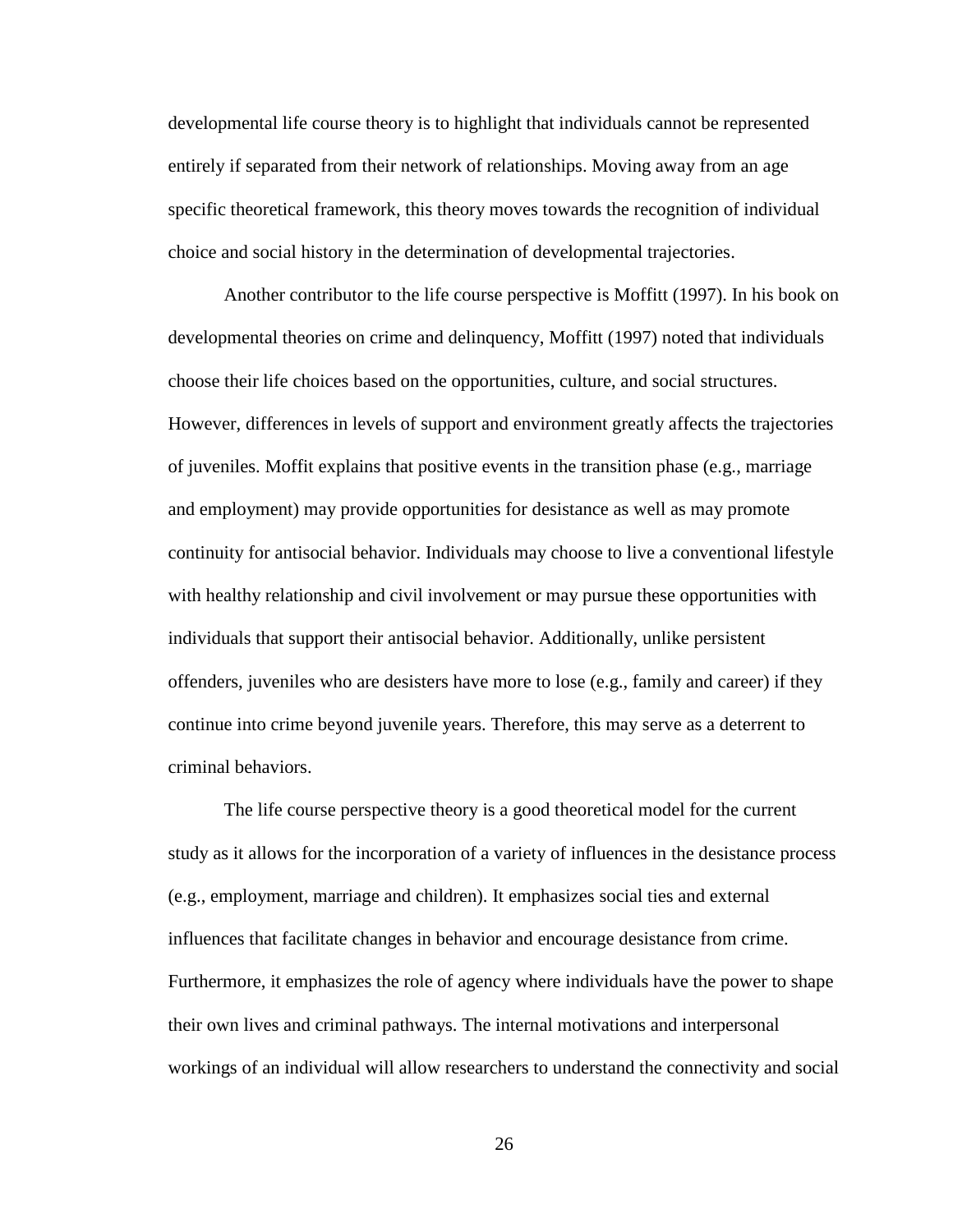developmental life course theory is to highlight that individuals cannot be represented entirely if separated from their network of relationships. Moving away from an age specific theoretical framework, this theory moves towards the recognition of individual choice and social history in the determination of developmental trajectories.

Another contributor to the life course perspective is Moffitt (1997). In his book on developmental theories on crime and delinquency, Moffitt (1997) noted that individuals choose their life choices based on the opportunities, culture, and social structures. However, differences in levels of support and environment greatly affects the trajectories of juveniles. Moffit explains that positive events in the transition phase (e.g., marriage and employment) may provide opportunities for desistance as well as may promote continuity for antisocial behavior. Individuals may choose to live a conventional lifestyle with healthy relationship and civil involvement or may pursue these opportunities with individuals that support their antisocial behavior. Additionally, unlike persistent offenders, juveniles who are desisters have more to lose (e.g., family and career) if they continue into crime beyond juvenile years. Therefore, this may serve as a deterrent to criminal behaviors.

The life course perspective theory is a good theoretical model for the current study as it allows for the incorporation of a variety of influences in the desistance process (e.g., employment, marriage and children). It emphasizes social ties and external influences that facilitate changes in behavior and encourage desistance from crime. Furthermore, it emphasizes the role of agency where individuals have the power to shape their own lives and criminal pathways. The internal motivations and interpersonal workings of an individual will allow researchers to understand the connectivity and social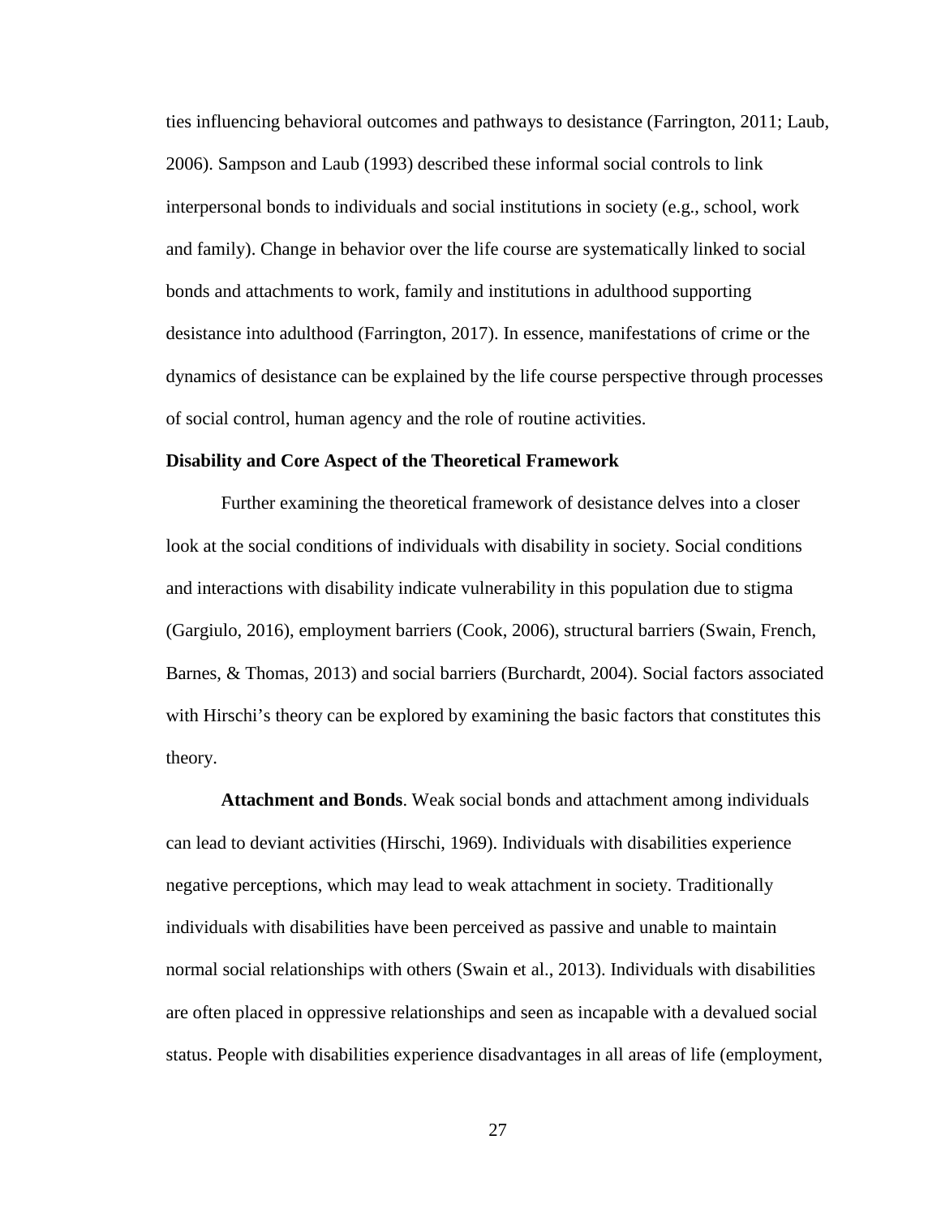ties influencing behavioral outcomes and pathways to desistance (Farrington, 2011; Laub, 2006). Sampson and Laub (1993) described these informal social controls to link interpersonal bonds to individuals and social institutions in society (e.g., school, work and family). Change in behavior over the life course are systematically linked to social bonds and attachments to work, family and institutions in adulthood supporting desistance into adulthood (Farrington, 2017). In essence, manifestations of crime or the dynamics of desistance can be explained by the life course perspective through processes of social control, human agency and the role of routine activities.

**Disability and Core Aspect of the Theoretical Framework**

Further examining the theoretical framework of desistance delves into a closer look at the social conditions of individuals with disability in society. Social conditions and interactions with disability indicate vulnerability in this population due to stigma (Gargiulo, 2016), employment barriers (Cook, 2006), structural barriers (Swain, French, Barnes, & Thomas, 2013) and social barriers (Burchardt, 2004). Social factors associated with Hirschi's theory can be explored by examining the basic factors that constitutes this theory.

**Attachment and Bonds**. Weak social bonds and attachment among individuals can lead to deviant activities (Hirschi, 1969). Individuals with disabilities experience negative perceptions, which may lead to weak attachment in society. Traditionally individuals with disabilities have been perceived as passive and unable to maintain normal social relationships with others (Swain et al., 2013). Individuals with disabilities are often placed in oppressive relationships and seen as incapable with a devalued social status. People with disabilities experience disadvantages in all areas of life (employment,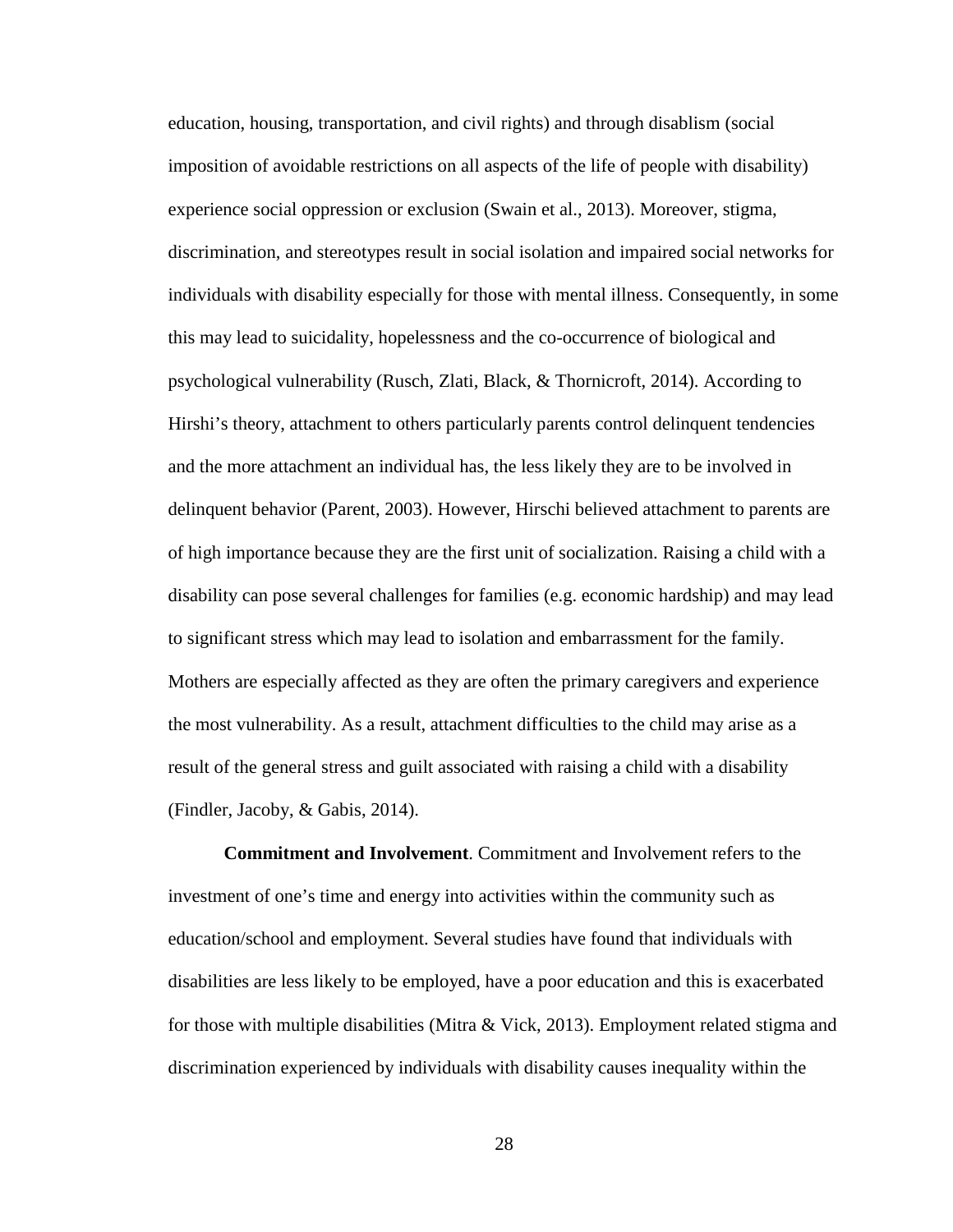education, housing, transportation, and civil rights) and through disablism (social imposition of avoidable restrictions on all aspects of the life of people with disability) experience social oppression or exclusion (Swain et al., 2013). Moreover, stigma, discrimination, and stereotypes result in social isolation and impaired social networks for individuals with disability especially for those with mental illness. Consequently, in some this may lead to suicidality, hopelessness and the co-occurrence of biological and psychological vulnerability (Rusch, Zlati, Black, & Thornicroft, 2014). According to Hirshi's theory, attachment to others particularly parents control delinquent tendencies and the more attachment an individual has, the less likely they are to be involved in delinquent behavior (Parent, 2003). However, Hirschi believed attachment to parents are of high importance because they are the first unit of socialization. Raising a child with a disability can pose several challenges for families (e.g. economic hardship) and may lead to significant stress which may lead to isolation and embarrassment for the family. Mothers are especially affected as they are often the primary caregivers and experience the most vulnerability. As a result, attachment difficulties to the child may arise as a result of the general stress and guilt associated with raising a child with a disability (Findler, Jacoby, & Gabis, 2014).

**Commitment and Involvement**. Commitment and Involvement refers to the investment of one's time and energy into activities within the community such as education/school and employment. Several studies have found that individuals with disabilities are less likely to be employed, have a poor education and this is exacerbated for those with multiple disabilities (Mitra & Vick, 2013). Employment related stigma and discrimination experienced by individuals with disability causes inequality within the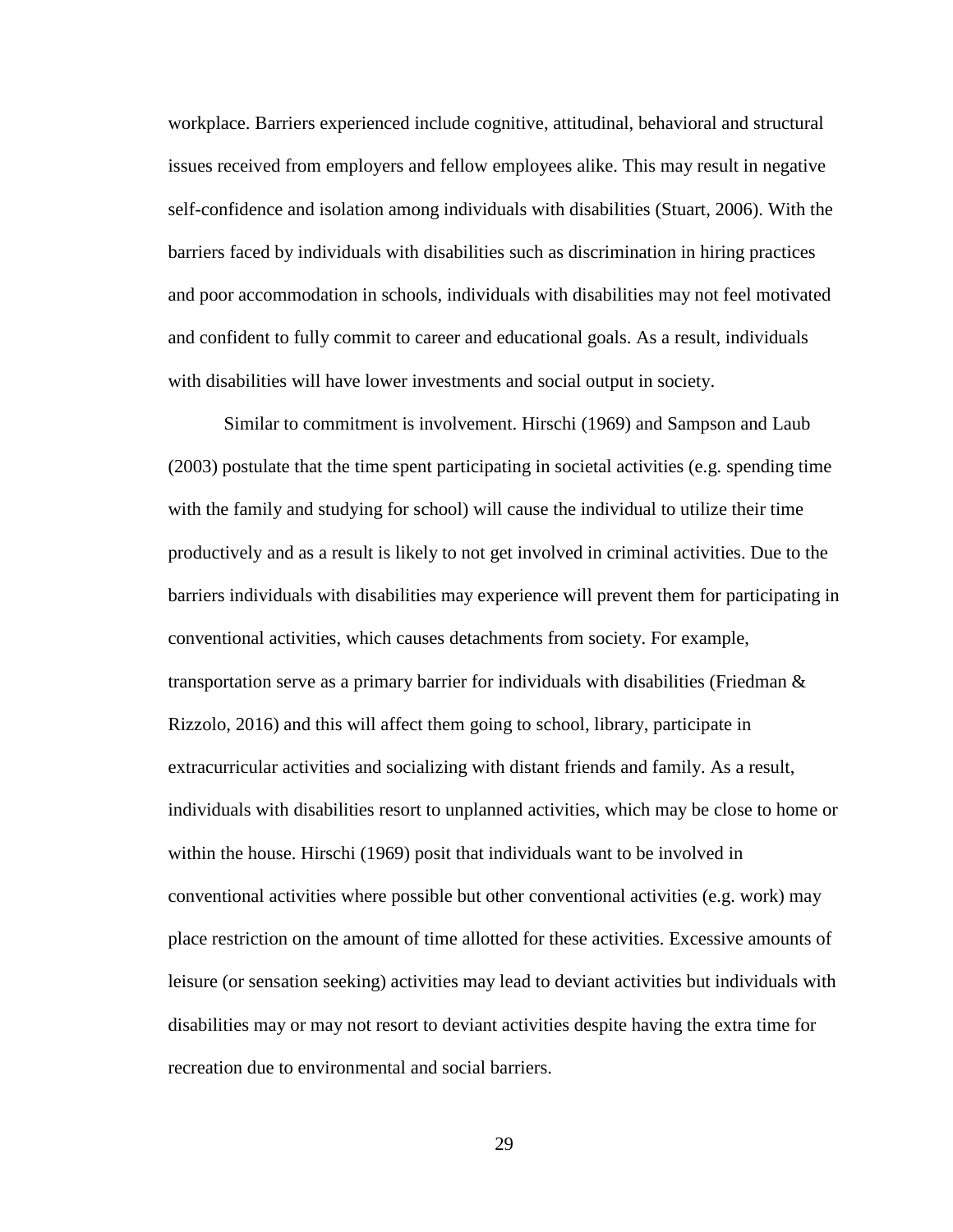workplace. Barriers experienced include cognitive, attitudinal, behavioral and structural issues received from employers and fellow employees alike. This may result in negative self-confidence and isolation among individuals with disabilities (Stuart, 2006). With the barriers faced by individuals with disabilities such as discrimination in hiring practices and poor accommodation in schools, individuals with disabilities may not feel motivated and confident to fully commit to career and educational goals. As a result, individuals with disabilities will have lower investments and social output in society.

Similar to commitment is involvement. Hirschi (1969) and Sampson and Laub (2003) postulate that the time spent participating in societal activities (e.g. spending time with the family and studying for school) will cause the individual to utilize their time productively and as a result is likely to not get involved in criminal activities. Due to the barriers individuals with disabilities may experience will prevent them for participating in conventional activities, which causes detachments from society. For example, transportation serve as a primary barrier for individuals with disabilities (Friedman & Rizzolo, 2016) and this will affect them going to school, library, participate in extracurricular activities and socializing with distant friends and family. As a result, individuals with disabilities resort to unplanned activities, which may be close to home or within the house. Hirschi (1969) posit that individuals want to be involved in conventional activities where possible but other conventional activities (e.g. work) may place restriction on the amount of time allotted for these activities. Excessive amounts of leisure (or sensation seeking) activities may lead to deviant activities but individuals with disabilities may or may not resort to deviant activities despite having the extra time for recreation due to environmental and social barriers.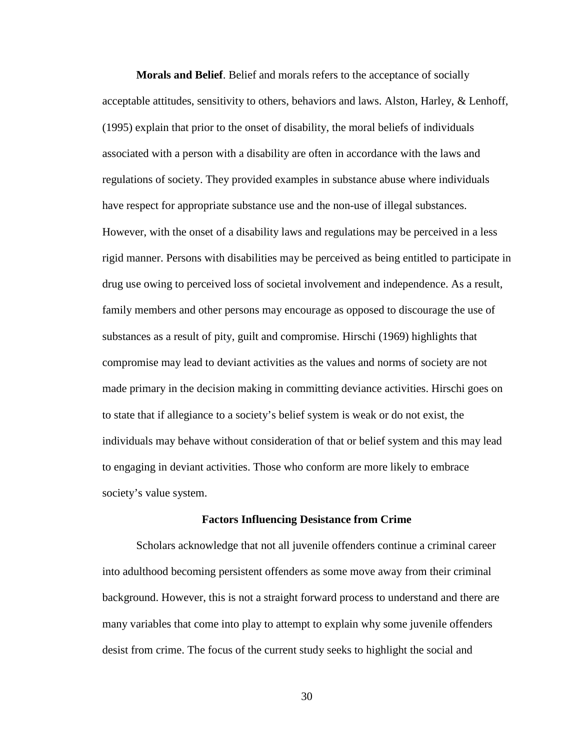**Morals and Belief**. Belief and morals refers to the acceptance of socially acceptable attitudes, sensitivity to others, behaviors and laws. Alston, Harley, & Lenhoff, (1995) explain that prior to the onset of disability, the moral beliefs of individuals associated with a person with a disability are often in accordance with the laws and regulations of society. They provided examples in substance abuse where individuals have respect for appropriate substance use and the non-use of illegal substances. However, with the onset of a disability laws and regulations may be perceived in a less rigid manner. Persons with disabilities may be perceived as being entitled to participate in drug use owing to perceived loss of societal involvement and independence. As a result, family members and other persons may encourage as opposed to discourage the use of substances as a result of pity, guilt and compromise. Hirschi (1969) highlights that compromise may lead to deviant activities as the values and norms of society are not made primary in the decision making in committing deviance activities. Hirschi goes on to state that if allegiance to a society's belief system is weak or do not exist, the individuals may behave without consideration of that or belief system and this may lead to engaging in deviant activities. Those who conform are more likely to embrace society's value system.

## Factors Influencing Desistance from Crime

Scholars acknowledge that not all juvenile offenders continue a criminal career into adulthood becoming persistent offenders as some move away from their criminal background. However, this is not a straight forward process to understand and there are many variables that come into play to attempt to explain why some juvenile offenders desist from crime. The focus of the current study seeks to highlight the social and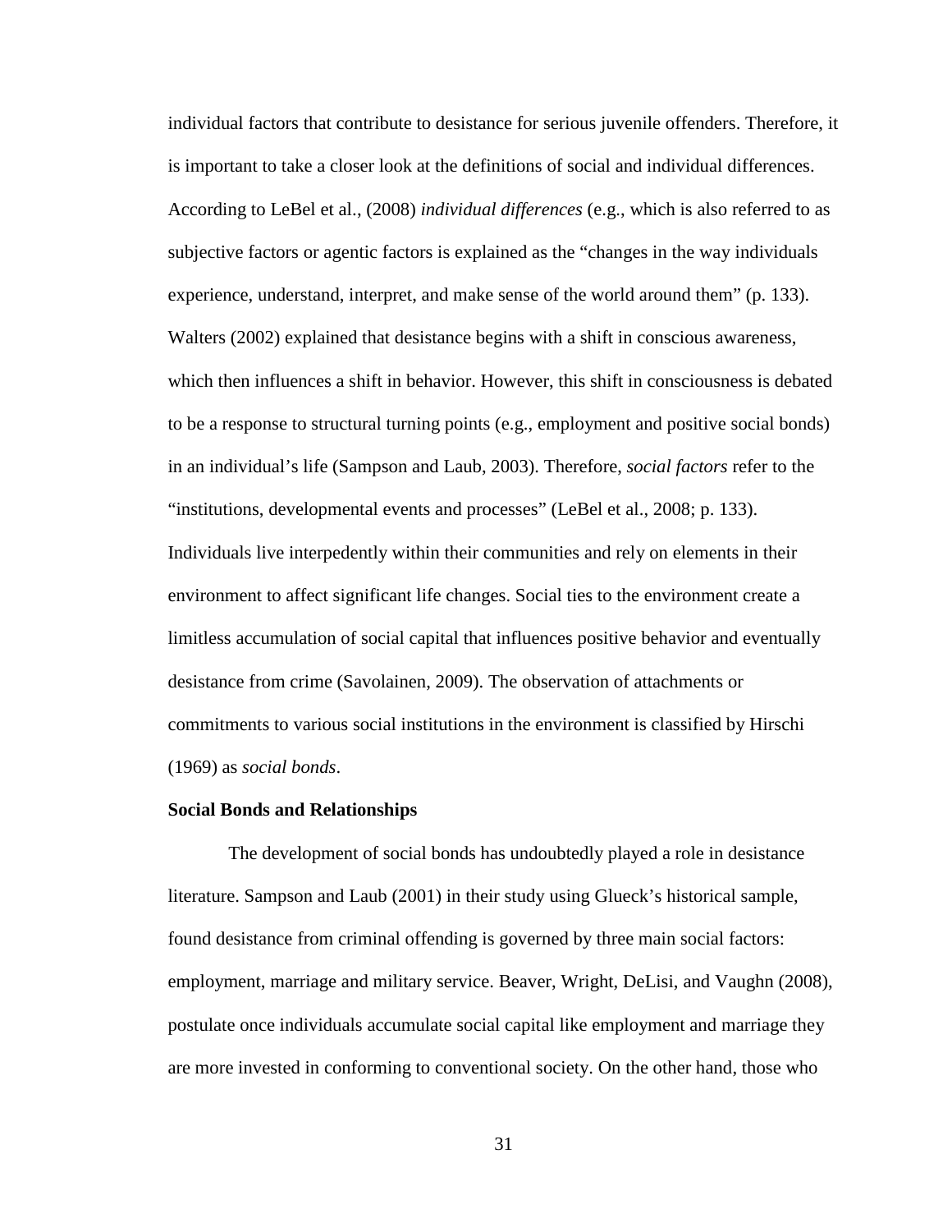individual factors that contribute to desistance for serious juvenile offenders. Therefore, it is important to take a closer look at the definitions of social and individual differences. According to LeBel et al., (2008) *individual differences* (e.g., which is also referred to as subjective factors or agentic factors is explained as the "changes in the way individuals experience, understand, interpret, and make sense of the world around them" (p. 133). Walters (2002) explained that desistance begins with a shift in conscious awareness, which then influences a shift in behavior. However, this shift in consciousness is debated to be a response to structural turning points (e.g., employment and positive social bonds) in an individual's life (Sampson and Laub, 2003). Therefore, *social factors* refer to the "institutions, developmental events and processes" (LeBel et al., 2008; p. 133). Individuals live interpedently within their communities and rely on elements in their environment to affect significant life changes. Social ties to the environment create a limitless accumulation of social capital that influences positive behavior and eventually desistance from crime (Savolainen, 2009). The observation of attachments or commitments to various social institutions in the environment is classified by Hirschi (1969) as *social bonds*.

**Social Bonds and Relationships**

The development of social bonds has undoubtedly played a role in desistance literature. Sampson and Laub (2001) in their study using Glueck's historical sample, found desistance from criminal offending is governed by three main social factors: employment, marriage and military service. Beaver, Wright, DeLisi, and Vaughn (2008), postulate once individuals accumulate social capital like employment and marriage they are more invested in conforming to conventional society. On the other hand, those who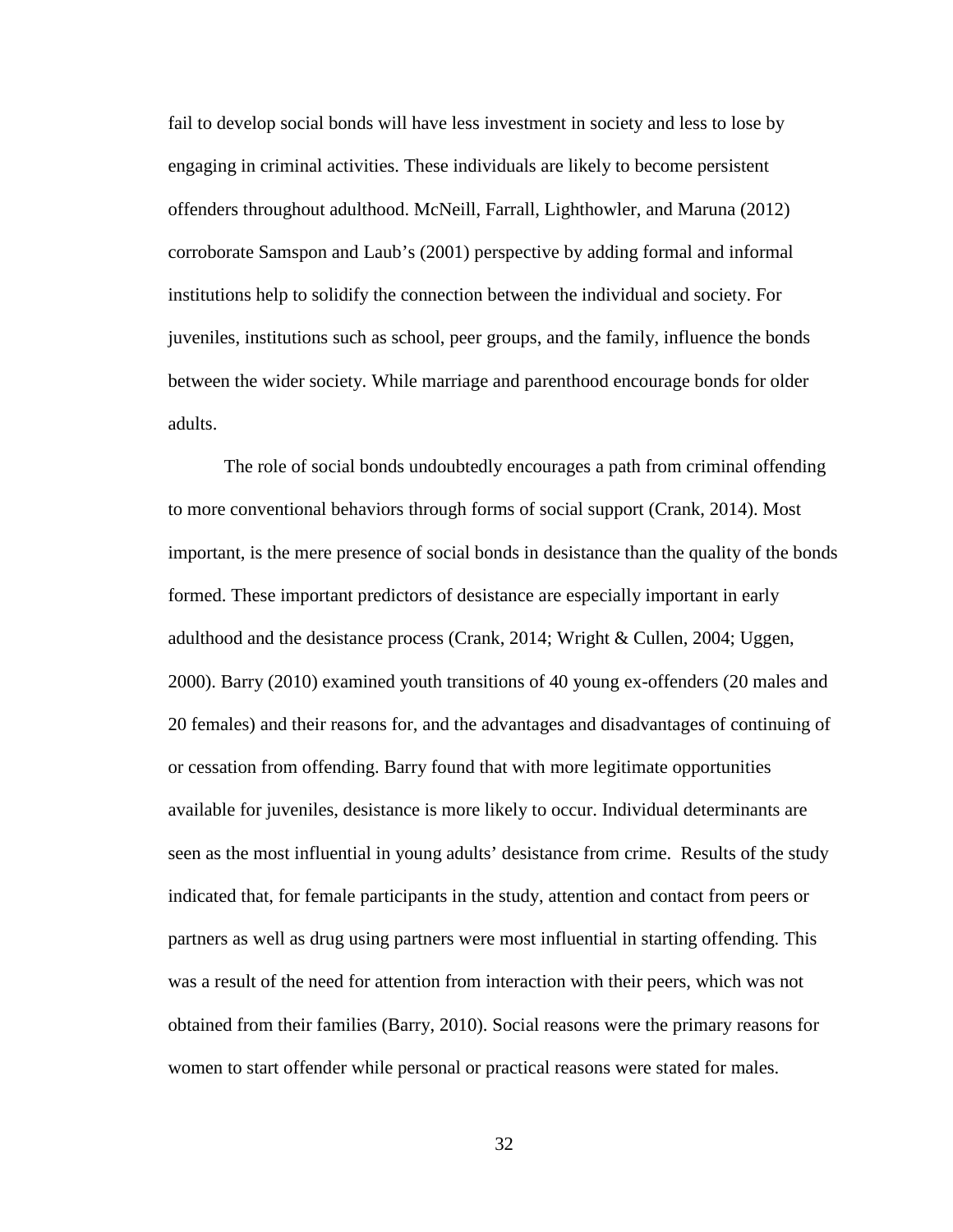fail to develop social bonds will have less investment in society and less to lose by engaging in criminal activities. These individuals are likely to become persistent offenders throughout adulthood. McNeill, Farrall, Lighthowler, and Maruna (2012) corroborate Samspon and Laub's (2001) perspective by adding formal and informal institutions help to solidify the connection between the individual and society. For juveniles, institutions such as school, peer groups, and the family, influence the bonds between the wider society. While marriage and parenthood encourage bonds for older adults.

The role of social bonds undoubtedly encourages a path from criminal offending to more conventional behaviors through forms of social support (Crank, 2014). Most important, is the mere presence of social bonds in desistance than the quality of the bonds formed. These important predictors of desistance are especially important in early adulthood and the desistance process (Crank, 2014; Wright & Cullen, 2004; Uggen, 2000). Barry (2010) examined youth transitions of 40 young ex-offenders (20 males and 20 females) and their reasons for, and the advantages and disadvantages of continuing of or cessation from offending. Barry found that with more legitimate opportunities available for juveniles, desistance is more likely to occur. Individual determinants are seen as the most influential in young adults' desistance from crime. Results of the study indicated that, for female participants in the study, attention and contact from peers or partners as well as drug using partners were most influential in starting offending. This was a result of the need for attention from interaction with their peers, which was not obtained from their families (Barry, 2010). Social reasons were the primary reasons for women to start offender while personal or practical reasons were stated for males.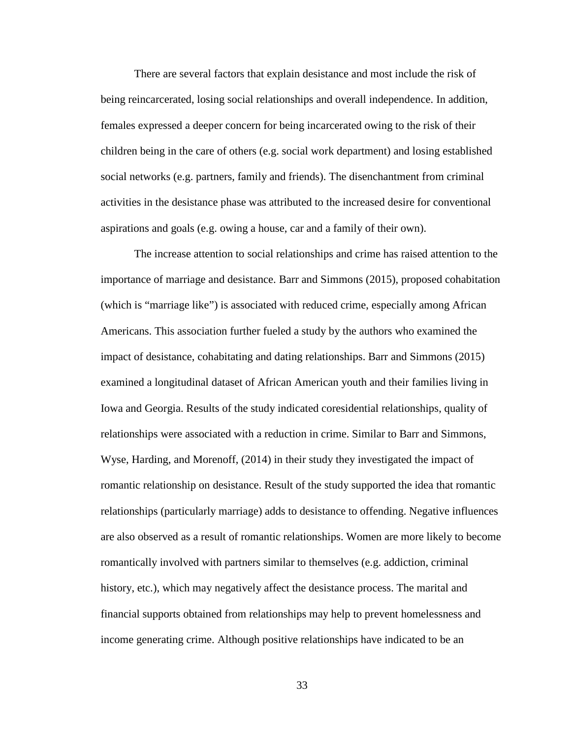There are several factors that explain desistance and most include the risk of being reincarcerated, losing social relationships and overall independence. In addition, females expressed a deeper concern for being incarcerated owing to the risk of their children being in the care of others (e.g. social work department) and losing established social networks (e.g. partners, family and friends). The disenchantment from criminal activities in the desistance phase was attributed to the increased desire for conventional aspirations and goals (e.g. owing a house, car and a family of their own).

The increase attention to social relationships and crime has raised attention to the importance of marriage and desistance. Barr and Simmons (2015), proposed cohabitation (which is "marriage like") is associated with reduced crime, especially among African Americans. This association further fueled a study by the authors who examined the impact of desistance, cohabitating and dating relationships. Barr and Simmons (2015) examined a longitudinal dataset of African American youth and their families living in Iowa and Georgia. Results of the study indicated coresidential relationships, quality of relationships were associated with a reduction in crime. Similar to Barr and Simmons, Wyse, Harding, and Morenoff, (2014) in their study they investigated the impact of romantic relationship on desistance. Result of the study supported the idea that romantic relationships (particularly marriage) adds to desistance to offending. Negative influences are also observed as a result of romantic relationships. Women are more likely to become romantically involved with partners similar to themselves (e.g. addiction, criminal history, etc.), which may negatively affect the desistance process. The marital and financial supports obtained from relationships may help to prevent homelessness and income generating crime. Although positive relationships have indicated to be an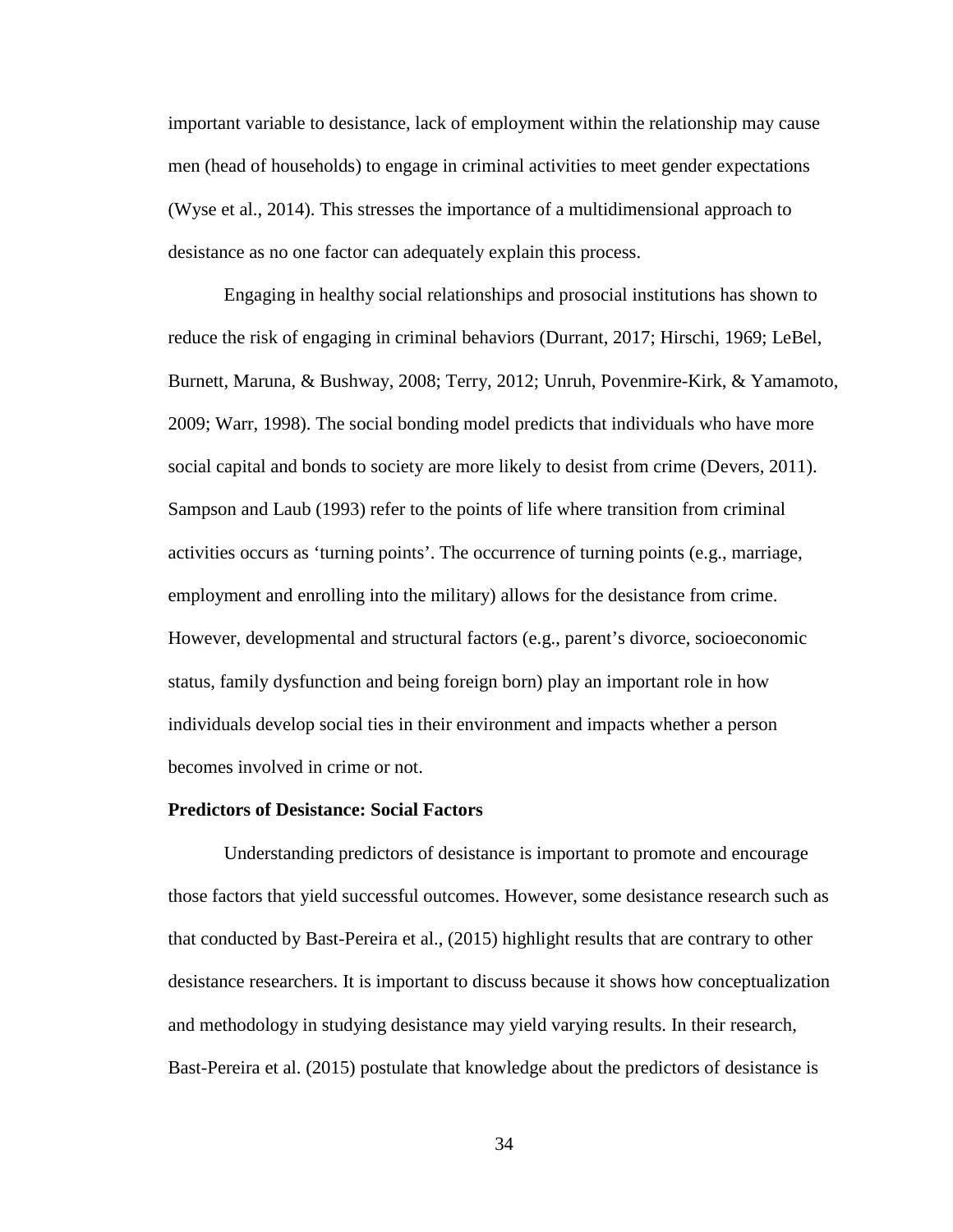important variable to desistance, lack of employment within the relationship may cause men (head of households) to engage in criminal activities to meet gender expectations (Wyse et al., 2014). This stresses the importance of a multidimensional approach to desistance as no one factor can adequately explain this process.

Engaging in healthy social relationships and prosocial institutions has shown to reduce the risk of engaging in criminal behaviors (Durrant, 2017; Hirschi, 1969; LeBel, Burnett, Maruna, & Bushway, 2008; Terry, 2012; Unruh, Povenmire-Kirk, & Yamamoto, 2009; Warr, 1998). The social bonding model predicts that individuals who have more social capital and bonds to society are more likely to desist from crime (Devers, 2011). Sampson and Laub (1993) refer to the points of life where transition from criminal activities occurs as 'turning points'. The occurrence of turning points (e.g., marriage, employment and enrolling into the military) allows for the desistance from crime. However, developmental and structural factors (e.g., parent's divorce, socioeconomic status, family dysfunction and being foreign born) play an important role in how individuals develop social ties in their environment and impacts whether a person becomes involved in crime or not.

**Predictors of Desistance: Social Factors**

Understanding predictors of desistance is important to promote and encourage those factors that yield successful outcomes. However, some desistance research such as that conducted by Bast-Pereira et al., (2015) highlight results that are contrary to other desistance researchers. It is important to discuss because it shows how conceptualization and methodology in studying desistance may yield varying results. In their research, Bast-Pereira et al. (2015) postulate that knowledge about the predictors of desistance is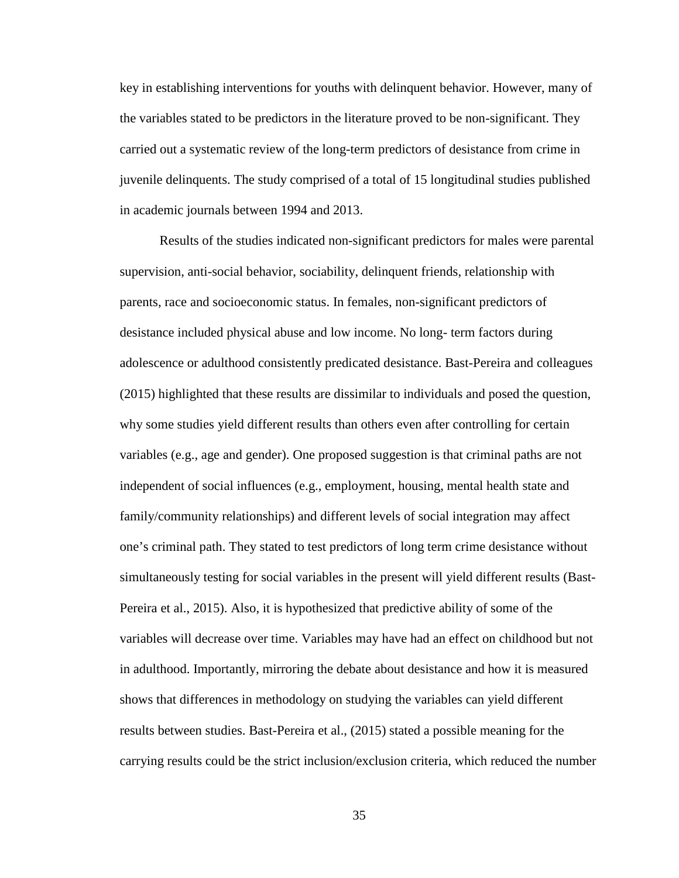key in establishing interventions for youths with delinquent behavior. However, many of the variables stated to be predictors in the literature proved to be non-significant. They carried out a systematic review of the long-term predictors of desistance from crime in juvenile delinquents. The study comprised of a total of 15 longitudinal studies published in academic journals between 1994 and 2013.

Results of the studies indicated non-significant predictors for males were parental supervision, anti-social behavior, sociability, delinquent friends, relationship with parents, race and socioeconomic status. In females, non-significant predictors of desistance included physical abuse and low income. No long- term factors during adolescence or adulthood consistently predicated desistance. Bast-Pereira and colleagues (2015) highlighted that these results are dissimilar to individuals and posed the question, why some studies yield different results than others even after controlling for certain variables (e.g., age and gender). One proposed suggestion is that criminal paths are not independent of social influences (e.g., employment, housing, mental health state and family/community relationships) and different levels of social integration may affect one's criminal path. They stated to test predictors of long term crime desistance without simultaneously testing for social variables in the present will yield different results (Bast-Pereira et al., 2015). Also, it is hypothesized that predictive ability of some of the variables will decrease over time. Variables may have had an effect on childhood but not in adulthood. Importantly, mirroring the debate about desistance and how it is measured shows that differences in methodology on studying the variables can yield different results between studies. Bast-Pereira et al., (2015) stated a possible meaning for the carrying results could be the strict inclusion/exclusion criteria, which reduced the number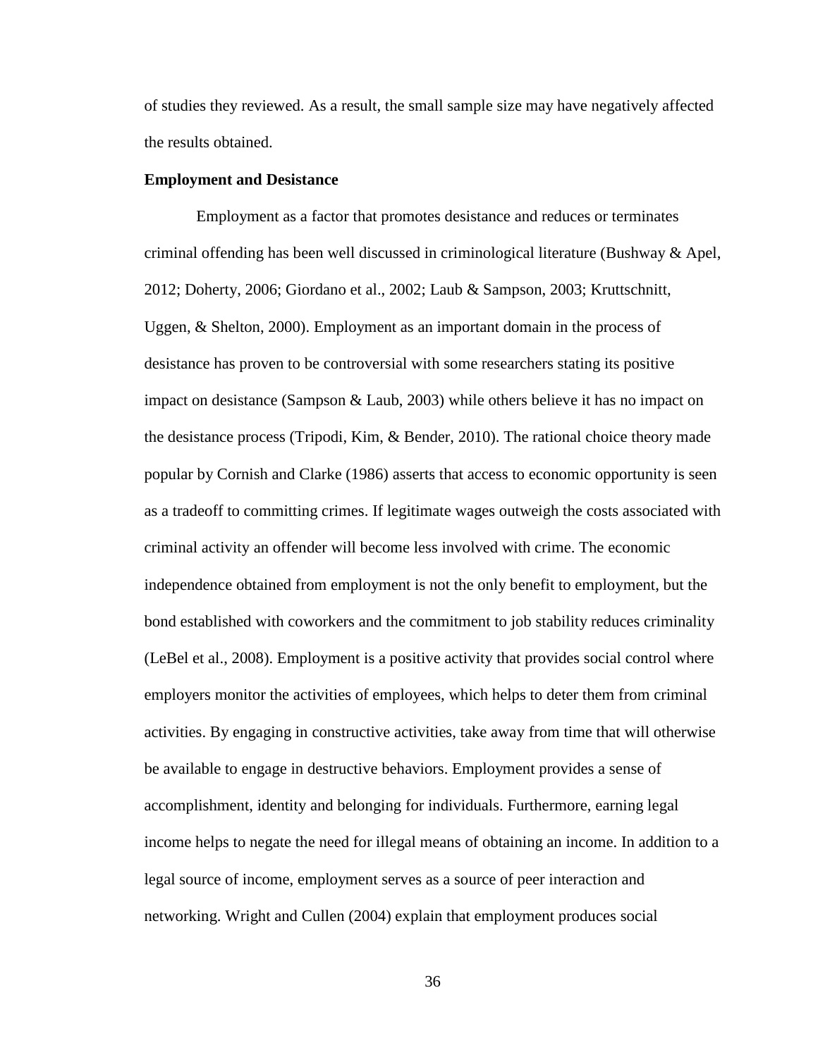of studies they reviewed. As a result, the small sample size may have negatively affected the results obtained.

**Employment and Desistance**

Employment as a factor that promotes desistance and reduces or terminates criminal offending has been well discussed in criminological literature (Bushway & Apel, 2012; Doherty, 2006; Giordano et al., 2002; Laub & Sampson, 2003; Kruttschnitt, Uggen, & Shelton, 2000). Employment as an important domain in the process of desistance has proven to be controversial with some researchers stating its positive impact on desistance (Sampson & Laub, 2003) while others believe it has no impact on the desistance process (Tripodi, Kim, & Bender, 2010). The rational choice theory made popular by Cornish and Clarke (1986) asserts that access to economic opportunity is seen as a tradeoff to committing crimes. If legitimate wages outweigh the costs associated with criminal activity an offender will become less involved with crime. The economic independence obtained from employment is not the only benefit to employment, but the bond established with coworkers and the commitment to job stability reduces criminality (LeBel et al., 2008). Employment is a positive activity that provides social control where employers monitor the activities of employees, which helps to deter them from criminal activities. By engaging in constructive activities, take away from time that will otherwise be available to engage in destructive behaviors. Employment provides a sense of accomplishment, identity and belonging for individuals. Furthermore, earning legal income helps to negate the need for illegal means of obtaining an income. In addition to a legal source of income, employment serves as a source of peer interaction and networking. Wright and Cullen (2004) explain that employment produces social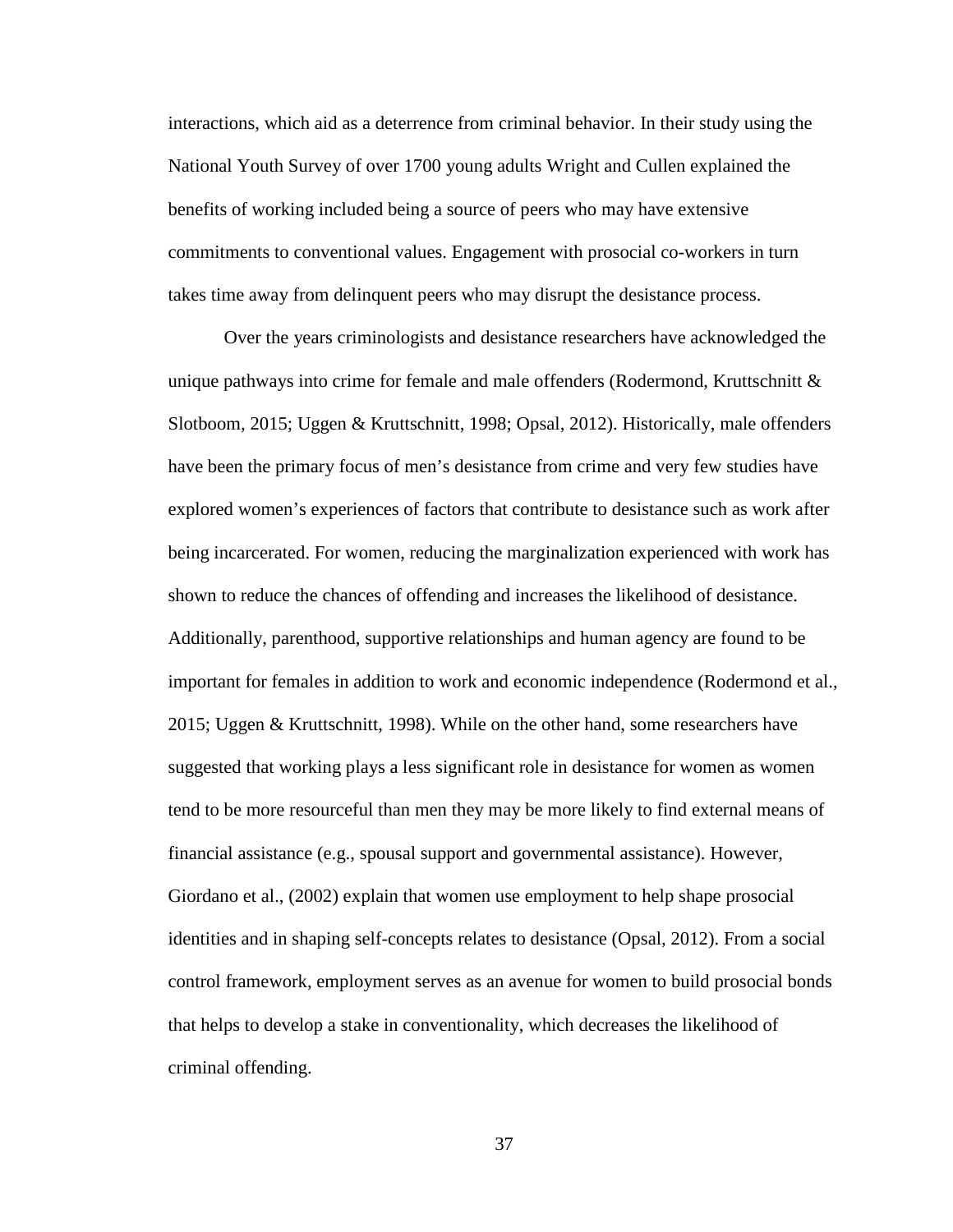interactions, which aid as a deterrence from criminal behavior. In their study using the National Youth Survey of over 1700 young adults Wright and Cullen explained the benefits of working included being a source of peers who may have extensive commitments to conventional values. Engagement with prosocial co-workers in turn takes time away from delinquent peers who may disrupt the desistance process.

Over the years criminologists and desistance researchers have acknowledged the unique pathways into crime for female and male offenders (Rodermond, Kruttschnitt & Slotboom, 2015; Uggen & Kruttschnitt, 1998; Opsal, 2012). Historically, male offenders have been the primary focus of men's desistance from crime and very few studies have explored women's experiences of factors that contribute to desistance such as work after being incarcerated. For women, reducing the marginalization experienced with work has shown to reduce the chances of offending and increases the likelihood of desistance. Additionally, parenthood, supportive relationships and human agency are found to be important for females in addition to work and economic independence (Rodermond et al., 2015; Uggen & Kruttschnitt, 1998). While on the other hand, some researchers have suggested that working plays a less significant role in desistance for women as women tend to be more resourceful than men they may be more likely to find external means of financial assistance (e.g., spousal support and governmental assistance). However, Giordano et al., (2002) explain that women use employment to help shape prosocial identities and in shaping self-concepts relates to desistance (Opsal, 2012). From a social control framework, employment serves as an avenue for women to build prosocial bonds that helps to develop a stake in conventionality, which decreases the likelihood of criminal offending.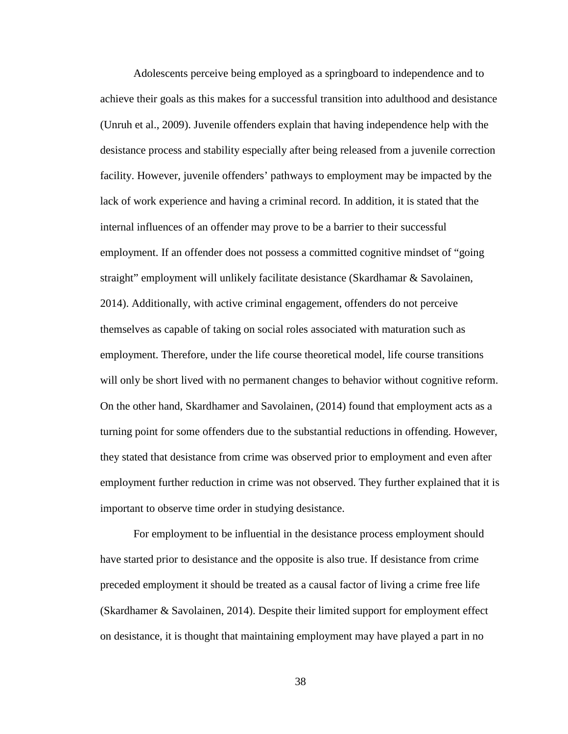Adolescents perceive being employed as a springboard to independence and to achieve their goals as this makes for a successful transition into adulthood and desistance (Unruh et al., 2009). Juvenile offenders explain that having independence help with the desistance process and stability especially after being released from a juvenile correction facility. However, juvenile offenders' pathways to employment may be impacted by the lack of work experience and having a criminal record. In addition, it is stated that the internal influences of an offender may prove to be a barrier to their successful employment. If an offender does not possess a committed cognitive mindset of "going straight" employment will unlikely facilitate desistance (Skardhamar & Savolainen, 2014). Additionally, with active criminal engagement, offenders do not perceive themselves as capable of taking on social roles associated with maturation such as employment. Therefore, under the life course theoretical model, life course transitions will only be short lived with no permanent changes to behavior without cognitive reform. On the other hand, Skardhamer and Savolainen, (2014) found that employment acts as a turning point for some offenders due to the substantial reductions in offending. However, they stated that desistance from crime was observed prior to employment and even after employment further reduction in crime was not observed. They further explained that it is important to observe time order in studying desistance.

For employment to be influential in the desistance process employment should have started prior to desistance and the opposite is also true. If desistance from crime preceded employment it should be treated as a causal factor of living a crime free life (Skardhamer & Savolainen, 2014). Despite their limited support for employment effect on desistance, it is thought that maintaining employment may have played a part in no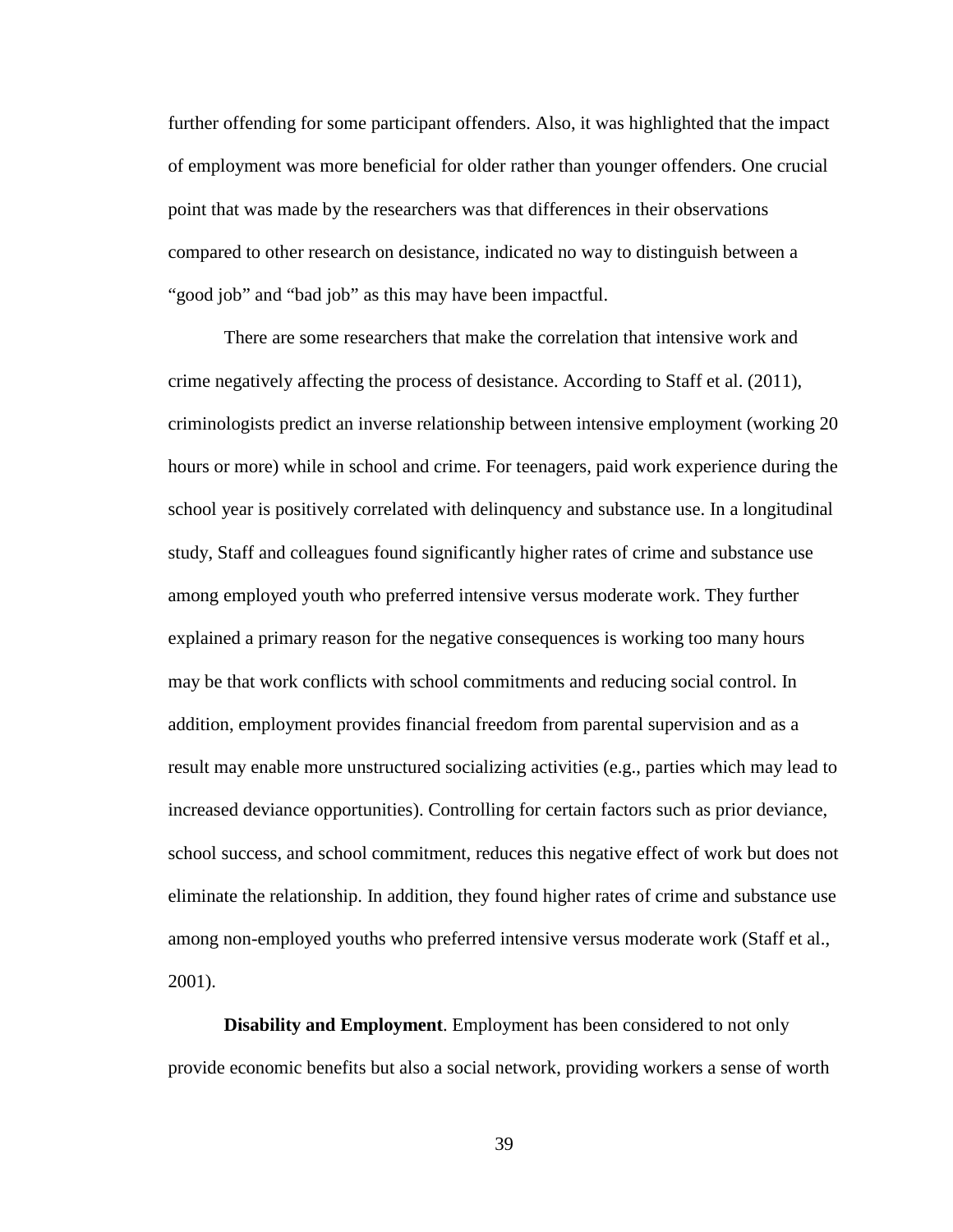further offending for some participant offenders. Also, it was highlighted that the impact of employment was more beneficial for older rather than younger offenders. One crucial point that was made by the researchers was that differences in their observations compared to other research on desistance, indicated no way to distinguish between a "good job" and "bad job" as this may have been impactful.

There are some researchers that make the correlation that intensive work and crime negatively affecting the process of desistance. According to Staff et al. (2011), criminologists predict an inverse relationship between intensive employment (working 20 hours or more) while in school and crime. For teenagers, paid work experience during the school year is positively correlated with delinquency and substance use. In a longitudinal study, Staff and colleagues found significantly higher rates of crime and substance use among employed youth who preferred intensive versus moderate work. They further explained a primary reason for the negative consequences is working too many hours may be that work conflicts with school commitments and reducing social control. In addition, employment provides financial freedom from parental supervision and as a result may enable more unstructured socializing activities (e.g., parties which may lead to increased deviance opportunities). Controlling for certain factors such as prior deviance, school success, and school commitment, reduces this negative effect of work but does not eliminate the relationship. In addition, they found higher rates of crime and substance use among non-employed youths who preferred intensive versus moderate work (Staff et al., 2001).

**Disability and Employment**. Employment has been considered to not only provide economic benefits but also a social network, providing workers a sense of worth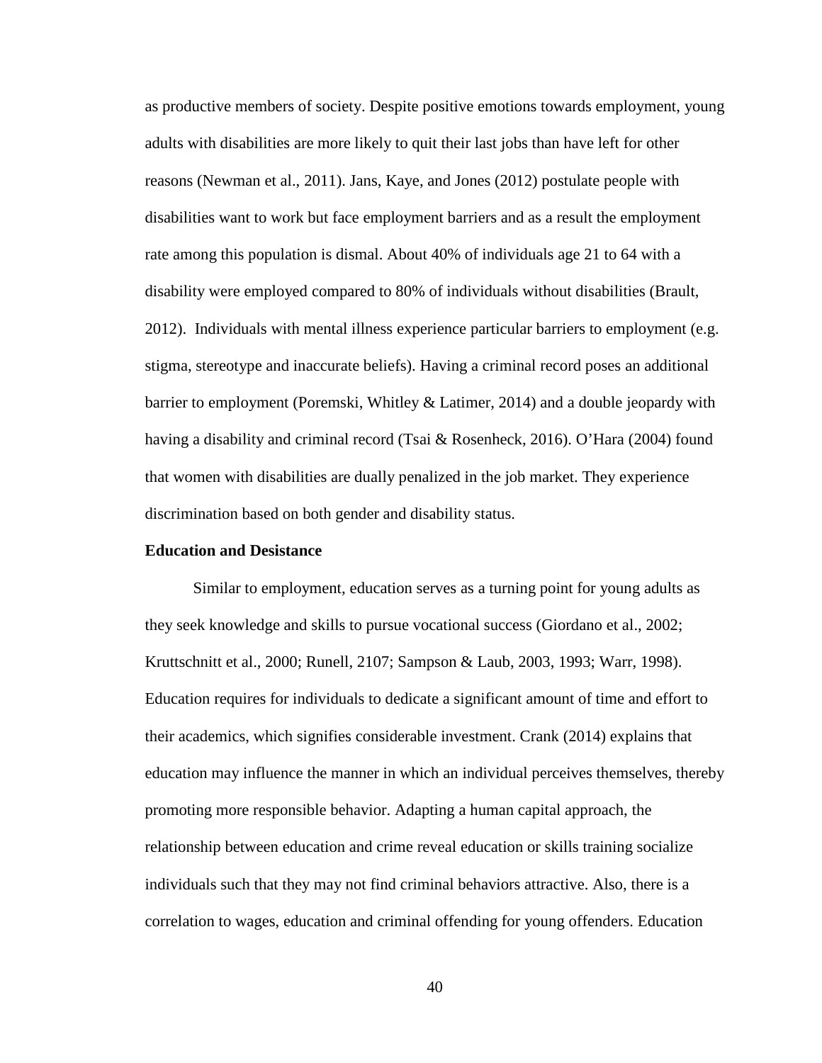as productive members of society. Despite positive emotions towards employment, young adults with disabilities are more likely to quit their last jobs than have left for other reasons (Newman et al., 2011). Jans, Kaye, and Jones (2012) postulate people with disabilities want to work but face employment barriers and as a result the employment rate among this population is dismal. About 40% of individuals age 21 to 64 with a disability were employed compared to 80% of individuals without disabilities (Brault, 2012). Individuals with mental illness experience particular barriers to employment (e.g. stigma, stereotype and inaccurate beliefs). Having a criminal record poses an additional barrier to employment (Poremski, Whitley & Latimer, 2014) and a double jeopardy with having a disability and criminal record (Tsai & Rosenheck, 2016). O'Hara (2004) found that women with disabilities are dually penalized in the job market. They experience discrimination based on both gender and disability status.

**Education and Desistance**

Similar to employment, education serves as a turning point for young adults as they seek knowledge and skills to pursue vocational success (Giordano et al., 2002; Kruttschnitt et al., 2000; Runell, 2107; Sampson & Laub, 2003, 1993; Warr, 1998). Education requires for individuals to dedicate a significant amount of time and effort to their academics, which signifies considerable investment. Crank (2014) explains that education may influence the manner in which an individual perceives themselves, thereby promoting more responsible behavior. Adapting a human capital approach, the relationship between education and crime reveal education or skills training socialize individuals such that they may not find criminal behaviors attractive. Also, there is a correlation to wages, education and criminal offending for young offenders. Education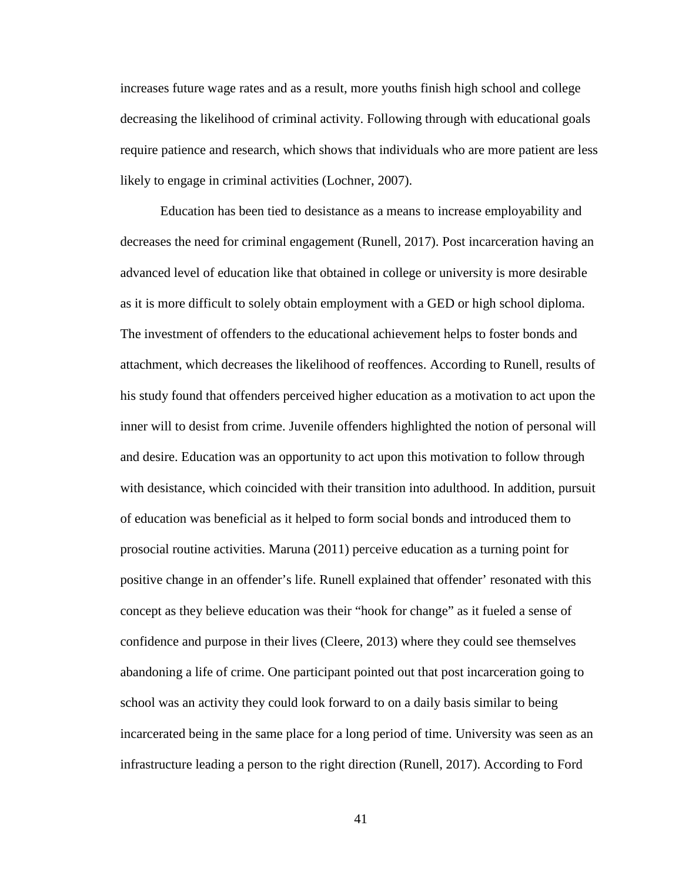increases future wage rates and as a result, more youths finish high school and college decreasing the likelihood of criminal activity. Following through with educational goals require patience and research, which shows that individuals who are more patient are less likely to engage in criminal activities (Lochner, 2007).

Education has been tied to desistance as a means to increase employability and decreases the need for criminal engagement (Runell, 2017). Post incarceration having an advanced level of education like that obtained in college or university is more desirable as it is more difficult to solely obtain employment with a GED or high school diploma. The investment of offenders to the educational achievement helps to foster bonds and attachment, which decreases the likelihood of reoffences. According to Runell, results of his study found that offenders perceived higher education as a motivation to act upon the inner will to desist from crime. Juvenile offenders highlighted the notion of personal will and desire. Education was an opportunity to act upon this motivation to follow through with desistance, which coincided with their transition into adulthood. In addition, pursuit of education was beneficial as it helped to form social bonds and introduced them to prosocial routine activities. Maruna (2011) perceive education as a turning point for positive change in an offender's life. Runell explained that offender' resonated with this concept as they believe education was their "hook for change" as it fueled a sense of confidence and purpose in their lives (Cleere, 2013) where they could see themselves abandoning a life of crime. One participant pointed out that post incarceration going to school was an activity they could look forward to on a daily basis similar to being incarcerated being in the same place for a long period of time. University was seen as an infrastructure leading a person to the right direction (Runell, 2017). According to Ford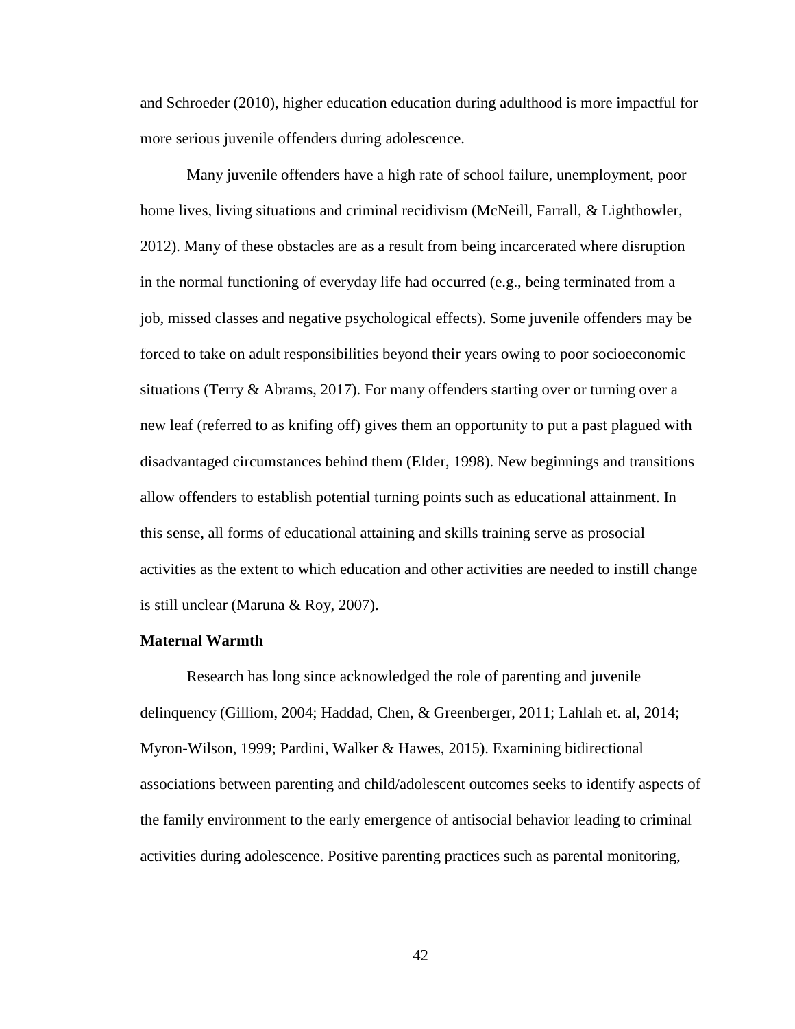and Schroeder (2010), higher education education during adulthood is more impactful for more serious juvenile offenders during adolescence.

Many juvenile offenders have a high rate of school failure, unemployment, poor home lives, living situations and criminal recidivism (McNeill, Farrall, & Lighthowler, 2012). Many of these obstacles are as a result from being incarcerated where disruption in the normal functioning of everyday life had occurred (e.g., being terminated from a job, missed classes and negative psychological effects). Some juvenile offenders may be forced to take on adult responsibilities beyond their years owing to poor socioeconomic situations (Terry & Abrams, 2017). For many offenders starting over or turning over a new leaf (referred to as knifing off) gives them an opportunity to put a past plagued with disadvantaged circumstances behind them (Elder, 1998). New beginnings and transitions allow offenders to establish potential turning points such as educational attainment. In this sense, all forms of educational attaining and skills training serve as prosocial activities as the extent to which education and other activities are needed to instill change is still unclear (Maruna & Roy, 2007).

**Maternal Warmth**

Research has long since acknowledged the role of parenting and juvenile delinquency (Gilliom, 2004; Haddad, Chen, & Greenberger, 2011; Lahlah et. al, 2014; Myron-Wilson, 1999; Pardini, Walker & Hawes, 2015). Examining bidirectional associations between parenting and child/adolescent outcomes seeks to identify aspects of the family environment to the early emergence of antisocial behavior leading to criminal activities during adolescence. Positive parenting practices such as parental monitoring,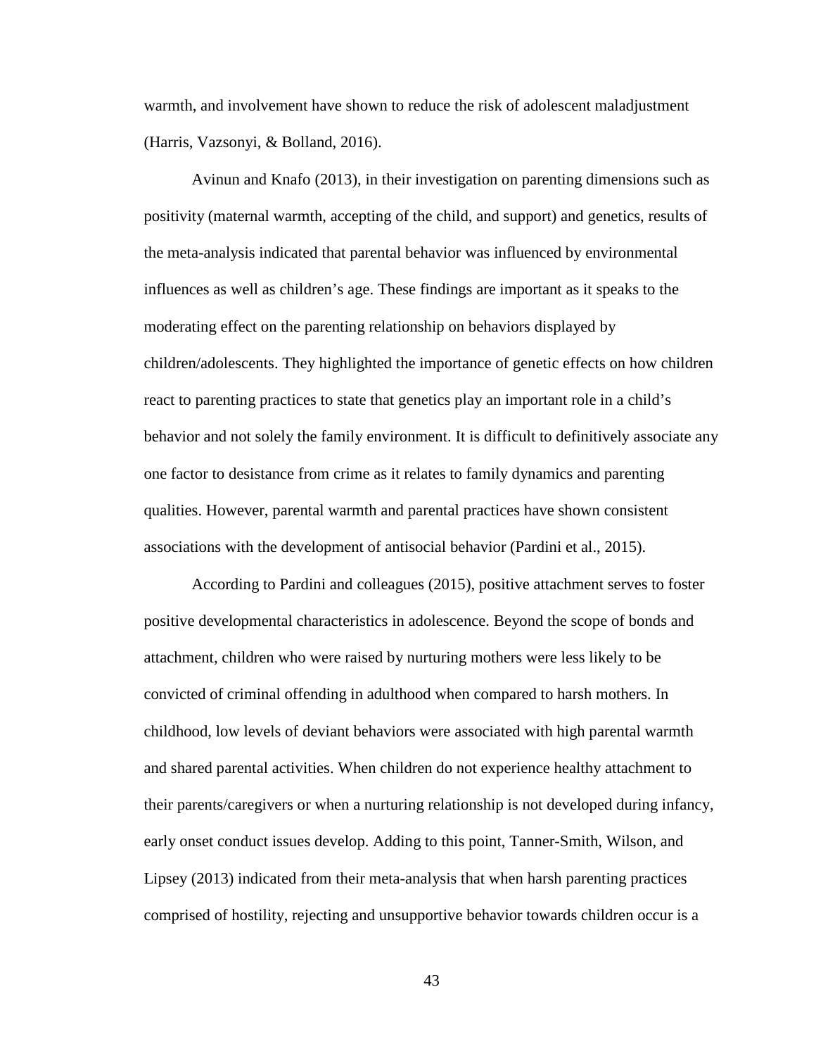warmth, and involvement have shown to reduce the risk of adolescent maladjustment (Harris, Vazsonyi, & Bolland, 2016).

Avinun and Knafo (2013), in their investigation on parenting dimensions such as positivity (maternal warmth, accepting of the child, and support) and genetics, results of the meta-analysis indicated that parental behavior was influenced by environmental influences as well as children's age. These findings are important as it speaks to the moderating effect on the parenting relationship on behaviors displayed by children/adolescents. They highlighted the importance of genetic effects on how children react to parenting practices to state that genetics play an important role in a child's behavior and not solely the family environment. It is difficult to definitively associate any one factor to desistance from crime as it relates to family dynamics and parenting qualities. However, parental warmth and parental practices have shown consistent associations with the development of antisocial behavior (Pardini et al., 2015).

According to Pardini and colleagues (2015), positive attachment serves to foster positive developmental characteristics in adolescence. Beyond the scope of bonds and attachment, children who were raised by nurturing mothers were less likely to be convicted of criminal offending in adulthood when compared to harsh mothers. In childhood, low levels of deviant behaviors were associated with high parental warmth and shared parental activities. When children do not experience healthy attachment to their parents/caregivers or when a nurturing relationship is not developed during infancy, early onset conduct issues develop. Adding to this point, Tanner-Smith, Wilson, and Lipsey (2013) indicated from their meta-analysis that when harsh parenting practices comprised of hostility, rejecting and unsupportive behavior towards children occur is a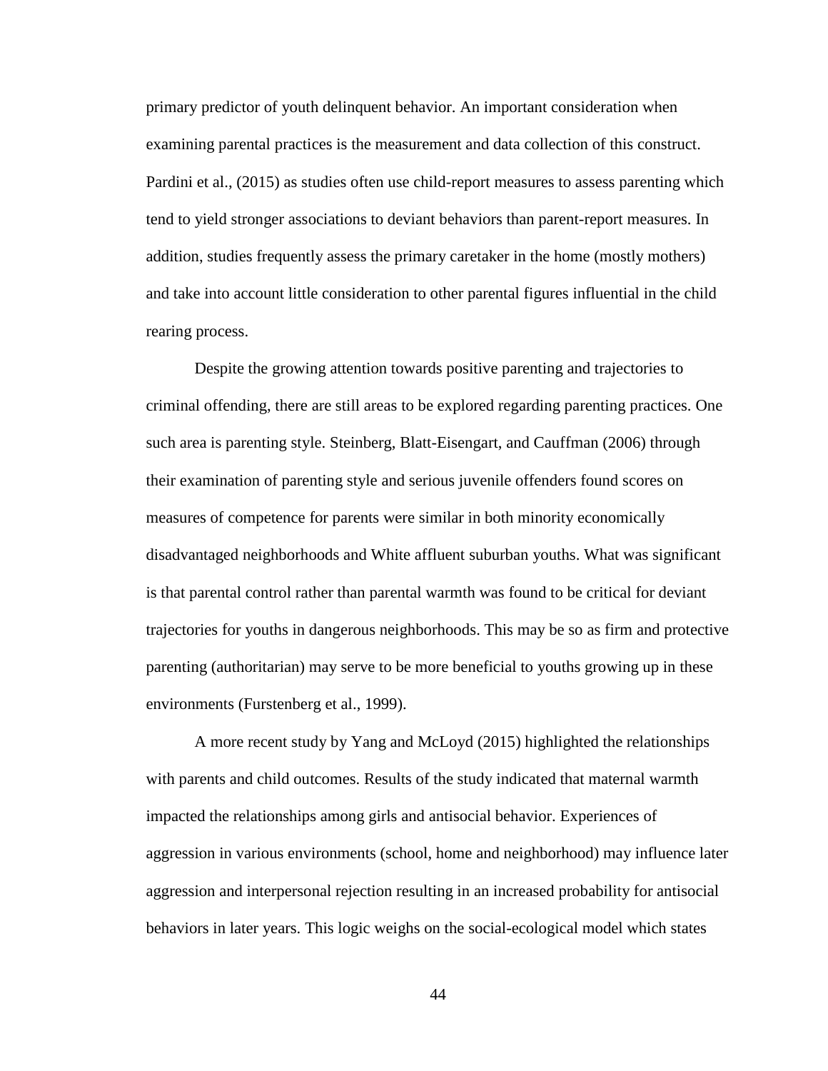primary predictor of youth delinquent behavior. An important consideration when examining parental practices is the measurement and data collection of this construct. Pardini et al., (2015) as studies often use child-report measures to assess parenting which tend to yield stronger associations to deviant behaviors than parent-report measures. In addition, studies frequently assess the primary caretaker in the home (mostly mothers) and take into account little consideration to other parental figures influential in the child rearing process.

Despite the growing attention towards positive parenting and trajectories to criminal offending, there are still areas to be explored regarding parenting practices. One such area is parenting style. Steinberg, Blatt-Eisengart, and Cauffman (2006) through their examination of parenting style and serious juvenile offenders found scores on measures of competence for parents were similar in both minority economically disadvantaged neighborhoods and White affluent suburban youths. What was significant is that parental control rather than parental warmth was found to be critical for deviant trajectories for youths in dangerous neighborhoods. This may be so as firm and protective parenting (authoritarian) may serve to be more beneficial to youths growing up in these environments (Furstenberg et al., 1999).

A more recent study by Yang and McLoyd (2015) highlighted the relationships with parents and child outcomes. Results of the study indicated that maternal warmth impacted the relationships among girls and antisocial behavior. Experiences of aggression in various environments (school, home and neighborhood) may influence later aggression and interpersonal rejection resulting in an increased probability for antisocial behaviors in later years. This logic weighs on the social-ecological model which states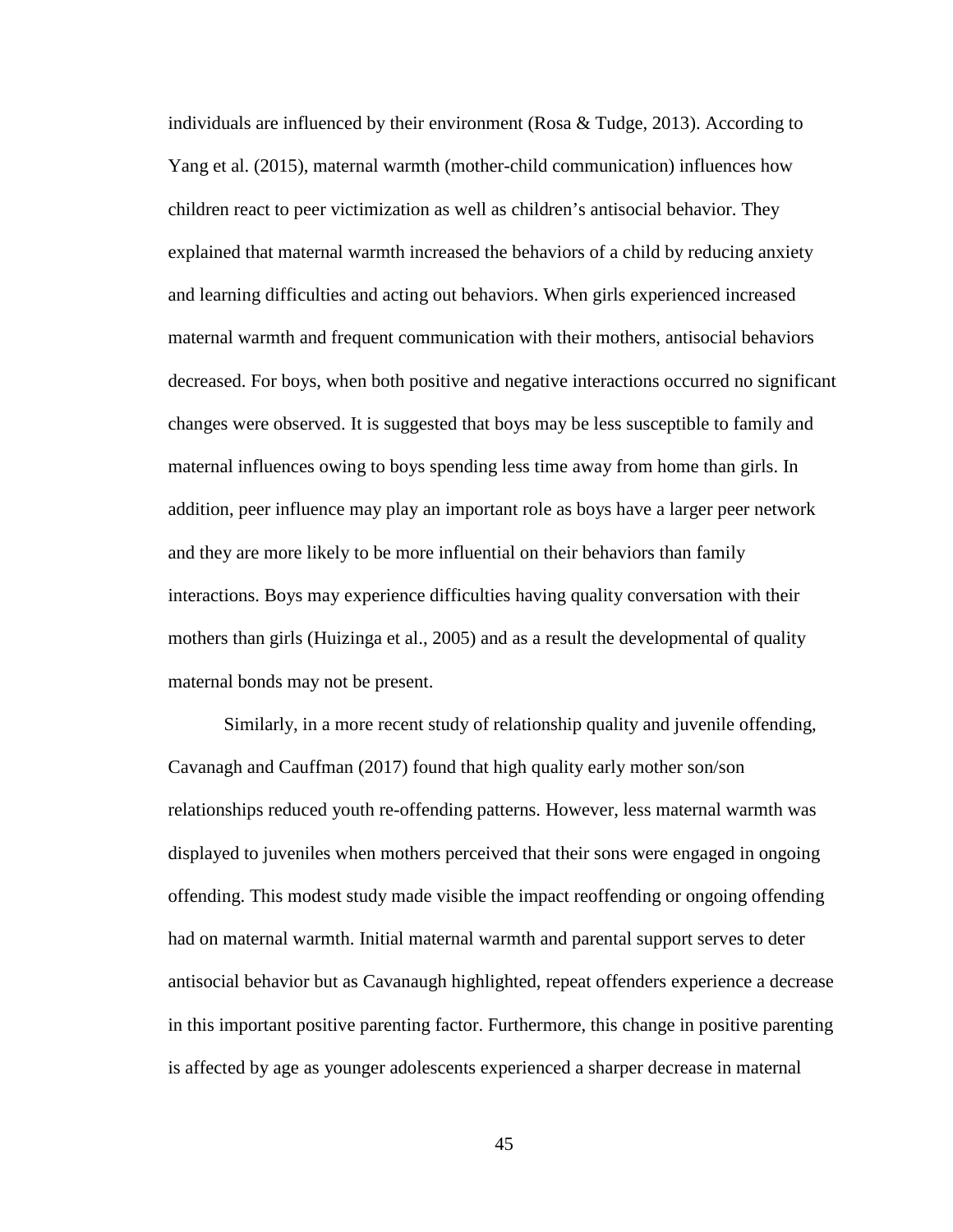individuals are influenced by their environment (Rosa & Tudge, 2013). According to Yang et al. (2015), maternal warmth (mother-child communication) influences how children react to peer victimization as well as children's antisocial behavior. They explained that maternal warmth increased the behaviors of a child by reducing anxiety and learning difficulties and acting out behaviors. When girls experienced increased maternal warmth and frequent communication with their mothers, antisocial behaviors decreased. For boys, when both positive and negative interactions occurred no significant changes were observed. It is suggested that boys may be less susceptible to family and maternal influences owing to boys spending less time away from home than girls. In addition, peer influence may play an important role as boys have a larger peer network and they are more likely to be more influential on their behaviors than family interactions. Boys may experience difficulties having quality conversation with their mothers than girls (Huizinga et al., 2005) and as a result the developmental of quality maternal bonds may not be present.

Similarly, in a more recent study of relationship quality and juvenile offending, Cavanagh and Cauffman (2017) found that high quality early mother son/son relationships reduced youth re-offending patterns. However, less maternal warmth was displayed to juveniles when mothers perceived that their sons were engaged in ongoing offending. This modest study made visible the impact reoffending or ongoing offending had on maternal warmth. Initial maternal warmth and parental support serves to deter antisocial behavior but as Cavanaugh highlighted, repeat offenders experience a decrease in this important positive parenting factor. Furthermore, this change in positive parenting is affected by age as younger adolescents experienced a sharper decrease in maternal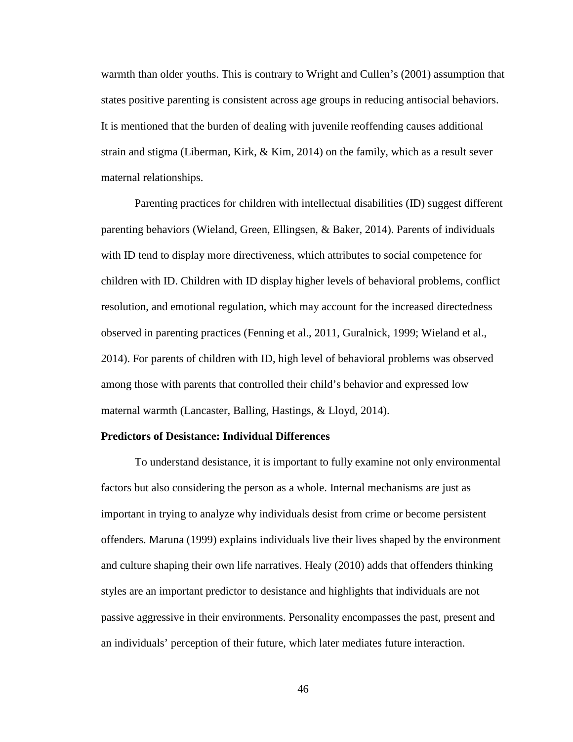warmth than older youths. This is contrary to Wright and Cullen's (2001) assumption that states positive parenting is consistent across age groups in reducing antisocial behaviors. It is mentioned that the burden of dealing with juvenile reoffending causes additional strain and stigma (Liberman, Kirk, & Kim, 2014) on the family, which as a result sever maternal relationships.

Parenting practices for children with intellectual disabilities (ID) suggest different parenting behaviors (Wieland, Green, Ellingsen, & Baker, 2014). Parents of individuals with ID tend to display more directiveness, which attributes to social competence for children with ID. Children with ID display higher levels of behavioral problems, conflict resolution, and emotional regulation, which may account for the increased directedness observed in parenting practices (Fenning et al., 2011, Guralnick, 1999; Wieland et al., 2014). For parents of children with ID, high level of behavioral problems was observed among those with parents that controlled their child's behavior and expressed low maternal warmth (Lancaster, Balling, Hastings, & Lloyd, 2014).

**Predictors of Desistance: Individual Differences**

To understand desistance, it is important to fully examine not only environmental factors but also considering the person as a whole. Internal mechanisms are just as important in trying to analyze why individuals desist from crime or become persistent offenders. Maruna (1999) explains individuals live their lives shaped by the environment and culture shaping their own life narratives. Healy (2010) adds that offenders thinking styles are an important predictor to desistance and highlights that individuals are not passive aggressive in their environments. Personality encompasses the past, present and an individuals' perception of their future, which later mediates future interaction.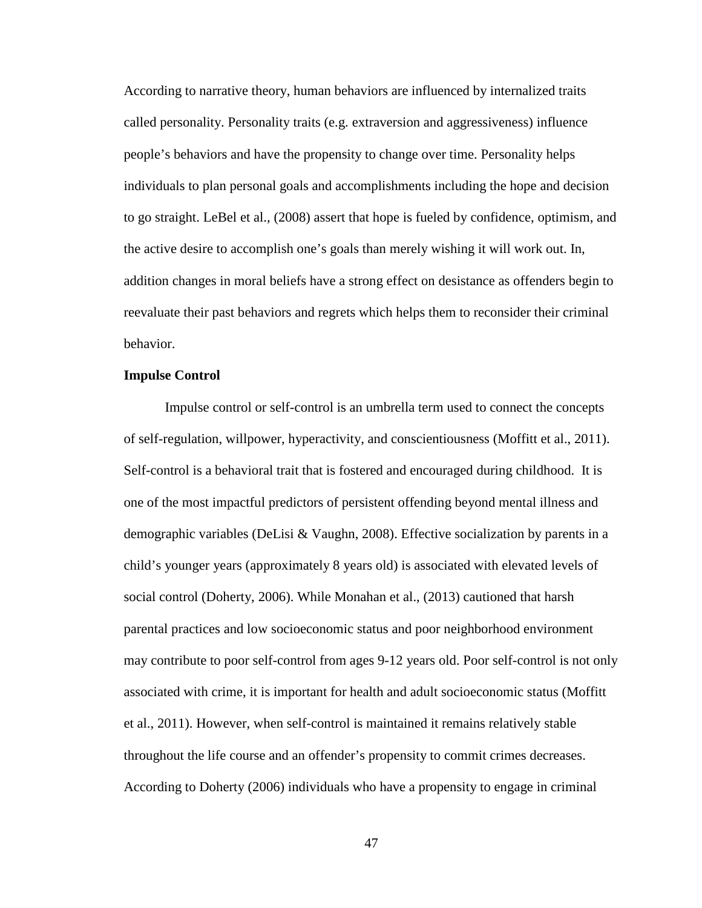According to narrative theory, human behaviors are influenced by internalized traits called personality. Personality traits (e.g. extraversion and aggressiveness) influence people's behaviors and have the propensity to change over time. Personality helps individuals to plan personal goals and accomplishments including the hope and decision to go straight. LeBel et al., (2008) assert that hope is fueled by confidence, optimism, and the active desire to accomplish one's goals than merely wishing it will work out. In, addition changes in moral beliefs have a strong effect on desistance as offenders begin to reevaluate their past behaviors and regrets which helps them to reconsider their criminal behavior.

**Impulse Control**

Impulse control or self-control is an umbrella term used to connect the concepts of self-regulation, willpower, hyperactivity, and conscientiousness (Moffitt et al., 2011). Self-control is a behavioral trait that is fostered and encouraged during childhood. It is one of the most impactful predictors of persistent offending beyond mental illness and demographic variables (DeLisi & Vaughn, 2008). Effective socialization by parents in a child's younger years (approximately 8 years old) is associated with elevated levels of social control (Doherty, 2006). While Monahan et al., (2013) cautioned that harsh parental practices and low socioeconomic status and poor neighborhood environment may contribute to poor self-control from ages 9-12 years old. Poor self-control is not only associated with crime, it is important for health and adult socioeconomic status (Moffitt et al., 2011). However, when self-control is maintained it remains relatively stable throughout the life course and an offender's propensity to commit crimes decreases. According to Doherty (2006) individuals who have a propensity to engage in criminal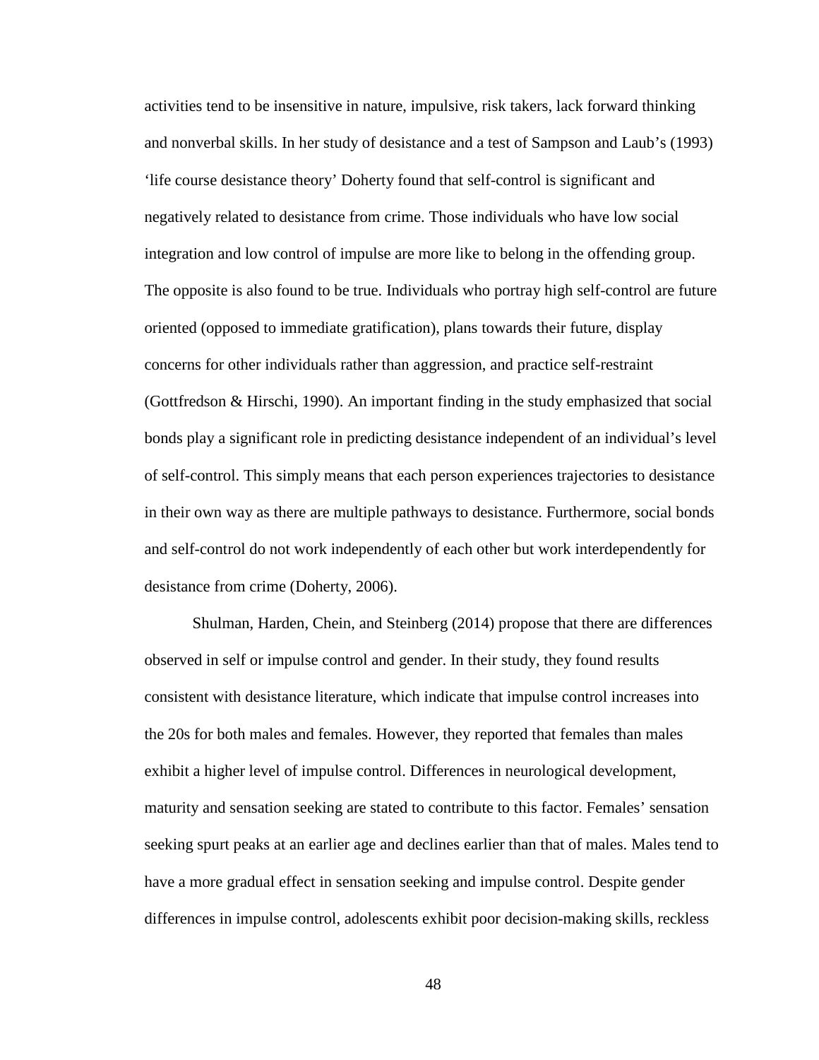activities tend to be insensitive in nature, impulsive, risk takers, lack forward thinking and nonverbal skills. In her study of desistance and a test of Sampson and Laub's (1993) 'life course desistance theory' Doherty found that self-control is significant and negatively related to desistance from crime. Those individuals who have low social integration and low control of impulse are more like to belong in the offending group. The opposite is also found to be true. Individuals who portray high self-control are future oriented (opposed to immediate gratification), plans towards their future, display concerns for other individuals rather than aggression, and practice self-restraint (Gottfredson & Hirschi, 1990). An important finding in the study emphasized that social bonds play a significant role in predicting desistance independent of an individual's level of self-control. This simply means that each person experiences trajectories to desistance in their own way as there are multiple pathways to desistance. Furthermore, social bonds and self-control do not work independently of each other but work interdependently for desistance from crime (Doherty, 2006).

Shulman, Harden, Chein, and Steinberg (2014) propose that there are differences observed in self or impulse control and gender. In their study, they found results consistent with desistance literature, which indicate that impulse control increases into the 20s for both males and females. However, they reported that females than males exhibit a higher level of impulse control. Differences in neurological development, maturity and sensation seeking are stated to contribute to this factor. Females' sensation seeking spurt peaks at an earlier age and declines earlier than that of males. Males tend to have a more gradual effect in sensation seeking and impulse control. Despite gender differences in impulse control, adolescents exhibit poor decision-making skills, reckless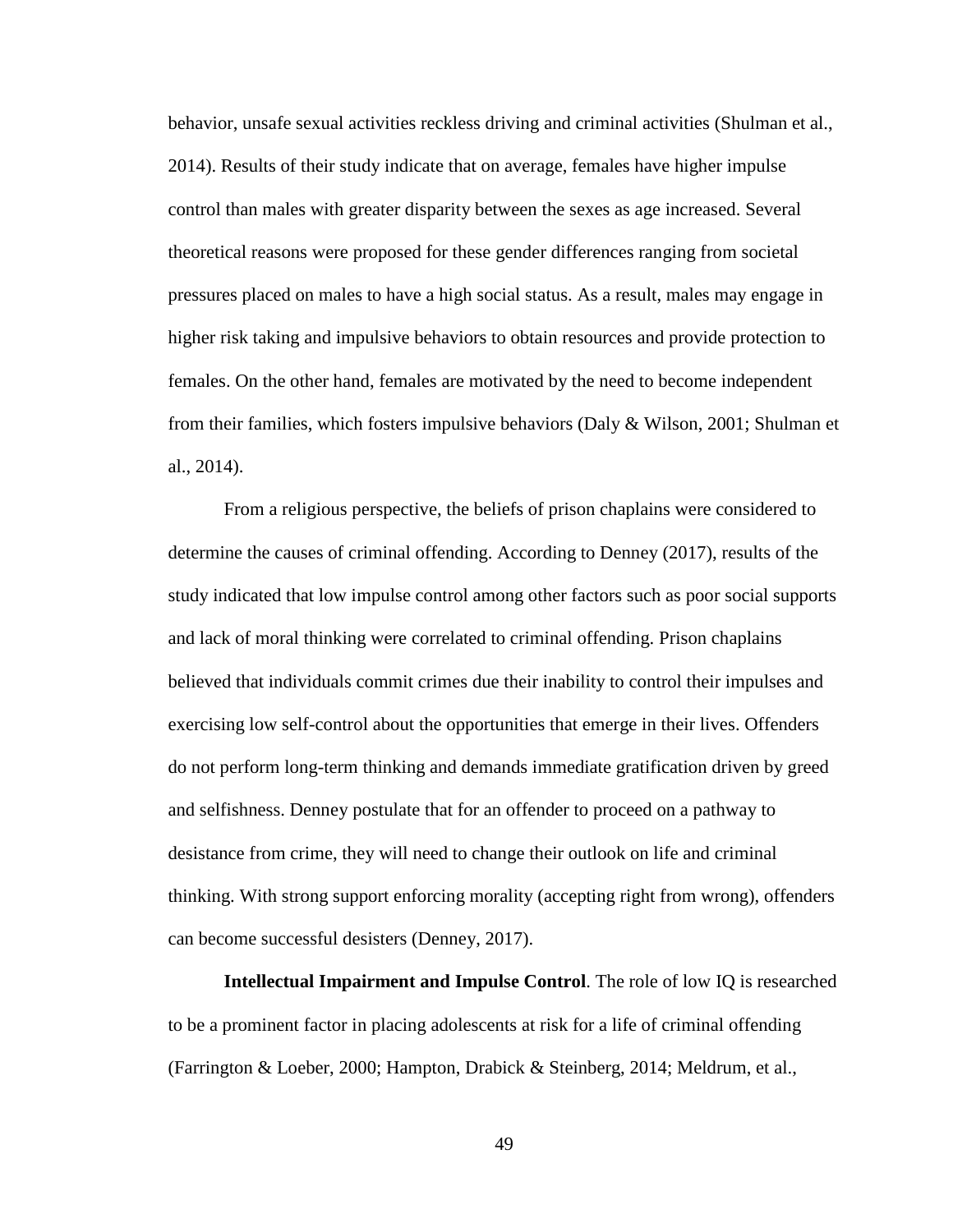behavior, unsafe sexual activities reckless driving and criminal activities (Shulman et al., 2014). Results of their study indicate that on average, females have higher impulse control than males with greater disparity between the sexes as age increased. Several theoretical reasons were proposed for these gender differences ranging from societal pressures placed on males to have a high social status. As a result, males may engage in higher risk taking and impulsive behaviors to obtain resources and provide protection to females. On the other hand, females are motivated by the need to become independent from their families, which fosters impulsive behaviors (Daly & Wilson, 2001; Shulman et al., 2014).

From a religious perspective, the beliefs of prison chaplains were considered to determine the causes of criminal offending. According to Denney (2017), results of the study indicated that low impulse control among other factors such as poor social supports and lack of moral thinking were correlated to criminal offending. Prison chaplains believed that individuals commit crimes due their inability to control their impulses and exercising low self-control about the opportunities that emerge in their lives. Offenders do not perform long-term thinking and demands immediate gratification driven by greed and selfishness. Denney postulate that for an offender to proceed on a pathway to desistance from crime, they will need to change their outlook on life and criminal thinking. With strong support enforcing morality (accepting right from wrong), offenders can become successful desisters (Denney, 2017).

**Intellectual Impairment and Impulse Control**. The role of low IQ is researched to be a prominent factor in placing adolescents at risk for a life of criminal offending (Farrington & Loeber, 2000; Hampton, Drabick & Steinberg, 2014; Meldrum, et al.,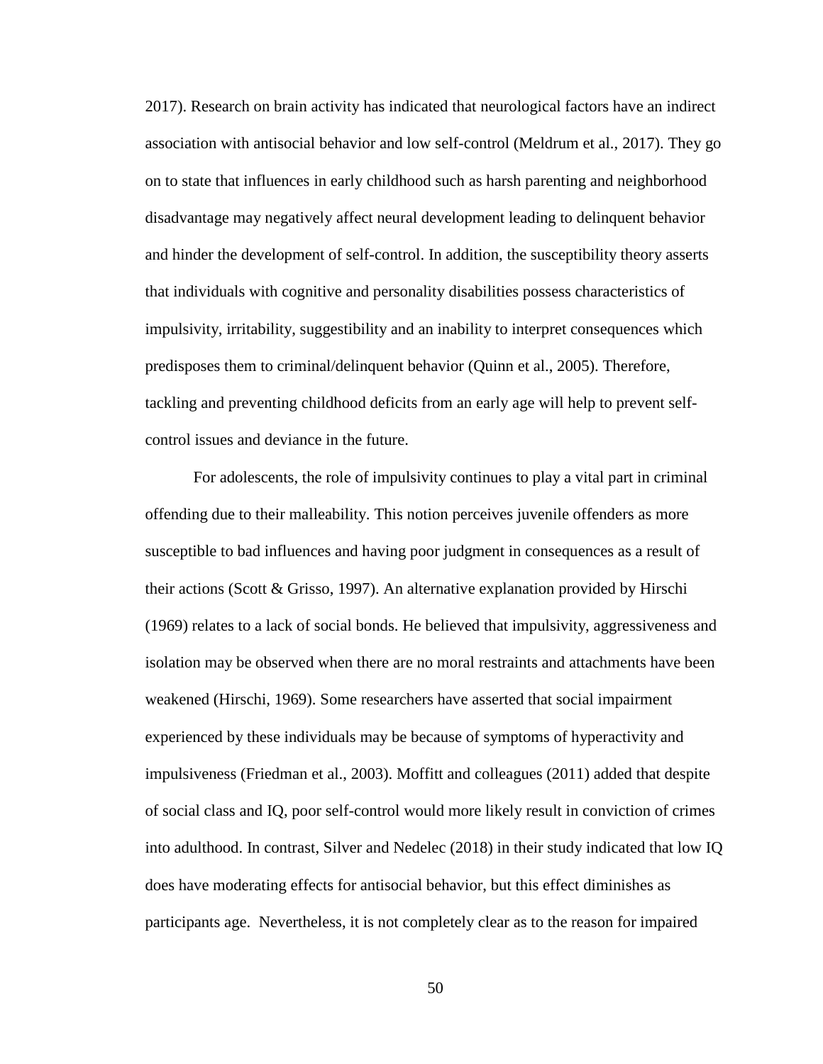2017). Research on brain activity has indicated that neurological factors have an indirect association with antisocial behavior and low self-control (Meldrum et al., 2017). They go on to state that influences in early childhood such as harsh parenting and neighborhood disadvantage may negatively affect neural development leading to delinquent behavior and hinder the development of self-control. In addition, the susceptibility theory asserts that individuals with cognitive and personality disabilities possess characteristics of impulsivity, irritability, suggestibility and an inability to interpret consequences which predisposes them to criminal/delinquent behavior (Quinn et al., 2005). Therefore, tackling and preventing childhood deficits from an early age will help to prevent self-control issues and deviance in the future.

For adolescents, the role of impulsivity continues to play a vital part in criminal offending due to their malleability. This notion perceives juvenile offenders as more susceptible to bad influences and having poor judgment in consequences as a result of their actions (Scott & Grisso, 1997). An alternative explanation provided by Hirschi (1969) relates to a lack of social bonds. He believed that impulsivity, aggressiveness and isolation may be observed when there are no moral restraints and attachments have been weakened (Hirschi, 1969). Some researchers have asserted that social impairment experienced by these individuals may be because of symptoms of hyperactivity and impulsiveness (Friedman et al., 2003). Moffitt and colleagues (2011) added that despite of social class and IQ, poor self-control would more likely result in conviction of crimes into adulthood. In contrast, Silver and Nedelec (2018) in their study indicated that low IQ does have moderating effects for antisocial behavior, but this effect diminishes as participants age. Nevertheless, it is not completely clear as to the reason for impaired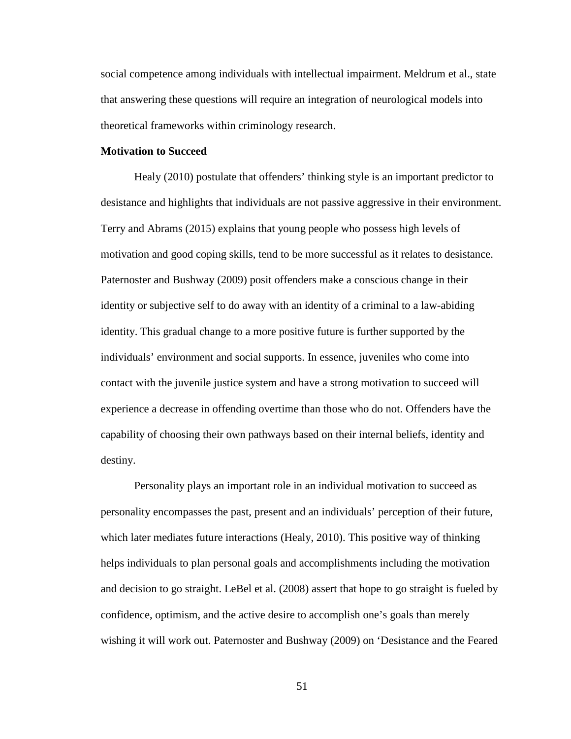social competence among individuals with intellectual impairment. Meldrum et al., state that answering these questions will require an integration of neurological models into theoretical frameworks within criminology research.

**Motivation to Succeed**

Healy (2010) postulate that offenders' thinking style is an important predictor to desistance and highlights that individuals are not passive aggressive in their environment. Terry and Abrams (2015) explains that young people who possess high levels of motivation and good coping skills, tend to be more successful as it relates to desistance. Paternoster and Bushway (2009) posit offenders make a conscious change in their identity or subjective self to do away with an identity of a criminal to a law-abiding identity. This gradual change to a more positive future is further supported by the individuals' environment and social supports. In essence, juveniles who come into contact with the juvenile justice system and have a strong motivation to succeed will experience a decrease in offending overtime than those who do not. Offenders have the capability of choosing their own pathways based on their internal beliefs, identity and destiny.

Personality plays an important role in an individual motivation to succeed as personality encompasses the past, present and an individuals' perception of their future, which later mediates future interactions (Healy, 2010). This positive way of thinking helps individuals to plan personal goals and accomplishments including the motivation and decision to go straight. LeBel et al. (2008) assert that hope to go straight is fueled by confidence, optimism, and the active desire to accomplish one's goals than merely wishing it will work out. Paternoster and Bushway (2009) on 'Desistance and the Feared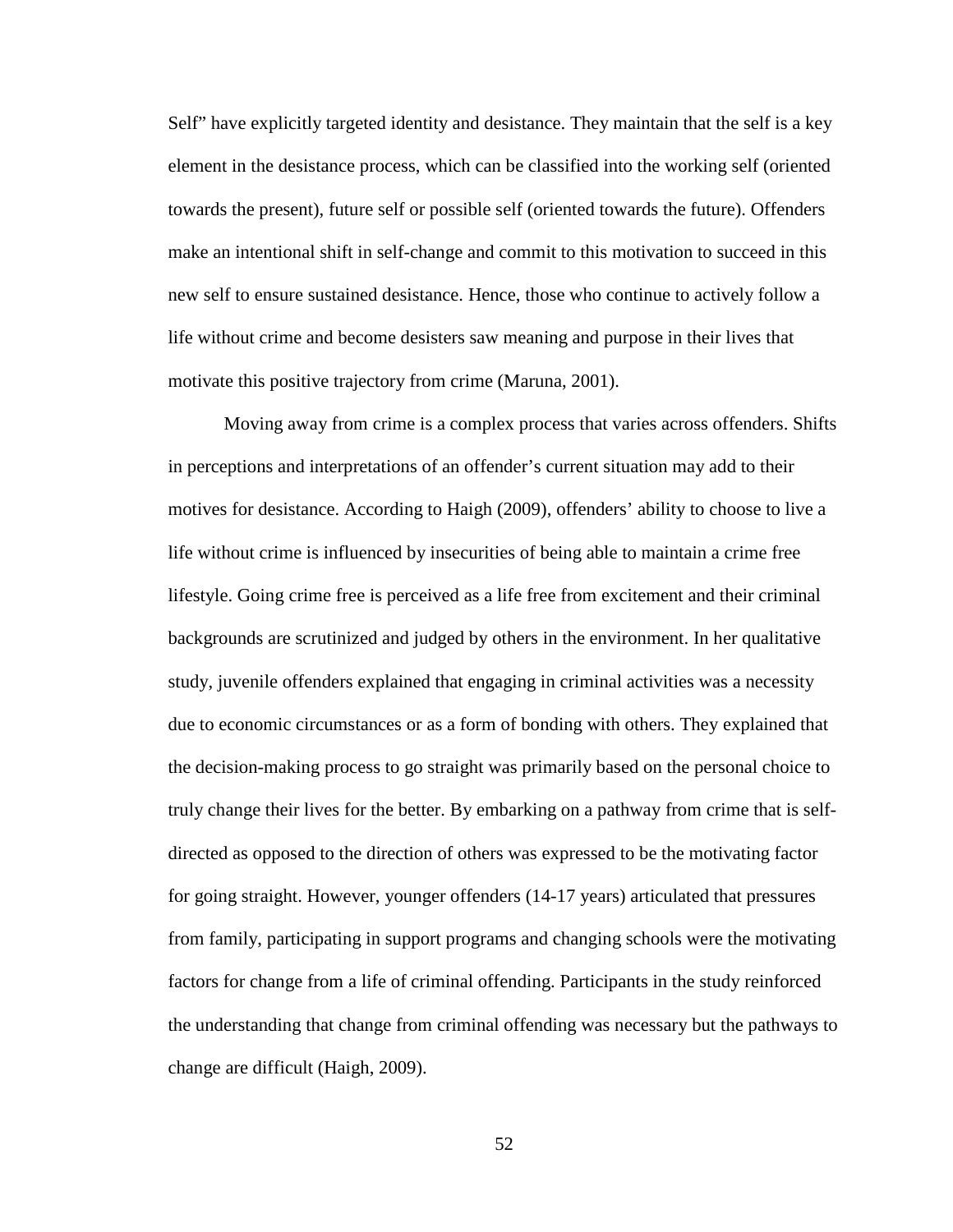Self" have explicitly targeted identity and desistance. They maintain that the self is a key element in the desistance process, which can be classified into the working self (oriented towards the present), future self or possible self (oriented towards the future). Offenders make an intentional shift in self-change and commit to this motivation to succeed in this new self to ensure sustained desistance. Hence, those who continue to actively follow a life without crime and become desisters saw meaning and purpose in their lives that motivate this positive trajectory from crime (Maruna, 2001).

Moving away from crime is a complex process that varies across offenders. Shifts in perceptions and interpretations of an offender's current situation may add to their motives for desistance. According to Haigh (2009), offenders' ability to choose to live a life without crime is influenced by insecurities of being able to maintain a crime free lifestyle. Going crime free is perceived as a life free from excitement and their criminal backgrounds are scrutinized and judged by others in the environment. In her qualitative study, juvenile offenders explained that engaging in criminal activities was a necessity due to economic circumstances or as a form of bonding with others. They explained that the decision-making process to go straight was primarily based on the personal choice to truly change their lives for the better. By embarking on a pathway from crime that is self-directed as opposed to the direction of others was expressed to be the motivating factor for going straight. However, younger offenders (14-17 years) articulated that pressures from family, participating in support programs and changing schools were the motivating factors for change from a life of criminal offending. Participants in the study reinforced the understanding that change from criminal offending was necessary but the pathways to change are difficult (Haigh, 2009).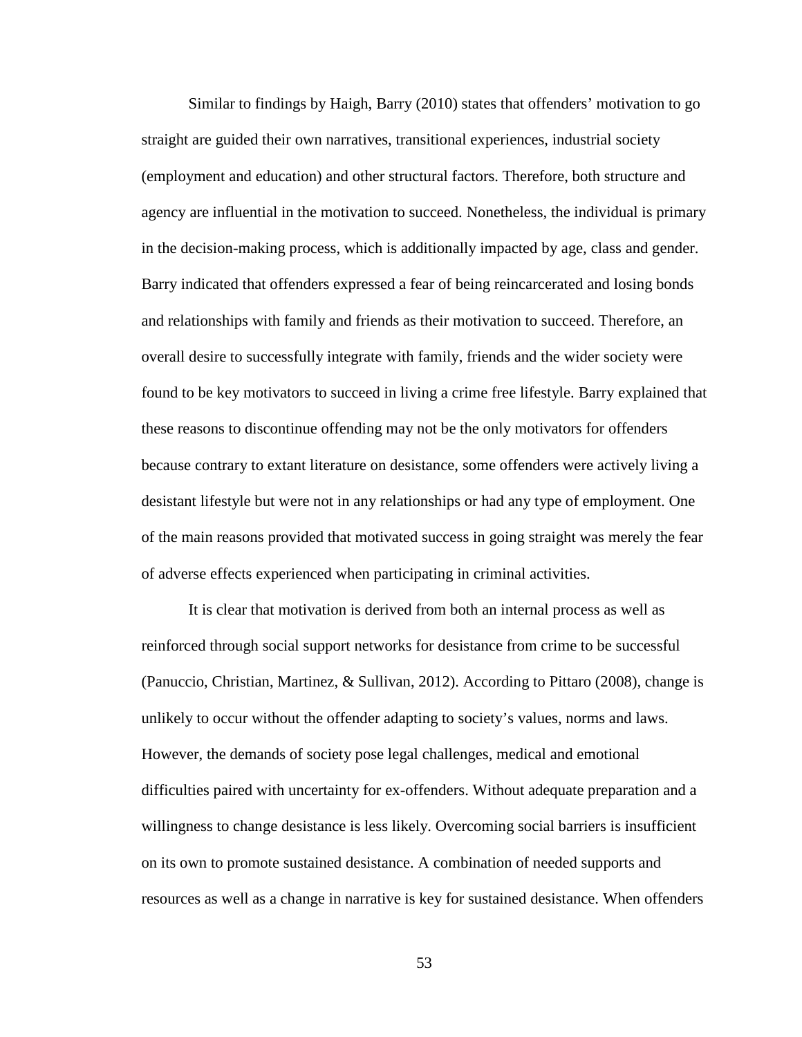Similar to findings by Haigh, Barry (2010) states that offenders' motivation to go straight are guided their own narratives, transitional experiences, industrial society (employment and education) and other structural factors. Therefore, both structure and agency are influential in the motivation to succeed. Nonetheless, the individual is primary in the decision-making process, which is additionally impacted by age, class and gender. Barry indicated that offenders expressed a fear of being reincarcerated and losing bonds and relationships with family and friends as their motivation to succeed. Therefore, an overall desire to successfully integrate with family, friends and the wider society were found to be key motivators to succeed in living a crime free lifestyle. Barry explained that these reasons to discontinue offending may not be the only motivators for offenders because contrary to extant literature on desistance, some offenders were actively living a desistant lifestyle but were not in any relationships or had any type of employment. One of the main reasons provided that motivated success in going straight was merely the fear of adverse effects experienced when participating in criminal activities.

It is clear that motivation is derived from both an internal process as well as reinforced through social support networks for desistance from crime to be successful (Panuccio, Christian, Martinez, & Sullivan, 2012). According to Pittaro (2008), change is unlikely to occur without the offender adapting to society's values, norms and laws. However, the demands of society pose legal challenges, medical and emotional difficulties paired with uncertainty for ex-offenders. Without adequate preparation and a willingness to change desistance is less likely. Overcoming social barriers is insufficient on its own to promote sustained desistance. A combination of needed supports and resources as well as a change in narrative is key for sustained desistance. When offenders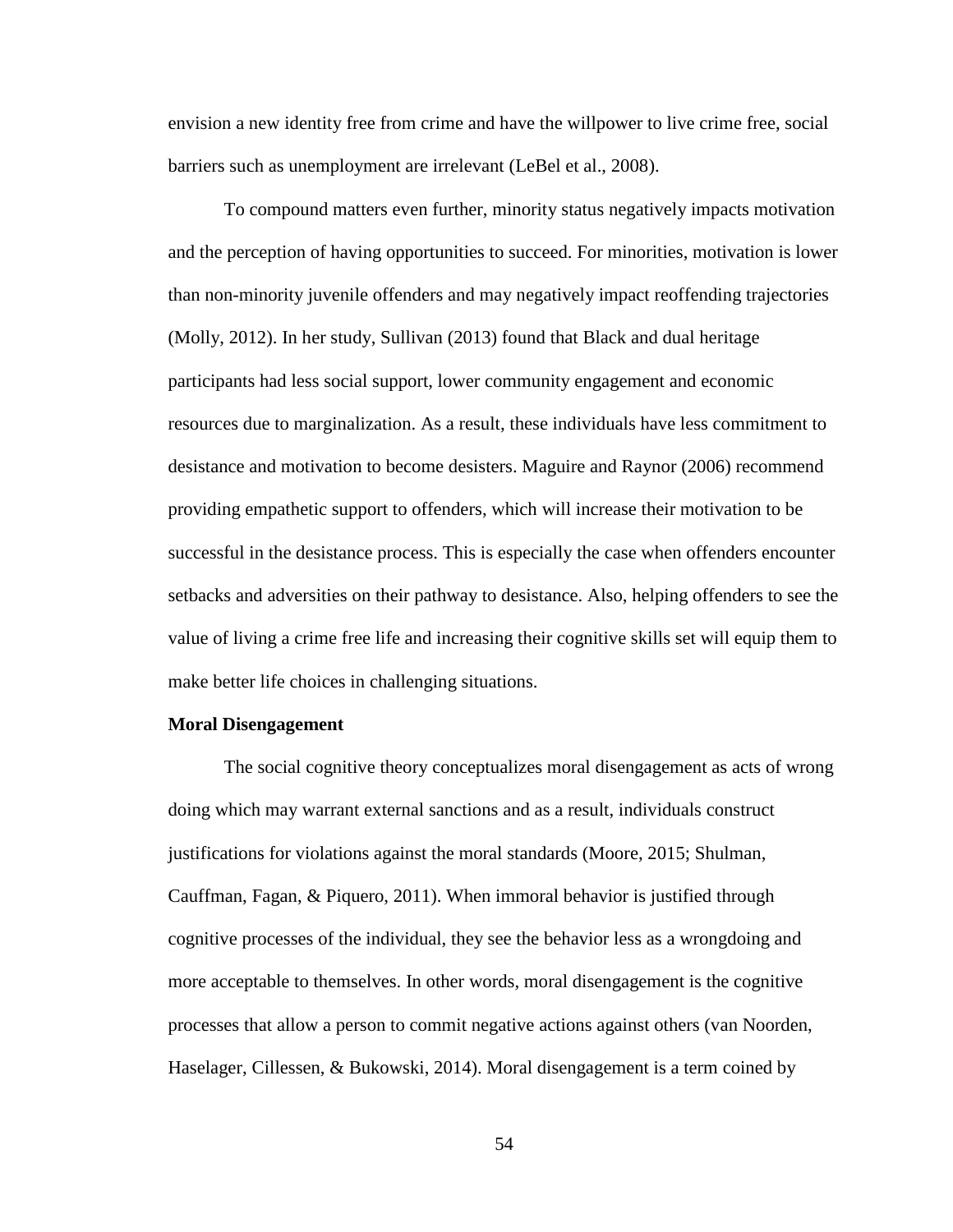envision a new identity free from crime and have the willpower to live crime free, social barriers such as unemployment are irrelevant (LeBel et al., 2008).

To compound matters even further, minority status negatively impacts motivation and the perception of having opportunities to succeed. For minorities, motivation is lower than non-minority juvenile offenders and may negatively impact reoffending trajectories (Molly, 2012). In her study, Sullivan (2013) found that Black and dual heritage participants had less social support, lower community engagement and economic resources due to marginalization. As a result, these individuals have less commitment to desistance and motivation to become desisters. Maguire and Raynor (2006) recommend providing empathetic support to offenders, which will increase their motivation to be successful in the desistance process. This is especially the case when offenders encounter setbacks and adversities on their pathway to desistance. Also, helping offenders to see the value of living a crime free life and increasing their cognitive skills set will equip them to make better life choices in challenging situations.

**Moral Disengagement**

The social cognitive theory conceptualizes moral disengagement as acts of wrong doing which may warrant external sanctions and as a result, individuals construct justifications for violations against the moral standards (Moore, 2015; Shulman, Cauffman, Fagan, & Piquero, 2011). When immoral behavior is justified through cognitive processes of the individual, they see the behavior less as a wrongdoing and more acceptable to themselves. In other words, moral disengagement is the cognitive processes that allow a person to commit negative actions against others (van Noorden, Haselager, Cillessen, & Bukowski, 2014). Moral disengagement is a term coined by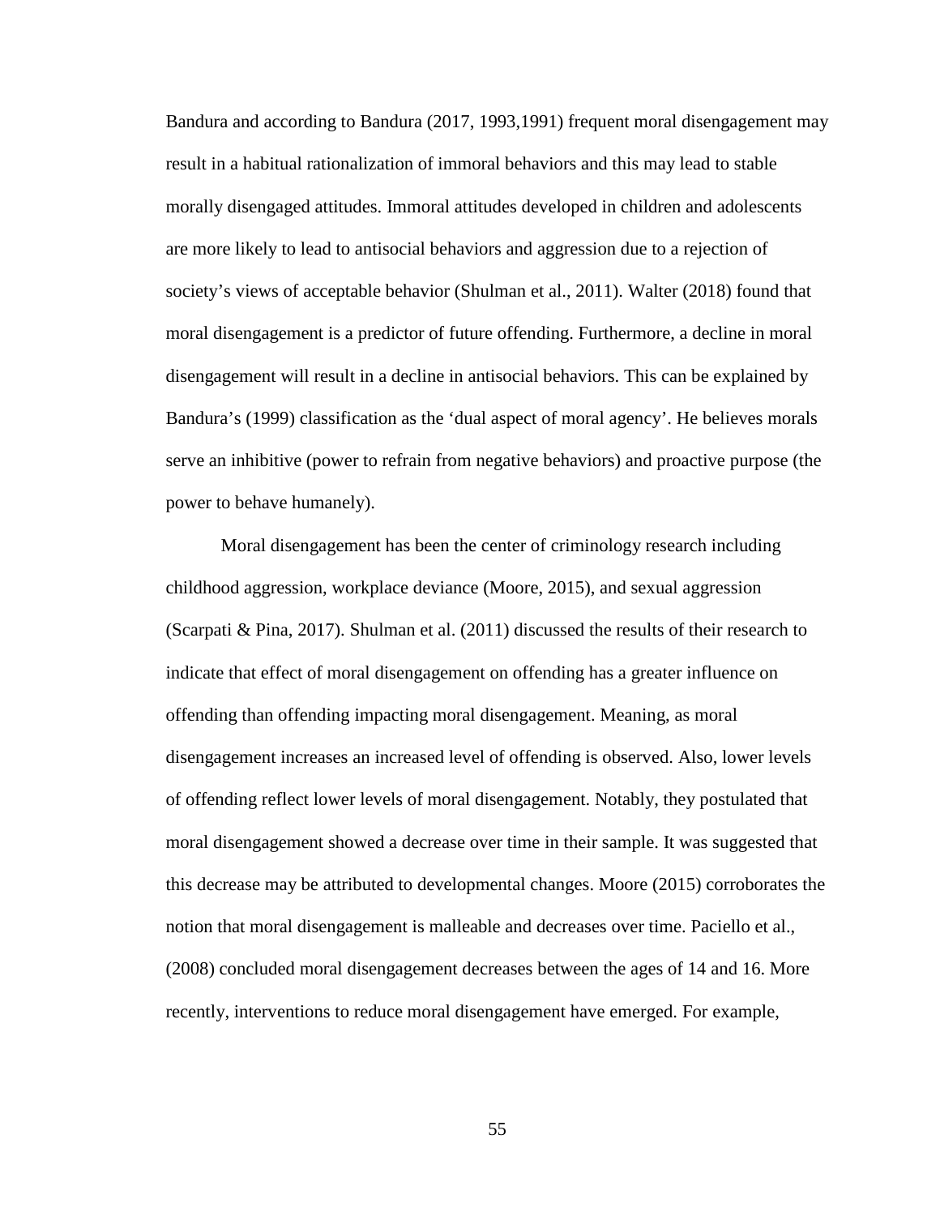Bandura and according to Bandura (2017, 1993,1991) frequent moral disengagement may result in a habitual rationalization of immoral behaviors and this may lead to stable morally disengaged attitudes. Immoral attitudes developed in children and adolescents are more likely to lead to antisocial behaviors and aggression due to a rejection of society's views of acceptable behavior (Shulman et al., 2011). Walter (2018) found that moral disengagement is a predictor of future offending. Furthermore, a decline in moral disengagement will result in a decline in antisocial behaviors. This can be explained by Bandura's (1999) classification as the 'dual aspect of moral agency'. He believes morals serve an inhibitive (power to refrain from negative behaviors) and proactive purpose (the power to behave humanely).

Moral disengagement has been the center of criminology research including childhood aggression, workplace deviance (Moore, 2015), and sexual aggression (Scarpati & Pina, 2017). Shulman et al. (2011) discussed the results of their research to indicate that effect of moral disengagement on offending has a greater influence on offending than offending impacting moral disengagement. Meaning, as moral disengagement increases an increased level of offending is observed. Also, lower levels of offending reflect lower levels of moral disengagement. Notably, they postulated that moral disengagement showed a decrease over time in their sample. It was suggested that this decrease may be attributed to developmental changes. Moore (2015) corroborates the notion that moral disengagement is malleable and decreases over time. Paciello et al., (2008) concluded moral disengagement decreases between the ages of 14 and 16. More recently, interventions to reduce moral disengagement have emerged. For example,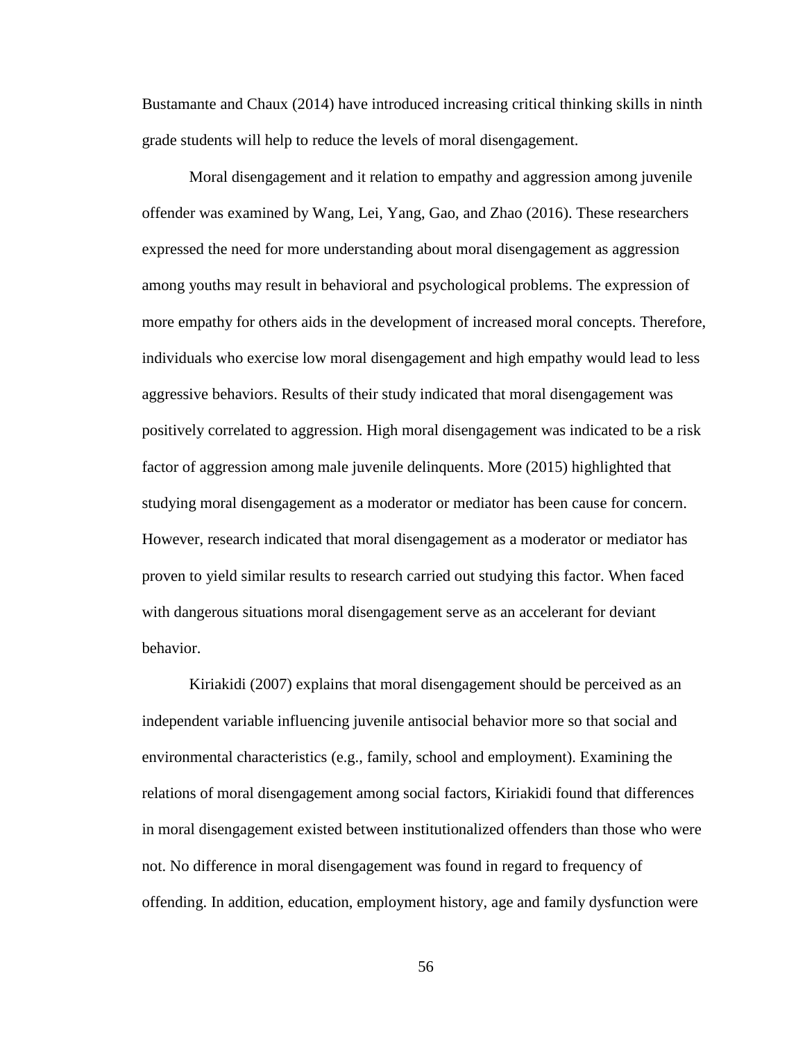Bustamante and Chaux (2014) have introduced increasing critical thinking skills in ninth grade students will help to reduce the levels of moral disengagement.

Moral disengagement and it relation to empathy and aggression among juvenile offender was examined by Wang, Lei, Yang, Gao, and Zhao (2016). These researchers expressed the need for more understanding about moral disengagement as aggression among youths may result in behavioral and psychological problems. The expression of more empathy for others aids in the development of increased moral concepts. Therefore, individuals who exercise low moral disengagement and high empathy would lead to less aggressive behaviors. Results of their study indicated that moral disengagement was positively correlated to aggression. High moral disengagement was indicated to be a risk factor of aggression among male juvenile delinquents. More (2015) highlighted that studying moral disengagement as a moderator or mediator has been cause for concern. However, research indicated that moral disengagement as a moderator or mediator has proven to yield similar results to research carried out studying this factor. When faced with dangerous situations moral disengagement serve as an accelerant for deviant behavior.

Kiriakidi (2007) explains that moral disengagement should be perceived as an independent variable influencing juvenile antisocial behavior more so that social and environmental characteristics (e.g., family, school and employment). Examining the relations of moral disengagement among social factors, Kiriakidi found that differences in moral disengagement existed between institutionalized offenders than those who were not. No difference in moral disengagement was found in regard to frequency of offending. In addition, education, employment history, age and family dysfunction were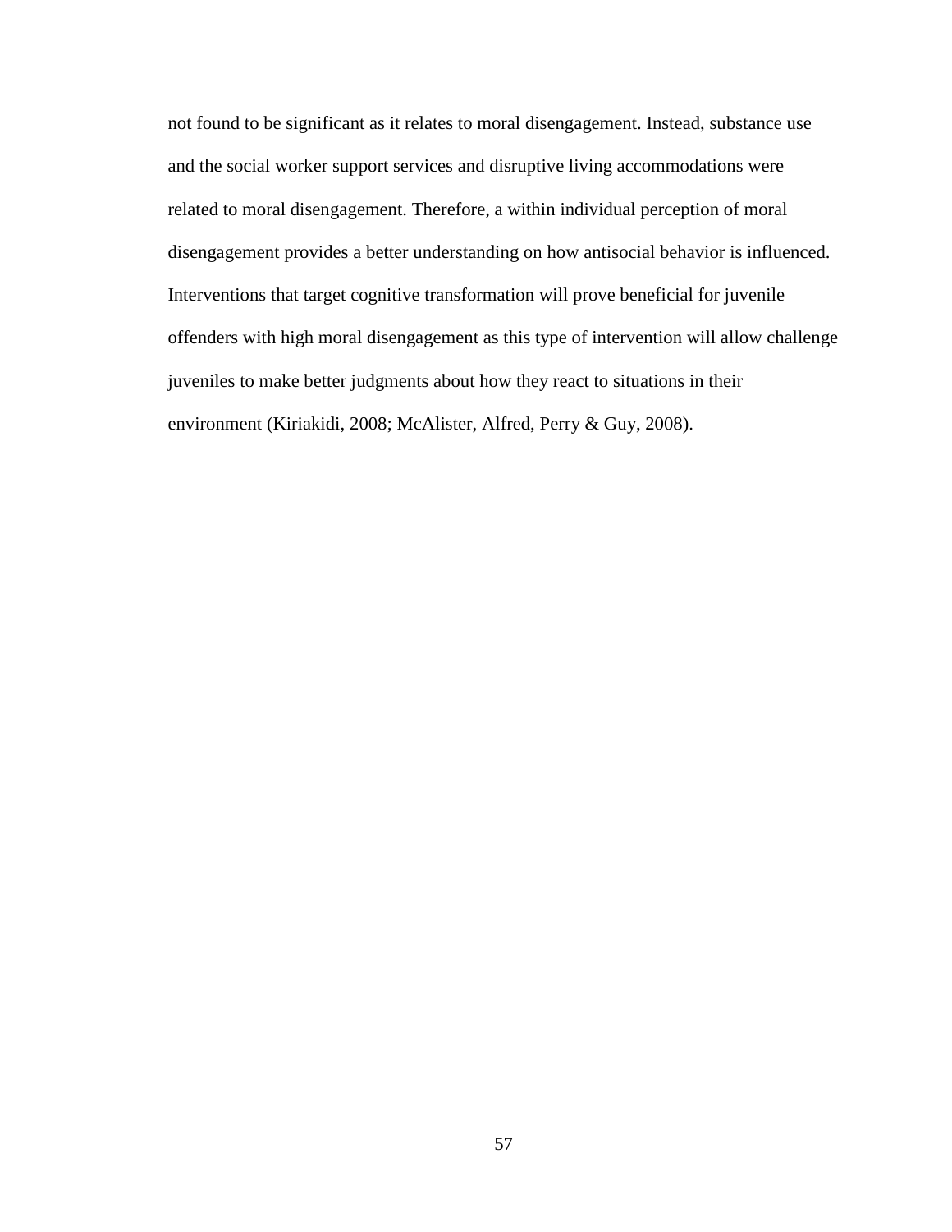not found to be significant as it relates to moral disengagement. Instead, substance use and the social worker support services and disruptive living accommodations were related to moral disengagement. Therefore, a within individual perception of moral disengagement provides a better understanding on how antisocial behavior is influenced. Interventions that target cognitive transformation will prove beneficial for juvenile offenders with high moral disengagement as this type of intervention will allow challenge juveniles to make better judgments about how they react to situations in their environment (Kiriakidi, 2008; McAlister, Alfred, Perry & Guy, 2008).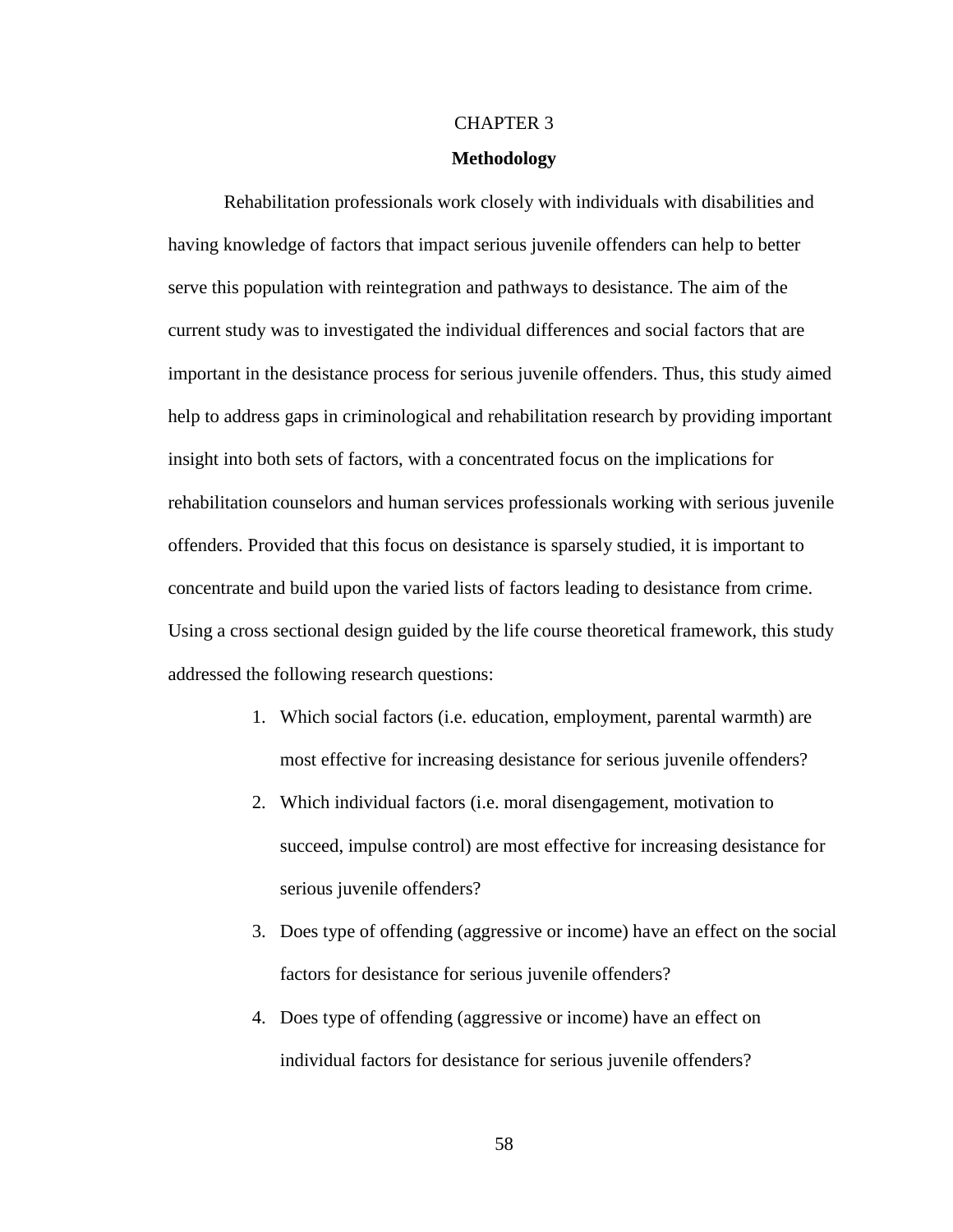# CHAPTER 3

## Methodology

Rehabilitation professionals work closely with individuals with disabilities and having knowledge of factors that impact serious juvenile offenders can help to better serve this population with reintegration and pathways to desistance. The aim of the current study was to investigated the individual differences and social factors that are important in the desistance process for serious juvenile offenders. Thus, this study aimed help to address gaps in criminological and rehabilitation research by providing important insight into both sets of factors, with a concentrated focus on the implications for rehabilitation counselors and human services professionals working with serious juvenile offenders. Provided that this focus on desistance is sparsely studied, it is important to concentrate and build upon the varied lists of factors leading to desistance from crime. Using a cross sectional design guided by the life course theoretical framework, this study addressed the following research questions:

1. Which social factors (i.e. education, employment, parental warmth) are most effective for increasing desistance for serious juvenile offenders?
2. Which individual factors (i.e. moral disengagement, motivation to succeed, impulse control) are most effective for increasing desistance for serious juvenile offenders?
3. Does type of offending (aggressive or income) have an effect on the social factors for desistance for serious juvenile offenders?
4. Does type of offending (aggressive or income) have an effect on individual factors for desistance for serious juvenile offenders?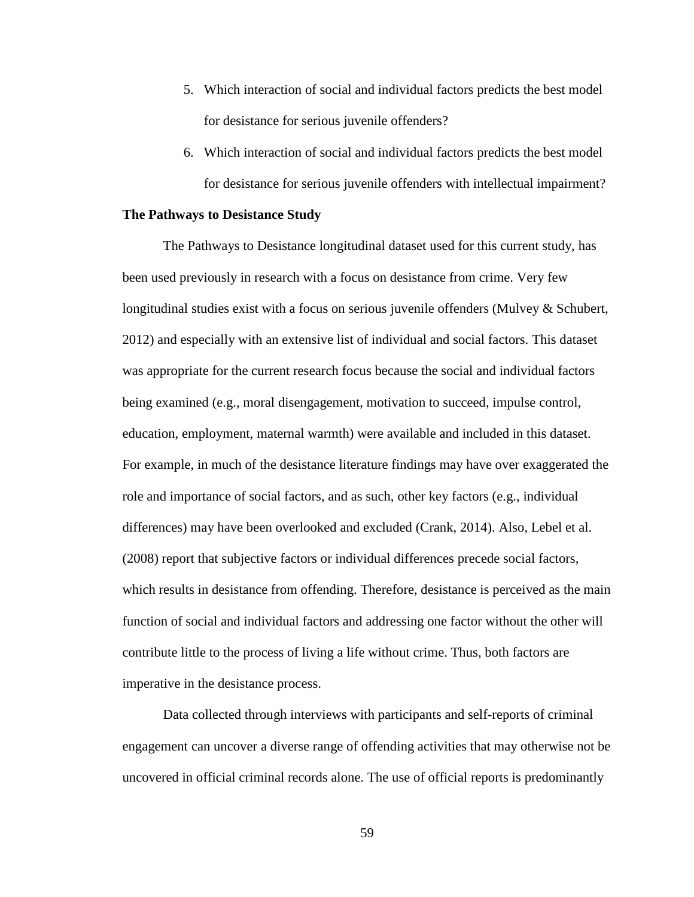5. Which interaction of social and individual factors predicts the best model for desistance for serious juvenile offenders?
6. Which interaction of social and individual factors predicts the best model for desistance for serious juvenile offenders with intellectual impairment?

**The Pathways to Desistance Study**

The Pathways to Desistance longitudinal dataset used for this current study, has been used previously in research with a focus on desistance from crime. Very few longitudinal studies exist with a focus on serious juvenile offenders (Mulvey & Schubert, 2012) and especially with an extensive list of individual and social factors. This dataset was appropriate for the current research focus because the social and individual factors being examined (e.g., moral disengagement, motivation to succeed, impulse control, education, employment, maternal warmth) were available and included in this dataset. For example, in much of the desistance literature findings may have over exaggerated the role and importance of social factors, and as such, other key factors (e.g., individual differences) may have been overlooked and excluded (Crank, 2014). Also, Lebel et al. (2008) report that subjective factors or individual differences precede social factors, which results in desistance from offending. Therefore, desistance is perceived as the main function of social and individual factors and addressing one factor without the other will contribute little to the process of living a life without crime. Thus, both factors are imperative in the desistance process.

Data collected through interviews with participants and self-reports of criminal engagement can uncover a diverse range of offending activities that may otherwise not be uncovered in official criminal records alone. The use of official reports is predominantly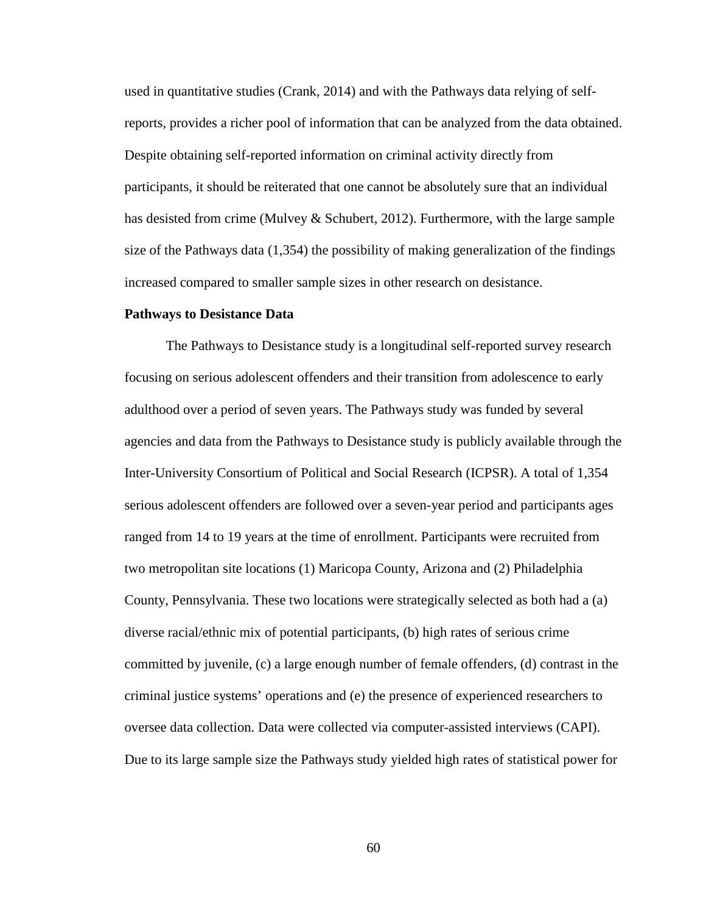used in quantitative studies (Crank, 2014) and with the Pathways data relying of self-reports, provides a richer pool of information that can be analyzed from the data obtained. Despite obtaining self-reported information on criminal activity directly from participants, it should be reiterated that one cannot be absolutely sure that an individual has desisted from crime (Mulvey & Schubert, 2012). Furthermore, with the large sample size of the Pathways data (1,354) the possibility of making generalization of the findings increased compared to smaller sample sizes in other research on desistance.

**Pathways to Desistance Data**

The Pathways to Desistance study is a longitudinal self-reported survey research focusing on serious adolescent offenders and their transition from adolescence to early adulthood over a period of seven years. The Pathways study was funded by several agencies and data from the Pathways to Desistance study is publicly available through the Inter-University Consortium of Political and Social Research (ICPSR). A total of 1,354 serious adolescent offenders are followed over a seven-year period and participants ages ranged from 14 to 19 years at the time of enrollment. Participants were recruited from two metropolitan site locations (1) Maricopa County, Arizona and (2) Philadelphia County, Pennsylvania. These two locations were strategically selected as both had a (a) diverse racial/ethnic mix of potential participants, (b) high rates of serious crime committed by juvenile, (c) a large enough number of female offenders, (d) contrast in the criminal justice systems' operations and (e) the presence of experienced researchers to oversee data collection. Data were collected via computer-assisted interviews (CAPI). Due to its large sample size the Pathways study yielded high rates of statistical power for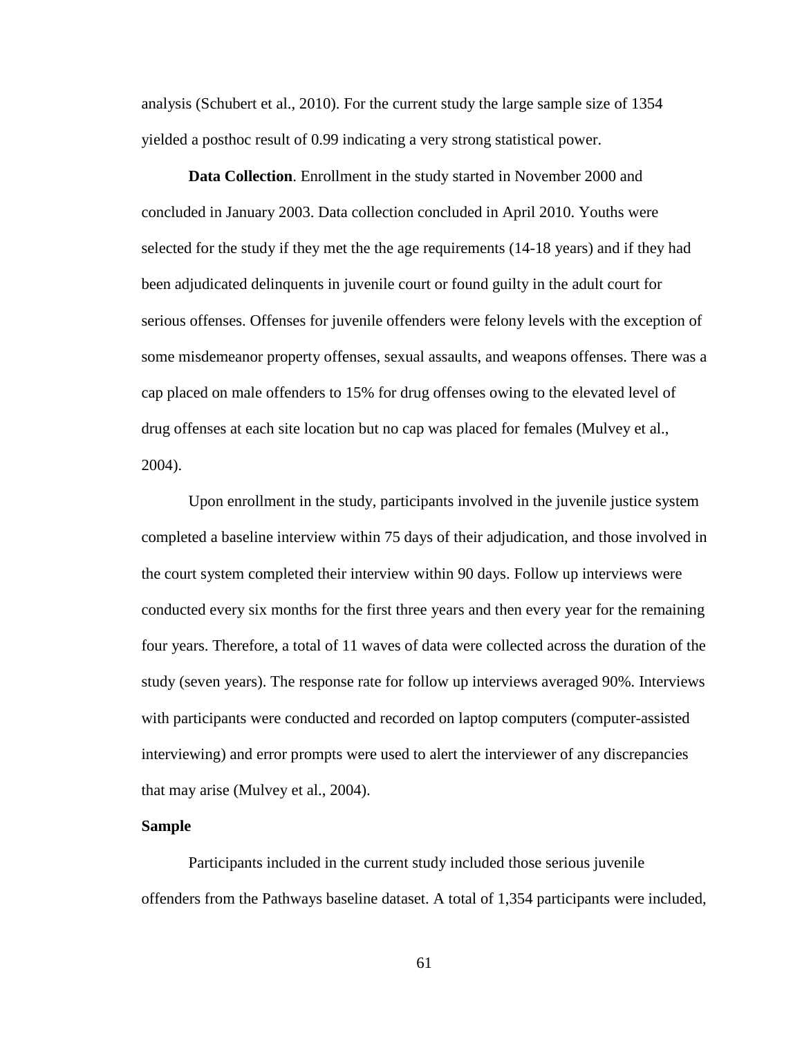analysis (Schubert et al., 2010). For the current study the large sample size of 1354 yielded a posthoc result of 0.99 indicating a very strong statistical power.

**Data Collection**. Enrollment in the study started in November 2000 and concluded in January 2003. Data collection concluded in April 2010. Youths were selected for the study if they met the the age requirements (14-18 years) and if they had been adjudicated delinquents in juvenile court or found guilty in the adult court for serious offenses. Offenses for juvenile offenders were felony levels with the exception of some misdemeanor property offenses, sexual assaults, and weapons offenses. There was a cap placed on male offenders to 15% for drug offenses owing to the elevated level of drug offenses at each site location but no cap was placed for females (Mulvey et al., 2004).

Upon enrollment in the study, participants involved in the juvenile justice system completed a baseline interview within 75 days of their adjudication, and those involved in the court system completed their interview within 90 days. Follow up interviews were conducted every six months for the first three years and then every year for the remaining four years. Therefore, a total of 11 waves of data were collected across the duration of the study (seven years). The response rate for follow up interviews averaged 90%. Interviews with participants were conducted and recorded on laptop computers (computer-assisted interviewing) and error prompts were used to alert the interviewer of any discrepancies that may arise (Mulvey et al., 2004).

**Sample**

Participants included in the current study included those serious juvenile offenders from the Pathways baseline dataset. A total of 1,354 participants were included,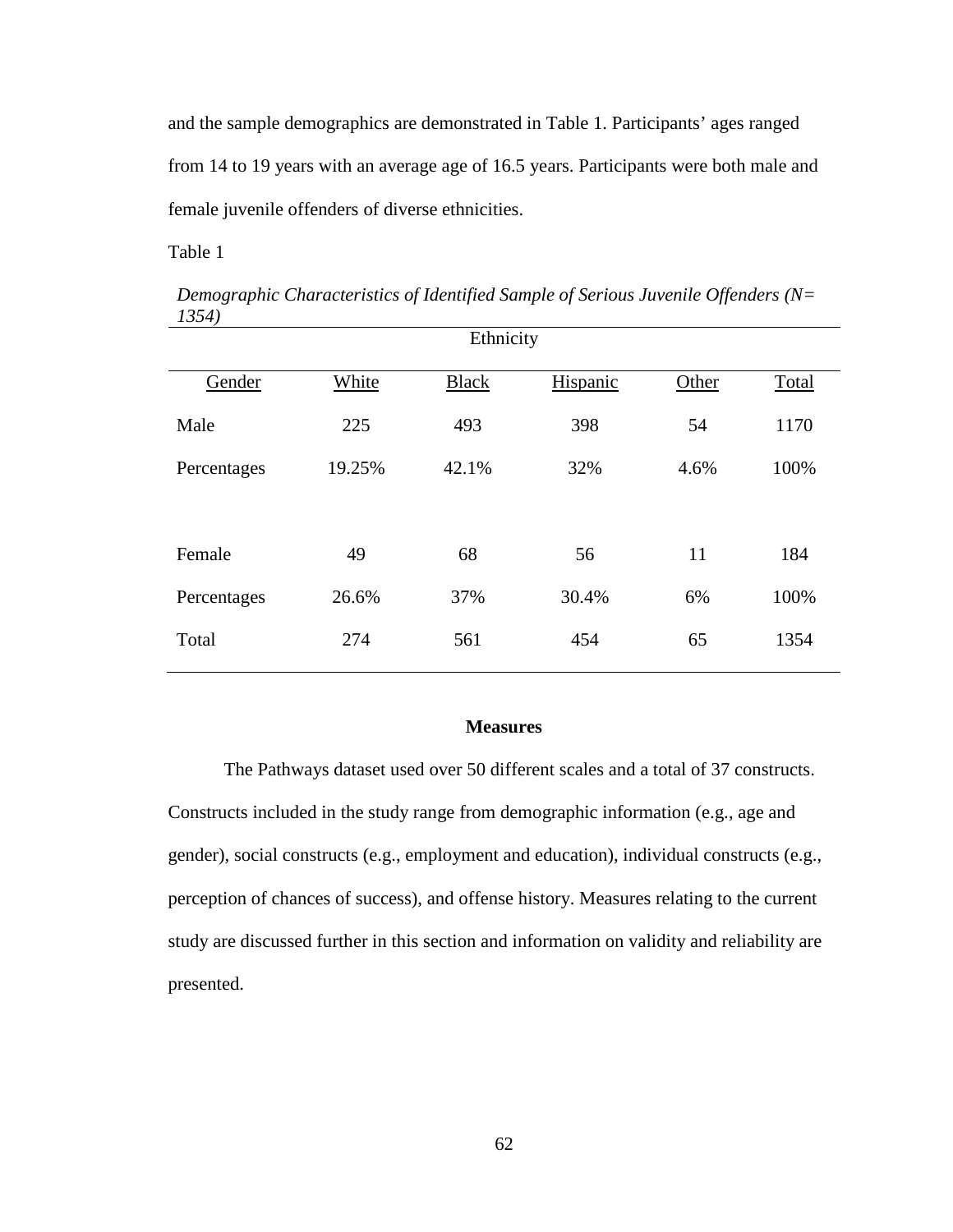and the sample demographics are demonstrated in Table 1. Participants' ages ranged from 14 to 19 years with an average age of 16.5 years. Participants were both male and female juvenile offenders of diverse ethnicities.

Table 1

*Demographic Characteristics of Identified Sample of Serious Juvenile Offenders (N= 1354)*

| | Ethnicity | | | | |
|---|---|---|---|---|---|
| Gender | White | Black | Hispanic | Other | Total |
| Male | 225 | 493 | 398 | 54 | 1170 |
| Percentages | 19.25% | 42.1% | 32% | 4.6% | 100% |
| | | | | | |
| Female | 49 | 68 | 56 | 11 | 184 |
| Percentages | 26.6% | 37% | 30.4% | 6% | 100% |
| Total | 274 | 561 | 454 | 65 | 1354 |

**Measures**

The Pathways dataset used over 50 different scales and a total of 37 constructs. Constructs included in the study range from demographic information (e.g., age and gender), social constructs (e.g., employment and education), individual constructs (e.g., perception of chances of success), and offense history. Measures relating to the current study are discussed further in this section and information on validity and reliability are presented.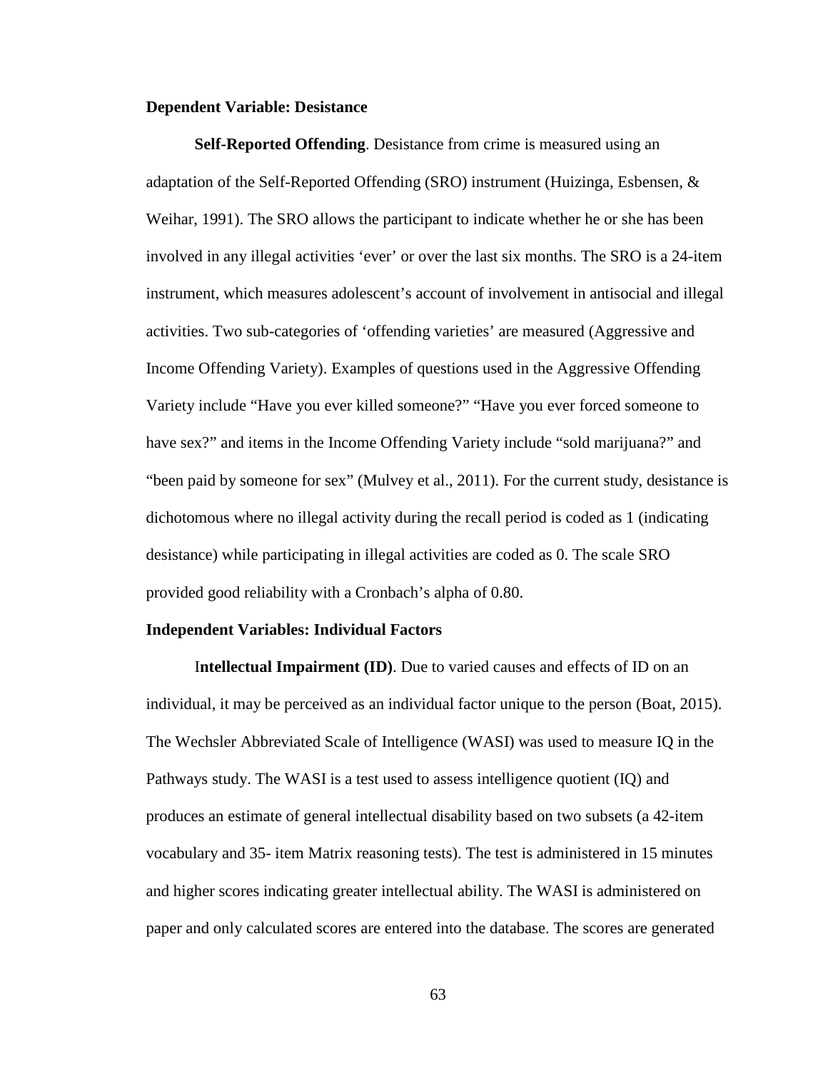**Dependent Variable: Desistance**

**Self-Reported Offending**. Desistance from crime is measured using an adaptation of the Self-Reported Offending (SRO) instrument (Huizinga, Esbensen, & Weihar, 1991). The SRO allows the participant to indicate whether he or she has been involved in any illegal activities 'ever' or over the last six months. The SRO is a 24-item instrument, which measures adolescent's account of involvement in antisocial and illegal activities. Two sub-categories of 'offending varieties' are measured (Aggressive and Income Offending Variety). Examples of questions used in the Aggressive Offending Variety include "Have you ever killed someone?" "Have you ever forced someone to have sex?" and items in the Income Offending Variety include "sold marijuana?" and "been paid by someone for sex" (Mulvey et al., 2011). For the current study, desistance is dichotomous where no illegal activity during the recall period is coded as 1 (indicating desistance) while participating in illegal activities are coded as 0. The scale SRO provided good reliability with a Cronbach's alpha of 0.80.

**Independent Variables: Individual Factors**

**Intellectual Impairment (ID)**. Due to varied causes and effects of ID on an individual, it may be perceived as an individual factor unique to the person (Boat, 2015). The Wechsler Abbreviated Scale of Intelligence (WASI) was used to measure IQ in the Pathways study. The WASI is a test used to assess intelligence quotient (IQ) and produces an estimate of general intellectual disability based on two subsets (a 42-item vocabulary and 35- item Matrix reasoning tests). The test is administered in 15 minutes and higher scores indicating greater intellectual ability. The WASI is administered on paper and only calculated scores are entered into the database. The scores are generated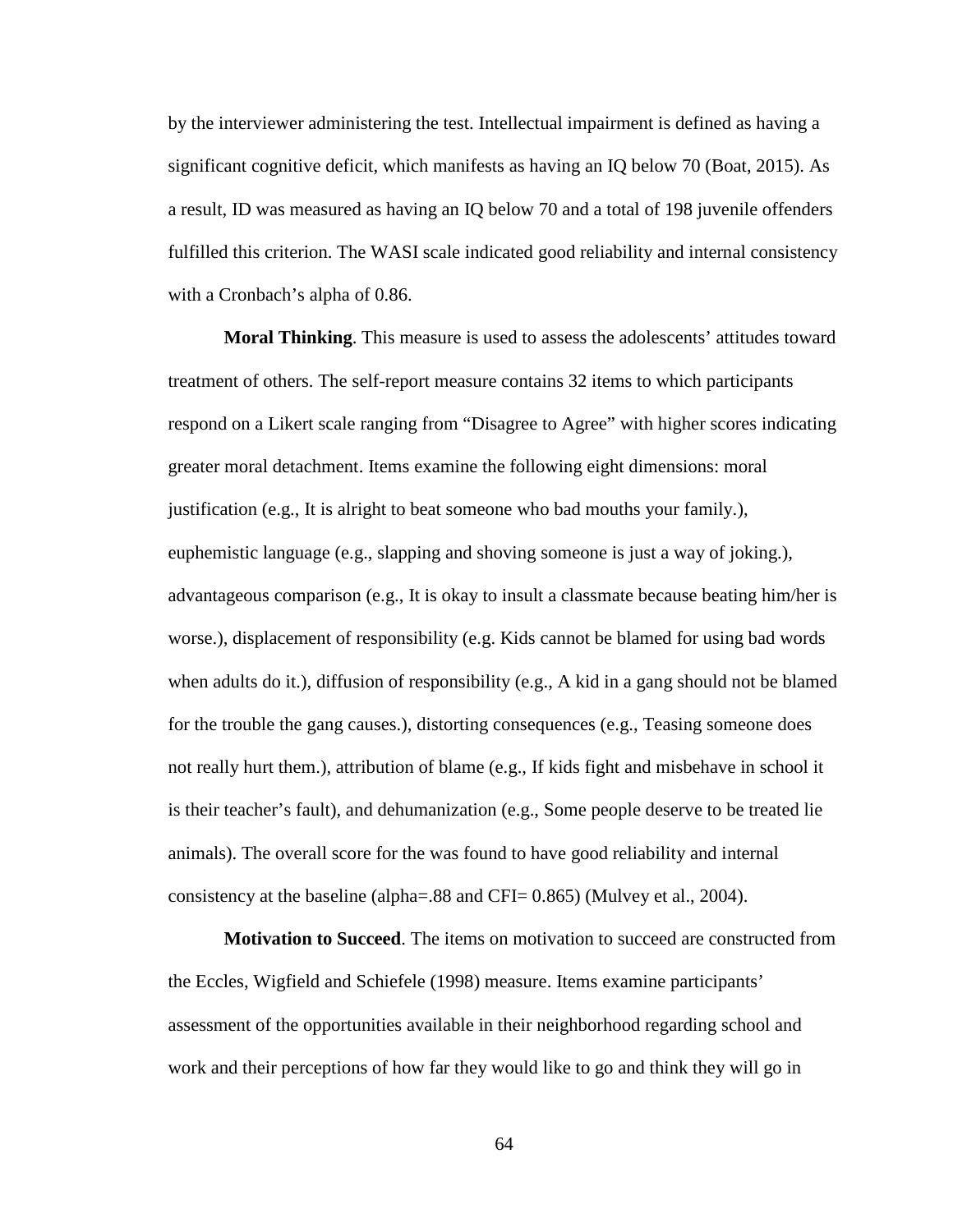by the interviewer administering the test. Intellectual impairment is defined as having a significant cognitive deficit, which manifests as having an IQ below 70 (Boat, 2015). As a result, ID was measured as having an IQ below 70 and a total of 198 juvenile offenders fulfilled this criterion. The WASI scale indicated good reliability and internal consistency with a Cronbach's alpha of 0.86.

**Moral Thinking**. This measure is used to assess the adolescents' attitudes toward treatment of others. The self-report measure contains 32 items to which participants respond on a Likert scale ranging from "Disagree to Agree" with higher scores indicating greater moral detachment. Items examine the following eight dimensions: moral justification (e.g., It is alright to beat someone who bad mouths your family.), euphemistic language (e.g., slapping and shoving someone is just a way of joking.), advantageous comparison (e.g., It is okay to insult a classmate because beating him/her is worse.), displacement of responsibility (e.g. Kids cannot be blamed for using bad words when adults do it.), diffusion of responsibility (e.g., A kid in a gang should not be blamed for the trouble the gang causes.), distorting consequences (e.g., Teasing someone does not really hurt them.), attribution of blame (e.g., If kids fight and misbehave in school it is their teacher's fault), and dehumanization (e.g., Some people deserve to be treated lie animals). The overall score for the was found to have good reliability and internal consistency at the baseline (alpha=.88 and CFI= 0.865) (Mulvey et al., 2004).

**Motivation to Succeed**. The items on motivation to succeed are constructed from the Eccles, Wigfield and Schiefele (1998) measure. Items examine participants' assessment of the opportunities available in their neighborhood regarding school and work and their perceptions of how far they would like to go and think they will go in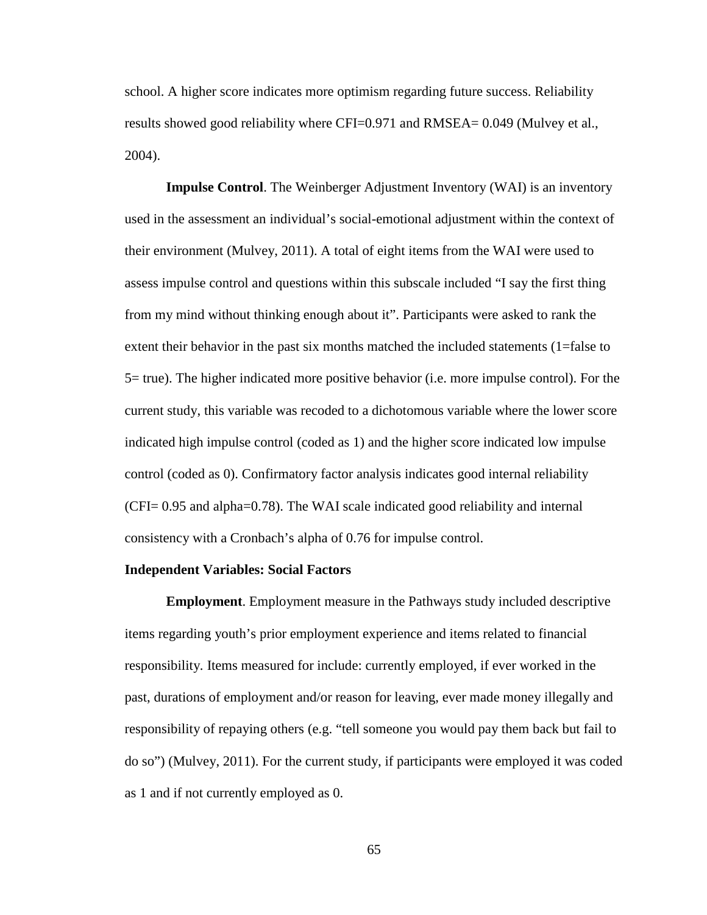school. A higher score indicates more optimism regarding future success. Reliability results showed good reliability where CFI=0.971 and RMSEA= 0.049 (Mulvey et al., 2004).

**Impulse Control**. The Weinberger Adjustment Inventory (WAI) is an inventory used in the assessment an individual's social-emotional adjustment within the context of their environment (Mulvey, 2011). A total of eight items from the WAI were used to assess impulse control and questions within this subscale included "I say the first thing from my mind without thinking enough about it". Participants were asked to rank the extent their behavior in the past six months matched the included statements (1=false to 5= true). The higher indicated more positive behavior (i.e. more impulse control). For the current study, this variable was recoded to a dichotomous variable where the lower score indicated high impulse control (coded as 1) and the higher score indicated low impulse control (coded as 0). Confirmatory factor analysis indicates good internal reliability (CFI= 0.95 and alpha=0.78). The WAI scale indicated good reliability and internal consistency with a Cronbach's alpha of 0.76 for impulse control.

**Independent Variables: Social Factors**

**Employment**. Employment measure in the Pathways study included descriptive items regarding youth's prior employment experience and items related to financial responsibility. Items measured for include: currently employed, if ever worked in the past, durations of employment and/or reason for leaving, ever made money illegally and responsibility of repaying others (e.g. "tell someone you would pay them back but fail to do so") (Mulvey, 2011). For the current study, if participants were employed it was coded as 1 and if not currently employed as 0.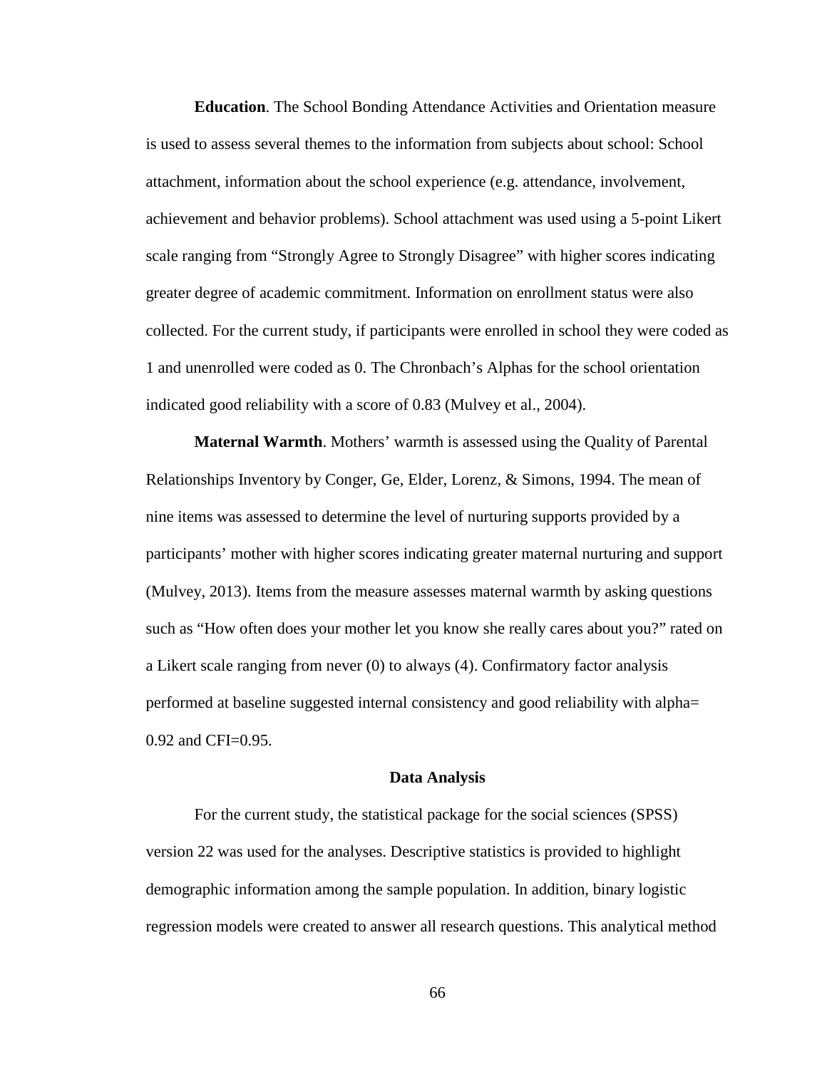**Education**. The School Bonding Attendance Activities and Orientation measure is used to assess several themes to the information from subjects about school: School attachment, information about the school experience (e.g. attendance, involvement, achievement and behavior problems). School attachment was used using a 5-point Likert scale ranging from "Strongly Agree to Strongly Disagree" with higher scores indicating greater degree of academic commitment. Information on enrollment status were also collected. For the current study, if participants were enrolled in school they were coded as 1 and unenrolled were coded as 0. The Chronbach's Alphas for the school orientation indicated good reliability with a score of 0.83 (Mulvey et al., 2004).

**Maternal Warmth**. Mothers' warmth is assessed using the Quality of Parental Relationships Inventory by Conger, Ge, Elder, Lorenz, & Simons, 1994. The mean of nine items was assessed to determine the level of nurturing supports provided by a participants' mother with higher scores indicating greater maternal nurturing and support (Mulvey, 2013). Items from the measure assesses maternal warmth by asking questions such as "How often does your mother let you know she really cares about you?" rated on a Likert scale ranging from never (0) to always (4). Confirmatory factor analysis performed at baseline suggested internal consistency and good reliability with alpha= 0.92 and CFI=0.95.

## Data Analysis

For the current study, the statistical package for the social sciences (SPSS) version 22 was used for the analyses. Descriptive statistics is provided to highlight demographic information among the sample population. In addition, binary logistic regression models were created to answer all research questions. This analytical method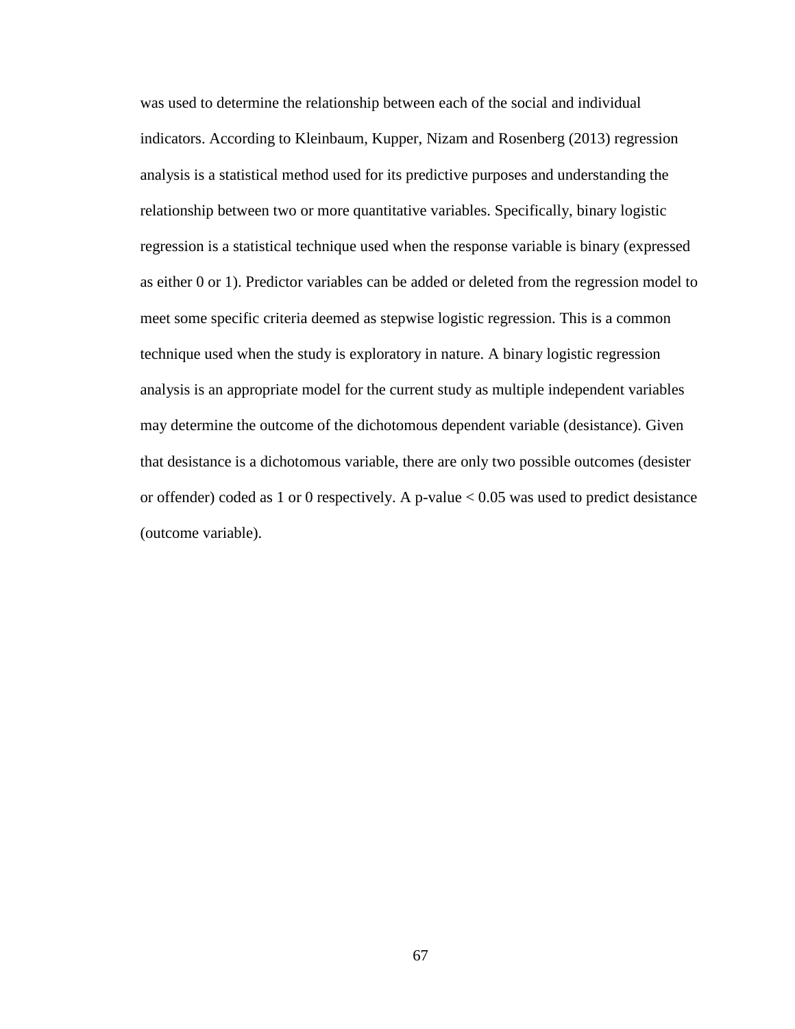was used to determine the relationship between each of the social and individual indicators. According to Kleinbaum, Kupper, Nizam and Rosenberg (2013) regression analysis is a statistical method used for its predictive purposes and understanding the relationship between two or more quantitative variables. Specifically, binary logistic regression is a statistical technique used when the response variable is binary (expressed as either 0 or 1). Predictor variables can be added or deleted from the regression model to meet some specific criteria deemed as stepwise logistic regression. This is a common technique used when the study is exploratory in nature. A binary logistic regression analysis is an appropriate model for the current study as multiple independent variables may determine the outcome of the dichotomous dependent variable (desistance). Given that desistance is a dichotomous variable, there are only two possible outcomes (desister or offender) coded as 1 or 0 respectively. A p-value $< 0.05$ was used to predict desistance (outcome variable).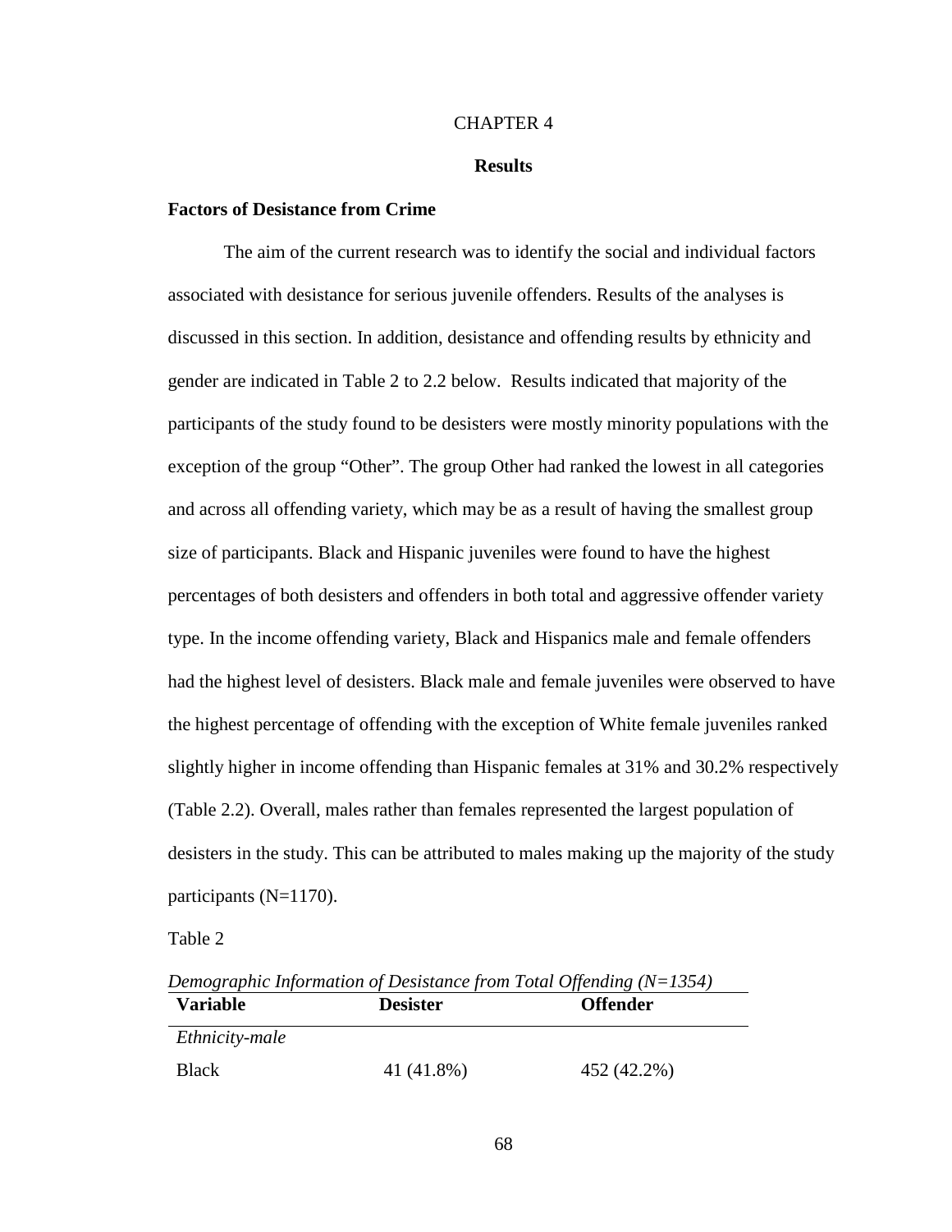CHAPTER 4

## Results

### Factors of Desistance from Crime

The aim of the current research was to identify the social and individual factors associated with desistance for serious juvenile offenders. Results of the analyses is discussed in this section. In addition, desistance and offending results by ethnicity and gender are indicated in Table 2 to 2.2 below. Results indicated that majority of the participants of the study found to be desisters were mostly minority populations with the exception of the group "Other". The group Other had ranked the lowest in all categories and across all offending variety, which may be as a result of having the smallest group size of participants. Black and Hispanic juveniles were found to have the highest percentages of both desisters and offenders in both total and aggressive offender variety type. In the income offending variety, Black and Hispanics male and female offenders had the highest level of desisters. Black male and female juveniles were observed to have the highest percentage of offending with the exception of White female juveniles ranked slightly higher in income offending than Hispanic females at 31% and 30.2% respectively (Table 2.2). Overall, males rather than females represented the largest population of desisters in the study. This can be attributed to males making up the majority of the study participants (N=1170).

Table 2

*Demographic Information of Desistance from Total Offending (N=1354)*

| Variable | Desister | Offender |
|---|---|---|
| *Ethnicity-male* | | |
| Black | 41 (41.8%) | 452 (42.2%) |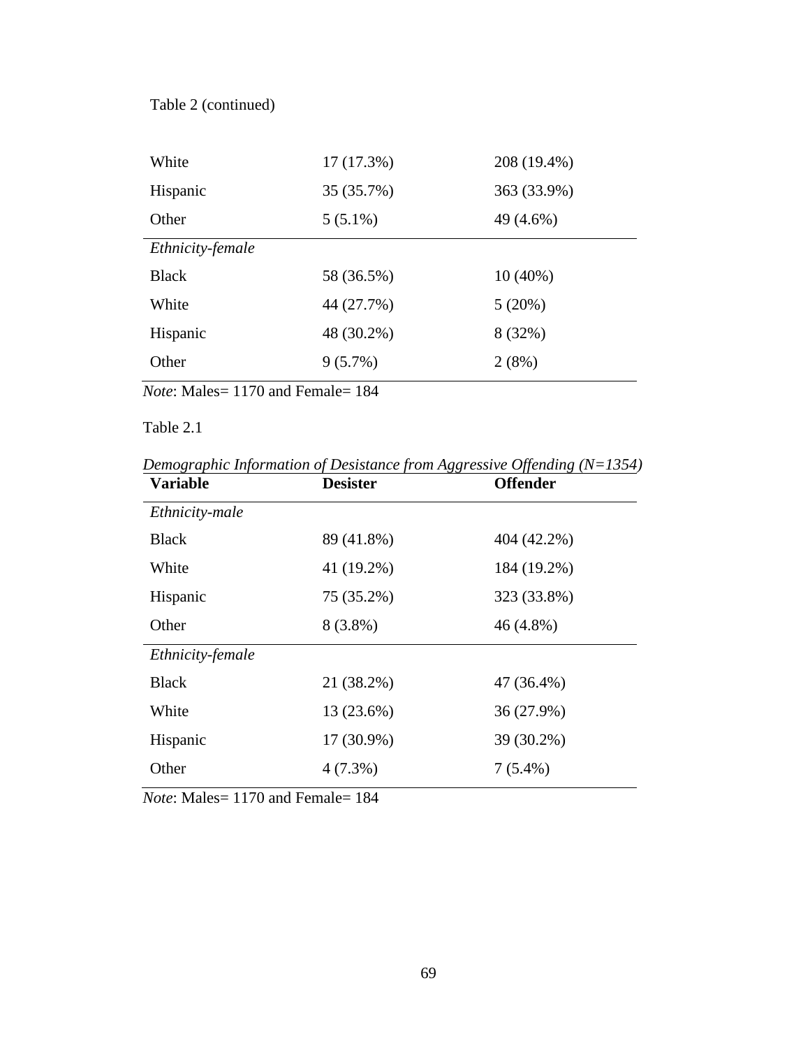Table 2 (continued)

| | | |
|---|---|---|
| White | 17 (17.3%) | 208 (19.4%) |
| Hispanic | 35 (35.7%) | 363 (33.9%) |
| Other | 5 (5.1%) | 49 (4.6%) |
| *Ethnicity-female* | | |
| Black | 58 (36.5%) | 10 (40%) |
| White | 44 (27.7%) | 5 (20%) |
| Hispanic | 48 (30.2%) | 8 (32%) |
| Other | 9 (5.7%) | 2 (8%) |

*Note*: Males= 1170 and Female= 184

Table 2.1

*Demographic Information of Desistance from Aggressive Offending (N=1354)*

| **Variable** | **Desister** | **Offender** |
|---|---|---|
| *Ethnicity-male* | | |
| Black | 89 (41.8%) | 404 (42.2%) |
| White | 41 (19.2%) | 184 (19.2%) |
| Hispanic | 75 (35.2%) | 323 (33.8%) |
| Other | 8 (3.8%) | 46 (4.8%) |
| *Ethnicity-female* | | |
| Black | 21 (38.2%) | 47 (36.4%) |
| White | 13 (23.6%) | 36 (27.9%) |
| Hispanic | 17 (30.9%) | 39 (30.2%) |
| Other | 4 (7.3%) | 7 (5.4%) |

*Note*: Males= 1170 and Female= 184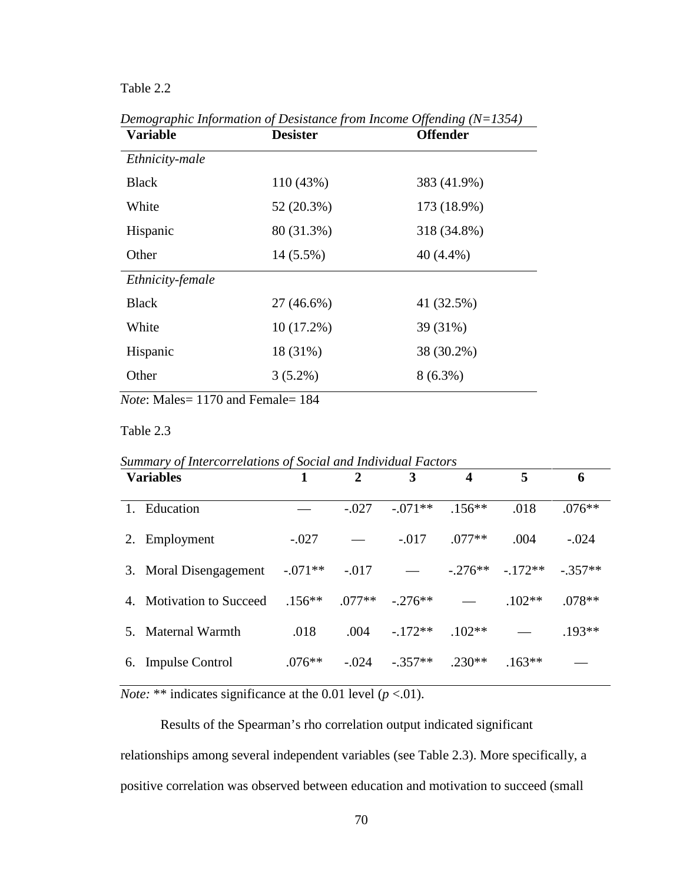Table 2.2

*Demographic Information of Desistance from Income Offending (N=1354)*

| Variable | Desister | Offender |
|---|---|---|
| *Ethnicity-male* | | |
| Black | 110 (43%) | 383 (41.9%) |
| White | 52 (20.3%) | 173 (18.9%) |
| Hispanic | 80 (31.3%) | 318 (34.8%) |
| Other | 14 (5.5%) | 40 (4.4%) |
| *Ethnicity-female* | | |
| Black | 27 (46.6%) | 41 (32.5%) |
| White | 10 (17.2%) | 39 (31%) |
| Hispanic | 18 (31%) | 38 (30.2%) |
| Other | 3 (5.2%) | 8 (6.3%) |

*Note*: Males= 1170 and Female= 184

Table 2.3

*Summary of Intercorrelations of Social and Individual Factors*

| Variables | 1 | 2 | 3 | 4 | 5 | 6 |
|---|---|---|---|---|---|---|
| 1. Education | — | -.027 | -.071** | .156** | .018 | .076** |
| 2. Employment | -.027 | — | -.017 | .077** | .004 | -.024 |
| 3. Moral Disengagement | -.071** | -.017 | — | -.276** | -.172** | -.357** |
| 4. Motivation to Succeed | .156** | .077** | -.276** | — | .102** | .078** |
| 5. Maternal Warmth | .018 | .004 | -.172** | .102** | — | .193** |
| 6. Impulse Control | .076** | -.024 | -.357** | .230** | .163** | — |

*Note:* ** indicates significance at the 0.01 level ($p$ <.01).

Results of the Spearman's rho correlation output indicated significant relationships among several independent variables (see Table 2.3). More specifically, a positive correlation was observed between education and motivation to succeed (small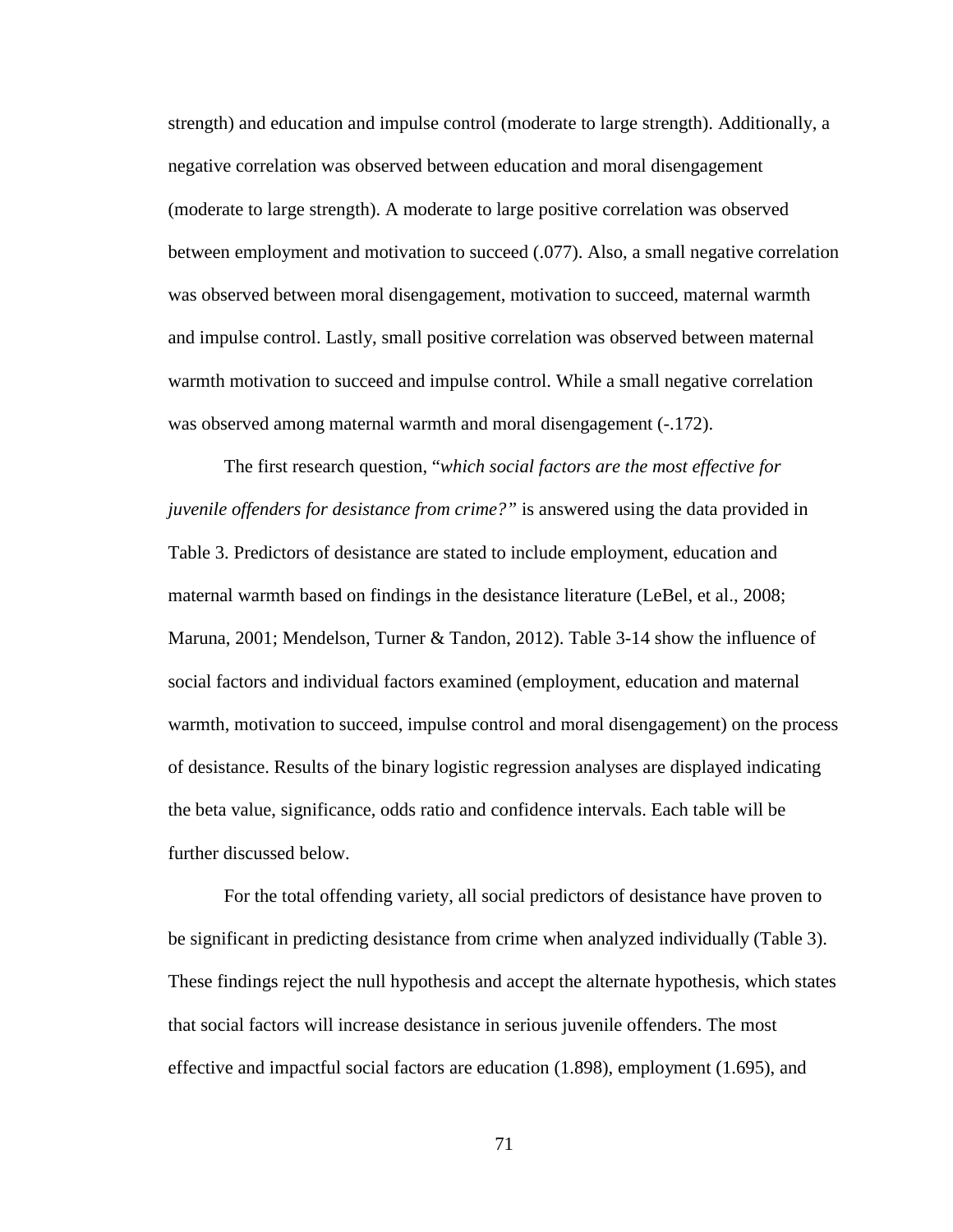strength) and education and impulse control (moderate to large strength). Additionally, a negative correlation was observed between education and moral disengagement (moderate to large strength). A moderate to large positive correlation was observed between employment and motivation to succeed (.077). Also, a small negative correlation was observed between moral disengagement, motivation to succeed, maternal warmth and impulse control. Lastly, small positive correlation was observed between maternal warmth motivation to succeed and impulse control. While a small negative correlation was observed among maternal warmth and moral disengagement (-.172).

The first research question, "*which social factors are the most effective for juvenile offenders for desistance from crime?"* is answered using the data provided in Table 3. Predictors of desistance are stated to include employment, education and maternal warmth based on findings in the desistance literature (LeBel, et al., 2008; Maruna, 2001; Mendelson, Turner & Tandon, 2012). Table 3-14 show the influence of social factors and individual factors examined (employment, education and maternal warmth, motivation to succeed, impulse control and moral disengagement) on the process of desistance. Results of the binary logistic regression analyses are displayed indicating the beta value, significance, odds ratio and confidence intervals. Each table will be further discussed below.

For the total offending variety, all social predictors of desistance have proven to be significant in predicting desistance from crime when analyzed individually (Table 3). These findings reject the null hypothesis and accept the alternate hypothesis, which states that social factors will increase desistance in serious juvenile offenders. The most effective and impactful social factors are education (1.898), employment (1.695), and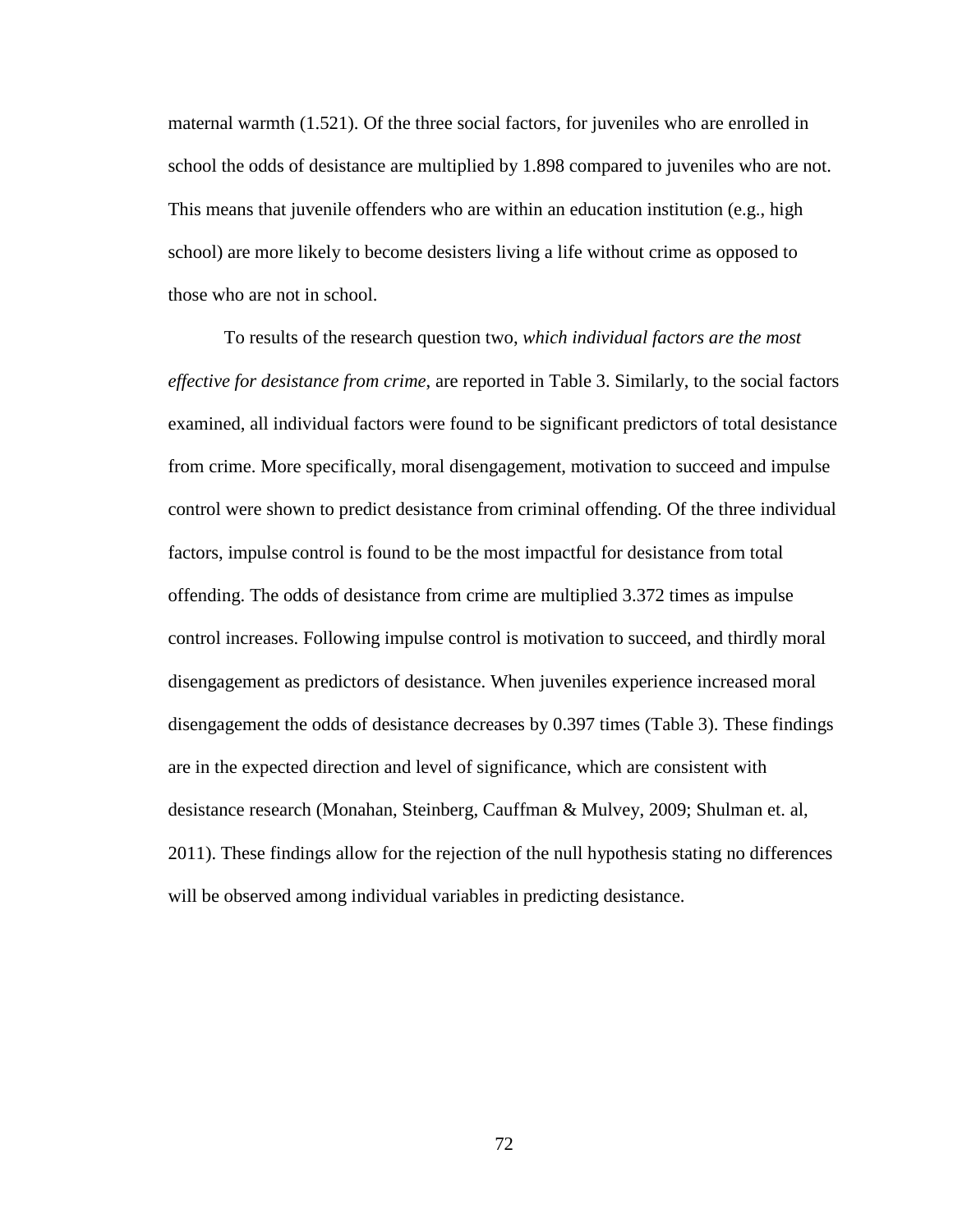maternal warmth (1.521). Of the three social factors, for juveniles who are enrolled in school the odds of desistance are multiplied by 1.898 compared to juveniles who are not. This means that juvenile offenders who are within an education institution (e.g., high school) are more likely to become desisters living a life without crime as opposed to those who are not in school.

To results of the research question two, *which individual factors are the most effective for desistance from crime*, are reported in Table 3. Similarly, to the social factors examined, all individual factors were found to be significant predictors of total desistance from crime. More specifically, moral disengagement, motivation to succeed and impulse control were shown to predict desistance from criminal offending. Of the three individual factors, impulse control is found to be the most impactful for desistance from total offending. The odds of desistance from crime are multiplied 3.372 times as impulse control increases. Following impulse control is motivation to succeed, and thirdly moral disengagement as predictors of desistance. When juveniles experience increased moral disengagement the odds of desistance decreases by 0.397 times (Table 3). These findings are in the expected direction and level of significance, which are consistent with desistance research (Monahan, Steinberg, Cauffman & Mulvey, 2009; Shulman et. al, 2011). These findings allow for the rejection of the null hypothesis stating no differences will be observed among individual variables in predicting desistance.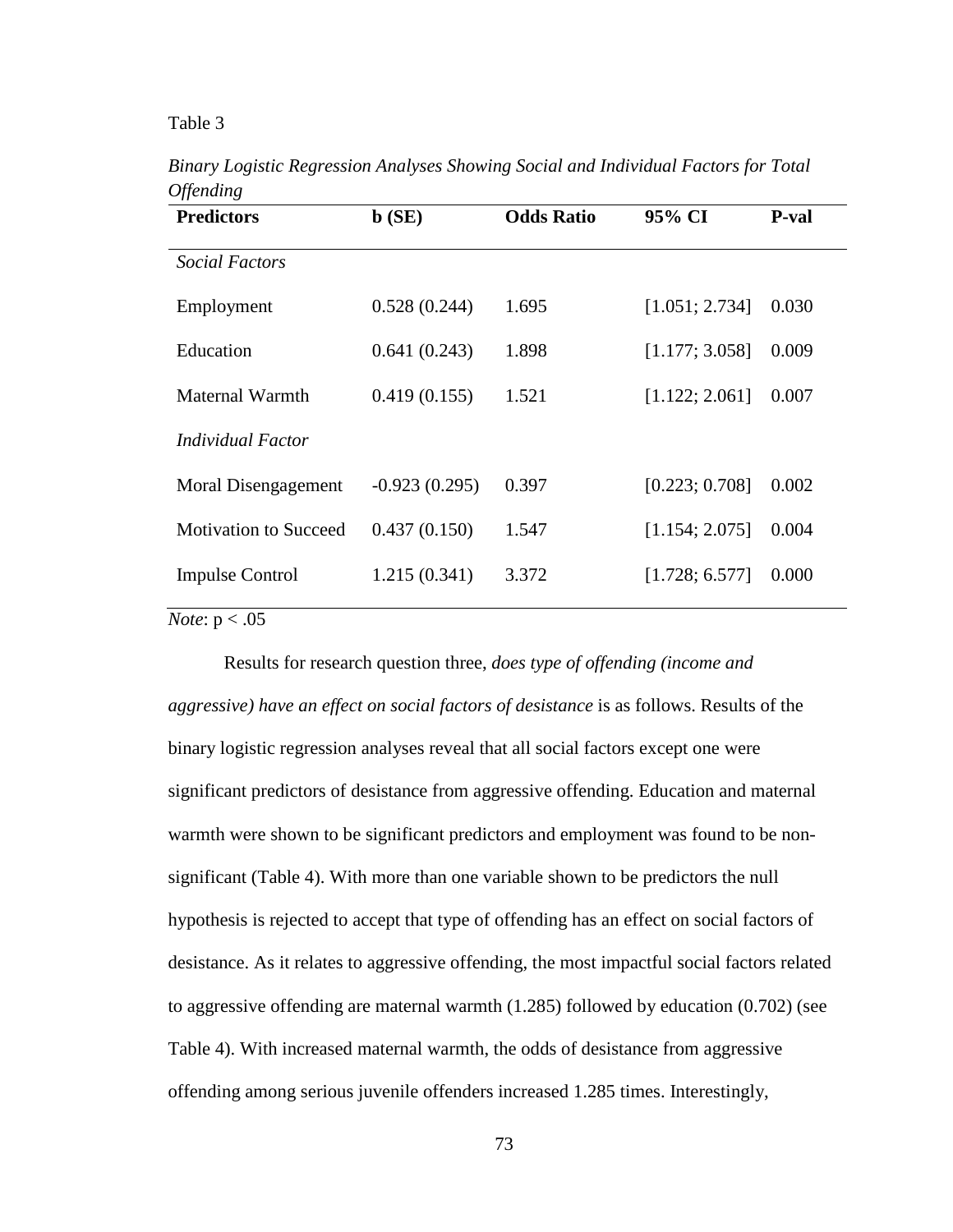Table 3

*Binary Logistic Regression Analyses Showing Social and Individual Factors for Total Offending*

| **Predictors** | **b (SE)** | **Odds Ratio** | **95% CI** | **P-val** |
|---|---|---|---|---|
| *Social Factors* | | | | |
| Employment | 0.528 (0.244) | 1.695 | [1.051; 2.734] | 0.030 |
| Education | 0.641 (0.243) | 1.898 | [1.177; 3.058] | 0.009 |
| Maternal Warmth | 0.419 (0.155) | 1.521 | [1.122; 2.061] | 0.007 |
| *Individual Factor* | | | | |
| Moral Disengagement | -0.923 (0.295) | 0.397 | [0.223; 0.708] | 0.002 |
| Motivation to Succeed | 0.437 (0.150) | 1.547 | [1.154; 2.075] | 0.004 |
| Impulse Control | 1.215 (0.341) | 3.372 | [1.728; 6.577] | 0.000 |

*Note*: $p < .05$

Results for research question three, *does type of offending (income and aggressive) have an effect on social factors of desistance* is as follows. Results of the binary logistic regression analyses reveal that all social factors except one were significant predictors of desistance from aggressive offending. Education and maternal warmth were shown to be significant predictors and employment was found to be non-significant (Table 4). With more than one variable shown to be predictors the null hypothesis is rejected to accept that type of offending has an effect on social factors of desistance. As it relates to aggressive offending, the most impactful social factors related to aggressive offending are maternal warmth (1.285) followed by education (0.702) (see Table 4). With increased maternal warmth, the odds of desistance from aggressive offending among serious juvenile offenders increased 1.285 times. Interestingly,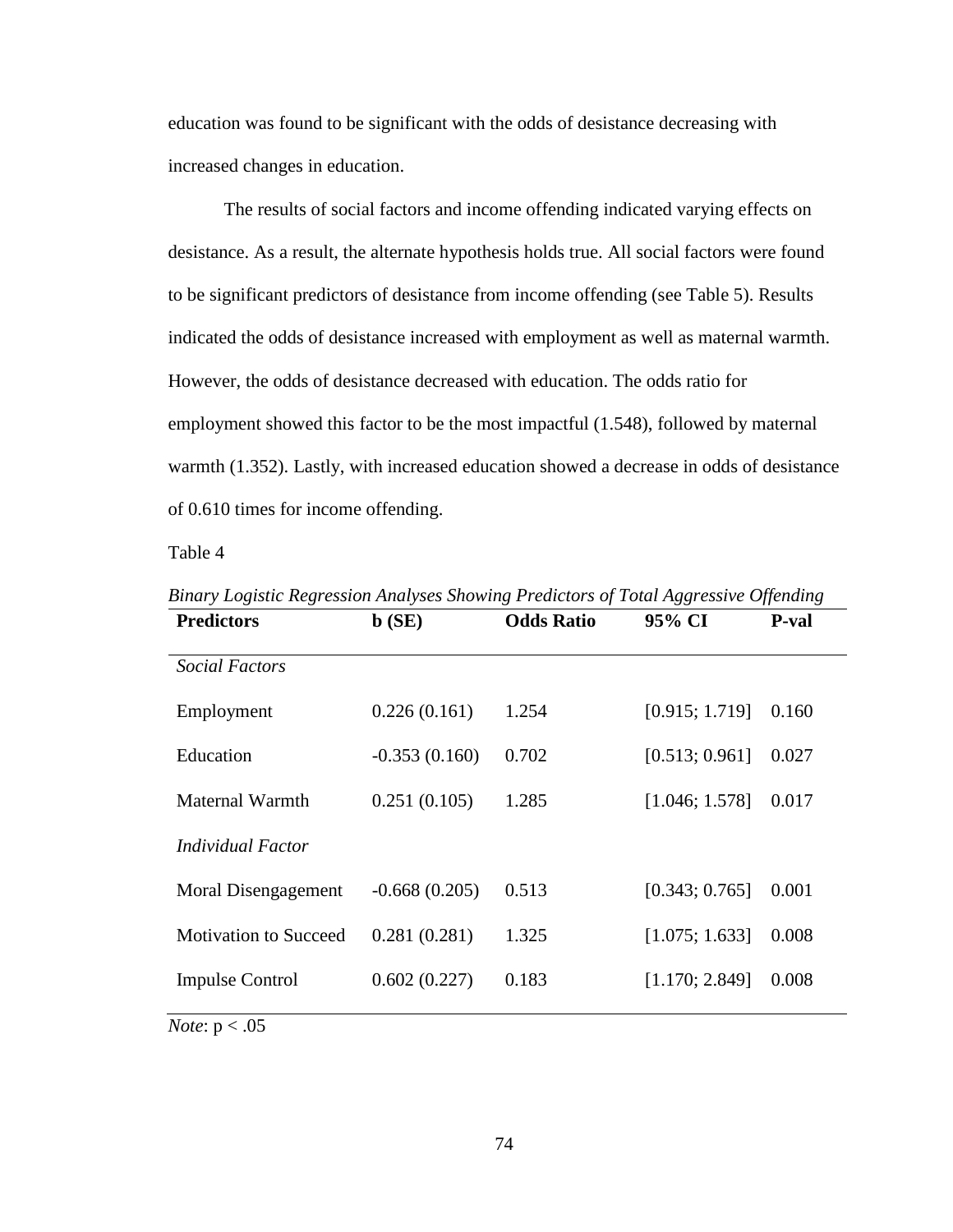education was found to be significant with the odds of desistance decreasing with increased changes in education.

The results of social factors and income offending indicated varying effects on desistance. As a result, the alternate hypothesis holds true. All social factors were found to be significant predictors of desistance from income offending (see Table 5). Results indicated the odds of desistance increased with employment as well as maternal warmth. However, the odds of desistance decreased with education. The odds ratio for employment showed this factor to be the most impactful (1.548), followed by maternal warmth (1.352). Lastly, with increased education showed a decrease in odds of desistance of 0.610 times for income offending.

Table 4

*Binary Logistic Regression Analyses Showing Predictors of Total Aggressive Offending*

| **Predictors** | **b (SE)** | **Odds Ratio** | **95% CI** | **P-val** |
|---|---|---|---|---|
| *Social Factors* | | | | |
| Employment | 0.226 (0.161) | 1.254 | [0.915; 1.719] | 0.160 |
| Education | -0.353 (0.160) | 0.702 | [0.513; 0.961] | 0.027 |
| Maternal Warmth | 0.251 (0.105) | 1.285 | [1.046; 1.578] | 0.017 |
| *Individual Factor* | | | | |
| Moral Disengagement | -0.668 (0.205) | 0.513 | [0.343; 0.765] | 0.001 |
| Motivation to Succeed | 0.281 (0.281) | 1.325 | [1.075; 1.633] | 0.008 |
| Impulse Control | 0.602 (0.227) | 0.183 | [1.170; 2.849] | 0.008 |

*Note*: $p < .05$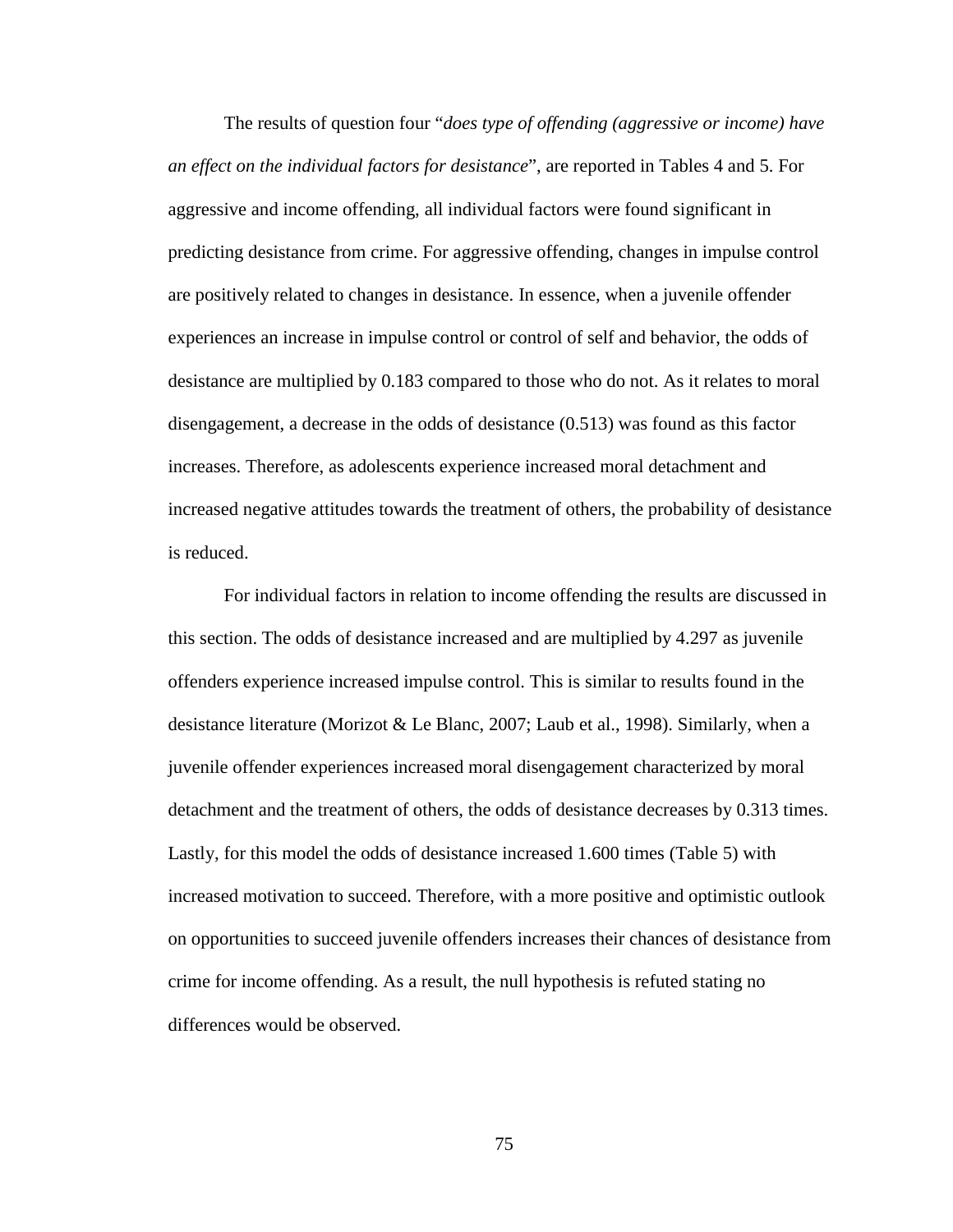The results of question four "*does type of offending (aggressive or income) have an effect on the individual factors for desistance*", are reported in Tables 4 and 5. For aggressive and income offending, all individual factors were found significant in predicting desistance from crime. For aggressive offending, changes in impulse control are positively related to changes in desistance. In essence, when a juvenile offender experiences an increase in impulse control or control of self and behavior, the odds of desistance are multiplied by 0.183 compared to those who do not. As it relates to moral disengagement, a decrease in the odds of desistance (0.513) was found as this factor increases. Therefore, as adolescents experience increased moral detachment and increased negative attitudes towards the treatment of others, the probability of desistance is reduced.

For individual factors in relation to income offending the results are discussed in this section. The odds of desistance increased and are multiplied by 4.297 as juvenile offenders experience increased impulse control. This is similar to results found in the desistance literature (Morizot & Le Blanc, 2007; Laub et al., 1998). Similarly, when a juvenile offender experiences increased moral disengagement characterized by moral detachment and the treatment of others, the odds of desistance decreases by 0.313 times. Lastly, for this model the odds of desistance increased 1.600 times (Table 5) with increased motivation to succeed. Therefore, with a more positive and optimistic outlook on opportunities to succeed juvenile offenders increases their chances of desistance from crime for income offending. As a result, the null hypothesis is refuted stating no differences would be observed.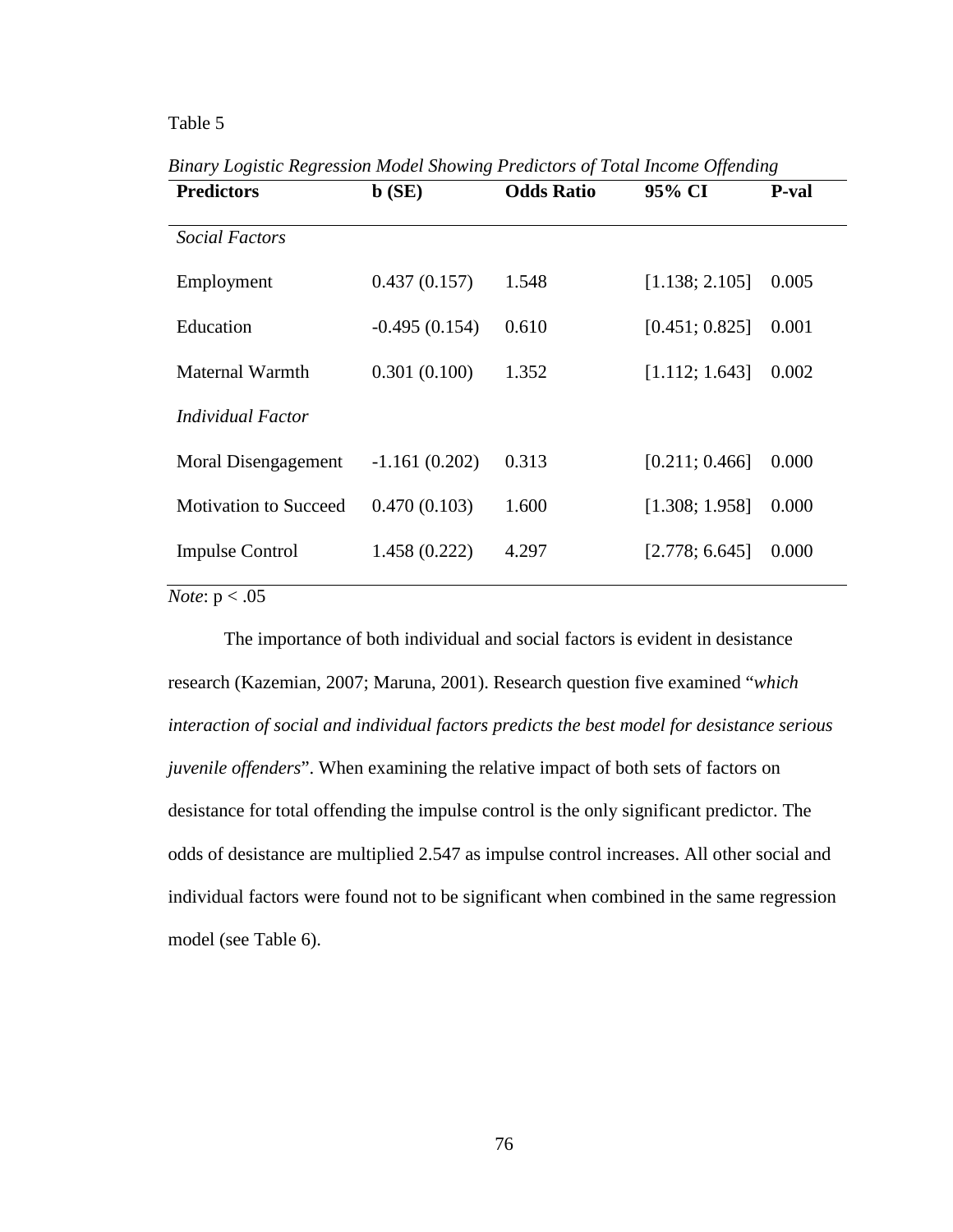Table 5

*Binary Logistic Regression Model Showing Predictors of Total Income Offending*

| Predictors | b (SE) | Odds Ratio | 95% CI | P-val |
|---|---|---|---|---|
| *Social Factors* | | | | |
| Employment | 0.437 (0.157) | 1.548 | [1.138; 2.105] | 0.005 |
| Education | -0.495 (0.154) | 0.610 | [0.451; 0.825] | 0.001 |
| Maternal Warmth | 0.301 (0.100) | 1.352 | [1.112; 1.643] | 0.002 |
| *Individual Factor* | | | | |
| Moral Disengagement | -1.161 (0.202) | 0.313 | [0.211; 0.466] | 0.000 |
| Motivation to Succeed | 0.470 (0.103) | 1.600 | [1.308; 1.958] | 0.000 |
| Impulse Control | 1.458 (0.222) | 4.297 | [2.778; 6.645] | 0.000 |

*Note*: $p < .05$

The importance of both individual and social factors is evident in desistance research (Kazemian, 2007; Maruna, 2001). Research question five examined "*which interaction of social and individual factors predicts the best model for desistance serious juvenile offenders*". When examining the relative impact of both sets of factors on desistance for total offending the impulse control is the only significant predictor. The odds of desistance are multiplied 2.547 as impulse control increases. All other social and individual factors were found not to be significant when combined in the same regression model (see Table 6).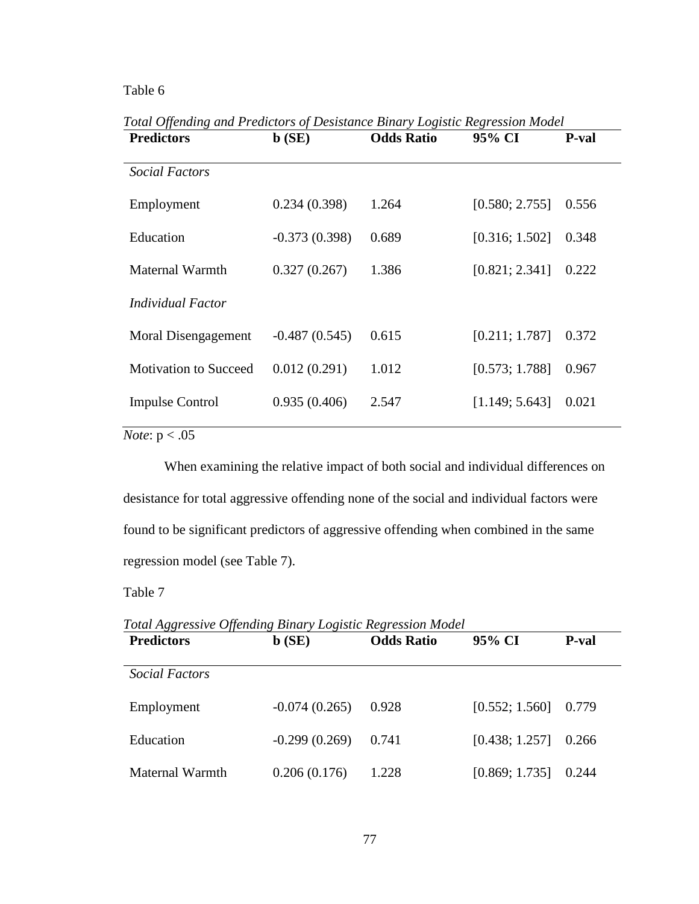Table 6

*Total Offending and Predictors of Desistance Binary Logistic Regression Model*

| **Predictors** | **b (SE)** | **Odds Ratio** | **95% CI** | **P-val** |
|---|---|---|---|---|
| *Social Factors* | | | | |
| Employment | 0.234 (0.398) | 1.264 | [0.580; 2.755] | 0.556 |
| Education | -0.373 (0.398) | 0.689 | [0.316; 1.502] | 0.348 |
| Maternal Warmth | 0.327 (0.267) | 1.386 | [0.821; 2.341] | 0.222 |
| *Individual Factor* | | | | |
| Moral Disengagement | -0.487 (0.545) | 0.615 | [0.211; 1.787] | 0.372 |
| Motivation to Succeed | 0.012 (0.291) | 1.012 | [0.573; 1.788] | 0.967 |
| Impulse Control | 0.935 (0.406) | 2.547 | [1.149; 5.643] | 0.021 |

*Note*: $p < .05$

When examining the relative impact of both social and individual differences on desistance for total aggressive offending none of the social and individual factors were found to be significant predictors of aggressive offending when combined in the same regression model (see Table 7).

Table 7

*Total Aggressive Offending Binary Logistic Regression Model*

| **Predictors** | **b (SE)** | **Odds Ratio** | **95% CI** | **P-val** |
|---|---|---|---|---|
| *Social Factors* | | | | |
| Employment | -0.074 (0.265) | 0.928 | [0.552; 1.560] | 0.779 |
| Education | -0.299 (0.269) | 0.741 | [0.438; 1.257] | 0.266 |
| Maternal Warmth | 0.206 (0.176) | 1.228 | [0.869; 1.735] | 0.244 |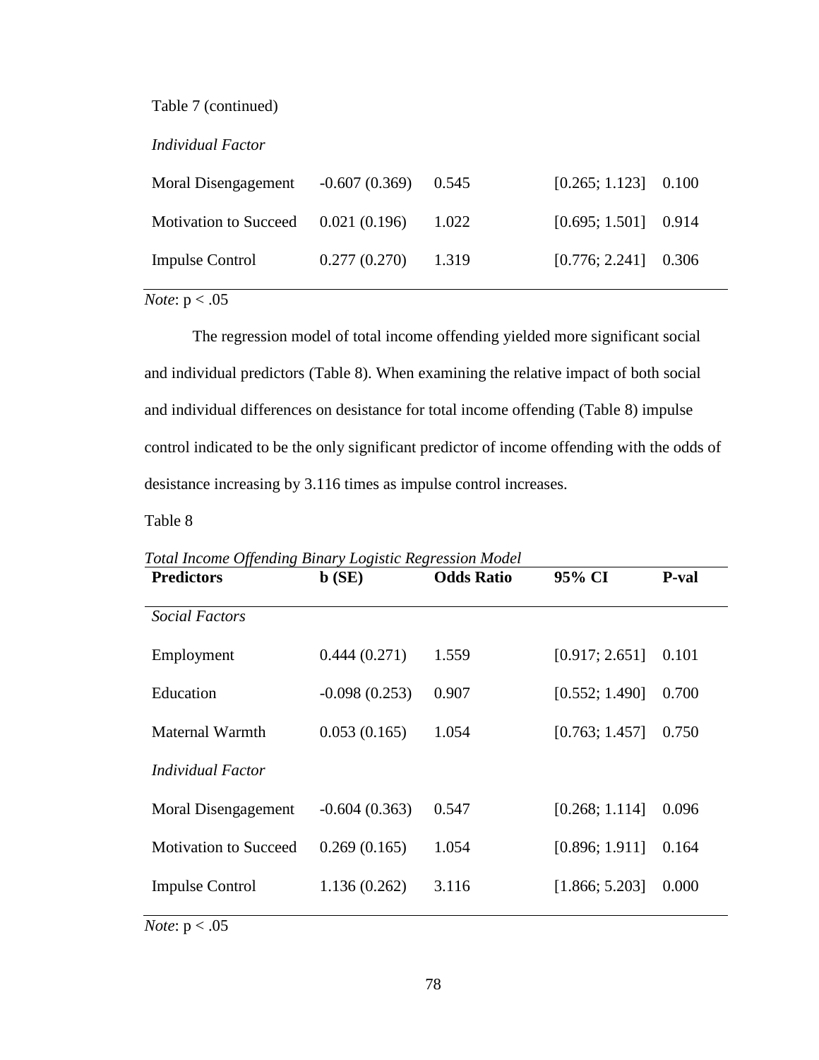Table 7 (continued)

| | | | | |
|---|---|---|---|---|
| *Individual Factor* | | | | |
| Moral Disengagement | -0.607 (0.369) | 0.545 | [0.265; 1.123] | 0.100 |
| Motivation to Succeed | 0.021 (0.196) | 1.022 | [0.695; 1.501] | 0.914 |
| Impulse Control | 0.277 (0.270) | 1.319 | [0.776; 2.241] | 0.306 |

*Note*: $p < .05$

The regression model of total income offending yielded more significant social and individual predictors (Table 8). When examining the relative impact of both social and individual differences on desistance for total income offending (Table 8) impulse control indicated to be the only significant predictor of income offending with the odds of desistance increasing by 3.116 times as impulse control increases.

Table 8

*Total Income Offending Binary Logistic Regression Model*

| **Predictors** | **b (SE)** | **Odds Ratio** | **95% CI** | **P-val** |
|---|---|---|---|---|
| *Social Factors* | | | | |
| Employment | 0.444 (0.271) | 1.559 | [0.917; 2.651] | 0.101 |
| Education | -0.098 (0.253) | 0.907 | [0.552; 1.490] | 0.700 |
| Maternal Warmth | 0.053 (0.165) | 1.054 | [0.763; 1.457] | 0.750 |
| *Individual Factor* | | | | |
| Moral Disengagement | -0.604 (0.363) | 0.547 | [0.268; 1.114] | 0.096 |
| Motivation to Succeed | 0.269 (0.165) | 1.054 | [0.896; 1.911] | 0.164 |
| Impulse Control | 1.136 (0.262) | 3.116 | [1.866; 5.203] | 0.000 |

*Note*: $p < .05$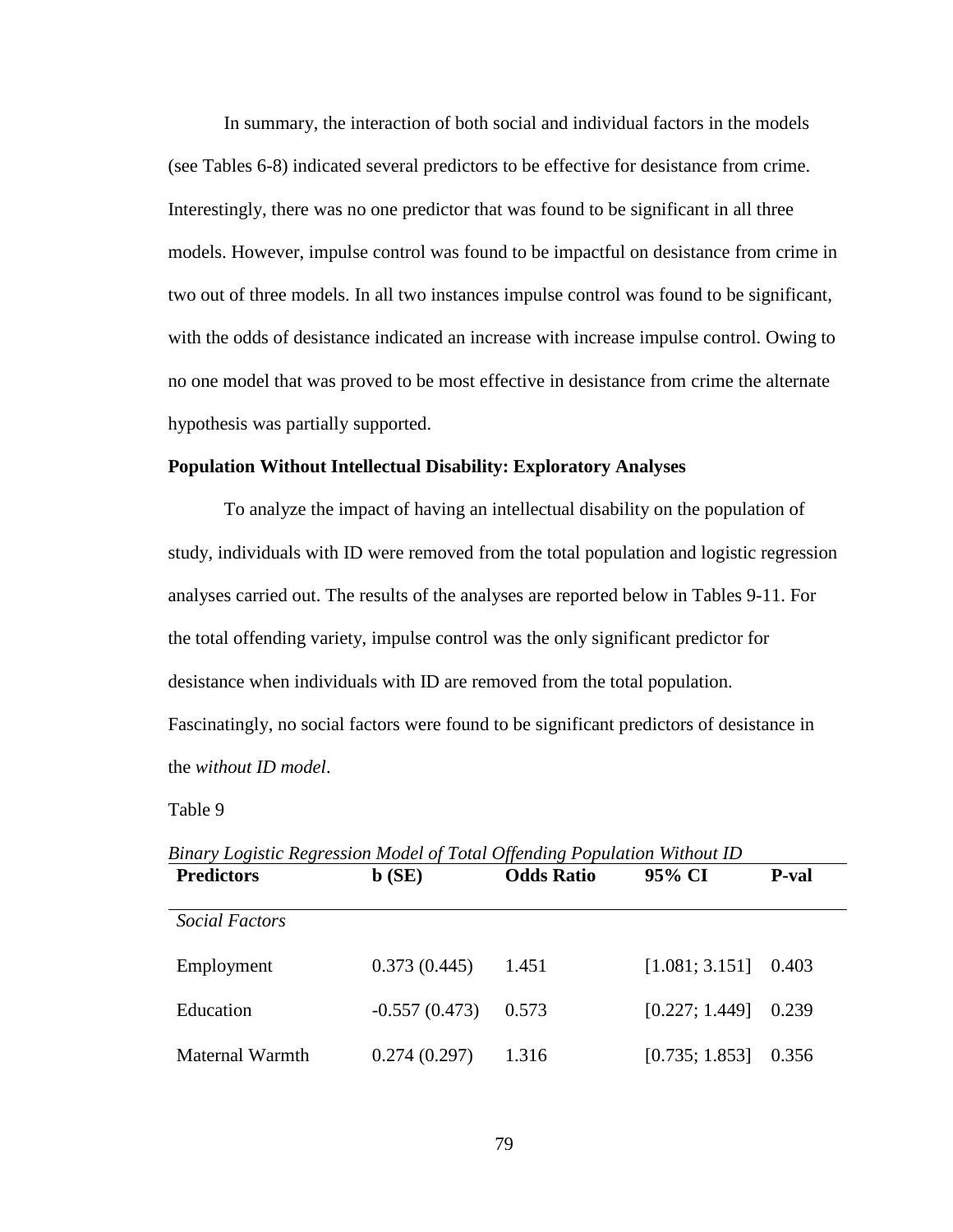In summary, the interaction of both social and individual factors in the models (see Tables 6-8) indicated several predictors to be effective for desistance from crime. Interestingly, there was no one predictor that was found to be significant in all three models. However, impulse control was found to be impactful on desistance from crime in two out of three models. In all two instances impulse control was found to be significant, with the odds of desistance indicated an increase with increase impulse control. Owing to no one model that was proved to be most effective in desistance from crime the alternate hypothesis was partially supported.

**Population Without Intellectual Disability: Exploratory Analyses**

To analyze the impact of having an intellectual disability on the population of study, individuals with ID were removed from the total population and logistic regression analyses carried out. The results of the analyses are reported below in Tables 9-11. For the total offending variety, impulse control was the only significant predictor for desistance when individuals with ID are removed from the total population. Fascinatingly, no social factors were found to be significant predictors of desistance in the *without ID model*.

Table 9

*Binary Logistic Regression Model of Total Offending Population Without ID*

| **Predictors** | **b (SE)** | **Odds Ratio** | **95% CI** | **P-val** |
|---|---|---|---|---|
| *Social Factors* | | | | |
| Employment | 0.373 (0.445) | 1.451 | [1.081; 3.151] | 0.403 |
| Education | -0.557 (0.473) | 0.573 | [0.227; 1.449] | 0.239 |
| Maternal Warmth | 0.274 (0.297) | 1.316 | [0.735; 1.853] | 0.356 |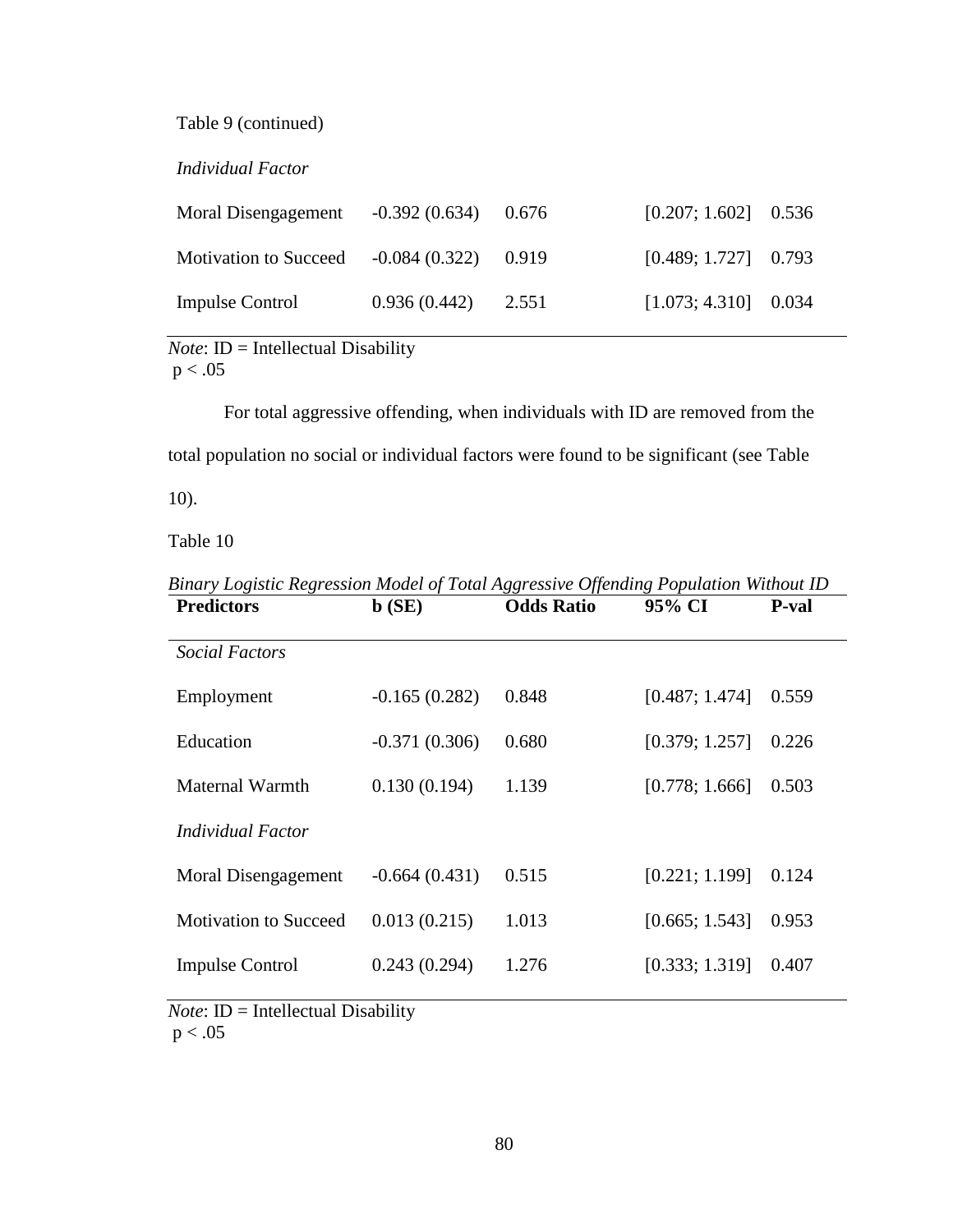Table 9 (continued)

| | | | | |
|---|---|---|---|---|
| *Individual Factor* | | | | |
| Moral Disengagement | -0.392 (0.634) | 0.676 | [0.207; 1.602] | 0.536 |
| Motivation to Succeed | -0.084 (0.322) | 0.919 | [0.489; 1.727] | 0.793 |
| Impulse Control | 0.936 (0.442) | 2.551 | [1.073; 4.310] | 0.034 |

*Note*: ID = Intellectual Disability
$p < .05$

For total aggressive offending, when individuals with ID are removed from the total population no social or individual factors were found to be significant (see Table 10).

Table 10

*Binary Logistic Regression Model of Total Aggressive Offending Population Without ID*

| **Predictors** | **b (SE)** | **Odds Ratio** | **95% CI** | **P-val** |
|---|---|---|---|---|
| *Social Factors* | | | | |
| Employment | -0.165 (0.282) | 0.848 | [0.487; 1.474] | 0.559 |
| Education | -0.371 (0.306) | 0.680 | [0.379; 1.257] | 0.226 |
| Maternal Warmth | 0.130 (0.194) | 1.139 | [0.778; 1.666] | 0.503 |
| *Individual Factor* | | | | |
| Moral Disengagement | -0.664 (0.431) | 0.515 | [0.221; 1.199] | 0.124 |
| Motivation to Succeed | 0.013 (0.215) | 1.013 | [0.665; 1.543] | 0.953 |
| Impulse Control | 0.243 (0.294) | 1.276 | [0.333; 1.319] | 0.407 |

*Note*: ID = Intellectual Disability
$p < .05$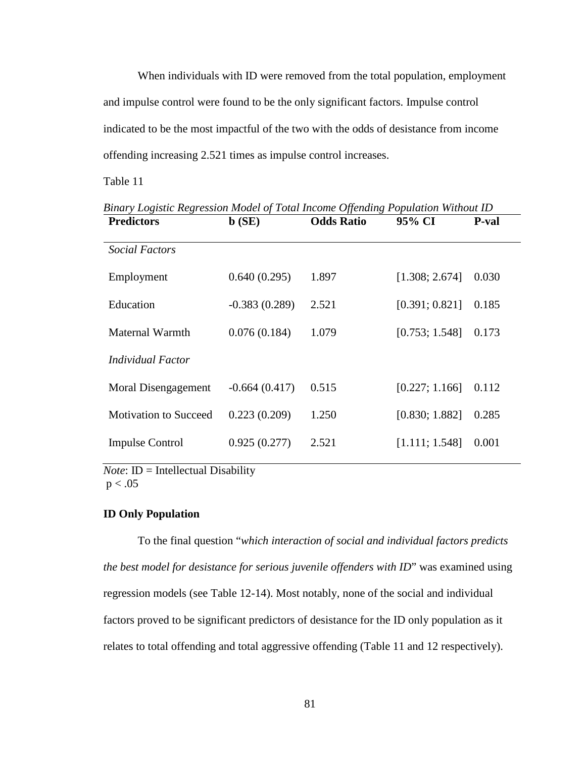When individuals with ID were removed from the total population, employment and impulse control were found to be the only significant factors. Impulse control indicated to be the most impactful of the two with the odds of desistance from income offending increasing 2.521 times as impulse control increases.

Table 11

*Binary Logistic Regression Model of Total Income Offending Population Without ID*

| Predictors | b (SE) | Odds Ratio | 95% CI | P-val |
|---|---|---|---|---|
| *Social Factors* | | | | |
| Employment | 0.640 (0.295) | 1.897 | [1.308; 2.674] | 0.030 |
| Education | -0.383 (0.289) | 2.521 | [0.391; 0.821] | 0.185 |
| Maternal Warmth | 0.076 (0.184) | 1.079 | [0.753; 1.548] | 0.173 |
| *Individual Factor* | | | | |
| Moral Disengagement | -0.664 (0.417) | 0.515 | [0.227; 1.166] | 0.112 |
| Motivation to Succeed | 0.223 (0.209) | 1.250 | [0.830; 1.882] | 0.285 |
| Impulse Control | 0.925 (0.277) | 2.521 | [1.111; 1.548] | 0.001 |

*Note*: ID = Intellectual Disability
$p < .05$

**ID Only Population**

To the final question "*which interaction of social and individual factors predicts the best model for desistance for serious juvenile offenders with ID*" was examined using regression models (see Table 12-14). Most notably, none of the social and individual factors proved to be significant predictors of desistance for the ID only population as it relates to total offending and total aggressive offending (Table 11 and 12 respectively).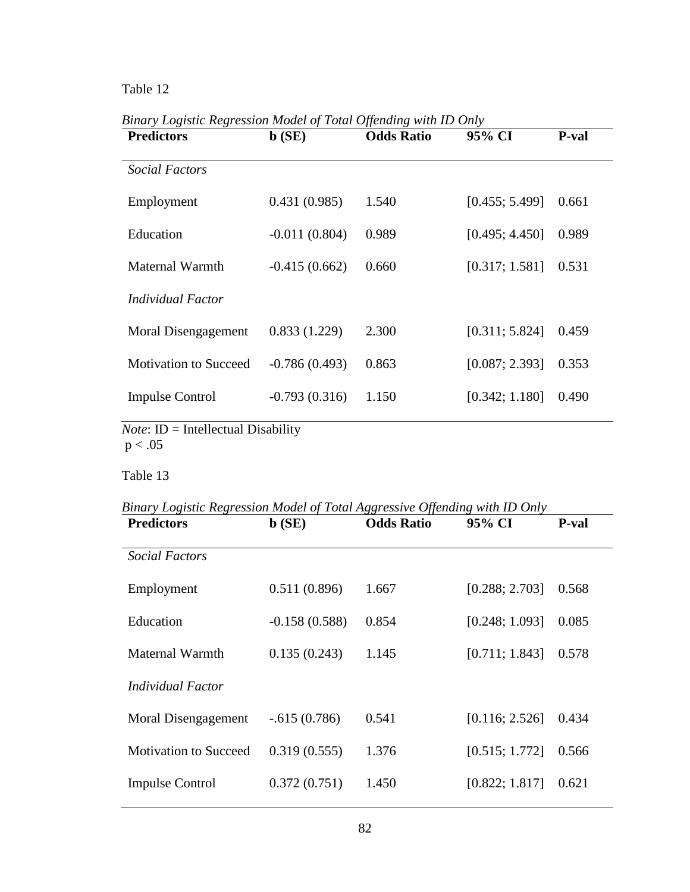Table 12

*Binary Logistic Regression Model of Total Offending with ID Only*

| **Predictors** | **b (SE)** | **Odds Ratio** | **95% CI** | **P-val** |
|---|---|---|---|---|
| *Social Factors* | | | | |
| Employment | 0.431 (0.985) | 1.540 | [0.455; 5.499] | 0.661 |
| Education | -0.011 (0.804) | 0.989 | [0.495; 4.450] | 0.989 |
| Maternal Warmth | -0.415 (0.662) | 0.660 | [0.317; 1.581] | 0.531 |
| *Individual Factor* | | | | |
| Moral Disengagement | 0.833 (1.229) | 2.300 | [0.311; 5.824] | 0.459 |
| Motivation to Succeed | -0.786 (0.493) | 0.863 | [0.087; 2.393] | 0.353 |
| Impulse Control | -0.793 (0.316) | 1.150 | [0.342; 1.180] | 0.490 |

*Note*: ID = Intellectual Disability
$p < .05$

Table 13

*Binary Logistic Regression Model of Total Aggressive Offending with ID Only*

| **Predictors** | **b (SE)** | **Odds Ratio** | **95% CI** | **P-val** |
|---|---|---|---|---|
| *Social Factors* | | | | |
| Employment | 0.511 (0.896) | 1.667 | [0.288; 2.703] | 0.568 |
| Education | -0.158 (0.588) | 0.854 | [0.248; 1.093] | 0.085 |
| Maternal Warmth | 0.135 (0.243) | 1.145 | [0.711; 1.843] | 0.578 |
| *Individual Factor* | | | | |
| Moral Disengagement | -.615 (0.786) | 0.541 | [0.116; 2.526] | 0.434 |
| Motivation to Succeed | 0.319 (0.555) | 1.376 | [0.515; 1.772] | 0.566 |
| Impulse Control | 0.372 (0.751) | 1.450 | [0.822; 1.817] | 0.621 |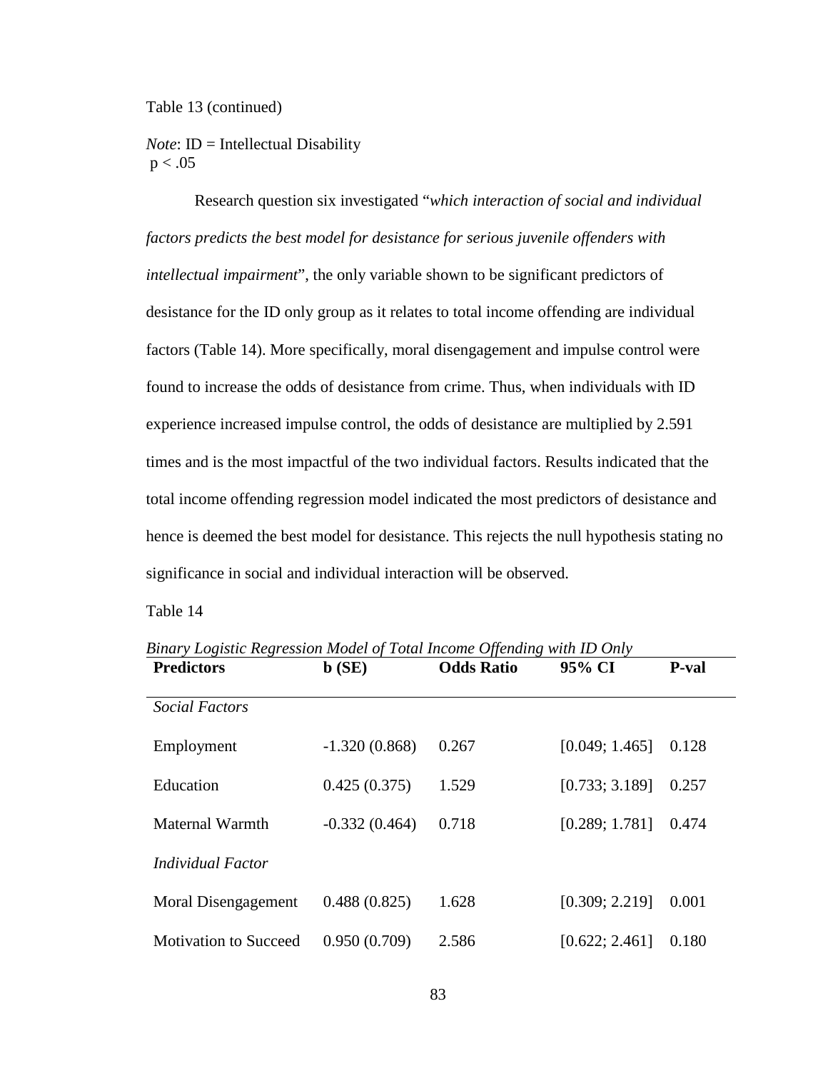Table 13 (continued)

*Note*: ID = Intellectual Disability
$p < .05$

Research question six investigated "*which interaction of social and individual factors predicts the best model for desistance for serious juvenile offenders with intellectual impairment*", the only variable shown to be significant predictors of desistance for the ID only group as it relates to total income offending are individual factors (Table 14). More specifically, moral disengagement and impulse control were found to increase the odds of desistance from crime. Thus, when individuals with ID experience increased impulse control, the odds of desistance are multiplied by 2.591 times and is the most impactful of the two individual factors. Results indicated that the total income offending regression model indicated the most predictors of desistance and hence is deemed the best model for desistance. This rejects the null hypothesis stating no significance in social and individual interaction will be observed.

Table 14

*Binary Logistic Regression Model of Total Income Offending with ID Only*

| **Predictors** | **b (SE)** | **Odds Ratio** | **95% CI** | **P-val** |
|---|---|---|---|---|
| *Social Factors* | | | | |
| Employment | -1.320 (0.868) | 0.267 | [0.049; 1.465] | 0.128 |
| Education | 0.425 (0.375) | 1.529 | [0.733; 3.189] | 0.257 |
| Maternal Warmth | -0.332 (0.464) | 0.718 | [0.289; 1.781] | 0.474 |
| *Individual Factor* | | | | |
| Moral Disengagement | 0.488 (0.825) | 1.628 | [0.309; 2.219] | 0.001 |
| Motivation to Succeed | 0.950 (0.709) | 2.586 | [0.622; 2.461] | 0.180 |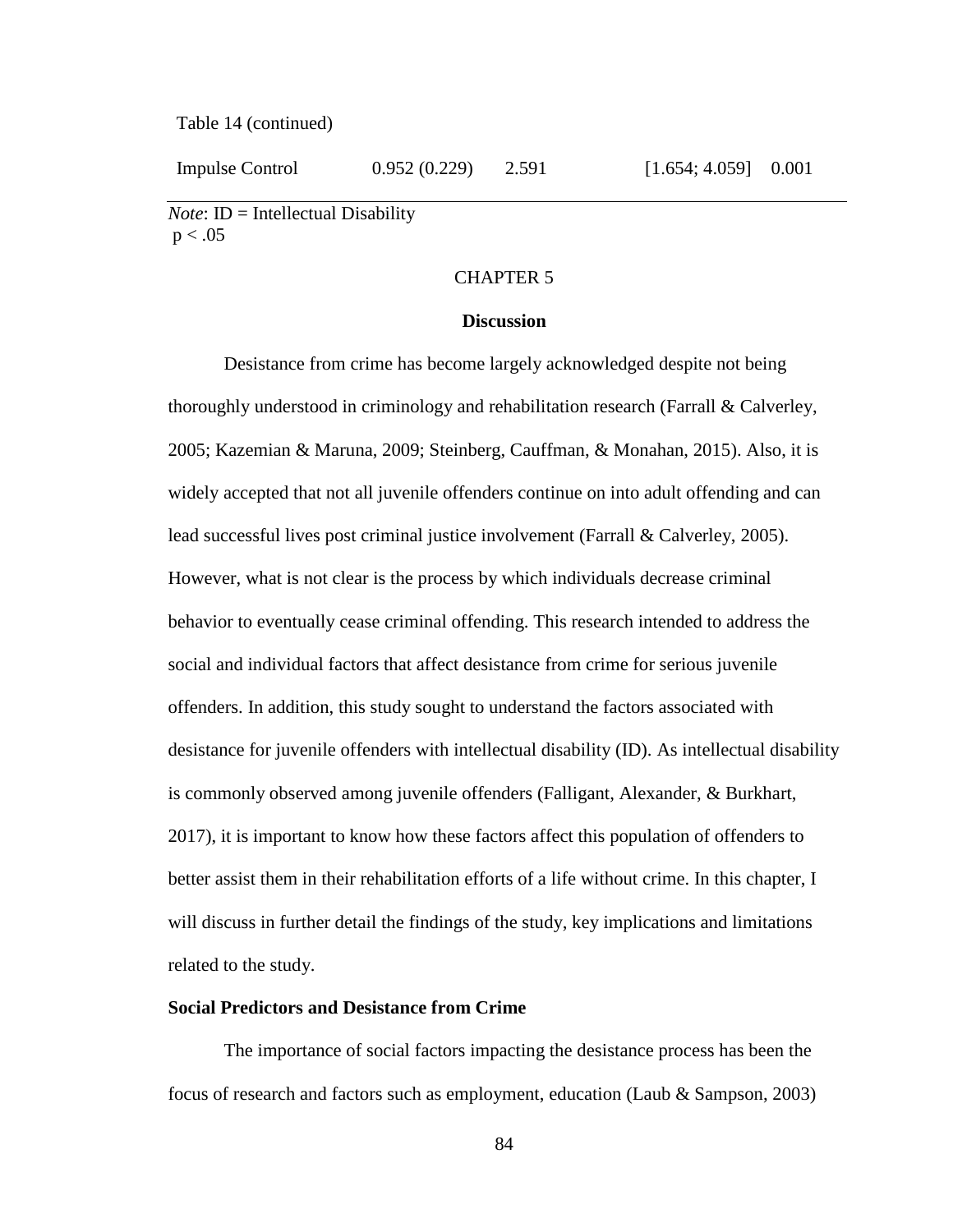Table 14 (continued)

| | | | | |
|---|---|---|---|---|
| Impulse Control | 0.952 (0.229) | 2.591 | [1.654; 4.059] | 0.001 |

*Note*: ID = Intellectual Disability
$p < .05$

# CHAPTER 5

## Discussion

Desistance from crime has become largely acknowledged despite not being thoroughly understood in criminology and rehabilitation research (Farrall & Calverley, 2005; Kazemian & Maruna, 2009; Steinberg, Cauffman, & Monahan, 2015). Also, it is widely accepted that not all juvenile offenders continue on into adult offending and can lead successful lives post criminal justice involvement (Farrall & Calverley, 2005). However, what is not clear is the process by which individuals decrease criminal behavior to eventually cease criminal offending. This research intended to address the social and individual factors that affect desistance from crime for serious juvenile offenders. In addition, this study sought to understand the factors associated with desistance for juvenile offenders with intellectual disability (ID). As intellectual disability is commonly observed among juvenile offenders (Falligant, Alexander, & Burkhart, 2017), it is important to know how these factors affect this population of offenders to better assist them in their rehabilitation efforts of a life without crime. In this chapter, I will discuss in further detail the findings of the study, key implications and limitations related to the study.

### Social Predictors and Desistance from Crime

The importance of social factors impacting the desistance process has been the focus of research and factors such as employment, education (Laub & Sampson, 2003)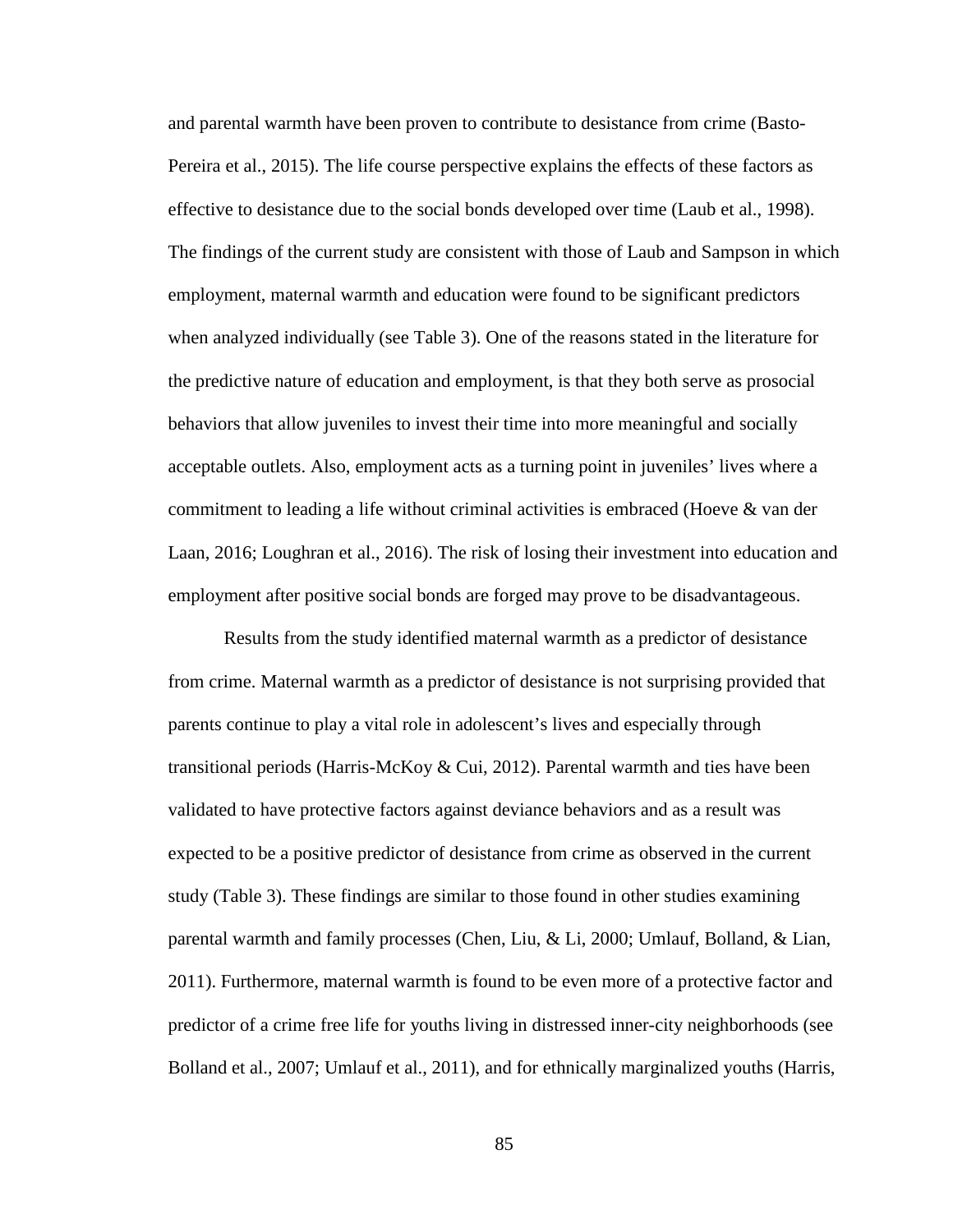and parental warmth have been proven to contribute to desistance from crime (Basto-Pereira et al., 2015). The life course perspective explains the effects of these factors as effective to desistance due to the social bonds developed over time (Laub et al., 1998). The findings of the current study are consistent with those of Laub and Sampson in which employment, maternal warmth and education were found to be significant predictors when analyzed individually (see Table 3). One of the reasons stated in the literature for the predictive nature of education and employment, is that they both serve as prosocial behaviors that allow juveniles to invest their time into more meaningful and socially acceptable outlets. Also, employment acts as a turning point in juveniles' lives where a commitment to leading a life without criminal activities is embraced (Hoeve & van der Laan, 2016; Loughran et al., 2016). The risk of losing their investment into education and employment after positive social bonds are forged may prove to be disadvantageous.

Results from the study identified maternal warmth as a predictor of desistance from crime. Maternal warmth as a predictor of desistance is not surprising provided that parents continue to play a vital role in adolescent's lives and especially through transitional periods (Harris-McKoy & Cui, 2012). Parental warmth and ties have been validated to have protective factors against deviance behaviors and as a result was expected to be a positive predictor of desistance from crime as observed in the current study (Table 3). These findings are similar to those found in other studies examining parental warmth and family processes (Chen, Liu, & Li, 2000; Umlauf, Bolland, & Lian, 2011). Furthermore, maternal warmth is found to be even more of a protective factor and predictor of a crime free life for youths living in distressed inner-city neighborhoods (see Bolland et al., 2007; Umlauf et al., 2011), and for ethnically marginalized youths (Harris,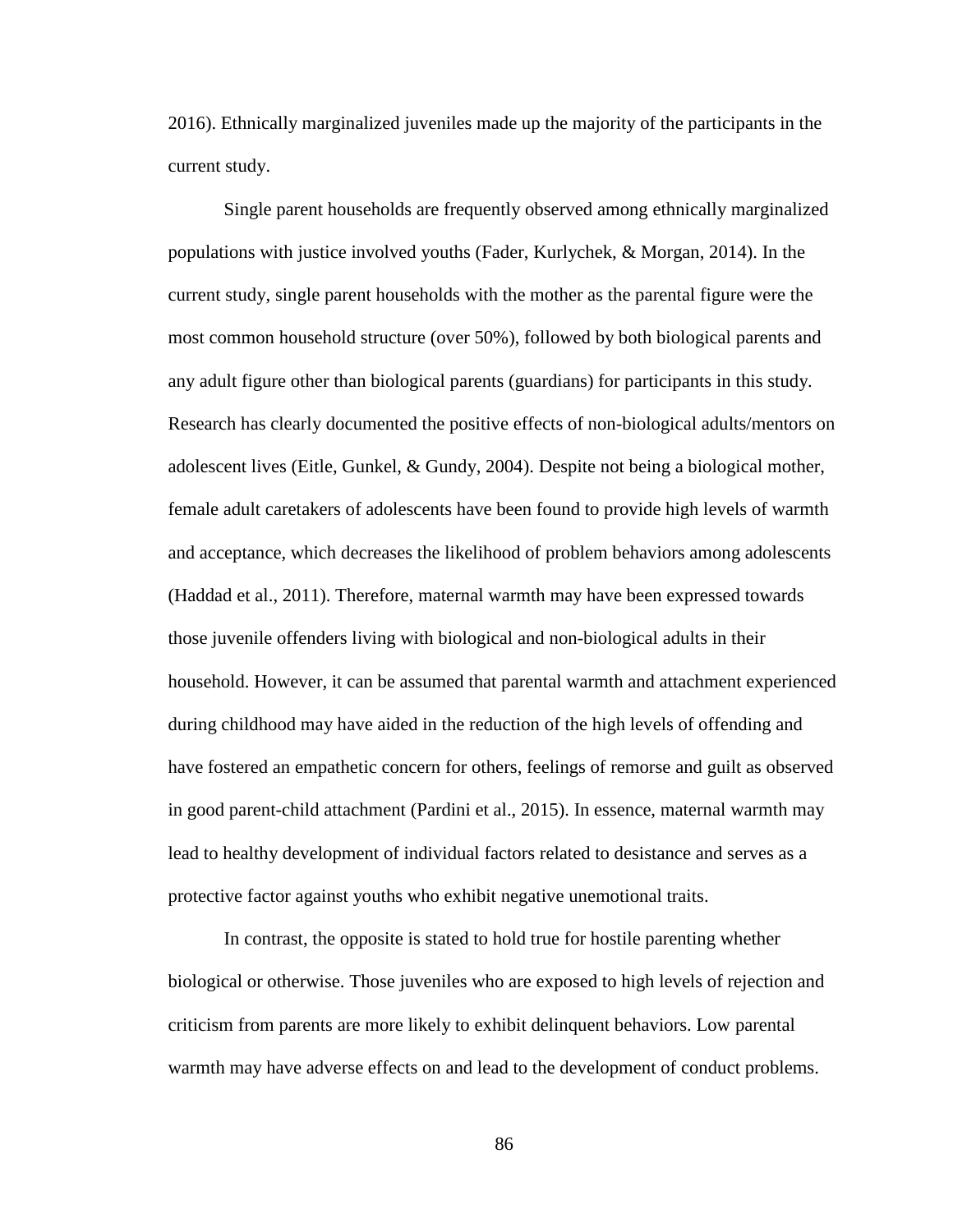2016). Ethnically marginalized juveniles made up the majority of the participants in the current study.

Single parent households are frequently observed among ethnically marginalized populations with justice involved youths (Fader, Kurlychek, & Morgan, 2014). In the current study, single parent households with the mother as the parental figure were the most common household structure (over 50%), followed by both biological parents and any adult figure other than biological parents (guardians) for participants in this study. Research has clearly documented the positive effects of non-biological adults/mentors on adolescent lives (Eitle, Gunkel, & Gundy, 2004). Despite not being a biological mother, female adult caretakers of adolescents have been found to provide high levels of warmth and acceptance, which decreases the likelihood of problem behaviors among adolescents (Haddad et al., 2011). Therefore, maternal warmth may have been expressed towards those juvenile offenders living with biological and non-biological adults in their household. However, it can be assumed that parental warmth and attachment experienced during childhood may have aided in the reduction of the high levels of offending and have fostered an empathetic concern for others, feelings of remorse and guilt as observed in good parent-child attachment (Pardini et al., 2015). In essence, maternal warmth may lead to healthy development of individual factors related to desistance and serves as a protective factor against youths who exhibit negative unemotional traits.

In contrast, the opposite is stated to hold true for hostile parenting whether biological or otherwise. Those juveniles who are exposed to high levels of rejection and criticism from parents are more likely to exhibit delinquent behaviors. Low parental warmth may have adverse effects on and lead to the development of conduct problems.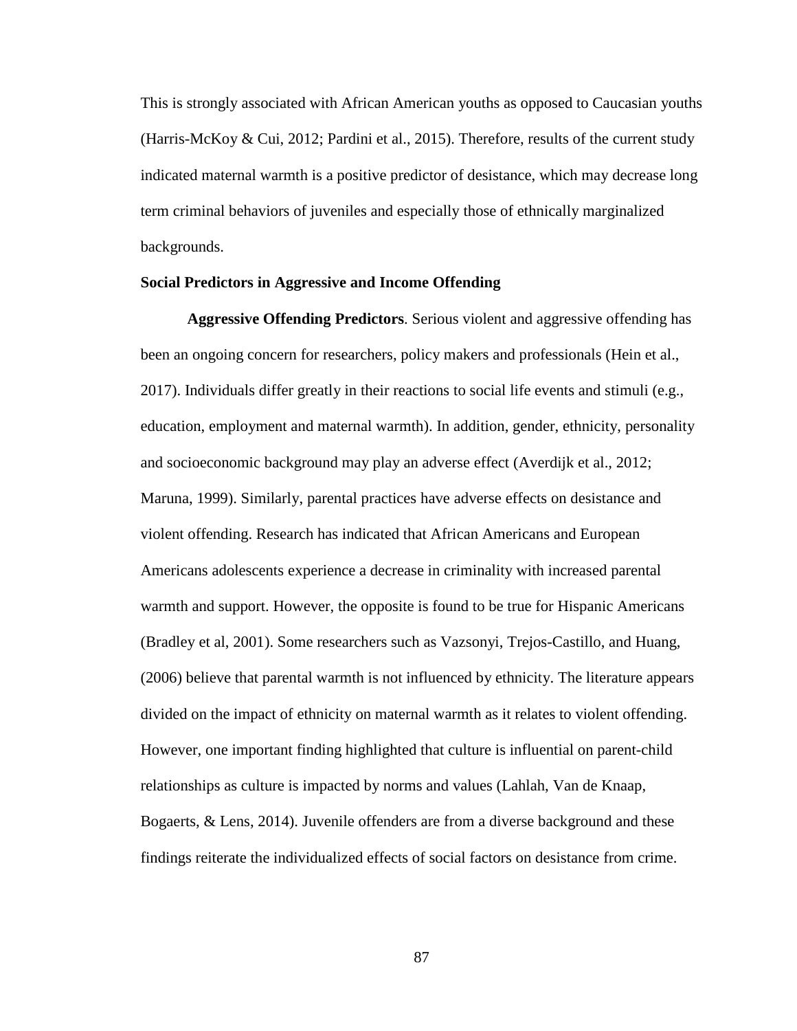This is strongly associated with African American youths as opposed to Caucasian youths (Harris-McKoy & Cui, 2012; Pardini et al., 2015). Therefore, results of the current study indicated maternal warmth is a positive predictor of desistance, which may decrease long term criminal behaviors of juveniles and especially those of ethnically marginalized backgrounds.

**Social Predictors in Aggressive and Income Offending**

**Aggressive Offending Predictors**. Serious violent and aggressive offending has been an ongoing concern for researchers, policy makers and professionals (Hein et al., 2017). Individuals differ greatly in their reactions to social life events and stimuli (e.g., education, employment and maternal warmth). In addition, gender, ethnicity, personality and socioeconomic background may play an adverse effect (Averdijk et al., 2012; Maruna, 1999). Similarly, parental practices have adverse effects on desistance and violent offending. Research has indicated that African Americans and European Americans adolescents experience a decrease in criminality with increased parental warmth and support. However, the opposite is found to be true for Hispanic Americans (Bradley et al, 2001). Some researchers such as Vazsonyi, Trejos-Castillo, and Huang, (2006) believe that parental warmth is not influenced by ethnicity. The literature appears divided on the impact of ethnicity on maternal warmth as it relates to violent offending. However, one important finding highlighted that culture is influential on parent-child relationships as culture is impacted by norms and values (Lahlah, Van de Knaap, Bogaerts, & Lens, 2014). Juvenile offenders are from a diverse background and these findings reiterate the individualized effects of social factors on desistance from crime.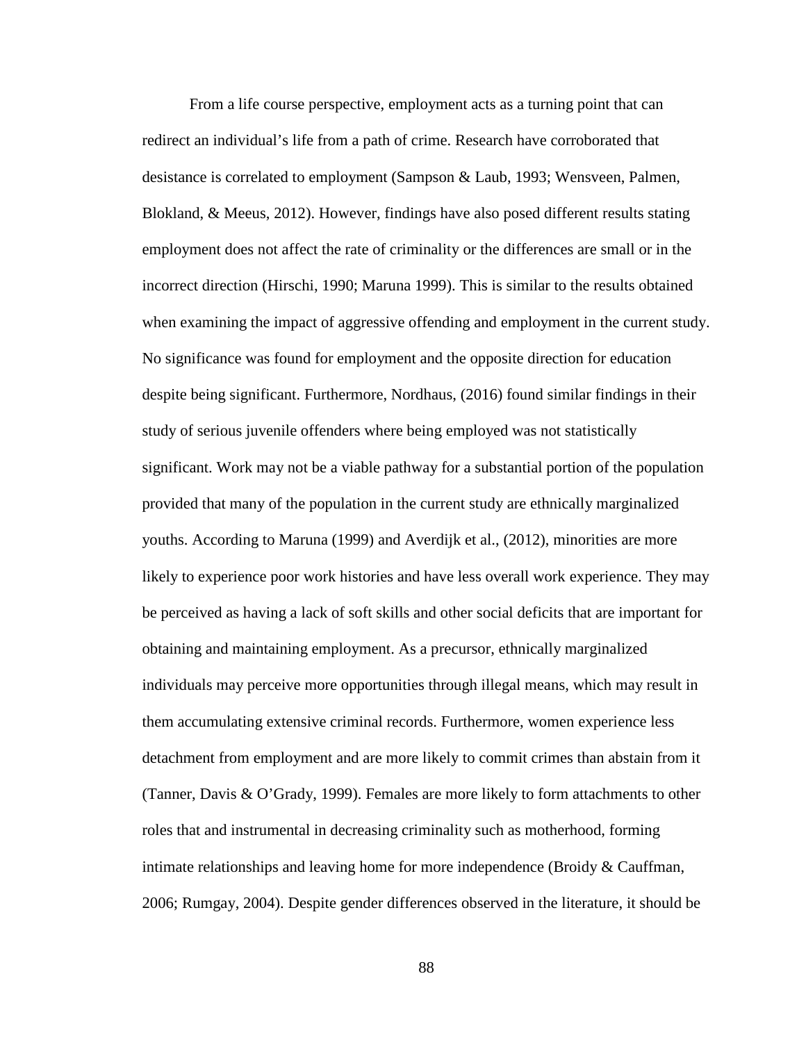From a life course perspective, employment acts as a turning point that can redirect an individual's life from a path of crime. Research have corroborated that desistance is correlated to employment (Sampson & Laub, 1993; Wensveen, Palmen, Blokland, & Meeus, 2012). However, findings have also posed different results stating employment does not affect the rate of criminality or the differences are small or in the incorrect direction (Hirschi, 1990; Maruna 1999). This is similar to the results obtained when examining the impact of aggressive offending and employment in the current study. No significance was found for employment and the opposite direction for education despite being significant. Furthermore, Nordhaus, (2016) found similar findings in their study of serious juvenile offenders where being employed was not statistically significant. Work may not be a viable pathway for a substantial portion of the population provided that many of the population in the current study are ethnically marginalized youths. According to Maruna (1999) and Averdijk et al., (2012), minorities are more likely to experience poor work histories and have less overall work experience. They may be perceived as having a lack of soft skills and other social deficits that are important for obtaining and maintaining employment. As a precursor, ethnically marginalized individuals may perceive more opportunities through illegal means, which may result in them accumulating extensive criminal records. Furthermore, women experience less detachment from employment and are more likely to commit crimes than abstain from it (Tanner, Davis & O'Grady, 1999). Females are more likely to form attachments to other roles that and instrumental in decreasing criminality such as motherhood, forming intimate relationships and leaving home for more independence (Broidy & Cauffman, 2006; Rumgay, 2004). Despite gender differences observed in the literature, it should be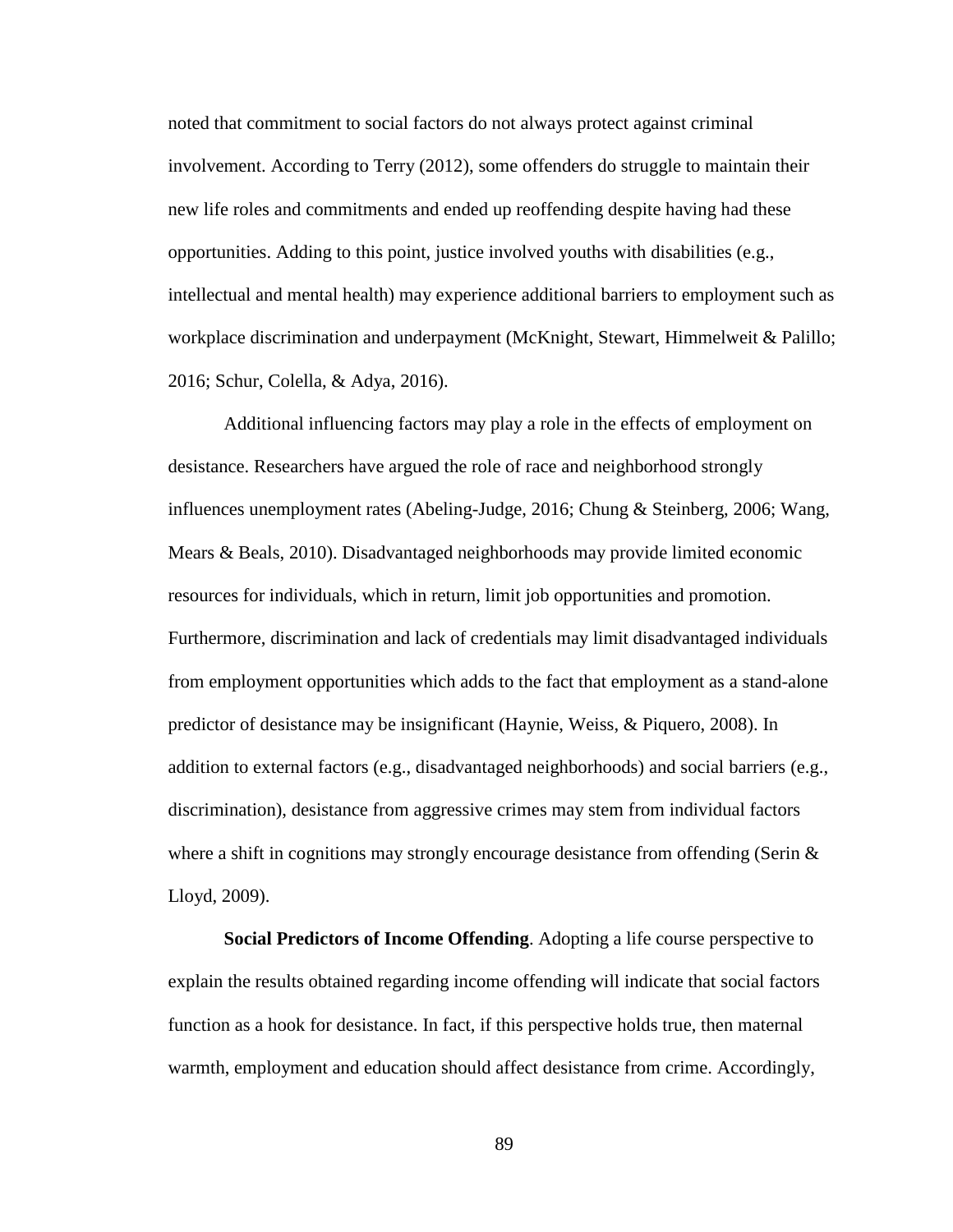noted that commitment to social factors do not always protect against criminal involvement. According to Terry (2012), some offenders do struggle to maintain their new life roles and commitments and ended up reoffending despite having had these opportunities. Adding to this point, justice involved youths with disabilities (e.g., intellectual and mental health) may experience additional barriers to employment such as workplace discrimination and underpayment (McKnight, Stewart, Himmelweit & Palillo; 2016; Schur, Colella, & Adya, 2016).

Additional influencing factors may play a role in the effects of employment on desistance. Researchers have argued the role of race and neighborhood strongly influences unemployment rates (Abeling-Judge, 2016; Chung & Steinberg, 2006; Wang, Mears & Beals, 2010). Disadvantaged neighborhoods may provide limited economic resources for individuals, which in return, limit job opportunities and promotion. Furthermore, discrimination and lack of credentials may limit disadvantaged individuals from employment opportunities which adds to the fact that employment as a stand-alone predictor of desistance may be insignificant (Haynie, Weiss, & Piquero, 2008). In addition to external factors (e.g., disadvantaged neighborhoods) and social barriers (e.g., discrimination), desistance from aggressive crimes may stem from individual factors where a shift in cognitions may strongly encourage desistance from offending (Serin & Lloyd, 2009).

**Social Predictors of Income Offending**. Adopting a life course perspective to explain the results obtained regarding income offending will indicate that social factors function as a hook for desistance. In fact, if this perspective holds true, then maternal warmth, employment and education should affect desistance from crime. Accordingly,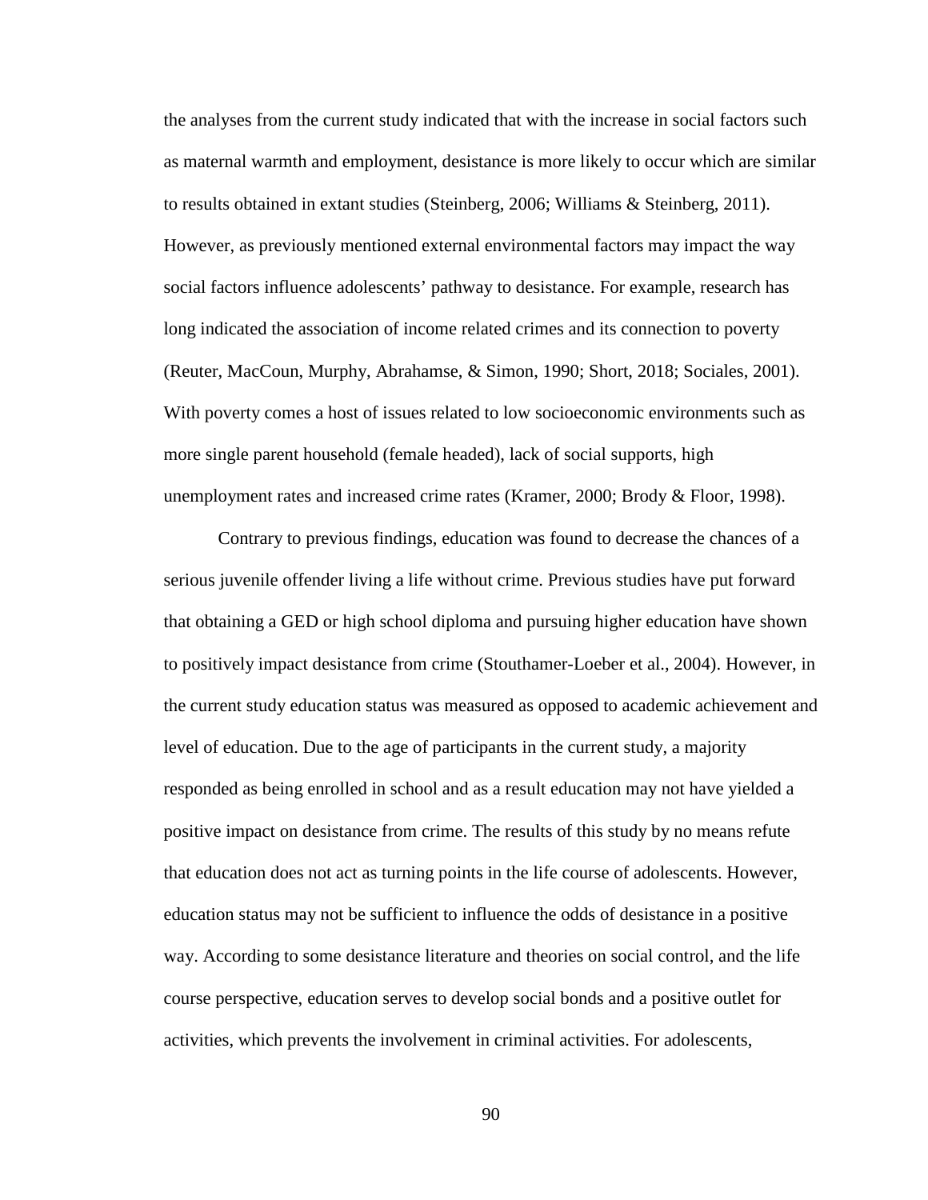the analyses from the current study indicated that with the increase in social factors such as maternal warmth and employment, desistance is more likely to occur which are similar to results obtained in extant studies (Steinberg, 2006; Williams & Steinberg, 2011). However, as previously mentioned external environmental factors may impact the way social factors influence adolescents' pathway to desistance. For example, research has long indicated the association of income related crimes and its connection to poverty (Reuter, MacCoun, Murphy, Abrahamse, & Simon, 1990; Short, 2018; Sociales, 2001). With poverty comes a host of issues related to low socioeconomic environments such as more single parent household (female headed), lack of social supports, high unemployment rates and increased crime rates (Kramer, 2000; Brody & Floor, 1998).

Contrary to previous findings, education was found to decrease the chances of a serious juvenile offender living a life without crime. Previous studies have put forward that obtaining a GED or high school diploma and pursuing higher education have shown to positively impact desistance from crime (Stouthamer-Loeber et al., 2004). However, in the current study education status was measured as opposed to academic achievement and level of education. Due to the age of participants in the current study, a majority responded as being enrolled in school and as a result education may not have yielded a positive impact on desistance from crime. The results of this study by no means refute that education does not act as turning points in the life course of adolescents. However, education status may not be sufficient to influence the odds of desistance in a positive way. According to some desistance literature and theories on social control, and the life course perspective, education serves to develop social bonds and a positive outlet for activities, which prevents the involvement in criminal activities. For adolescents,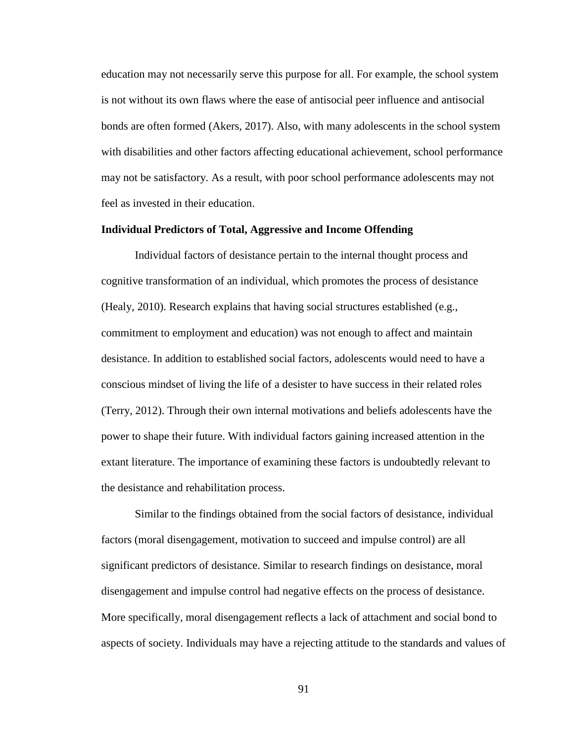education may not necessarily serve this purpose for all. For example, the school system is not without its own flaws where the ease of antisocial peer influence and antisocial bonds are often formed (Akers, 2017). Also, with many adolescents in the school system with disabilities and other factors affecting educational achievement, school performance may not be satisfactory. As a result, with poor school performance adolescents may not feel as invested in their education.

**Individual Predictors of Total, Aggressive and Income Offending**

Individual factors of desistance pertain to the internal thought process and cognitive transformation of an individual, which promotes the process of desistance (Healy, 2010). Research explains that having social structures established (e.g., commitment to employment and education) was not enough to affect and maintain desistance. In addition to established social factors, adolescents would need to have a conscious mindset of living the life of a desister to have success in their related roles (Terry, 2012). Through their own internal motivations and beliefs adolescents have the power to shape their future. With individual factors gaining increased attention in the extant literature. The importance of examining these factors is undoubtedly relevant to the desistance and rehabilitation process.

Similar to the findings obtained from the social factors of desistance, individual factors (moral disengagement, motivation to succeed and impulse control) are all significant predictors of desistance. Similar to research findings on desistance, moral disengagement and impulse control had negative effects on the process of desistance. More specifically, moral disengagement reflects a lack of attachment and social bond to aspects of society. Individuals may have a rejecting attitude to the standards and values of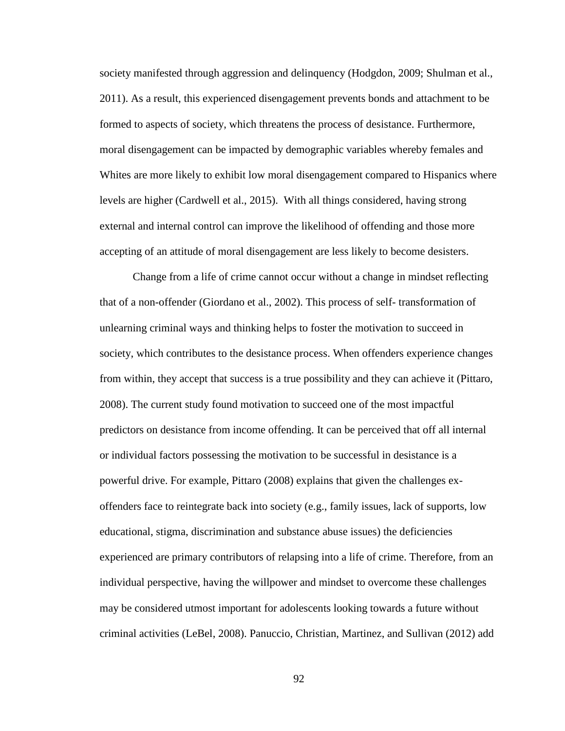society manifested through aggression and delinquency (Hodgdon, 2009; Shulman et al., 2011). As a result, this experienced disengagement prevents bonds and attachment to be formed to aspects of society, which threatens the process of desistance. Furthermore, moral disengagement can be impacted by demographic variables whereby females and Whites are more likely to exhibit low moral disengagement compared to Hispanics where levels are higher (Cardwell et al., 2015). With all things considered, having strong external and internal control can improve the likelihood of offending and those more accepting of an attitude of moral disengagement are less likely to become desisters.

Change from a life of crime cannot occur without a change in mindset reflecting that of a non-offender (Giordano et al., 2002). This process of self- transformation of unlearning criminal ways and thinking helps to foster the motivation to succeed in society, which contributes to the desistance process. When offenders experience changes from within, they accept that success is a true possibility and they can achieve it (Pittaro, 2008). The current study found motivation to succeed one of the most impactful predictors on desistance from income offending. It can be perceived that off all internal or individual factors possessing the motivation to be successful in desistance is a powerful drive. For example, Pittaro (2008) explains that given the challenges ex-offenders face to reintegrate back into society (e.g., family issues, lack of supports, low educational, stigma, discrimination and substance abuse issues) the deficiencies experienced are primary contributors of relapsing into a life of crime. Therefore, from an individual perspective, having the willpower and mindset to overcome these challenges may be considered utmost important for adolescents looking towards a future without criminal activities (LeBel, 2008). Panuccio, Christian, Martinez, and Sullivan (2012) add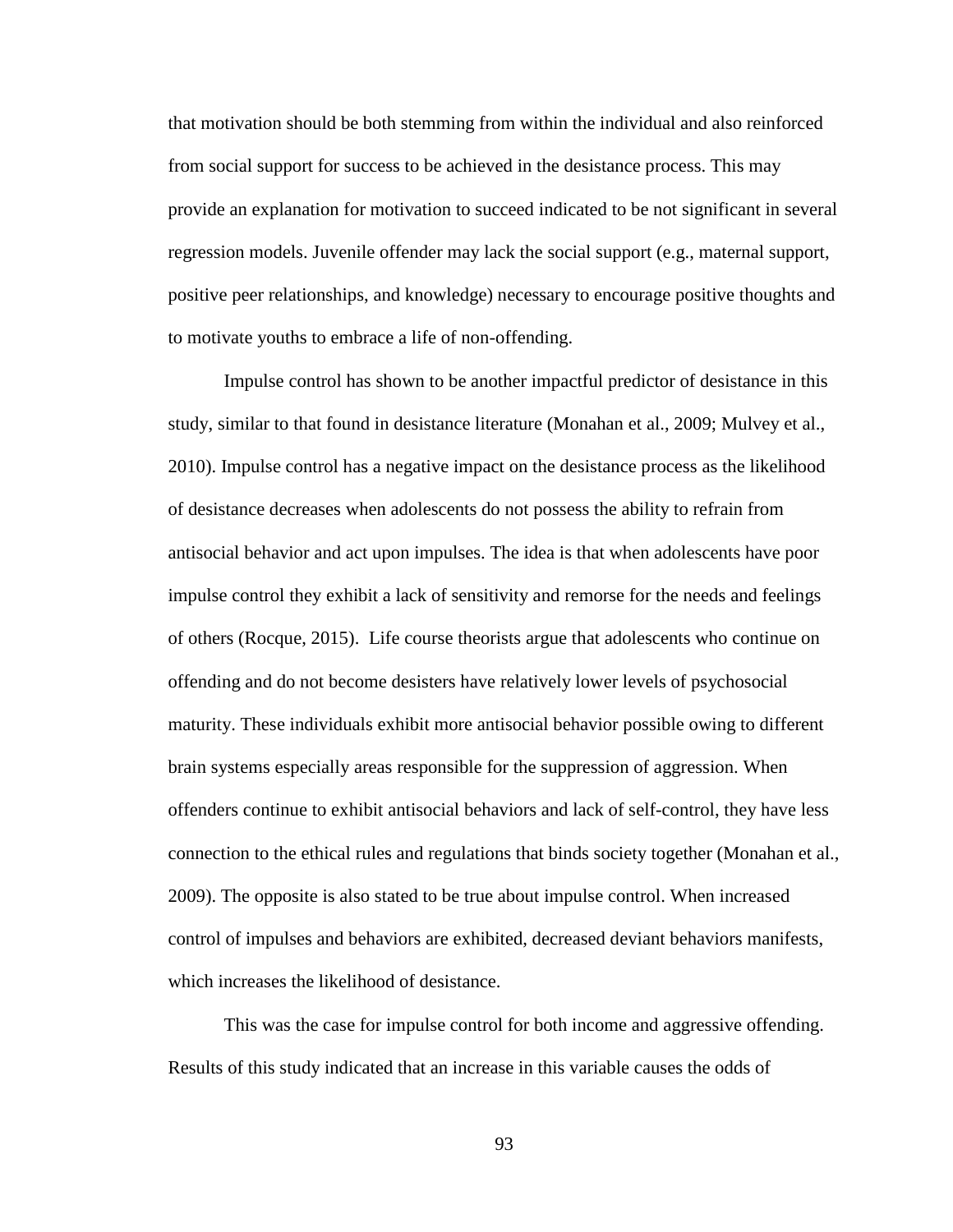that motivation should be both stemming from within the individual and also reinforced from social support for success to be achieved in the desistance process. This may provide an explanation for motivation to succeed indicated to be not significant in several regression models. Juvenile offender may lack the social support (e.g., maternal support, positive peer relationships, and knowledge) necessary to encourage positive thoughts and to motivate youths to embrace a life of non-offending.

Impulse control has shown to be another impactful predictor of desistance in this study, similar to that found in desistance literature (Monahan et al., 2009; Mulvey et al., 2010). Impulse control has a negative impact on the desistance process as the likelihood of desistance decreases when adolescents do not possess the ability to refrain from antisocial behavior and act upon impulses. The idea is that when adolescents have poor impulse control they exhibit a lack of sensitivity and remorse for the needs and feelings of others (Rocque, 2015). Life course theorists argue that adolescents who continue on offending and do not become desisters have relatively lower levels of psychosocial maturity. These individuals exhibit more antisocial behavior possible owing to different brain systems especially areas responsible for the suppression of aggression. When offenders continue to exhibit antisocial behaviors and lack of self-control, they have less connection to the ethical rules and regulations that binds society together (Monahan et al., 2009). The opposite is also stated to be true about impulse control. When increased control of impulses and behaviors are exhibited, decreased deviant behaviors manifests, which increases the likelihood of desistance.

This was the case for impulse control for both income and aggressive offending. Results of this study indicated that an increase in this variable causes the odds of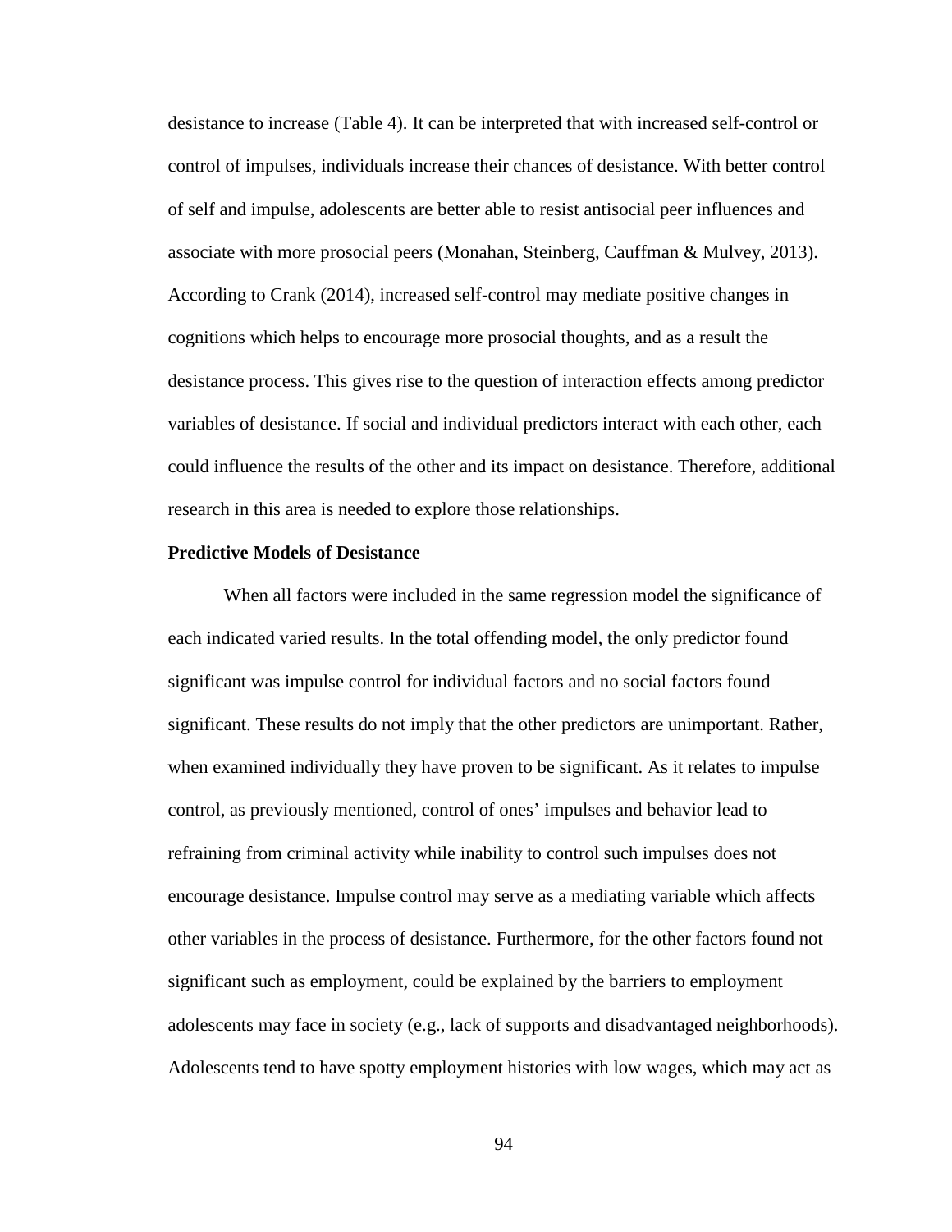desistance to increase (Table 4). It can be interpreted that with increased self-control or control of impulses, individuals increase their chances of desistance. With better control of self and impulse, adolescents are better able to resist antisocial peer influences and associate with more prosocial peers (Monahan, Steinberg, Cauffman & Mulvey, 2013). According to Crank (2014), increased self-control may mediate positive changes in cognitions which helps to encourage more prosocial thoughts, and as a result the desistance process. This gives rise to the question of interaction effects among predictor variables of desistance. If social and individual predictors interact with each other, each could influence the results of the other and its impact on desistance. Therefore, additional research in this area is needed to explore those relationships.

**Predictive Models of Desistance**

When all factors were included in the same regression model the significance of each indicated varied results. In the total offending model, the only predictor found significant was impulse control for individual factors and no social factors found significant. These results do not imply that the other predictors are unimportant. Rather, when examined individually they have proven to be significant. As it relates to impulse control, as previously mentioned, control of ones' impulses and behavior lead to refraining from criminal activity while inability to control such impulses does not encourage desistance. Impulse control may serve as a mediating variable which affects other variables in the process of desistance. Furthermore, for the other factors found not significant such as employment, could be explained by the barriers to employment adolescents may face in society (e.g., lack of supports and disadvantaged neighborhoods). Adolescents tend to have spotty employment histories with low wages, which may act as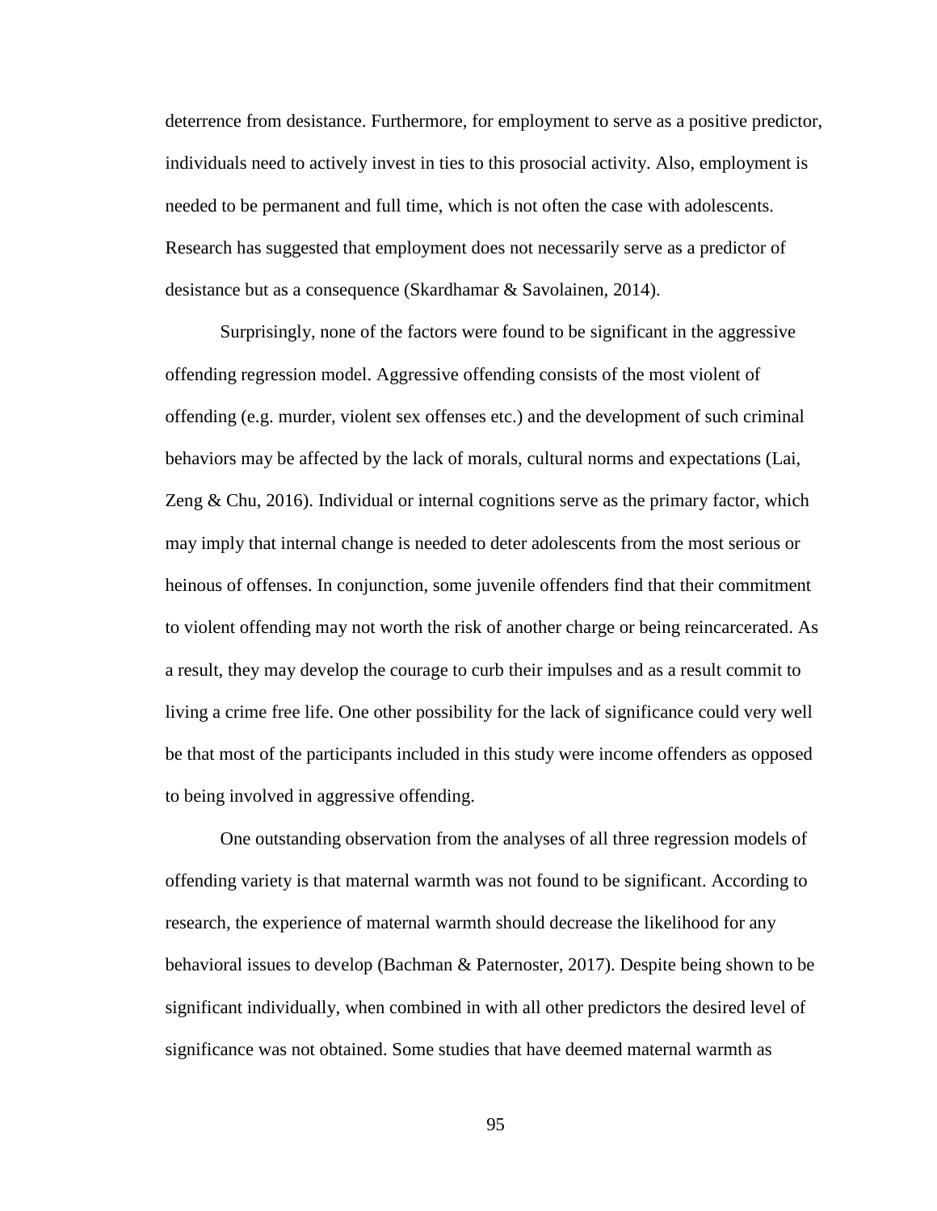deterrence from desistance. Furthermore, for employment to serve as a positive predictor, individuals need to actively invest in ties to this prosocial activity. Also, employment is needed to be permanent and full time, which is not often the case with adolescents. Research has suggested that employment does not necessarily serve as a predictor of desistance but as a consequence (Skardhamar & Savolainen, 2014).

Surprisingly, none of the factors were found to be significant in the aggressive offending regression model. Aggressive offending consists of the most violent of offending (e.g. murder, violent sex offenses etc.) and the development of such criminal behaviors may be affected by the lack of morals, cultural norms and expectations (Lai, Zeng & Chu, 2016). Individual or internal cognitions serve as the primary factor, which may imply that internal change is needed to deter adolescents from the most serious or heinous of offenses. In conjunction, some juvenile offenders find that their commitment to violent offending may not worth the risk of another charge or being reincarcerated. As a result, they may develop the courage to curb their impulses and as a result commit to living a crime free life. One other possibility for the lack of significance could very well be that most of the participants included in this study were income offenders as opposed to being involved in aggressive offending.

One outstanding observation from the analyses of all three regression models of offending variety is that maternal warmth was not found to be significant. According to research, the experience of maternal warmth should decrease the likelihood for any behavioral issues to develop (Bachman & Paternoster, 2017). Despite being shown to be significant individually, when combined in with all other predictors the desired level of significance was not obtained. Some studies that have deemed maternal warmth as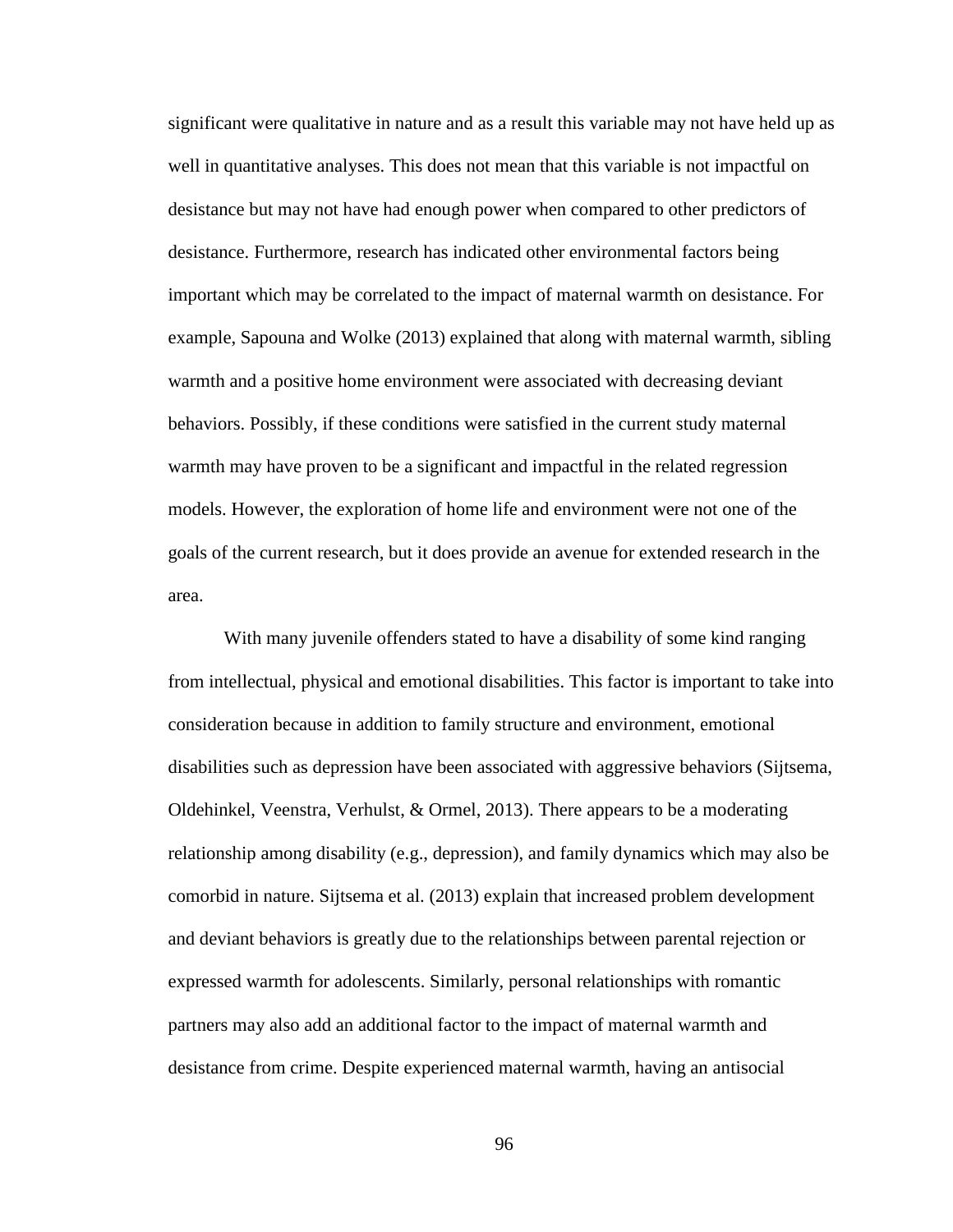significant were qualitative in nature and as a result this variable may not have held up as well in quantitative analyses. This does not mean that this variable is not impactful on desistance but may not have had enough power when compared to other predictors of desistance. Furthermore, research has indicated other environmental factors being important which may be correlated to the impact of maternal warmth on desistance. For example, Sapouna and Wolke (2013) explained that along with maternal warmth, sibling warmth and a positive home environment were associated with decreasing deviant behaviors. Possibly, if these conditions were satisfied in the current study maternal warmth may have proven to be a significant and impactful in the related regression models. However, the exploration of home life and environment were not one of the goals of the current research, but it does provide an avenue for extended research in the area.

With many juvenile offenders stated to have a disability of some kind ranging from intellectual, physical and emotional disabilities. This factor is important to take into consideration because in addition to family structure and environment, emotional disabilities such as depression have been associated with aggressive behaviors (Sijtsema, Oldehinkel, Veenstra, Verhulst, & Ormel, 2013). There appears to be a moderating relationship among disability (e.g., depression), and family dynamics which may also be comorbid in nature. Sijtsema et al. (2013) explain that increased problem development and deviant behaviors is greatly due to the relationships between parental rejection or expressed warmth for adolescents. Similarly, personal relationships with romantic partners may also add an additional factor to the impact of maternal warmth and desistance from crime. Despite experienced maternal warmth, having an antisocial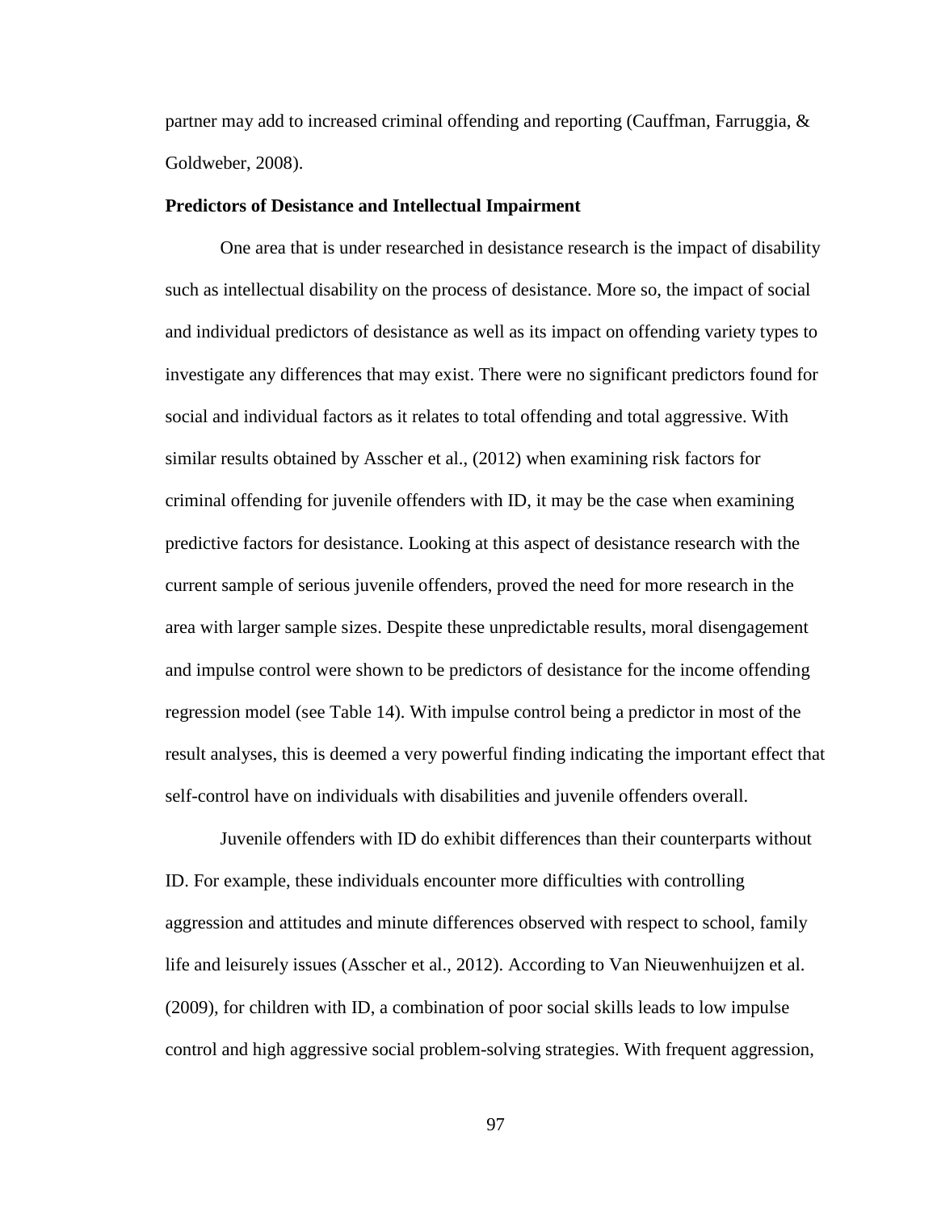partner may add to increased criminal offending and reporting (Cauffman, Farruggia, & Goldweber, 2008).

**Predictors of Desistance and Intellectual Impairment**

One area that is under researched in desistance research is the impact of disability such as intellectual disability on the process of desistance. More so, the impact of social and individual predictors of desistance as well as its impact on offending variety types to investigate any differences that may exist. There were no significant predictors found for social and individual factors as it relates to total offending and total aggressive. With similar results obtained by Asscher et al., (2012) when examining risk factors for criminal offending for juvenile offenders with ID, it may be the case when examining predictive factors for desistance. Looking at this aspect of desistance research with the current sample of serious juvenile offenders, proved the need for more research in the area with larger sample sizes. Despite these unpredictable results, moral disengagement and impulse control were shown to be predictors of desistance for the income offending regression model (see Table 14). With impulse control being a predictor in most of the result analyses, this is deemed a very powerful finding indicating the important effect that self-control have on individuals with disabilities and juvenile offenders overall.

Juvenile offenders with ID do exhibit differences than their counterparts without ID. For example, these individuals encounter more difficulties with controlling aggression and attitudes and minute differences observed with respect to school, family life and leisurely issues (Asscher et al., 2012). According to Van Nieuwenhuijzen et al. (2009), for children with ID, a combination of poor social skills leads to low impulse control and high aggressive social problem-solving strategies. With frequent aggression,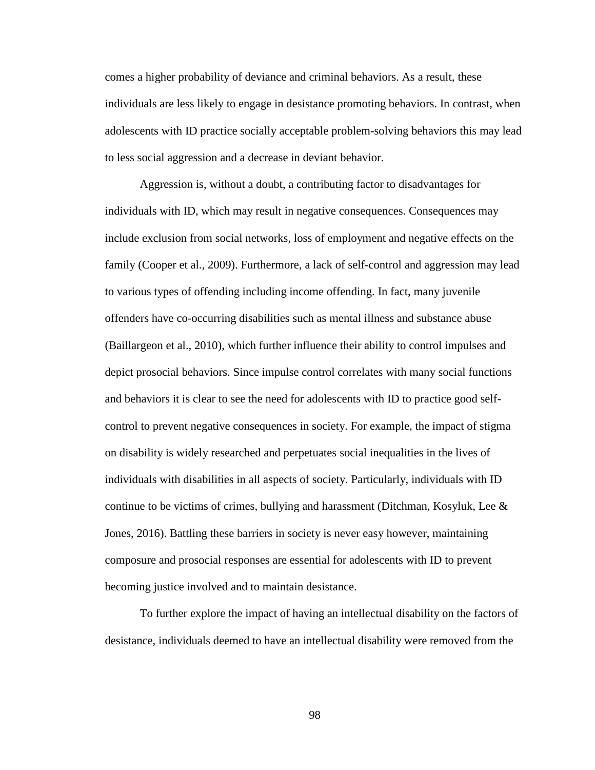comes a higher probability of deviance and criminal behaviors. As a result, these individuals are less likely to engage in desistance promoting behaviors. In contrast, when adolescents with ID practice socially acceptable problem-solving behaviors this may lead to less social aggression and a decrease in deviant behavior.

Aggression is, without a doubt, a contributing factor to disadvantages for individuals with ID, which may result in negative consequences. Consequences may include exclusion from social networks, loss of employment and negative effects on the family (Cooper et al., 2009). Furthermore, a lack of self-control and aggression may lead to various types of offending including income offending. In fact, many juvenile offenders have co-occurring disabilities such as mental illness and substance abuse (Baillargeon et al., 2010), which further influence their ability to control impulses and depict prosocial behaviors. Since impulse control correlates with many social functions and behaviors it is clear to see the need for adolescents with ID to practice good self-control to prevent negative consequences in society. For example, the impact of stigma on disability is widely researched and perpetuates social inequalities in the lives of individuals with disabilities in all aspects of society. Particularly, individuals with ID continue to be victims of crimes, bullying and harassment (Ditchman, Kosyluk, Lee & Jones, 2016). Battling these barriers in society is never easy however, maintaining composure and prosocial responses are essential for adolescents with ID to prevent becoming justice involved and to maintain desistance.

To further explore the impact of having an intellectual disability on the factors of desistance, individuals deemed to have an intellectual disability were removed from the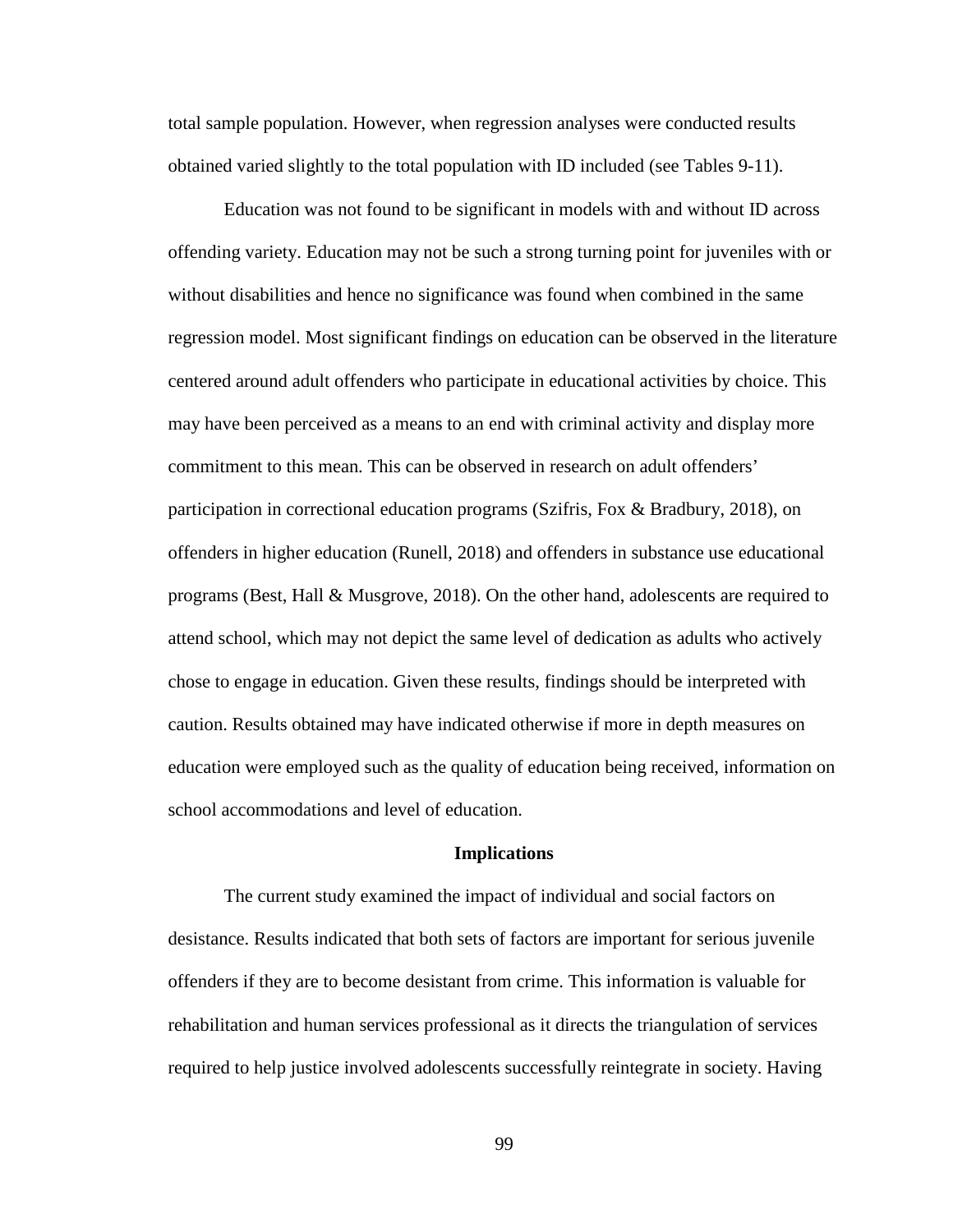total sample population. However, when regression analyses were conducted results obtained varied slightly to the total population with ID included (see Tables 9-11).

Education was not found to be significant in models with and without ID across offending variety. Education may not be such a strong turning point for juveniles with or without disabilities and hence no significance was found when combined in the same regression model. Most significant findings on education can be observed in the literature centered around adult offenders who participate in educational activities by choice. This may have been perceived as a means to an end with criminal activity and display more commitment to this mean. This can be observed in research on adult offenders' participation in correctional education programs (Szifris, Fox & Bradbury, 2018), on offenders in higher education (Runell, 2018) and offenders in substance use educational programs (Best, Hall & Musgrove, 2018). On the other hand, adolescents are required to attend school, which may not depict the same level of dedication as adults who actively chose to engage in education. Given these results, findings should be interpreted with caution. Results obtained may have indicated otherwise if more in depth measures on education were employed such as the quality of education being received, information on school accommodations and level of education.

## Implications

The current study examined the impact of individual and social factors on desistance. Results indicated that both sets of factors are important for serious juvenile offenders if they are to become desistant from crime. This information is valuable for rehabilitation and human services professional as it directs the triangulation of services required to help justice involved adolescents successfully reintegrate in society. Having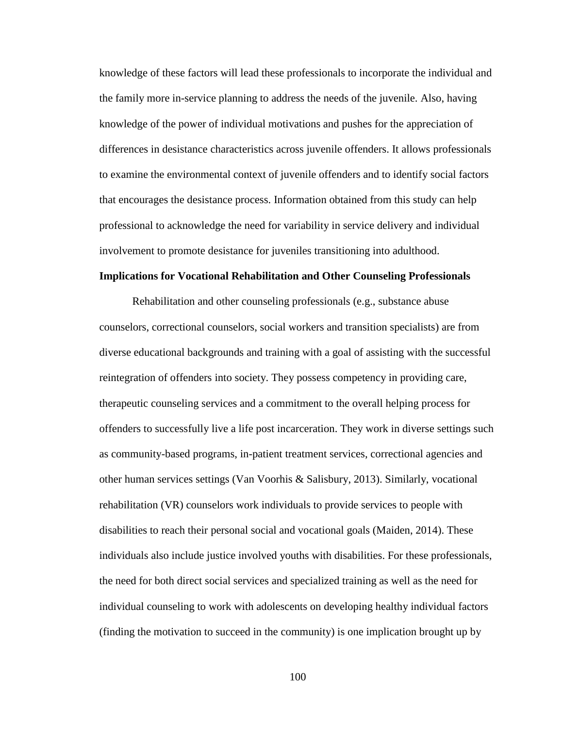knowledge of these factors will lead these professionals to incorporate the individual and the family more in-service planning to address the needs of the juvenile. Also, having knowledge of the power of individual motivations and pushes for the appreciation of differences in desistance characteristics across juvenile offenders. It allows professionals to examine the environmental context of juvenile offenders and to identify social factors that encourages the desistance process. Information obtained from this study can help professional to acknowledge the need for variability in service delivery and individual involvement to promote desistance for juveniles transitioning into adulthood.

**Implications for Vocational Rehabilitation and Other Counseling Professionals**

Rehabilitation and other counseling professionals (e.g., substance abuse counselors, correctional counselors, social workers and transition specialists) are from diverse educational backgrounds and training with a goal of assisting with the successful reintegration of offenders into society. They possess competency in providing care, therapeutic counseling services and a commitment to the overall helping process for offenders to successfully live a life post incarceration. They work in diverse settings such as community-based programs, in-patient treatment services, correctional agencies and other human services settings (Van Voorhis & Salisbury, 2013). Similarly, vocational rehabilitation (VR) counselors work individuals to provide services to people with disabilities to reach their personal social and vocational goals (Maiden, 2014). These individuals also include justice involved youths with disabilities. For these professionals, the need for both direct social services and specialized training as well as the need for individual counseling to work with adolescents on developing healthy individual factors (finding the motivation to succeed in the community) is one implication brought up by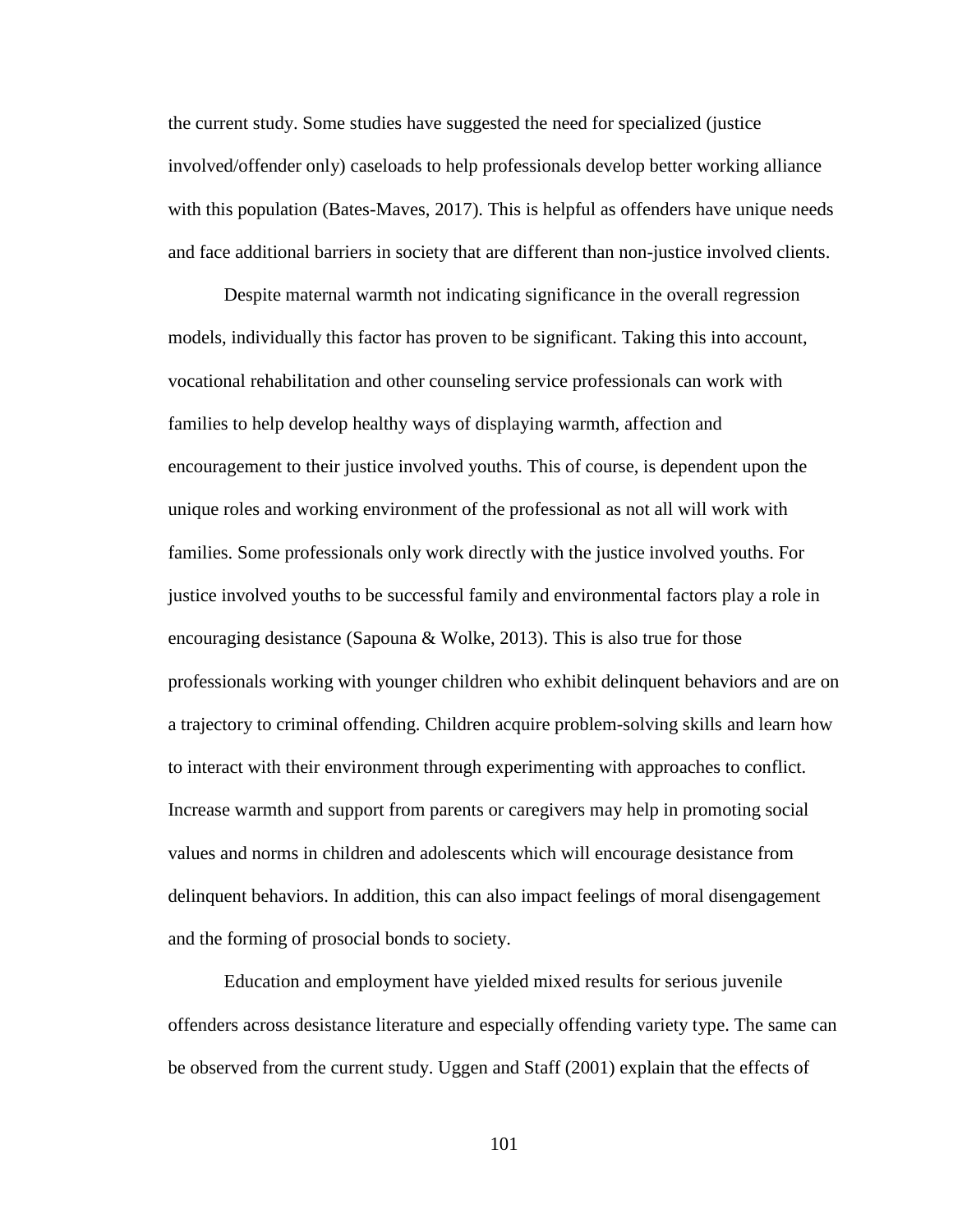the current study. Some studies have suggested the need for specialized (justice involved/offender only) caseloads to help professionals develop better working alliance with this population (Bates-Maves, 2017). This is helpful as offenders have unique needs and face additional barriers in society that are different than non-justice involved clients.

Despite maternal warmth not indicating significance in the overall regression models, individually this factor has proven to be significant. Taking this into account, vocational rehabilitation and other counseling service professionals can work with families to help develop healthy ways of displaying warmth, affection and encouragement to their justice involved youths. This of course, is dependent upon the unique roles and working environment of the professional as not all will work with families. Some professionals only work directly with the justice involved youths. For justice involved youths to be successful family and environmental factors play a role in encouraging desistance (Sapouna & Wolke, 2013). This is also true for those professionals working with younger children who exhibit delinquent behaviors and are on a trajectory to criminal offending. Children acquire problem-solving skills and learn how to interact with their environment through experimenting with approaches to conflict. Increase warmth and support from parents or caregivers may help in promoting social values and norms in children and adolescents which will encourage desistance from delinquent behaviors. In addition, this can also impact feelings of moral disengagement and the forming of prosocial bonds to society.

Education and employment have yielded mixed results for serious juvenile offenders across desistance literature and especially offending variety type. The same can be observed from the current study. Uggen and Staff (2001) explain that the effects of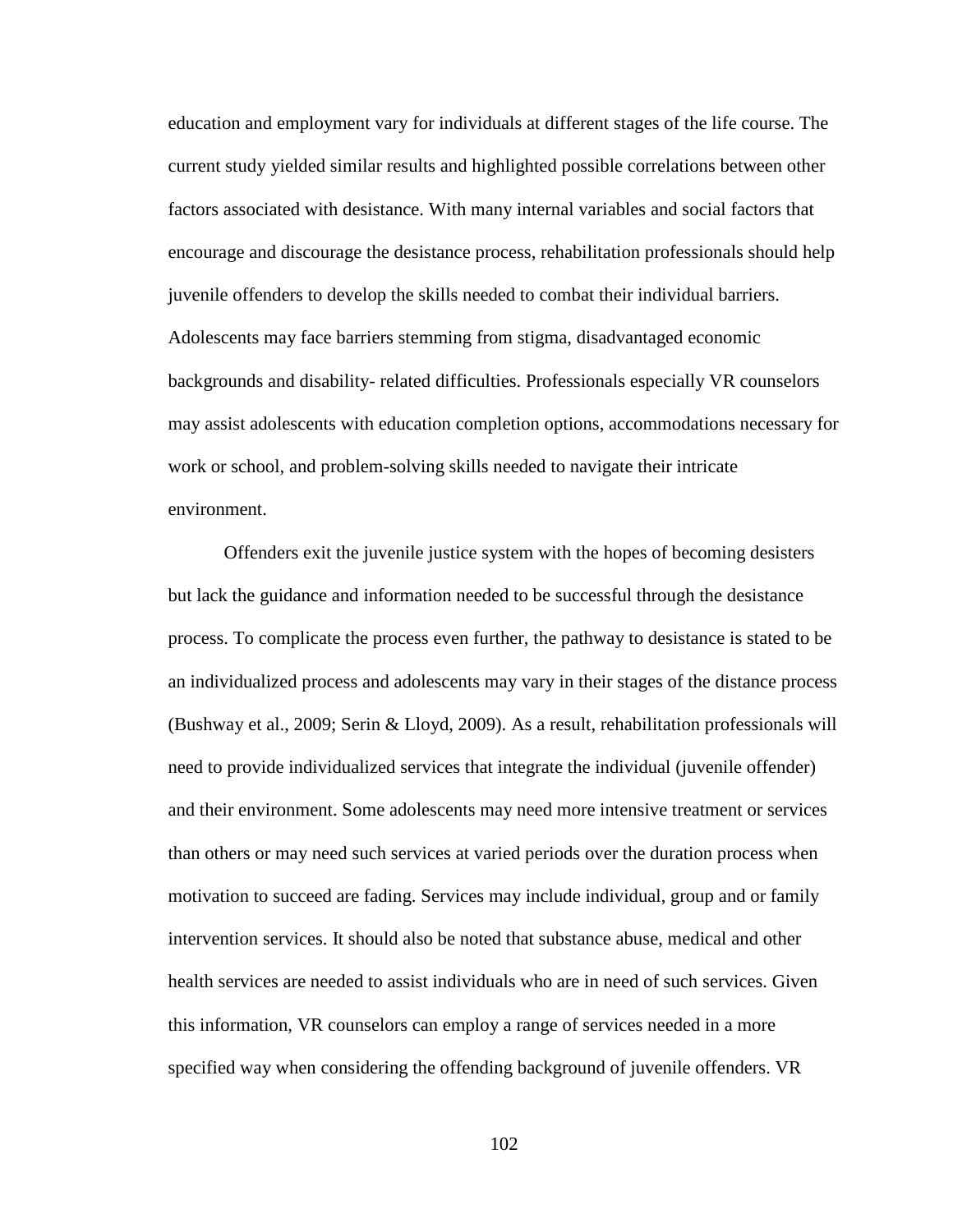education and employment vary for individuals at different stages of the life course. The current study yielded similar results and highlighted possible correlations between other factors associated with desistance. With many internal variables and social factors that encourage and discourage the desistance process, rehabilitation professionals should help juvenile offenders to develop the skills needed to combat their individual barriers. Adolescents may face barriers stemming from stigma, disadvantaged economic backgrounds and disability- related difficulties. Professionals especially VR counselors may assist adolescents with education completion options, accommodations necessary for work or school, and problem-solving skills needed to navigate their intricate environment.

Offenders exit the juvenile justice system with the hopes of becoming desisters but lack the guidance and information needed to be successful through the desistance process. To complicate the process even further, the pathway to desistance is stated to be an individualized process and adolescents may vary in their stages of the distance process (Bushway et al., 2009; Serin & Lloyd, 2009). As a result, rehabilitation professionals will need to provide individualized services that integrate the individual (juvenile offender) and their environment. Some adolescents may need more intensive treatment or services than others or may need such services at varied periods over the duration process when motivation to succeed are fading. Services may include individual, group and or family intervention services. It should also be noted that substance abuse, medical and other health services are needed to assist individuals who are in need of such services. Given this information, VR counselors can employ a range of services needed in a more specified way when considering the offending background of juvenile offenders. VR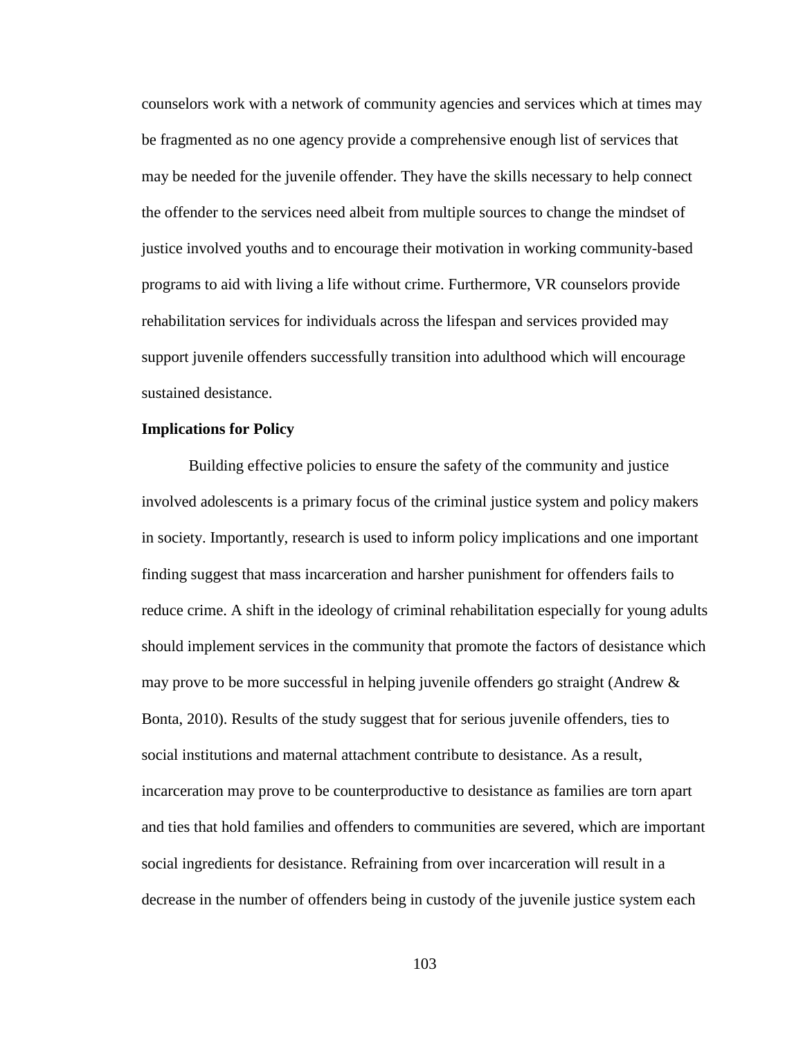counselors work with a network of community agencies and services which at times may be fragmented as no one agency provide a comprehensive enough list of services that may be needed for the juvenile offender. They have the skills necessary to help connect the offender to the services need albeit from multiple sources to change the mindset of justice involved youths and to encourage their motivation in working community-based programs to aid with living a life without crime. Furthermore, VR counselors provide rehabilitation services for individuals across the lifespan and services provided may support juvenile offenders successfully transition into adulthood which will encourage sustained desistance.

**Implications for Policy**

Building effective policies to ensure the safety of the community and justice involved adolescents is a primary focus of the criminal justice system and policy makers in society. Importantly, research is used to inform policy implications and one important finding suggest that mass incarceration and harsher punishment for offenders fails to reduce crime. A shift in the ideology of criminal rehabilitation especially for young adults should implement services in the community that promote the factors of desistance which may prove to be more successful in helping juvenile offenders go straight (Andrew & Bonta, 2010). Results of the study suggest that for serious juvenile offenders, ties to social institutions and maternal attachment contribute to desistance. As a result, incarceration may prove to be counterproductive to desistance as families are torn apart and ties that hold families and offenders to communities are severed, which are important social ingredients for desistance. Refraining from over incarceration will result in a decrease in the number of offenders being in custody of the juvenile justice system each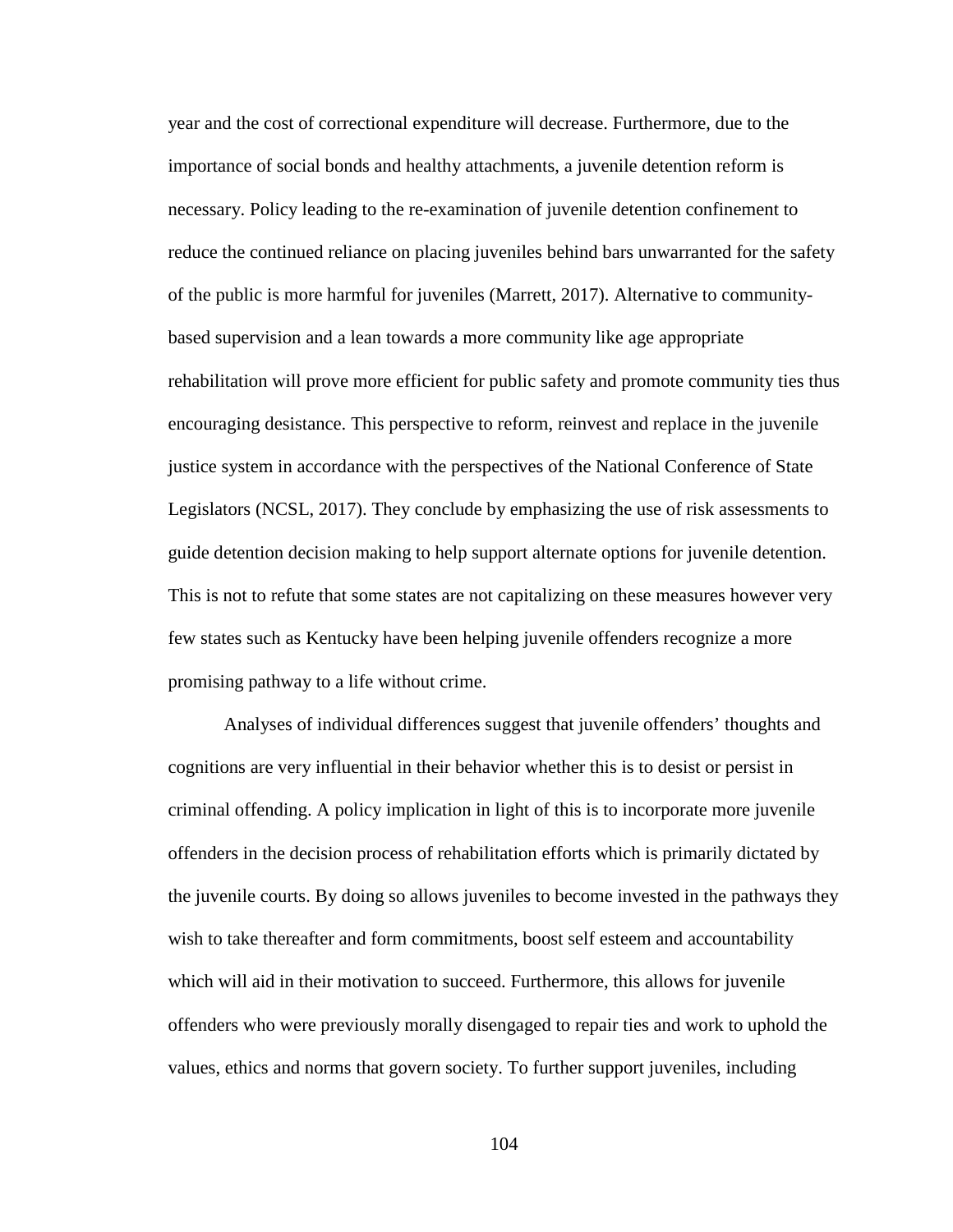year and the cost of correctional expenditure will decrease. Furthermore, due to the importance of social bonds and healthy attachments, a juvenile detention reform is necessary. Policy leading to the re-examination of juvenile detention confinement to reduce the continued reliance on placing juveniles behind bars unwarranted for the safety of the public is more harmful for juveniles (Marrett, 2017). Alternative to community-based supervision and a lean towards a more community like age appropriate rehabilitation will prove more efficient for public safety and promote community ties thus encouraging desistance. This perspective to reform, reinvest and replace in the juvenile justice system in accordance with the perspectives of the National Conference of State Legislators (NCSL, 2017). They conclude by emphasizing the use of risk assessments to guide detention decision making to help support alternate options for juvenile detention. This is not to refute that some states are not capitalizing on these measures however very few states such as Kentucky have been helping juvenile offenders recognize a more promising pathway to a life without crime.

Analyses of individual differences suggest that juvenile offenders' thoughts and cognitions are very influential in their behavior whether this is to desist or persist in criminal offending. A policy implication in light of this is to incorporate more juvenile offenders in the decision process of rehabilitation efforts which is primarily dictated by the juvenile courts. By doing so allows juveniles to become invested in the pathways they wish to take thereafter and form commitments, boost self esteem and accountability which will aid in their motivation to succeed. Furthermore, this allows for juvenile offenders who were previously morally disengaged to repair ties and work to uphold the values, ethics and norms that govern society. To further support juveniles, including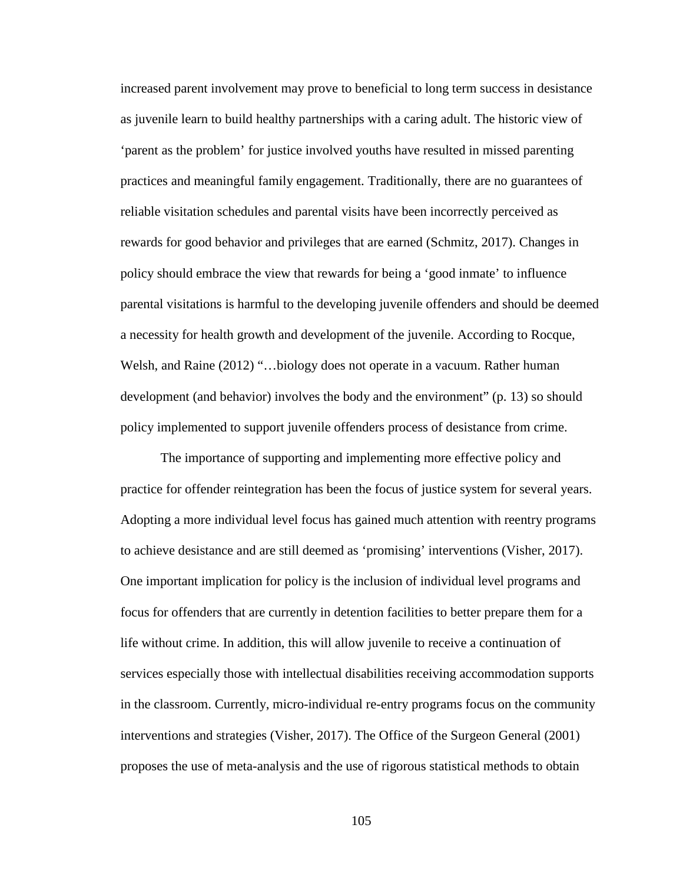increased parent involvement may prove to beneficial to long term success in desistance as juvenile learn to build healthy partnerships with a caring adult. The historic view of 'parent as the problem' for justice involved youths have resulted in missed parenting practices and meaningful family engagement. Traditionally, there are no guarantees of reliable visitation schedules and parental visits have been incorrectly perceived as rewards for good behavior and privileges that are earned (Schmitz, 2017). Changes in policy should embrace the view that rewards for being a 'good inmate' to influence parental visitations is harmful to the developing juvenile offenders and should be deemed a necessity for health growth and development of the juvenile. According to Rocque, Welsh, and Raine (2012) "…biology does not operate in a vacuum. Rather human development (and behavior) involves the body and the environment" (p. 13) so should policy implemented to support juvenile offenders process of desistance from crime.

The importance of supporting and implementing more effective policy and practice for offender reintegration has been the focus of justice system for several years. Adopting a more individual level focus has gained much attention with reentry programs to achieve desistance and are still deemed as 'promising' interventions (Visher, 2017). One important implication for policy is the inclusion of individual level programs and focus for offenders that are currently in detention facilities to better prepare them for a life without crime. In addition, this will allow juvenile to receive a continuation of services especially those with intellectual disabilities receiving accommodation supports in the classroom. Currently, micro-individual re-entry programs focus on the community interventions and strategies (Visher, 2017). The Office of the Surgeon General (2001) proposes the use of meta-analysis and the use of rigorous statistical methods to obtain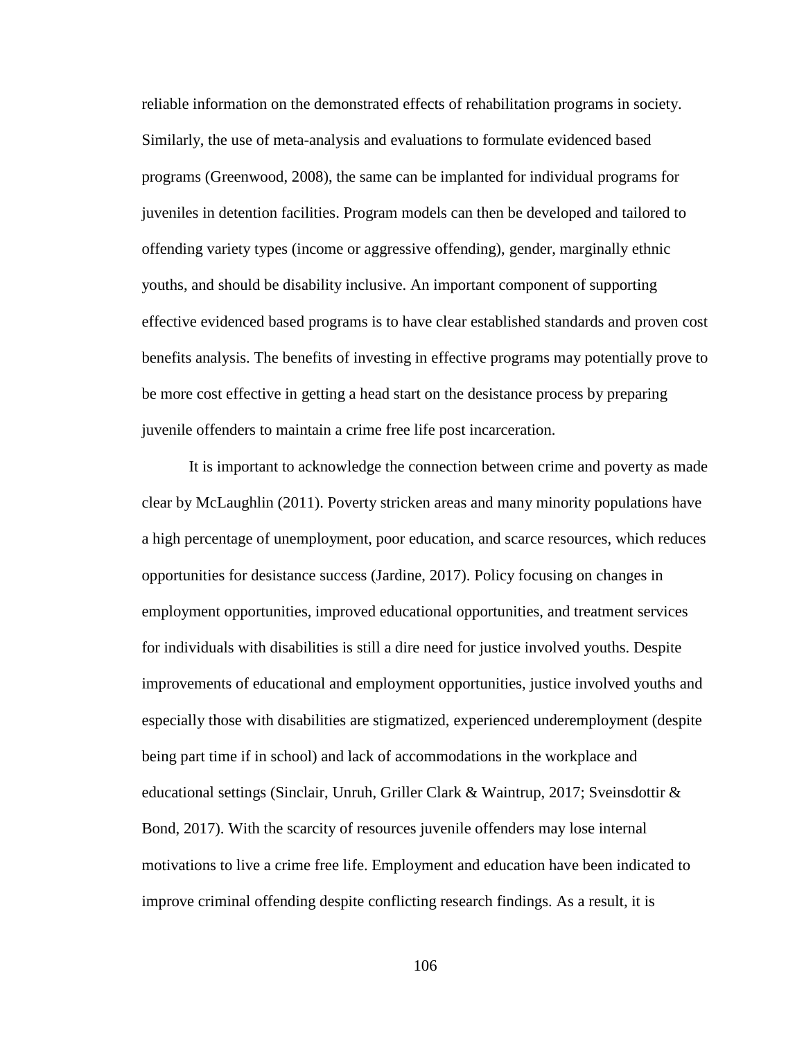reliable information on the demonstrated effects of rehabilitation programs in society. Similarly, the use of meta-analysis and evaluations to formulate evidenced based programs (Greenwood, 2008), the same can be implanted for individual programs for juveniles in detention facilities. Program models can then be developed and tailored to offending variety types (income or aggressive offending), gender, marginally ethnic youths, and should be disability inclusive. An important component of supporting effective evidenced based programs is to have clear established standards and proven cost benefits analysis. The benefits of investing in effective programs may potentially prove to be more cost effective in getting a head start on the desistance process by preparing juvenile offenders to maintain a crime free life post incarceration.

It is important to acknowledge the connection between crime and poverty as made clear by McLaughlin (2011). Poverty stricken areas and many minority populations have a high percentage of unemployment, poor education, and scarce resources, which reduces opportunities for desistance success (Jardine, 2017). Policy focusing on changes in employment opportunities, improved educational opportunities, and treatment services for individuals with disabilities is still a dire need for justice involved youths. Despite improvements of educational and employment opportunities, justice involved youths and especially those with disabilities are stigmatized, experienced underemployment (despite being part time if in school) and lack of accommodations in the workplace and educational settings (Sinclair, Unruh, Griller Clark & Waintrup, 2017; Sveinsdottir & Bond, 2017). With the scarcity of resources juvenile offenders may lose internal motivations to live a crime free life. Employment and education have been indicated to improve criminal offending despite conflicting research findings. As a result, it is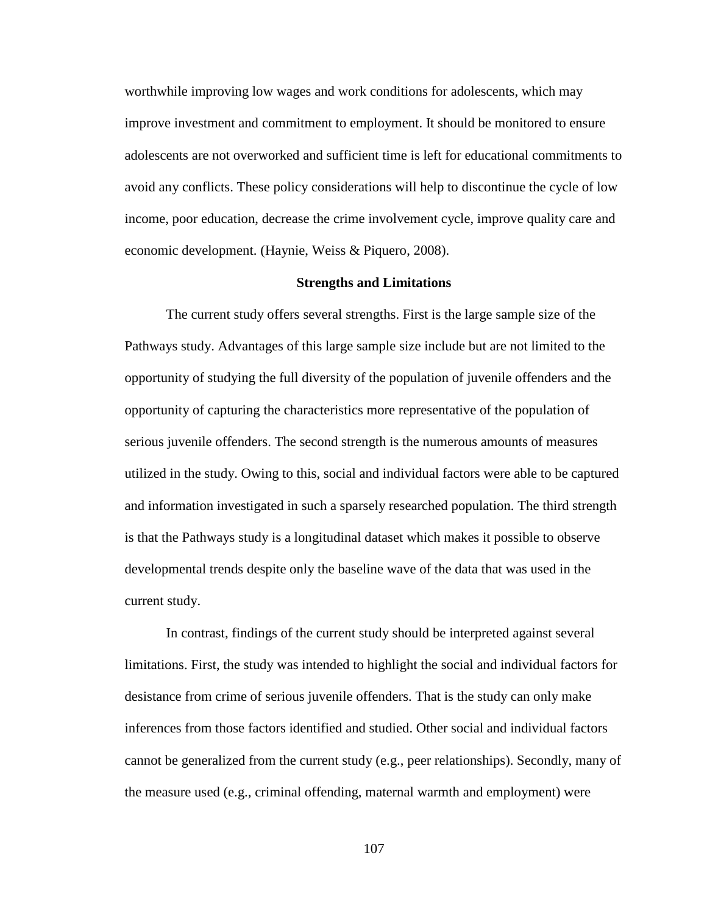worthwhile improving low wages and work conditions for adolescents, which may improve investment and commitment to employment. It should be monitored to ensure adolescents are not overworked and sufficient time is left for educational commitments to avoid any conflicts. These policy considerations will help to discontinue the cycle of low income, poor education, decrease the crime involvement cycle, improve quality care and economic development. (Haynie, Weiss & Piquero, 2008).

## Strengths and Limitations

The current study offers several strengths. First is the large sample size of the Pathways study. Advantages of this large sample size include but are not limited to the opportunity of studying the full diversity of the population of juvenile offenders and the opportunity of capturing the characteristics more representative of the population of serious juvenile offenders. The second strength is the numerous amounts of measures utilized in the study. Owing to this, social and individual factors were able to be captured and information investigated in such a sparsely researched population. The third strength is that the Pathways study is a longitudinal dataset which makes it possible to observe developmental trends despite only the baseline wave of the data that was used in the current study.

In contrast, findings of the current study should be interpreted against several limitations. First, the study was intended to highlight the social and individual factors for desistance from crime of serious juvenile offenders. That is the study can only make inferences from those factors identified and studied. Other social and individual factors cannot be generalized from the current study (e.g., peer relationships). Secondly, many of the measure used (e.g., criminal offending, maternal warmth and employment) were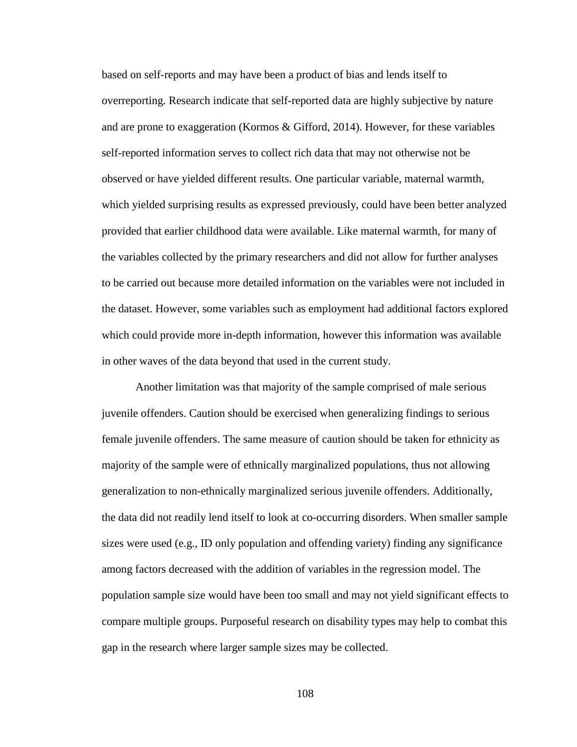based on self-reports and may have been a product of bias and lends itself to overreporting. Research indicate that self-reported data are highly subjective by nature and are prone to exaggeration (Kormos & Gifford, 2014). However, for these variables self-reported information serves to collect rich data that may not otherwise not be observed or have yielded different results. One particular variable, maternal warmth, which yielded surprising results as expressed previously, could have been better analyzed provided that earlier childhood data were available. Like maternal warmth, for many of the variables collected by the primary researchers and did not allow for further analyses to be carried out because more detailed information on the variables were not included in the dataset. However, some variables such as employment had additional factors explored which could provide more in-depth information, however this information was available in other waves of the data beyond that used in the current study.

Another limitation was that majority of the sample comprised of male serious juvenile offenders. Caution should be exercised when generalizing findings to serious female juvenile offenders. The same measure of caution should be taken for ethnicity as majority of the sample were of ethnically marginalized populations, thus not allowing generalization to non-ethnically marginalized serious juvenile offenders. Additionally, the data did not readily lend itself to look at co-occurring disorders. When smaller sample sizes were used (e.g., ID only population and offending variety) finding any significance among factors decreased with the addition of variables in the regression model. The population sample size would have been too small and may not yield significant effects to compare multiple groups. Purposeful research on disability types may help to combat this gap in the research where larger sample sizes may be collected.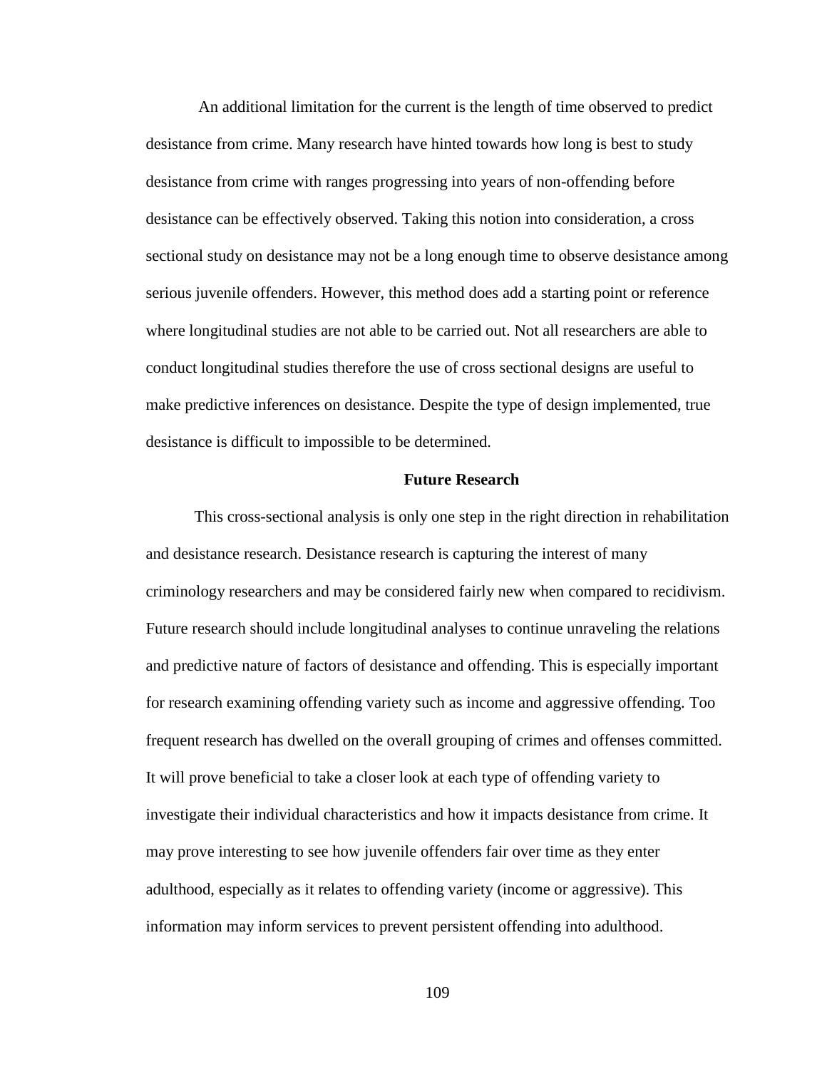An additional limitation for the current is the length of time observed to predict desistance from crime. Many research have hinted towards how long is best to study desistance from crime with ranges progressing into years of non-offending before desistance can be effectively observed. Taking this notion into consideration, a cross sectional study on desistance may not be a long enough time to observe desistance among serious juvenile offenders. However, this method does add a starting point or reference where longitudinal studies are not able to be carried out. Not all researchers are able to conduct longitudinal studies therefore the use of cross sectional designs are useful to make predictive inferences on desistance. Despite the type of design implemented, true desistance is difficult to impossible to be determined.

## Future Research

This cross-sectional analysis is only one step in the right direction in rehabilitation and desistance research. Desistance research is capturing the interest of many criminology researchers and may be considered fairly new when compared to recidivism. Future research should include longitudinal analyses to continue unraveling the relations and predictive nature of factors of desistance and offending. This is especially important for research examining offending variety such as income and aggressive offending. Too frequent research has dwelled on the overall grouping of crimes and offenses committed. It will prove beneficial to take a closer look at each type of offending variety to investigate their individual characteristics and how it impacts desistance from crime. It may prove interesting to see how juvenile offenders fair over time as they enter adulthood, especially as it relates to offending variety (income or aggressive). This information may inform services to prevent persistent offending into adulthood.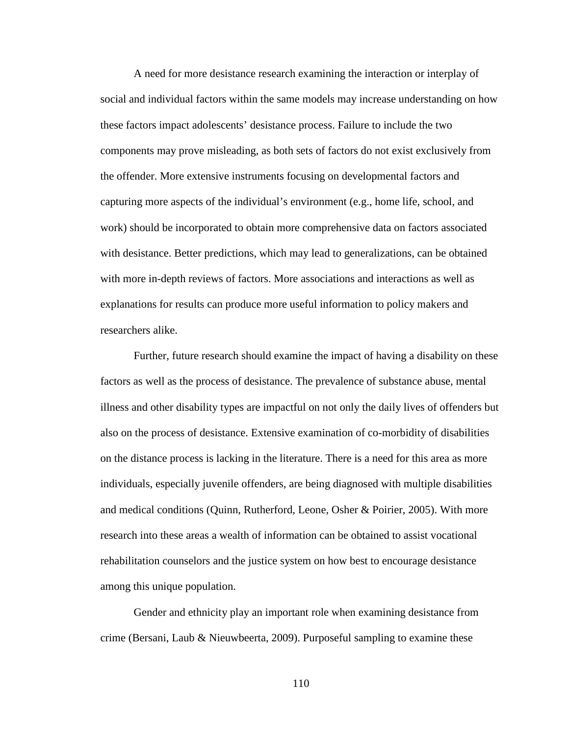A need for more desistance research examining the interaction or interplay of social and individual factors within the same models may increase understanding on how these factors impact adolescents' desistance process. Failure to include the two components may prove misleading, as both sets of factors do not exist exclusively from the offender. More extensive instruments focusing on developmental factors and capturing more aspects of the individual's environment (e.g., home life, school, and work) should be incorporated to obtain more comprehensive data on factors associated with desistance. Better predictions, which may lead to generalizations, can be obtained with more in-depth reviews of factors. More associations and interactions as well as explanations for results can produce more useful information to policy makers and researchers alike.

Further, future research should examine the impact of having a disability on these factors as well as the process of desistance. The prevalence of substance abuse, mental illness and other disability types are impactful on not only the daily lives of offenders but also on the process of desistance. Extensive examination of co-morbidity of disabilities on the distance process is lacking in the literature. There is a need for this area as more individuals, especially juvenile offenders, are being diagnosed with multiple disabilities and medical conditions (Quinn, Rutherford, Leone, Osher & Poirier, 2005). With more research into these areas a wealth of information can be obtained to assist vocational rehabilitation counselors and the justice system on how best to encourage desistance among this unique population.

Gender and ethnicity play an important role when examining desistance from crime (Bersani, Laub & Nieuwbeerta, 2009). Purposeful sampling to examine these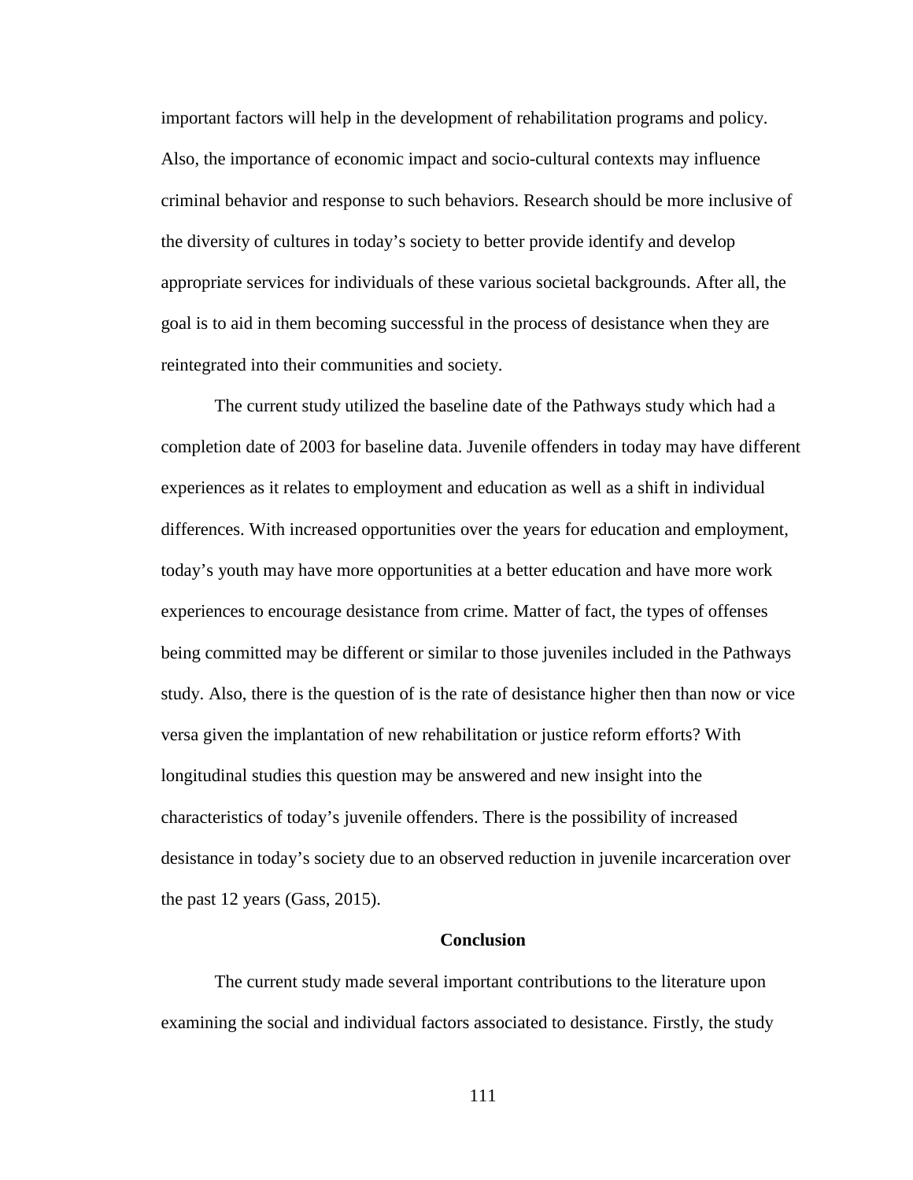important factors will help in the development of rehabilitation programs and policy. Also, the importance of economic impact and socio-cultural contexts may influence criminal behavior and response to such behaviors. Research should be more inclusive of the diversity of cultures in today's society to better provide identify and develop appropriate services for individuals of these various societal backgrounds. After all, the goal is to aid in them becoming successful in the process of desistance when they are reintegrated into their communities and society.

The current study utilized the baseline date of the Pathways study which had a completion date of 2003 for baseline data. Juvenile offenders in today may have different experiences as it relates to employment and education as well as a shift in individual differences. With increased opportunities over the years for education and employment, today's youth may have more opportunities at a better education and have more work experiences to encourage desistance from crime. Matter of fact, the types of offenses being committed may be different or similar to those juveniles included in the Pathways study. Also, there is the question of is the rate of desistance higher then than now or vice versa given the implantation of new rehabilitation or justice reform efforts? With longitudinal studies this question may be answered and new insight into the characteristics of today's juvenile offenders. There is the possibility of increased desistance in today's society due to an observed reduction in juvenile incarceration over the past 12 years (Gass, 2015).

## Conclusion

The current study made several important contributions to the literature upon examining the social and individual factors associated to desistance. Firstly, the study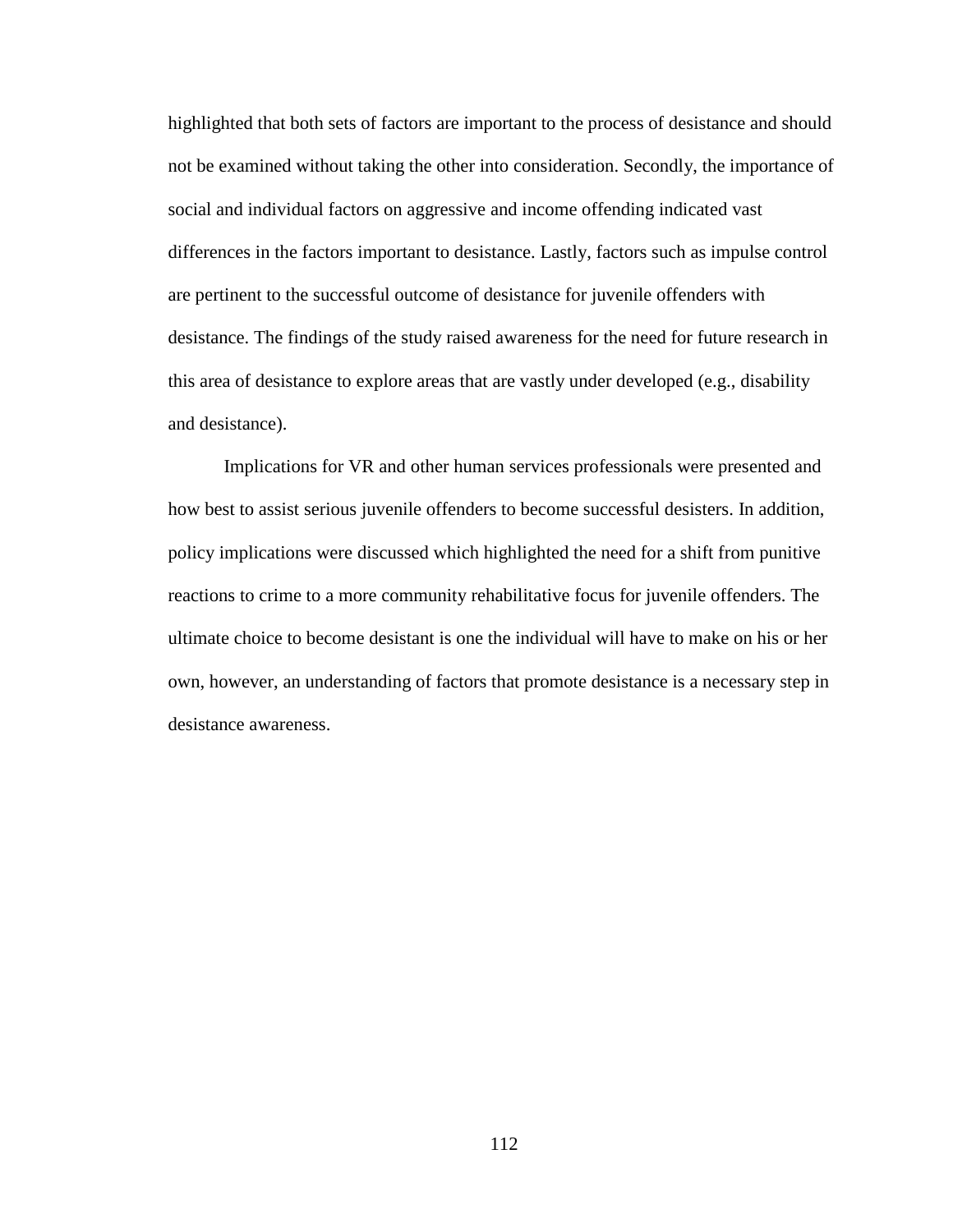highlighted that both sets of factors are important to the process of desistance and should not be examined without taking the other into consideration. Secondly, the importance of social and individual factors on aggressive and income offending indicated vast differences in the factors important to desistance. Lastly, factors such as impulse control are pertinent to the successful outcome of desistance for juvenile offenders with desistance. The findings of the study raised awareness for the need for future research in this area of desistance to explore areas that are vastly under developed (e.g., disability and desistance).

Implications for VR and other human services professionals were presented and how best to assist serious juvenile offenders to become successful desisters. In addition, policy implications were discussed which highlighted the need for a shift from punitive reactions to crime to a more community rehabilitative focus for juvenile offenders. The ultimate choice to become desistant is one the individual will have to make on his or her own, however, an understanding of factors that promote desistance is a necessary step in desistance awareness.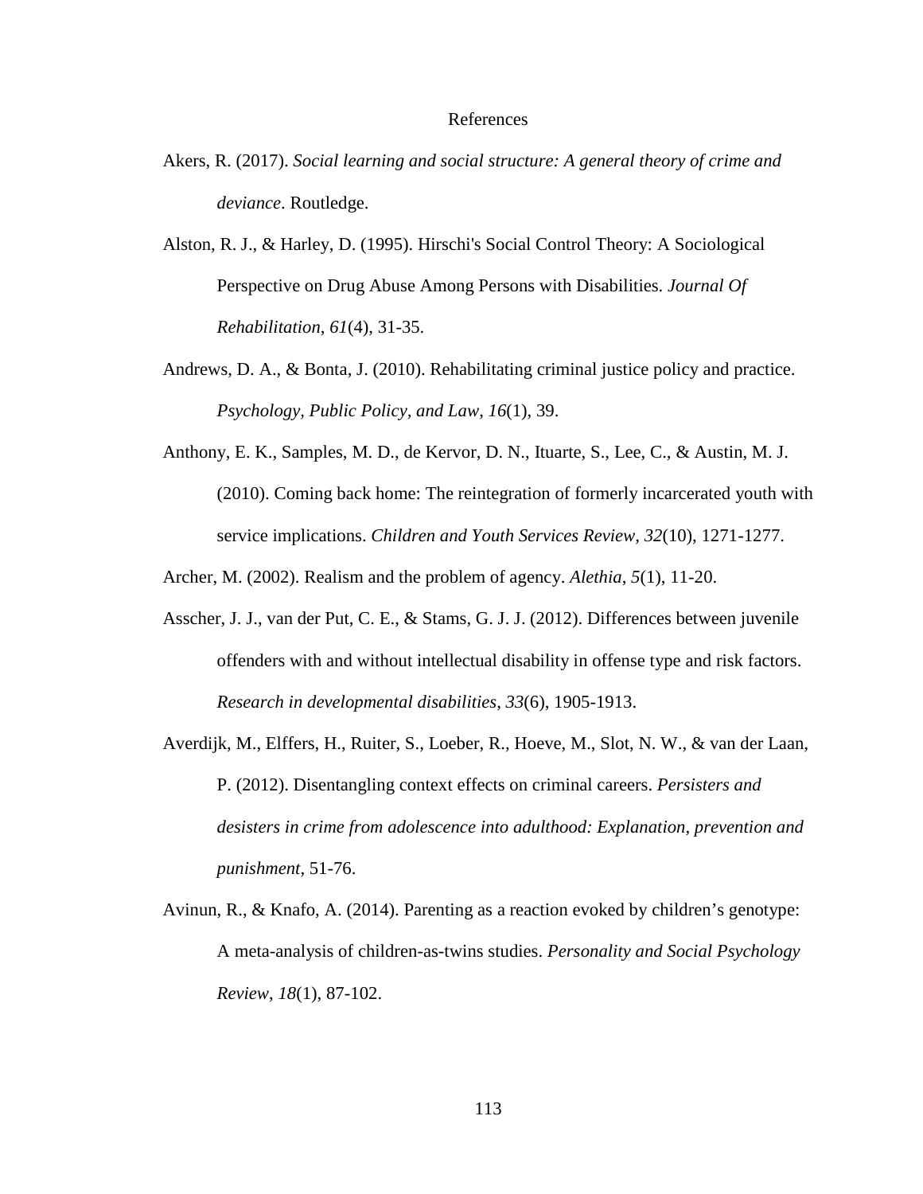# References

Akers, R. (2017). *Social learning and social structure: A general theory of crime and deviance*. Routledge.

Alston, R. J., & Harley, D. (1995). Hirschi's Social Control Theory: A Sociological Perspective on Drug Abuse Among Persons with Disabilities. *Journal Of Rehabilitation*, *61*(4), 31-35.

Andrews, D. A., & Bonta, J. (2010). Rehabilitating criminal justice policy and practice. *Psychology, Public Policy, and Law*, *16*(1), 39.

Anthony, E. K., Samples, M. D., de Kervor, D. N., Ituarte, S., Lee, C., & Austin, M. J. (2010). Coming back home: The reintegration of formerly incarcerated youth with service implications. *Children and Youth Services Review*, *32*(10), 1271-1277.

Archer, M. (2002). Realism and the problem of agency. *Alethia*, *5*(1), 11-20.

Asscher, J. J., van der Put, C. E., & Stams, G. J. J. (2012). Differences between juvenile offenders with and without intellectual disability in offense type and risk factors. *Research in developmental disabilities*, *33*(6), 1905-1913.

Averdijk, M., Elffers, H., Ruiter, S., Loeber, R., Hoeve, M., Slot, N. W., & van der Laan, P. (2012). Disentangling context effects on criminal careers. *Persisters and desisters in crime from adolescence into adulthood: Explanation, prevention and punishment*, 51-76.

Avinun, R., & Knafo, A. (2014). Parenting as a reaction evoked by children's genotype: A meta-analysis of children-as-twins studies. *Personality and Social Psychology Review*, *18*(1), 87-102.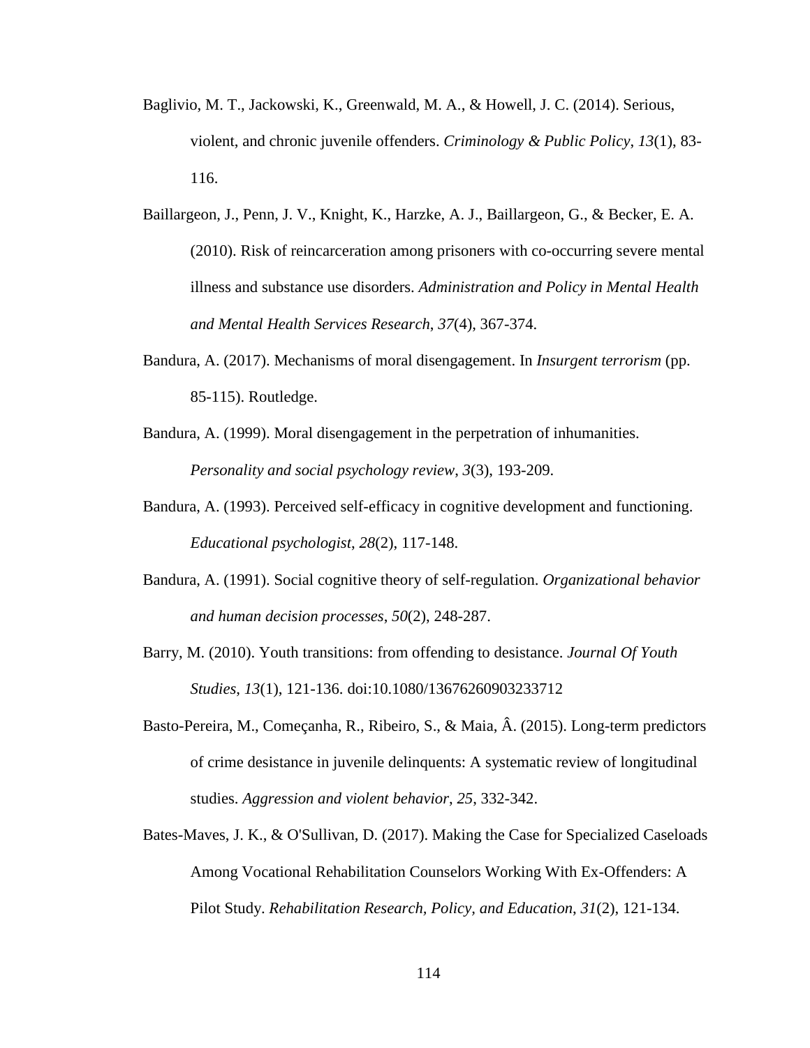Baglivio, M. T., Jackowski, K., Greenwald, M. A., & Howell, J. C. (2014). Serious, violent, and chronic juvenile offenders. *Criminology & Public Policy*, *13*(1), 83-116.

Baillargeon, J., Penn, J. V., Knight, K., Harzke, A. J., Baillargeon, G., & Becker, E. A. (2010). Risk of reincarceration among prisoners with co-occurring severe mental illness and substance use disorders. *Administration and Policy in Mental Health and Mental Health Services Research*, *37*(4), 367-374.

Bandura, A. (2017). Mechanisms of moral disengagement. In *Insurgent terrorism* (pp. 85-115). Routledge.

Bandura, A. (1999). Moral disengagement in the perpetration of inhumanities. *Personality and social psychology review*, *3*(3), 193-209.

Bandura, A. (1993). Perceived self-efficacy in cognitive development and functioning. *Educational psychologist*, *28*(2), 117-148.

Bandura, A. (1991). Social cognitive theory of self-regulation. *Organizational behavior and human decision processes*, *50*(2), 248-287.

Barry, M. (2010). Youth transitions: from offending to desistance. *Journal Of Youth Studies*, *13*(1), 121-136. doi:10.1080/13676260903233712

Basto-Pereira, M., Começanha, R., Ribeiro, S., & Maia, Â. (2015). Long-term predictors of crime desistance in juvenile delinquents: A systematic review of longitudinal studies. *Aggression and violent behavior*, *25*, 332-342.

Bates-Maves, J. K., & O'Sullivan, D. (2017). Making the Case for Specialized Caseloads Among Vocational Rehabilitation Counselors Working With Ex-Offenders: A Pilot Study. *Rehabilitation Research, Policy, and Education*, *31*(2), 121-134.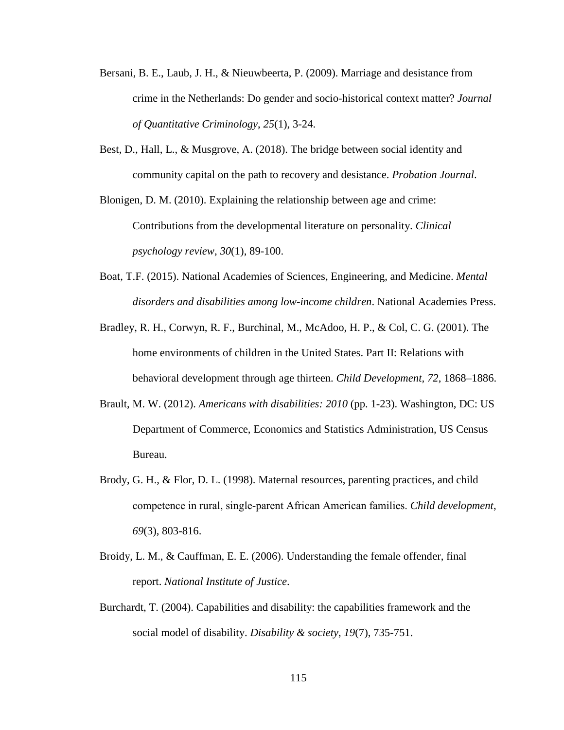Bersani, B. E., Laub, J. H., & Nieuwbeerta, P. (2009). Marriage and desistance from crime in the Netherlands: Do gender and socio-historical context matter? *Journal of Quantitative Criminology*, *25*(1), 3-24.

Best, D., Hall, L., & Musgrove, A. (2018). The bridge between social identity and community capital on the path to recovery and desistance. *Probation Journal*.

Blonigen, D. M. (2010). Explaining the relationship between age and crime: Contributions from the developmental literature on personality. *Clinical psychology review*, *30*(1), 89-100.

Boat, T.F. (2015). National Academies of Sciences, Engineering, and Medicine. *Mental disorders and disabilities among low-income children*. National Academies Press.

Bradley, R. H., Corwyn, R. F., Burchinal, M., McAdoo, H. P., & Col, C. G. (2001). The home environments of children in the United States. Part II: Relations with behavioral development through age thirteen. *Child Development, 72,* 1868–1886.

Brault, M. W. (2012). *Americans with disabilities: 2010* (pp. 1-23). Washington, DC: US Department of Commerce, Economics and Statistics Administration, US Census Bureau.

Brody, G. H., & Flor, D. L. (1998). Maternal resources, parenting practices, and child competence in rural, single-parent African American families. *Child development*, *69*(3), 803-816.

Broidy, L. M., & Cauffman, E. E. (2006). Understanding the female offender, final report. *National Institute of Justice*.

Burchardt, T. (2004). Capabilities and disability: the capabilities framework and the social model of disability. *Disability & society*, *19*(7), 735-751.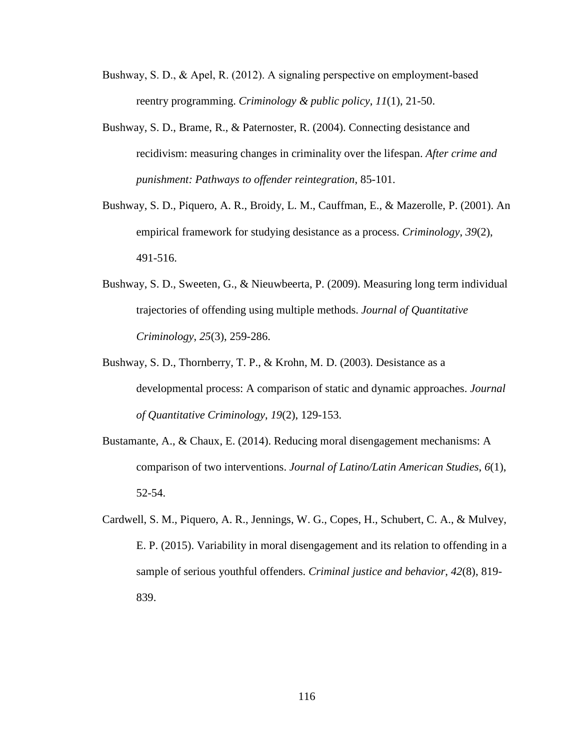Bushway, S. D., & Apel, R. (2012). A signaling perspective on employment-based reentry programming. *Criminology & public policy*, *11*(1), 21-50.

Bushway, S. D., Brame, R., & Paternoster, R. (2004). Connecting desistance and recidivism: measuring changes in criminality over the lifespan. *After crime and punishment: Pathways to offender reintegration*, 85-101.

Bushway, S. D., Piquero, A. R., Broidy, L. M., Cauffman, E., & Mazerolle, P. (2001). An empirical framework for studying desistance as a process. *Criminology*, *39*(2), 491-516.

Bushway, S. D., Sweeten, G., & Nieuwbeerta, P. (2009). Measuring long term individual trajectories of offending using multiple methods. *Journal of Quantitative Criminology*, *25*(3), 259-286.

Bushway, S. D., Thornberry, T. P., & Krohn, M. D. (2003). Desistance as a developmental process: A comparison of static and dynamic approaches. *Journal of Quantitative Criminology*, *19*(2), 129-153.

Bustamante, A., & Chaux, E. (2014). Reducing moral disengagement mechanisms: A comparison of two interventions. *Journal of Latino/Latin American Studies*, *6*(1), 52-54.

Cardwell, S. M., Piquero, A. R., Jennings, W. G., Copes, H., Schubert, C. A., & Mulvey, E. P. (2015). Variability in moral disengagement and its relation to offending in a sample of serious youthful offenders. *Criminal justice and behavior*, *42*(8), 819-839.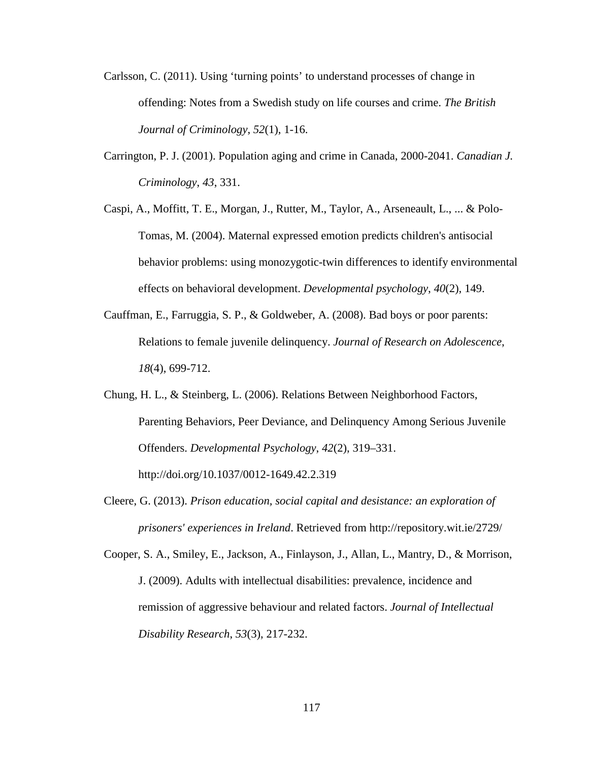Carlsson, C. (2011). Using ‘turning points’ to understand processes of change in offending: Notes from a Swedish study on life courses and crime. *The British Journal of Criminology*, *52*(1), 1-16.

Carrington, P. J. (2001). Population aging and crime in Canada, 2000-2041. *Canadian J. Criminology*, *43*, 331.

Caspi, A., Moffitt, T. E., Morgan, J., Rutter, M., Taylor, A., Arseneault, L., ... & Polo-Tomas, M. (2004). Maternal expressed emotion predicts children's antisocial behavior problems: using monozygotic-twin differences to identify environmental effects on behavioral development. *Developmental psychology*, *40*(2), 149.

Cauffman, E., Farruggia, S. P., & Goldweber, A. (2008). Bad boys or poor parents: Relations to female juvenile delinquency. *Journal of Research on Adolescence*, *18*(4), 699-712.

Chung, H. L., & Steinberg, L. (2006). Relations Between Neighborhood Factors, Parenting Behaviors, Peer Deviance, and Delinquency Among Serious Juvenile Offenders. *Developmental Psychology*, *42*(2), 319–331. http://doi.org/10.1037/0012-1649.42.2.319

Cleere, G. (2013). *Prison education, social capital and desistance: an exploration of prisoners' experiences in Ireland*. Retrieved from http://repository.wit.ie/2729/

Cooper, S. A., Smiley, E., Jackson, A., Finlayson, J., Allan, L., Mantry, D., & Morrison, J. (2009). Adults with intellectual disabilities: prevalence, incidence and remission of aggressive behaviour and related factors. *Journal of Intellectual Disability Research*, *53*(3), 217-232.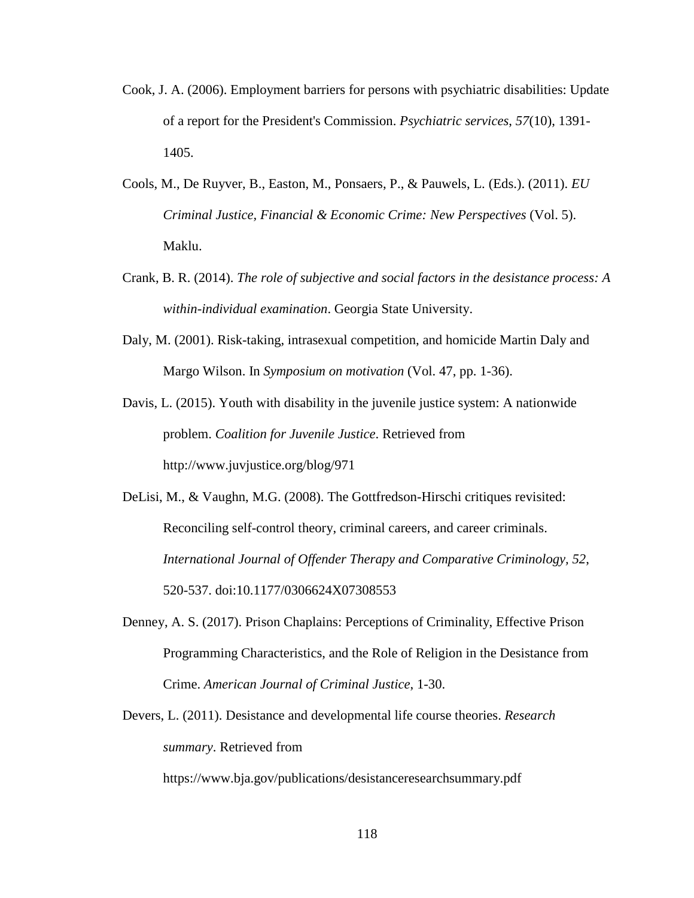Cook, J. A. (2006). Employment barriers for persons with psychiatric disabilities: Update of a report for the President's Commission. *Psychiatric services*, *57*(10), 1391-1405.

Cools, M., De Ruyver, B., Easton, M., Ponsaers, P., & Pauwels, L. (Eds.). (2011). *EU Criminal Justice, Financial & Economic Crime: New Perspectives* (Vol. 5). Maklu.

Crank, B. R. (2014). *The role of subjective and social factors in the desistance process: A within-individual examination*. Georgia State University.

Daly, M. (2001). Risk-taking, intrasexual competition, and homicide Martin Daly and Margo Wilson. In *Symposium on motivation* (Vol. 47, pp. 1-36).

Davis, L. (2015). Youth with disability in the juvenile justice system: A nationwide problem. *Coalition for Juvenile Justice*. Retrieved from http://www.juvjustice.org/blog/971

DeLisi, M., & Vaughn, M.G. (2008). The Gottfredson-Hirschi critiques revisited: Reconciling self-control theory, criminal careers, and career criminals. *International Journal of Offender Therapy and Comparative Criminology, 52*, 520-537. doi:10.1177/0306624X07308553

Denney, A. S. (2017). Prison Chaplains: Perceptions of Criminality, Effective Prison Programming Characteristics, and the Role of Religion in the Desistance from Crime. *American Journal of Criminal Justice*, 1-30.

Devers, L. (2011). Desistance and developmental life course theories. *Research summary*. Retrieved from https://www.bja.gov/publications/desistanceresearchsummary.pdf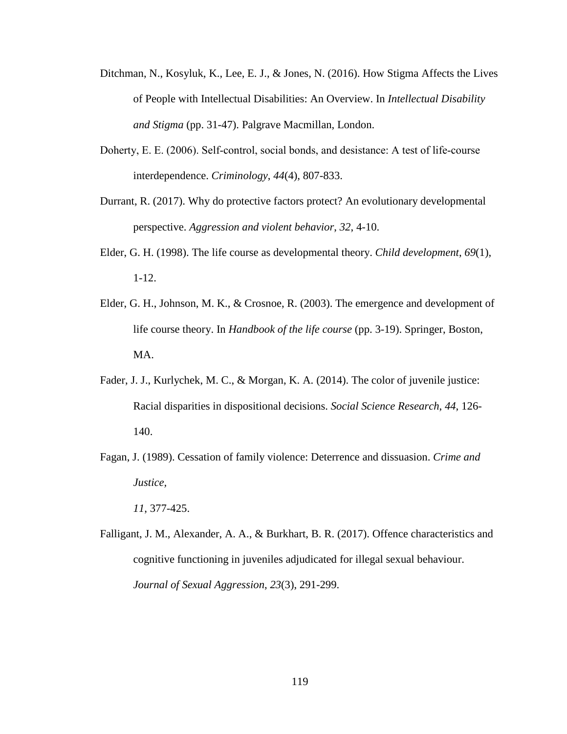Ditchman, N., Kosyluk, K., Lee, E. J., & Jones, N. (2016). How Stigma Affects the Lives of People with Intellectual Disabilities: An Overview. In *Intellectual Disability and Stigma* (pp. 31-47). Palgrave Macmillan, London.

Doherty, E. E. (2006). Self-control, social bonds, and desistance: A test of life-course interdependence. *Criminology*, *44*(4), 807-833.

Durrant, R. (2017). Why do protective factors protect? An evolutionary developmental perspective. *Aggression and violent behavior*, *32*, 4-10.

Elder, G. H. (1998). The life course as developmental theory. *Child development*, *69*(1), 1-12.

Elder, G. H., Johnson, M. K., & Crosnoe, R. (2003). The emergence and development of life course theory. In *Handbook of the life course* (pp. 3-19). Springer, Boston, MA.

Fader, J. J., Kurlychek, M. C., & Morgan, K. A. (2014). The color of juvenile justice: Racial disparities in dispositional decisions. *Social Science Research*, *44*, 126-140.

Fagan, J. (1989). Cessation of family violence: Deterrence and dissuasion. *Crime and Justice*,

*11*, 377-425.

Falligant, J. M., Alexander, A. A., & Burkhart, B. R. (2017). Offence characteristics and cognitive functioning in juveniles adjudicated for illegal sexual behaviour. *Journal of Sexual Aggression*, *23*(3), 291-299.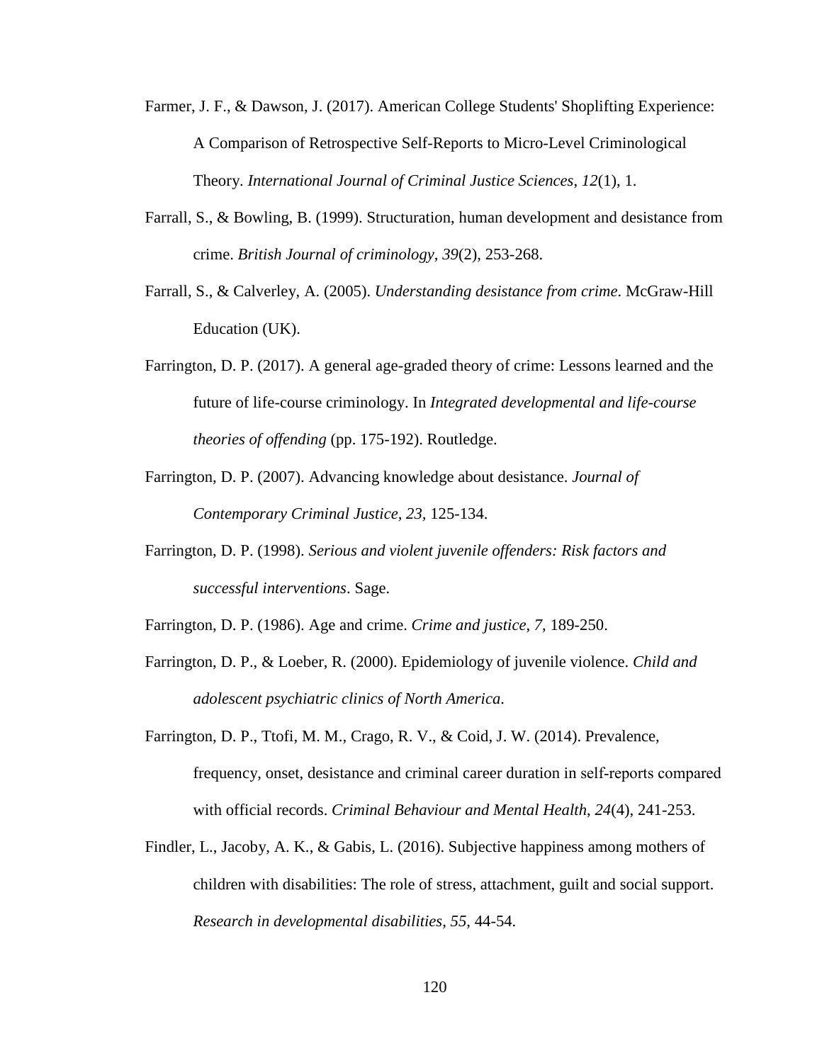Farmer, J. F., & Dawson, J. (2017). American College Students' Shoplifting Experience: A Comparison of Retrospective Self-Reports to Micro-Level Criminological Theory. *International Journal of Criminal Justice Sciences*, *12*(1), 1.

Farrall, S., & Bowling, B. (1999). Structuration, human development and desistance from crime. *British Journal of criminology*, *39*(2), 253-268.

Farrall, S., & Calverley, A. (2005). *Understanding desistance from crime*. McGraw-Hill Education (UK).

Farrington, D. P. (2017). A general age-graded theory of crime: Lessons learned and the future of life-course criminology. In *Integrated developmental and life-course theories of offending* (pp. 175-192). Routledge.

Farrington, D. P. (2007). Advancing knowledge about desistance. *Journal of Contemporary Criminal Justice, 23,* 125-134.

Farrington, D. P. (1998). *Serious and violent juvenile offenders: Risk factors and successful interventions*. Sage.

Farrington, D. P. (1986). Age and crime. *Crime and justice*, *7*, 189-250.

Farrington, D. P., & Loeber, R. (2000). Epidemiology of juvenile violence. *Child and adolescent psychiatric clinics of North America*.

Farrington, D. P., Ttofi, M. M., Crago, R. V., & Coid, J. W. (2014). Prevalence, frequency, onset, desistance and criminal career duration in self-reports compared with official records. *Criminal Behaviour and Mental Health*, *24*(4), 241-253.

Findler, L., Jacoby, A. K., & Gabis, L. (2016). Subjective happiness among mothers of children with disabilities: The role of stress, attachment, guilt and social support. *Research in developmental disabilities*, *55*, 44-54.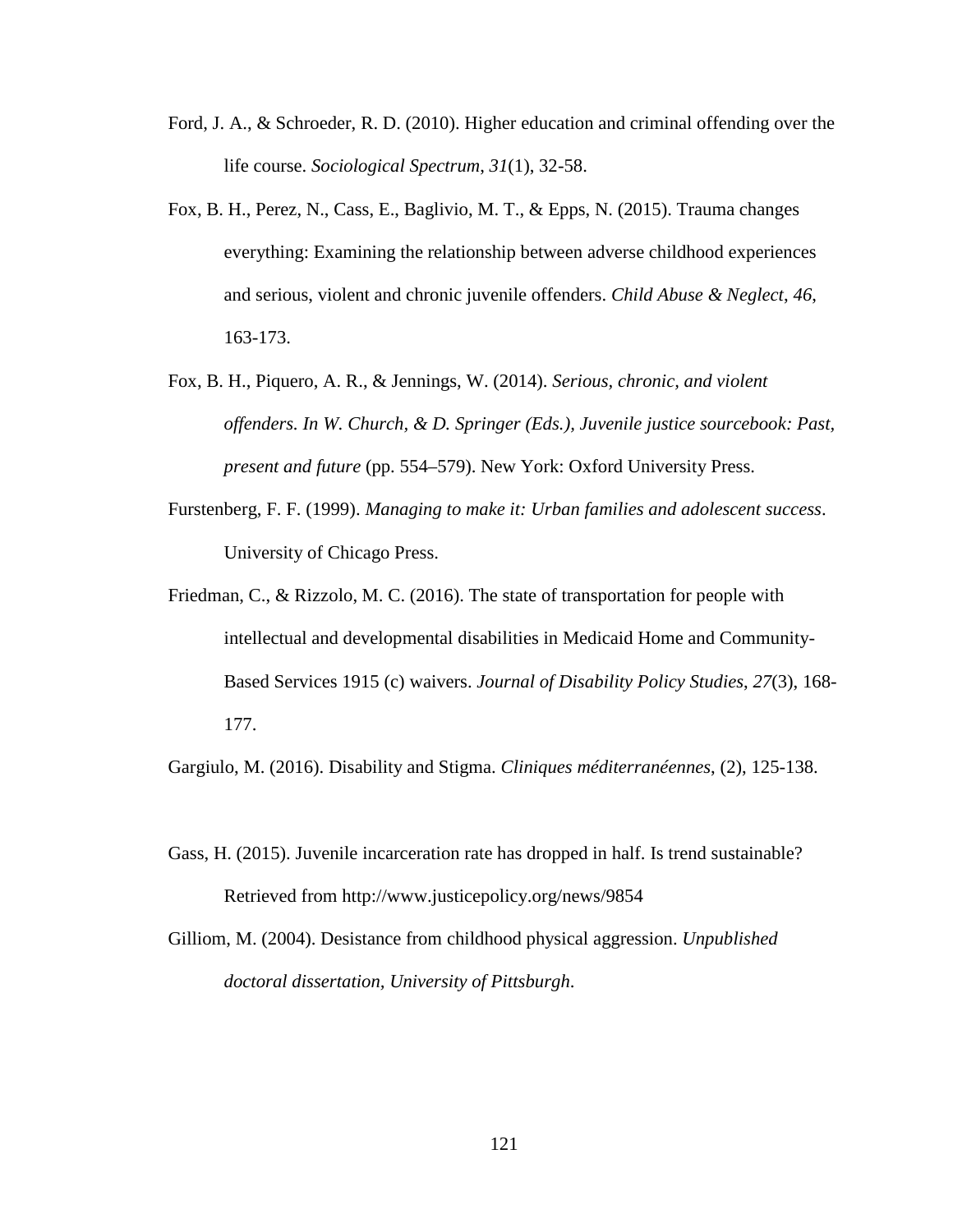Ford, J. A., & Schroeder, R. D. (2010). Higher education and criminal offending over the life course. *Sociological Spectrum*, *31*(1), 32-58.

Fox, B. H., Perez, N., Cass, E., Baglivio, M. T., & Epps, N. (2015). Trauma changes everything: Examining the relationship between adverse childhood experiences and serious, violent and chronic juvenile offenders. *Child Abuse & Neglect*, *46*, 163-173.

Fox, B. H., Piquero, A. R., & Jennings, W. (2014). *Serious, chronic, and violent offenders. In W. Church, & D. Springer (Eds.), Juvenile justice sourcebook: Past, present and future* (pp. 554–579). New York: Oxford University Press.

Furstenberg, F. F. (1999). *Managing to make it: Urban families and adolescent success*. University of Chicago Press.

Friedman, C., & Rizzolo, M. C. (2016). The state of transportation for people with intellectual and developmental disabilities in Medicaid Home and Community-Based Services 1915 (c) waivers. *Journal of Disability Policy Studies*, *27*(3), 168-177.

Gargiulo, M. (2016). Disability and Stigma. *Cliniques méditerranéennes*, (2), 125-138.

Gass, H. (2015). Juvenile incarceration rate has dropped in half. Is trend sustainable? Retrieved from http://www.justicepolicy.org/news/9854

Gilliom, M. (2004). Desistance from childhood physical aggression. *Unpublished doctoral dissertation, University of Pittsburgh*.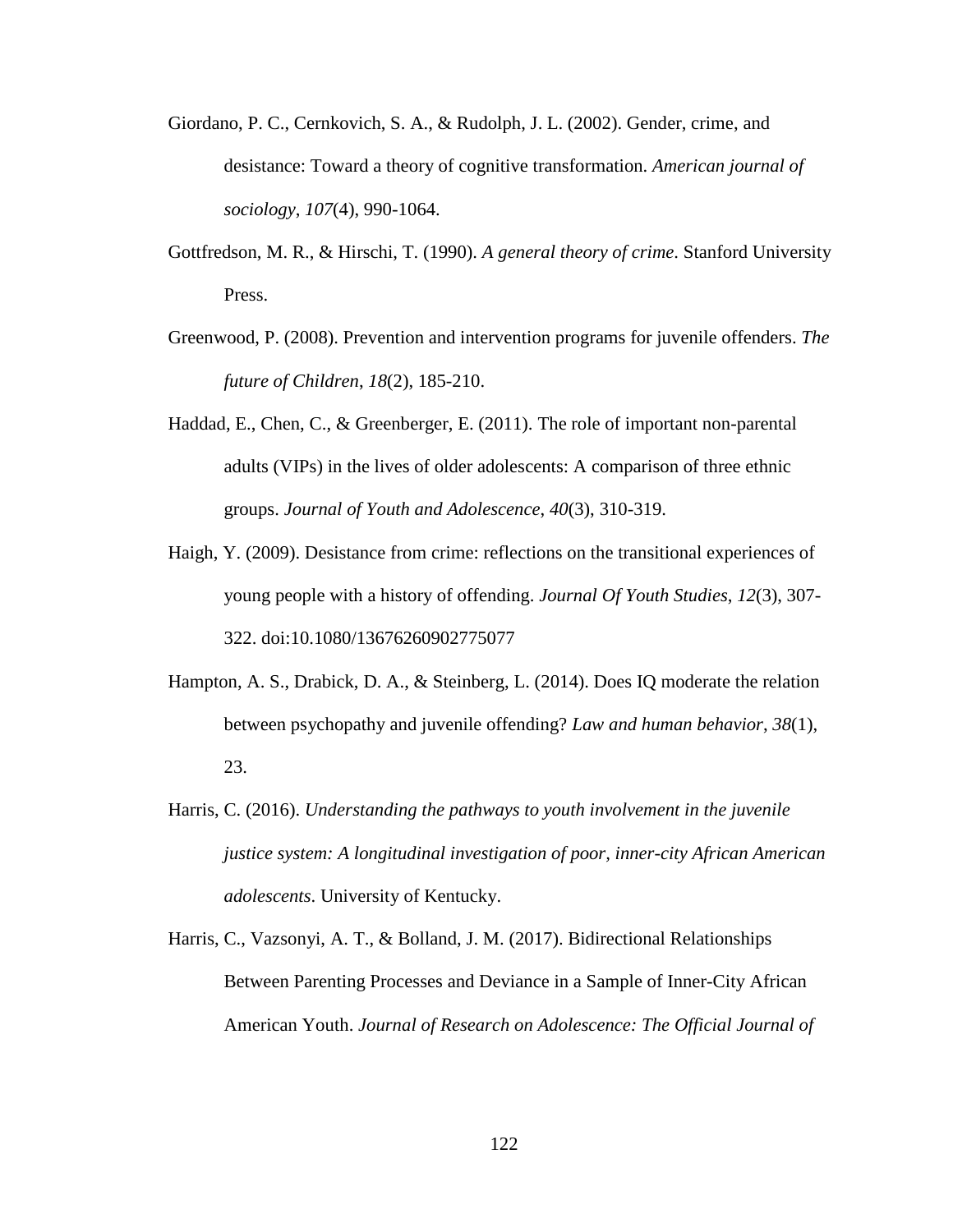Giordano, P. C., Cernkovich, S. A., & Rudolph, J. L. (2002). Gender, crime, and desistance: Toward a theory of cognitive transformation. *American journal of sociology*, *107*(4), 990-1064.

Gottfredson, M. R., & Hirschi, T. (1990). *A general theory of crime*. Stanford University Press.

Greenwood, P. (2008). Prevention and intervention programs for juvenile offenders. *The future of Children*, *18*(2), 185-210.

Haddad, E., Chen, C., & Greenberger, E. (2011). The role of important non-parental adults (VIPs) in the lives of older adolescents: A comparison of three ethnic groups. *Journal of Youth and Adolescence*, *40*(3), 310-319.

Haigh, Y. (2009). Desistance from crime: reflections on the transitional experiences of young people with a history of offending. *Journal Of Youth Studies*, *12*(3), 307-322. doi:10.1080/13676260902775077

Hampton, A. S., Drabick, D. A., & Steinberg, L. (2014). Does IQ moderate the relation between psychopathy and juvenile offending? *Law and human behavior*, *38*(1), 23.

Harris, C. (2016). *Understanding the pathways to youth involvement in the juvenile justice system: A longitudinal investigation of poor, inner-city African American adolescents*. University of Kentucky.

Harris, C., Vazsonyi, A. T., & Bolland, J. M. (2017). Bidirectional Relationships Between Parenting Processes and Deviance in a Sample of Inner-City African American Youth. *Journal of Research on Adolescence: The Official Journal of*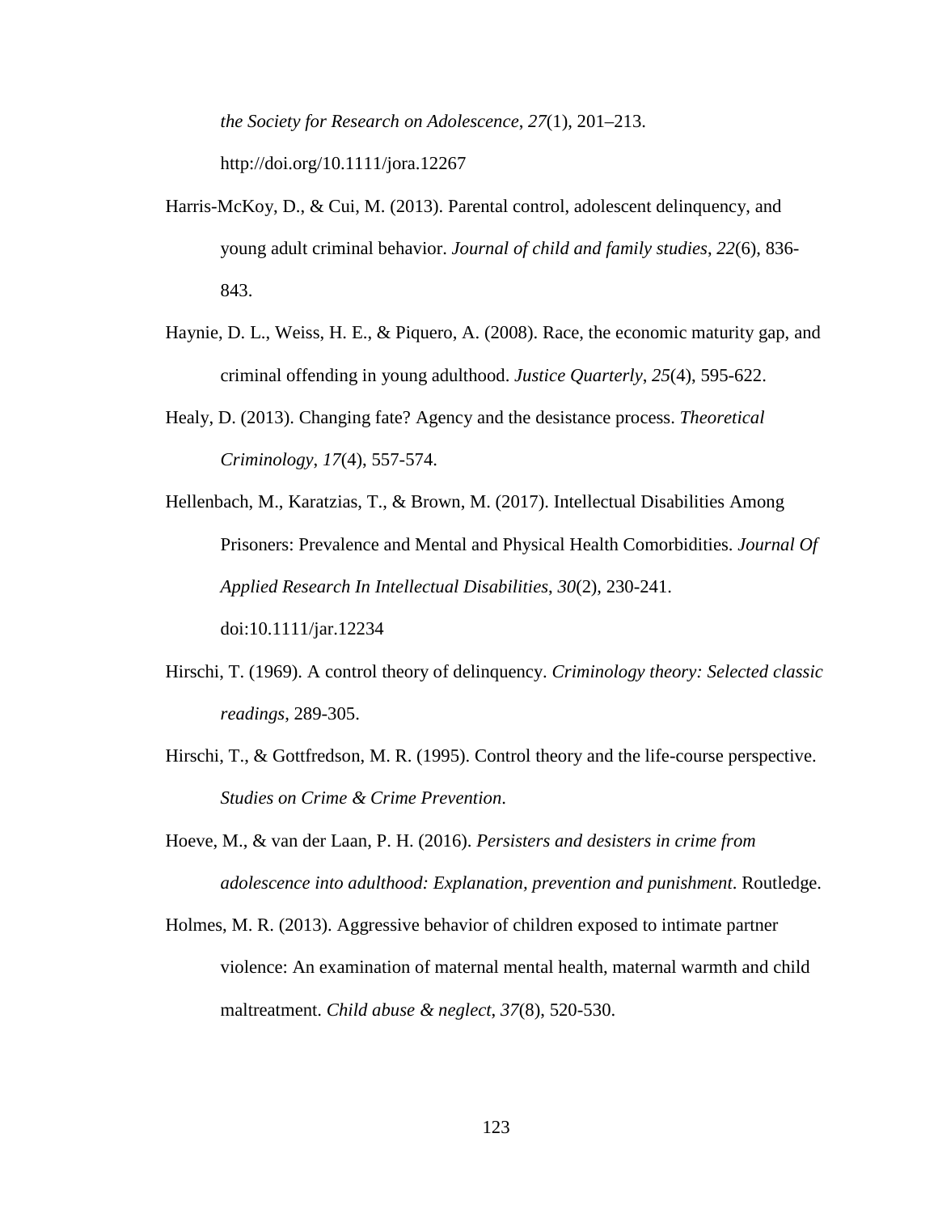*the Society for Research on Adolescence*, *27*(1), 201–213. http://doi.org/10.1111/jora.12267

Harris-McKoy, D., & Cui, M. (2013). Parental control, adolescent delinquency, and young adult criminal behavior. *Journal of child and family studies*, *22*(6), 836-843.

Haynie, D. L., Weiss, H. E., & Piquero, A. (2008). Race, the economic maturity gap, and criminal offending in young adulthood. *Justice Quarterly*, *25*(4), 595-622.

Healy, D. (2013). Changing fate? Agency and the desistance process. *Theoretical Criminology*, *17*(4), 557-574.

Hellenbach, M., Karatzias, T., & Brown, M. (2017). Intellectual Disabilities Among Prisoners: Prevalence and Mental and Physical Health Comorbidities. *Journal Of Applied Research In Intellectual Disabilities*, *30*(2), 230-241. doi:10.1111/jar.12234

Hirschi, T. (1969). A control theory of delinquency. *Criminology theory: Selected classic readings*, 289-305.

Hirschi, T., & Gottfredson, M. R. (1995). Control theory and the life-course perspective. *Studies on Crime & Crime Prevention*.

Hoeve, M., & van der Laan, P. H. (2016). *Persisters and desisters in crime from adolescence into adulthood: Explanation, prevention and punishment*. Routledge.

Holmes, M. R. (2013). Aggressive behavior of children exposed to intimate partner violence: An examination of maternal mental health, maternal warmth and child maltreatment. *Child abuse & neglect*, *37*(8), 520-530.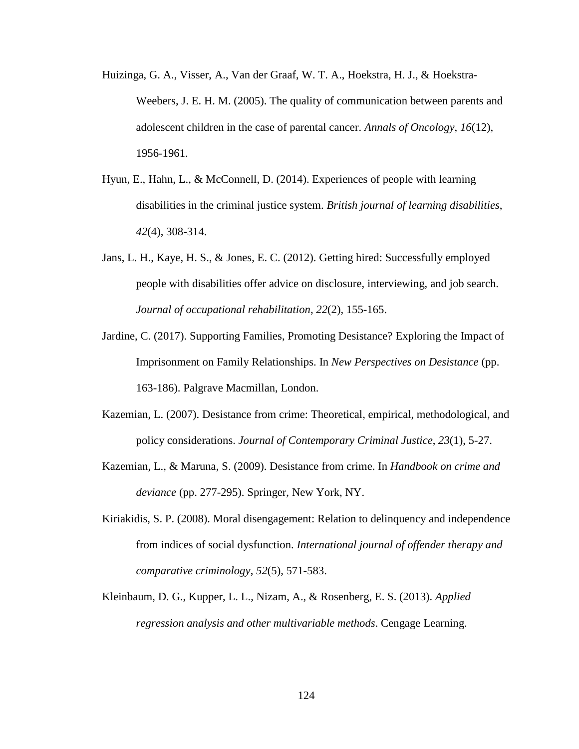Huizinga, G. A., Visser, A., Van der Graaf, W. T. A., Hoekstra, H. J., & Hoekstra-Weebers, J. E. H. M. (2005). The quality of communication between parents and adolescent children in the case of parental cancer. *Annals of Oncology*, *16*(12), 1956-1961.

Hyun, E., Hahn, L., & McConnell, D. (2014). Experiences of people with learning disabilities in the criminal justice system. *British journal of learning disabilities*, *42*(4), 308-314.

Jans, L. H., Kaye, H. S., & Jones, E. C. (2012). Getting hired: Successfully employed people with disabilities offer advice on disclosure, interviewing, and job search. *Journal of occupational rehabilitation*, *22*(2), 155-165.

Jardine, C. (2017). Supporting Families, Promoting Desistance? Exploring the Impact of Imprisonment on Family Relationships. In *New Perspectives on Desistance* (pp. 163-186). Palgrave Macmillan, London.

Kazemian, L. (2007). Desistance from crime: Theoretical, empirical, methodological, and policy considerations. *Journal of Contemporary Criminal Justice*, *23*(1), 5-27.

Kazemian, L., & Maruna, S. (2009). Desistance from crime. In *Handbook on crime and deviance* (pp. 277-295). Springer, New York, NY.

Kiriakidis, S. P. (2008). Moral disengagement: Relation to delinquency and independence from indices of social dysfunction. *International journal of offender therapy and comparative criminology*, *52*(5), 571-583.

Kleinbaum, D. G., Kupper, L. L., Nizam, A., & Rosenberg, E. S. (2013). *Applied regression analysis and other multivariable methods*. Cengage Learning.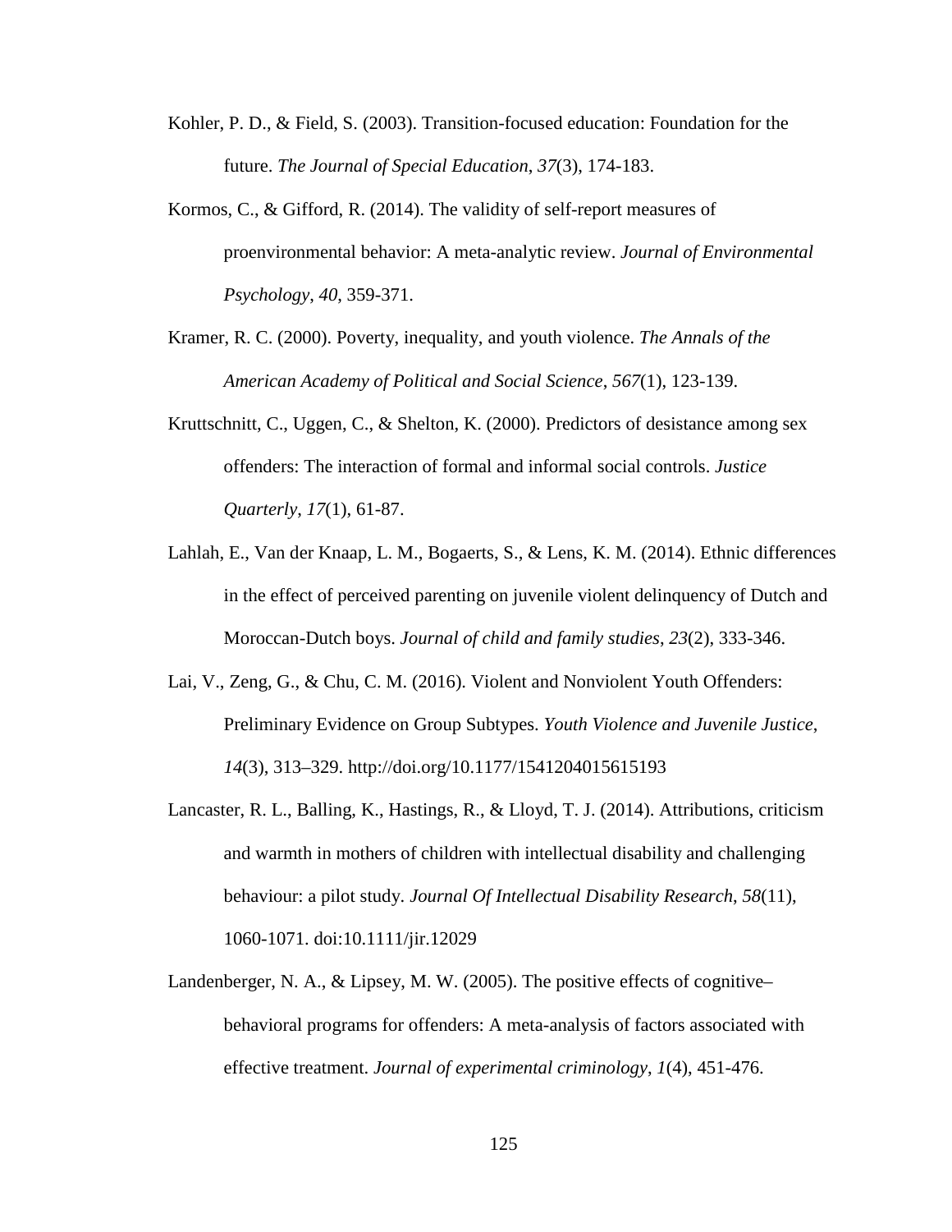Kohler, P. D., & Field, S. (2003). Transition-focused education: Foundation for the future. *The Journal of Special Education*, *37*(3), 174-183.

Kormos, C., & Gifford, R. (2014). The validity of self-report measures of proenvironmental behavior: A meta-analytic review. *Journal of Environmental Psychology*, *40*, 359-371.

Kramer, R. C. (2000). Poverty, inequality, and youth violence. *The Annals of the American Academy of Political and Social Science*, *567*(1), 123-139.

Kruttschnitt, C., Uggen, C., & Shelton, K. (2000). Predictors of desistance among sex offenders: The interaction of formal and informal social controls. *Justice Quarterly*, *17*(1), 61-87.

Lahlah, E., Van der Knaap, L. M., Bogaerts, S., & Lens, K. M. (2014). Ethnic differences in the effect of perceived parenting on juvenile violent delinquency of Dutch and Moroccan-Dutch boys. *Journal of child and family studies*, *23*(2), 333-346.

Lai, V., Zeng, G., & Chu, C. M. (2016). Violent and Nonviolent Youth Offenders: Preliminary Evidence on Group Subtypes. *Youth Violence and Juvenile Justice*, *14*(3), 313–329. http://doi.org/10.1177/1541204015615193

Lancaster, R. L., Balling, K., Hastings, R., & Lloyd, T. J. (2014). Attributions, criticism and warmth in mothers of children with intellectual disability and challenging behaviour: a pilot study. *Journal Of Intellectual Disability Research*, *58*(11), 1060-1071. doi:10.1111/jir.12029

Landenberger, N. A., & Lipsey, M. W. (2005). The positive effects of cognitive–behavioral programs for offenders: A meta-analysis of factors associated with effective treatment. *Journal of experimental criminology*, *1*(4), 451-476.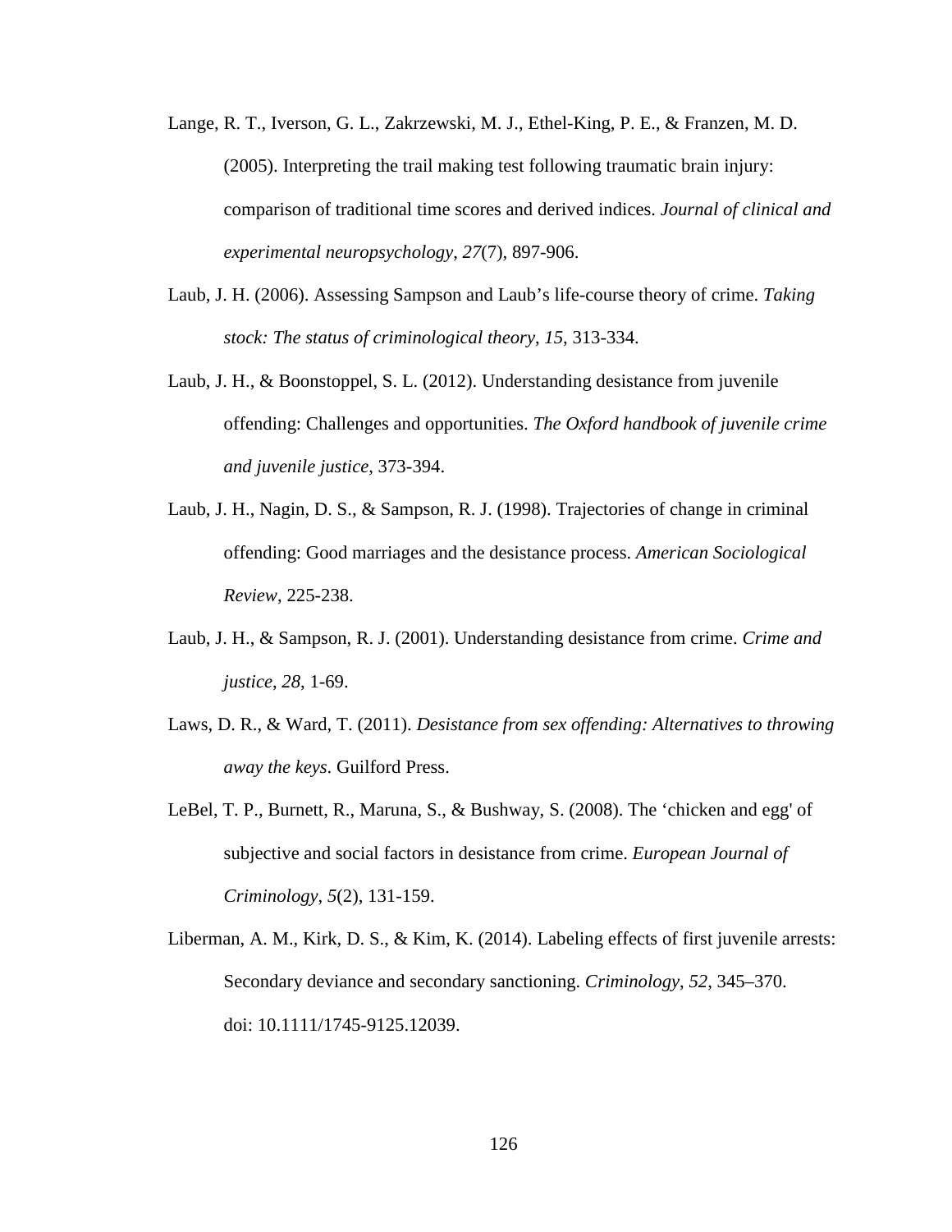Lange, R. T., Iverson, G. L., Zakrzewski, M. J., Ethel-King, P. E., & Franzen, M. D. (2005). Interpreting the trail making test following traumatic brain injury: comparison of traditional time scores and derived indices. *Journal of clinical and experimental neuropsychology*, *27*(7), 897-906.

Laub, J. H. (2006). Assessing Sampson and Laub's life-course theory of crime. *Taking stock: The status of criminological theory*, *15*, 313-334.

Laub, J. H., & Boonstoppel, S. L. (2012). Understanding desistance from juvenile offending: Challenges and opportunities. *The Oxford handbook of juvenile crime and juvenile justice*, 373-394.

Laub, J. H., Nagin, D. S., & Sampson, R. J. (1998). Trajectories of change in criminal offending: Good marriages and the desistance process. *American Sociological Review*, 225-238.

Laub, J. H., & Sampson, R. J. (2001). Understanding desistance from crime. *Crime and justice*, *28*, 1-69.

Laws, D. R., & Ward, T. (2011). *Desistance from sex offending: Alternatives to throwing away the keys*. Guilford Press.

LeBel, T. P., Burnett, R., Maruna, S., & Bushway, S. (2008). The 'chicken and egg' of subjective and social factors in desistance from crime. *European Journal of Criminology*, *5*(2), 131-159.

Liberman, A. M., Kirk, D. S., & Kim, K. (2014). Labeling effects of first juvenile arrests: Secondary deviance and secondary sanctioning. *Criminology*, *52*, 345–370. doi: 10.1111/1745-9125.12039.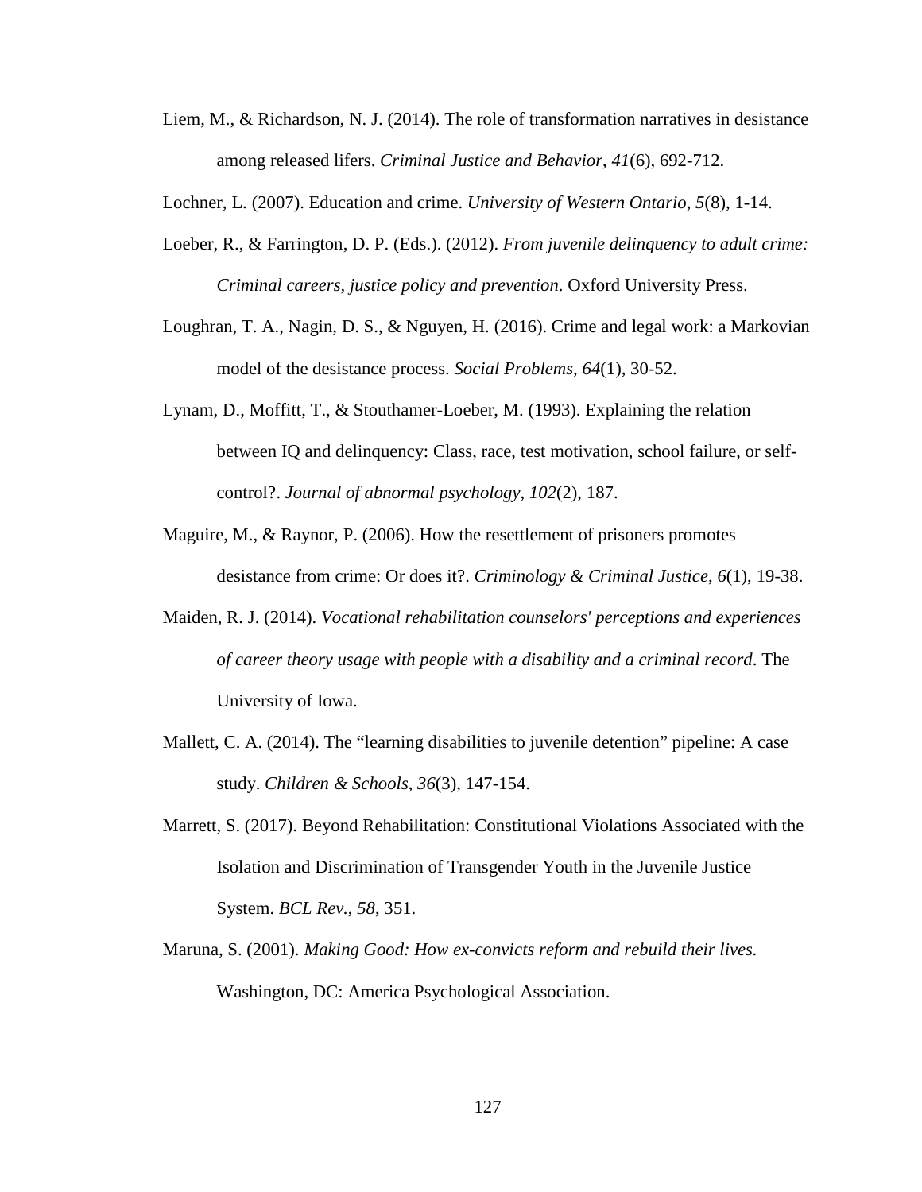Liem, M., & Richardson, N. J. (2014). The role of transformation narratives in desistance among released lifers. *Criminal Justice and Behavior*, *41*(6), 692-712.

Lochner, L. (2007). Education and crime. *University of Western Ontario*, *5*(8), 1-14.

Loeber, R., & Farrington, D. P. (Eds.). (2012). *From juvenile delinquency to adult crime: Criminal careers, justice policy and prevention*. Oxford University Press.

Loughran, T. A., Nagin, D. S., & Nguyen, H. (2016). Crime and legal work: a Markovian model of the desistance process. *Social Problems*, *64*(1), 30-52.

Lynam, D., Moffitt, T., & Stouthamer-Loeber, M. (1993). Explaining the relation between IQ and delinquency: Class, race, test motivation, school failure, or self-control?. *Journal of abnormal psychology*, *102*(2), 187.

Maguire, M., & Raynor, P. (2006). How the resettlement of prisoners promotes desistance from crime: Or does it?. *Criminology & Criminal Justice*, *6*(1), 19-38.

Maiden, R. J. (2014). *Vocational rehabilitation counselors' perceptions and experiences of career theory usage with people with a disability and a criminal record*. The University of Iowa.

Mallett, C. A. (2014). The "learning disabilities to juvenile detention" pipeline: A case study. *Children & Schools*, *36*(3), 147-154.

Marrett, S. (2017). Beyond Rehabilitation: Constitutional Violations Associated with the Isolation and Discrimination of Transgender Youth in the Juvenile Justice System. *BCL Rev.*, *58*, 351.

Maruna, S. (2001). *Making Good: How ex-convicts reform and rebuild their lives.* Washington, DC: America Psychological Association.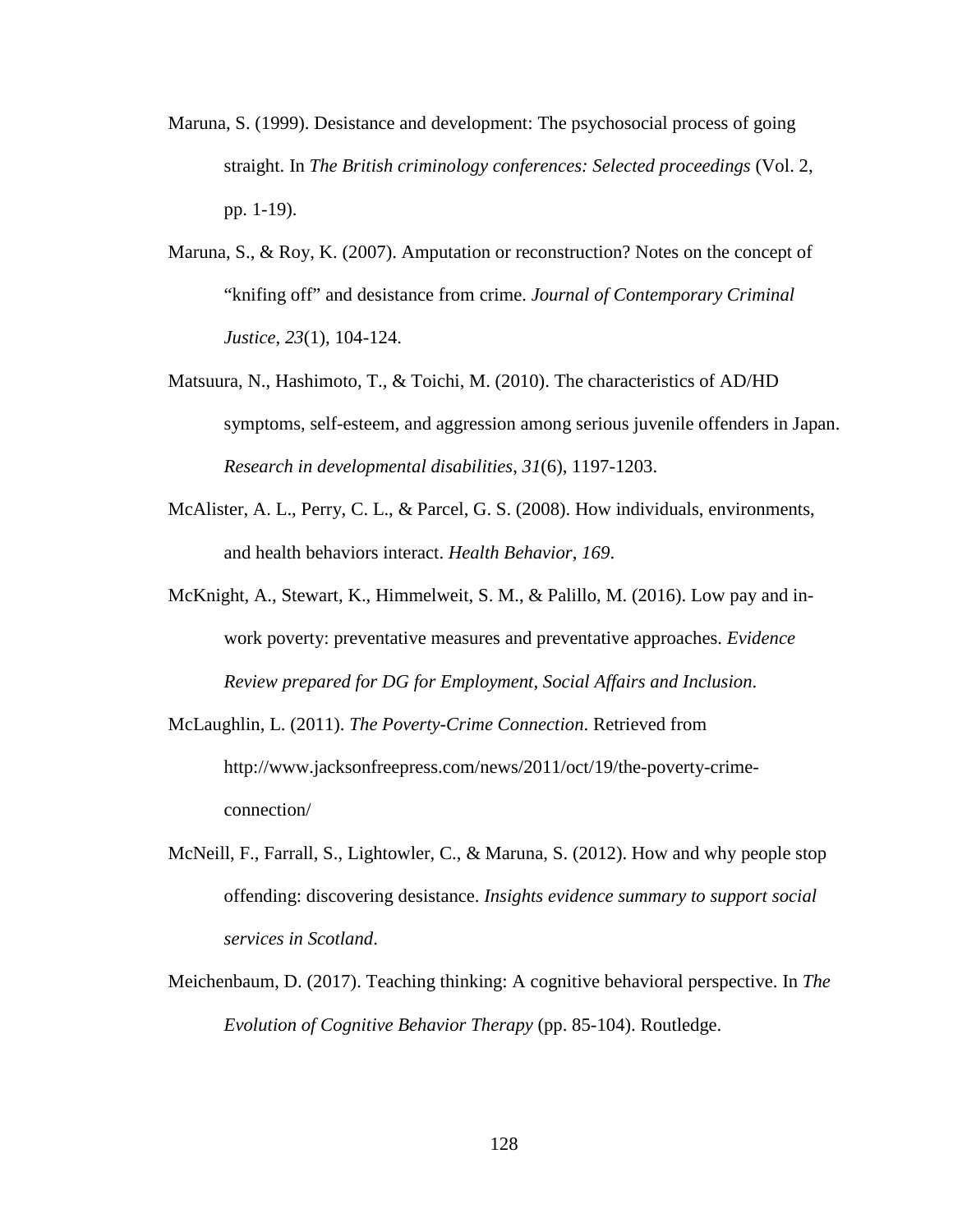Maruna, S. (1999). Desistance and development: The psychosocial process of going straight. In *The British criminology conferences: Selected proceedings* (Vol. 2, pp. 1-19).

Maruna, S., & Roy, K. (2007). Amputation or reconstruction? Notes on the concept of “knifing off” and desistance from crime. *Journal of Contemporary Criminal Justice*, *23*(1), 104-124.

Matsuura, N., Hashimoto, T., & Toichi, M. (2010). The characteristics of AD/HD symptoms, self-esteem, and aggression among serious juvenile offenders in Japan. *Research in developmental disabilities*, *31*(6), 1197-1203.

McAlister, A. L., Perry, C. L., & Parcel, G. S. (2008). How individuals, environments, and health behaviors interact. *Health Behavior*, *169*.

McKnight, A., Stewart, K., Himmelweit, S. M., & Palillo, M. (2016). Low pay and in-work poverty: preventative measures and preventative approaches. *Evidence Review prepared for DG for Employment, Social Affairs and Inclusion*.

McLaughlin, L. (2011). *The Poverty-Crime Connection*. Retrieved from http://www.jacksonfreepress.com/news/2011/oct/19/the-poverty-crime-connection/

McNeill, F., Farrall, S., Lightowler, C., & Maruna, S. (2012). How and why people stop offending: discovering desistance. *Insights evidence summary to support social services in Scotland*.

Meichenbaum, D. (2017). Teaching thinking: A cognitive behavioral perspective. In *The Evolution of Cognitive Behavior Therapy* (pp. 85-104). Routledge.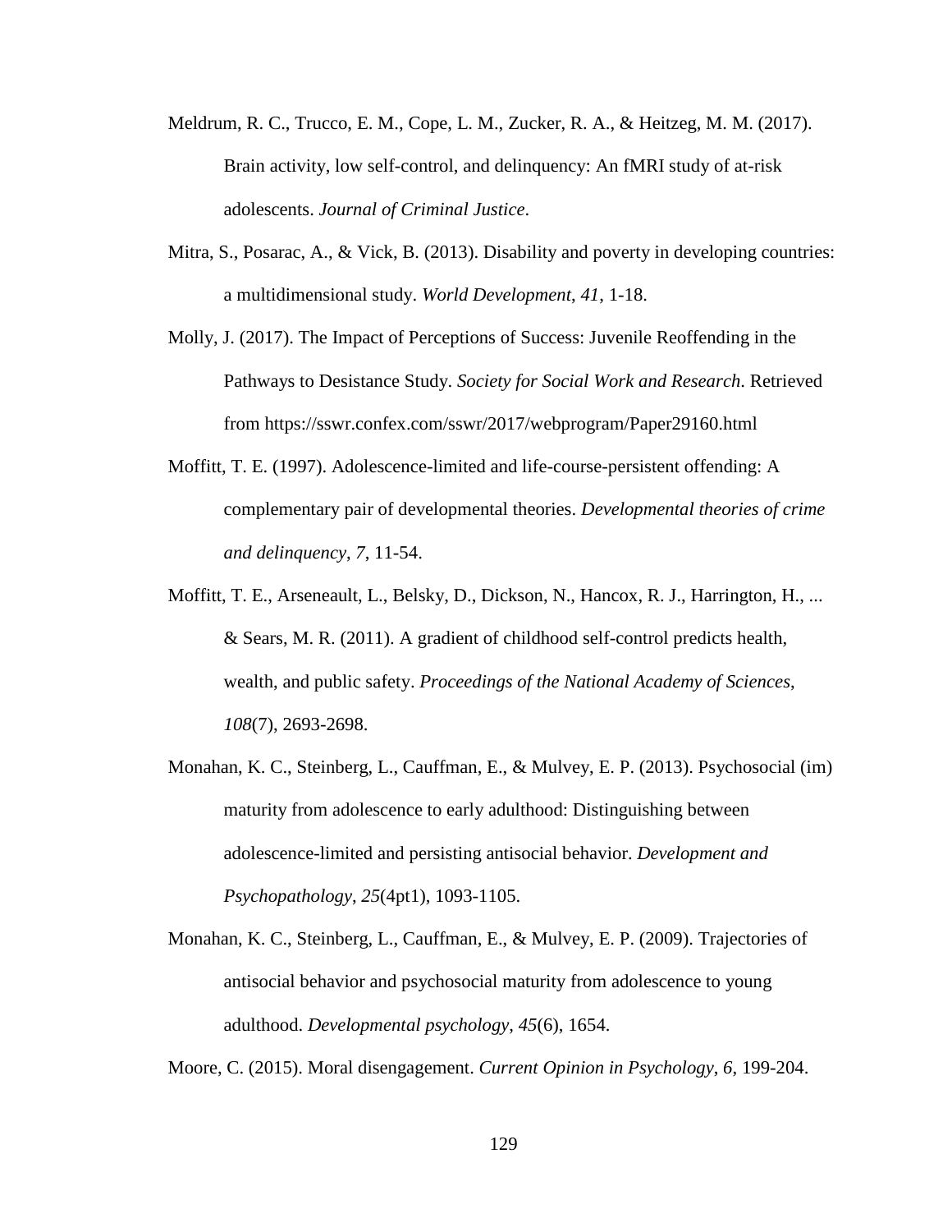Meldrum, R. C., Trucco, E. M., Cope, L. M., Zucker, R. A., & Heitzeg, M. M. (2017). Brain activity, low self-control, and delinquency: An fMRI study of at-risk adolescents. *Journal of Criminal Justice*.

Mitra, S., Posarac, A., & Vick, B. (2013). Disability and poverty in developing countries: a multidimensional study. *World Development*, *41*, 1-18.

Molly, J. (2017). The Impact of Perceptions of Success: Juvenile Reoffending in the Pathways to Desistance Study. *Society for Social Work and Research*. Retrieved from https://sswr.confex.com/sswr/2017/webprogram/Paper29160.html

Moffitt, T. E. (1997). Adolescence-limited and life-course-persistent offending: A complementary pair of developmental theories. *Developmental theories of crime and delinquency*, *7*, 11-54.

Moffitt, T. E., Arseneault, L., Belsky, D., Dickson, N., Hancox, R. J., Harrington, H., ... & Sears, M. R. (2011). A gradient of childhood self-control predicts health, wealth, and public safety. *Proceedings of the National Academy of Sciences*, *108*(7), 2693-2698.

Monahan, K. C., Steinberg, L., Cauffman, E., & Mulvey, E. P. (2013). Psychosocial (im) maturity from adolescence to early adulthood: Distinguishing between adolescence-limited and persisting antisocial behavior. *Development and Psychopathology*, *25*(4pt1), 1093-1105.

Monahan, K. C., Steinberg, L., Cauffman, E., & Mulvey, E. P. (2009). Trajectories of antisocial behavior and psychosocial maturity from adolescence to young adulthood. *Developmental psychology*, *45*(6), 1654.

Moore, C. (2015). Moral disengagement. *Current Opinion in Psychology*, *6*, 199-204.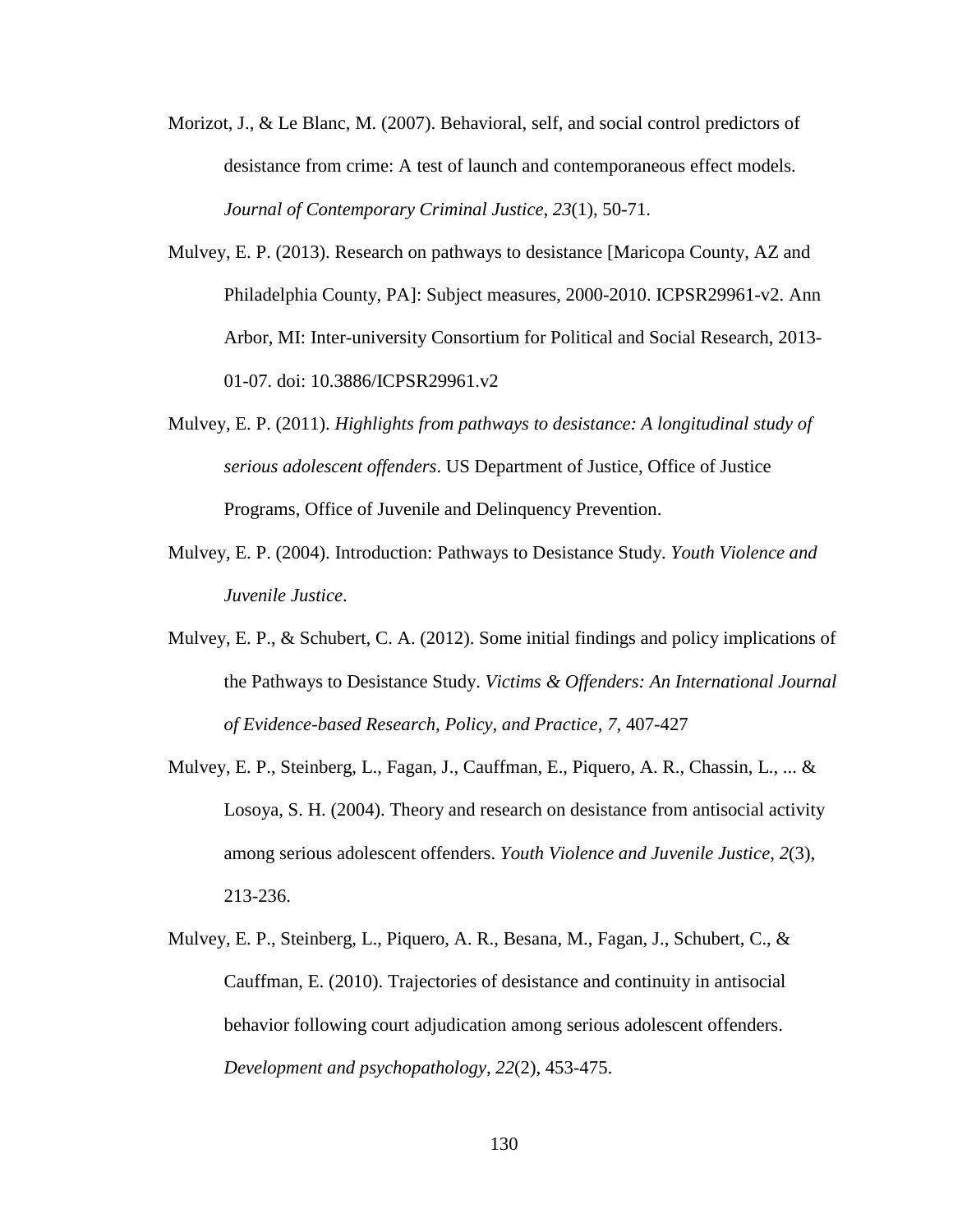Morizot, J., & Le Blanc, M. (2007). Behavioral, self, and social control predictors of desistance from crime: A test of launch and contemporaneous effect models. *Journal of Contemporary Criminal Justice*, *23*(1), 50-71.

Mulvey, E. P. (2013). Research on pathways to desistance [Maricopa County, AZ and Philadelphia County, PA]: Subject measures, 2000-2010. ICPSR29961-v2. Ann Arbor, MI: Inter-university Consortium for Political and Social Research, 2013-01-07. doi: 10.3886/ICPSR29961.v2

Mulvey, E. P. (2011). *Highlights from pathways to desistance: A longitudinal study of serious adolescent offenders*. US Department of Justice, Office of Justice Programs, Office of Juvenile and Delinquency Prevention.

Mulvey, E. P. (2004). Introduction: Pathways to Desistance Study. *Youth Violence and Juvenile Justice*.

Mulvey, E. P., & Schubert, C. A. (2012). Some initial findings and policy implications of the Pathways to Desistance Study. *Victims & Offenders: An International Journal of Evidence-based Research, Policy, and Practice*, *7*, 407-427

Mulvey, E. P., Steinberg, L., Fagan, J., Cauffman, E., Piquero, A. R., Chassin, L., ... & Losoya, S. H. (2004). Theory and research on desistance from antisocial activity among serious adolescent offenders. *Youth Violence and Juvenile Justice*, *2*(3), 213-236.

Mulvey, E. P., Steinberg, L., Piquero, A. R., Besana, M., Fagan, J., Schubert, C., & Cauffman, E. (2010). Trajectories of desistance and continuity in antisocial behavior following court adjudication among serious adolescent offenders. *Development and psychopathology*, *22*(2), 453-475.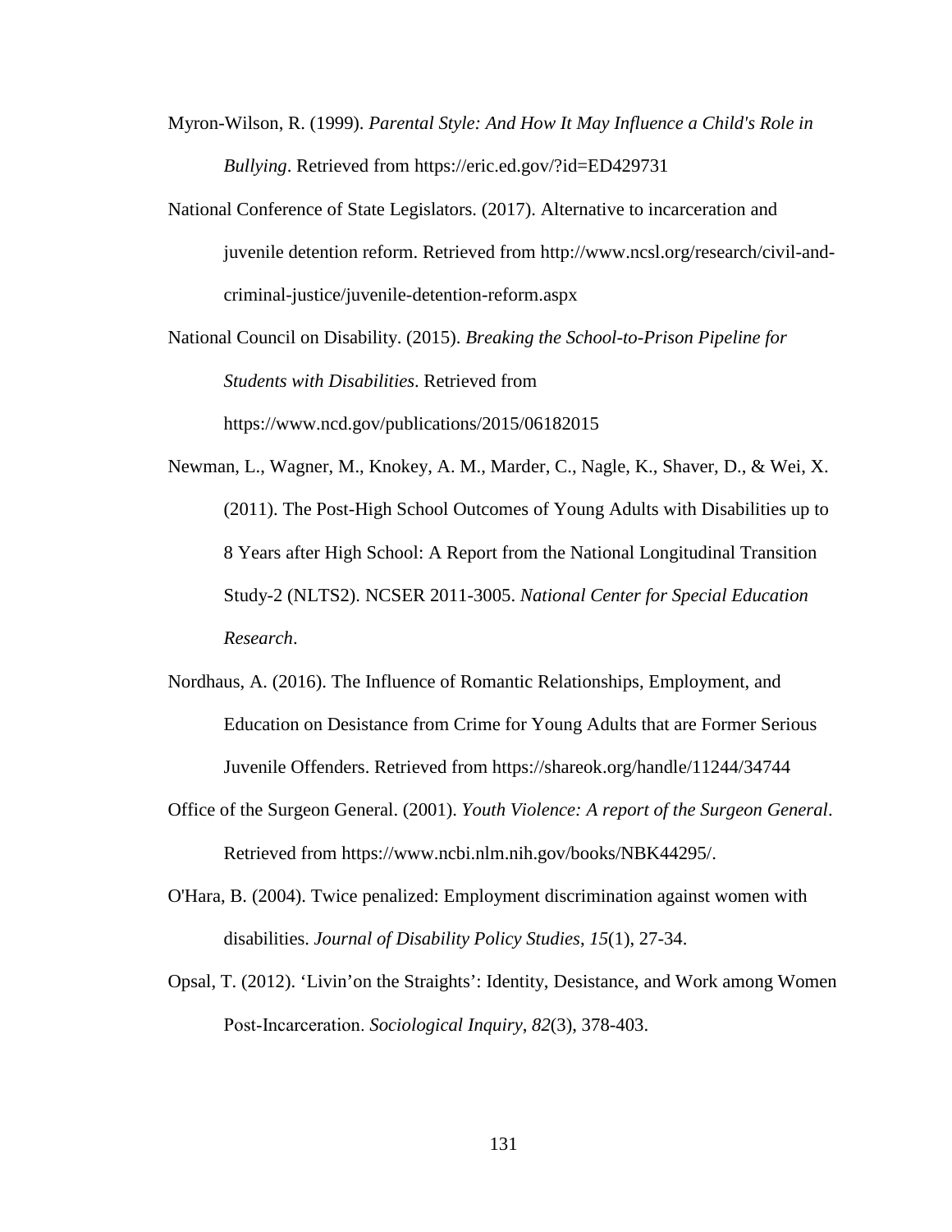Myron-Wilson, R. (1999). *Parental Style: And How It May Influence a Child's Role in Bullying*. Retrieved from https://eric.ed.gov/?id=ED429731

National Conference of State Legislators. (2017). Alternative to incarceration and juvenile detention reform. Retrieved from http://www.ncsl.org/research/civil-and-criminal-justice/juvenile-detention-reform.aspx

National Council on Disability. (2015). *Breaking the School-to-Prison Pipeline for Students with Disabilities*. Retrieved from https://www.ncd.gov/publications/2015/06182015

Newman, L., Wagner, M., Knokey, A. M., Marder, C., Nagle, K., Shaver, D., & Wei, X. (2011). The Post-High School Outcomes of Young Adults with Disabilities up to 8 Years after High School: A Report from the National Longitudinal Transition Study-2 (NLTS2). NCSER 2011-3005. *National Center for Special Education Research*.

Nordhaus, A. (2016). The Influence of Romantic Relationships, Employment, and Education on Desistance from Crime for Young Adults that are Former Serious Juvenile Offenders. Retrieved from https://shareok.org/handle/11244/34744

Office of the Surgeon General. (2001). *Youth Violence: A report of the Surgeon General*. Retrieved from https://www.ncbi.nlm.nih.gov/books/NBK44295/.

O'Hara, B. (2004). Twice penalized: Employment discrimination against women with disabilities. *Journal of Disability Policy Studies*, *15*(1), 27-34.

Opsal, T. (2012). 'Livin'on the Straights': Identity, Desistance, and Work among Women Post-Incarceration. *Sociological Inquiry*, *82*(3), 378-403.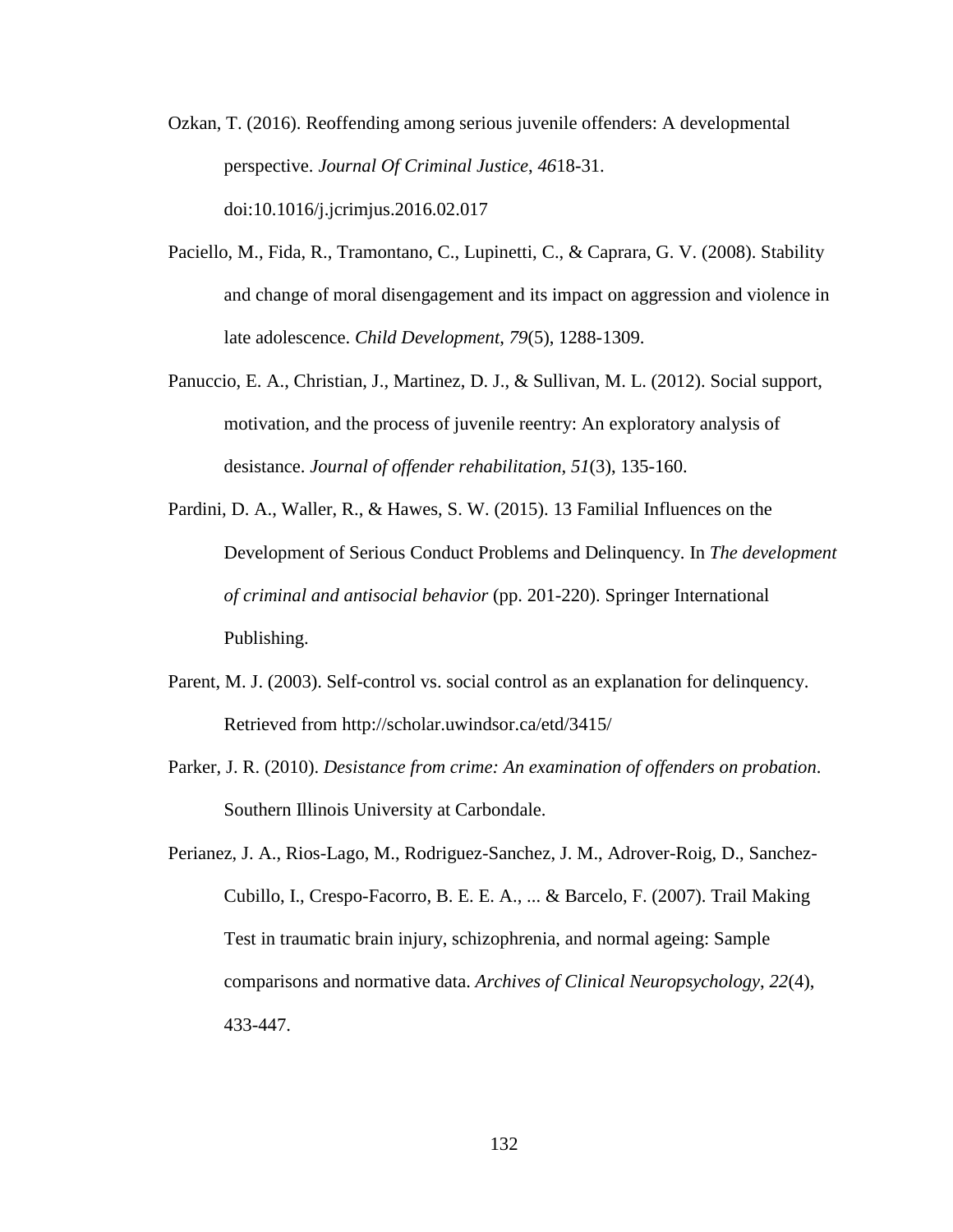Ozkan, T. (2016). Reoffending among serious juvenile offenders: A developmental perspective. *Journal Of Criminal Justice*, *46*18-31. doi:10.1016/j.jcrimjus.2016.02.017

Paciello, M., Fida, R., Tramontano, C., Lupinetti, C., & Caprara, G. V. (2008). Stability and change of moral disengagement and its impact on aggression and violence in late adolescence. *Child Development*, *79*(5), 1288-1309.

Panuccio, E. A., Christian, J., Martinez, D. J., & Sullivan, M. L. (2012). Social support, motivation, and the process of juvenile reentry: An exploratory analysis of desistance. *Journal of offender rehabilitation*, *51*(3), 135-160.

Pardini, D. A., Waller, R., & Hawes, S. W. (2015). 13 Familial Influences on the Development of Serious Conduct Problems and Delinquency. In *The development of criminal and antisocial behavior* (pp. 201-220). Springer International Publishing.

Parent, M. J. (2003). Self-control vs. social control as an explanation for delinquency. Retrieved from http://scholar.uwindsor.ca/etd/3415/

Parker, J. R. (2010). *Desistance from crime: An examination of offenders on probation*. Southern Illinois University at Carbondale.

Perianez, J. A., Rios-Lago, M., Rodriguez-Sanchez, J. M., Adrover-Roig, D., Sanchez-Cubillo, I., Crespo-Facorro, B. E. E. A., ... & Barcelo, F. (2007). Trail Making Test in traumatic brain injury, schizophrenia, and normal ageing: Sample comparisons and normative data. *Archives of Clinical Neuropsychology*, *22*(4), 433-447.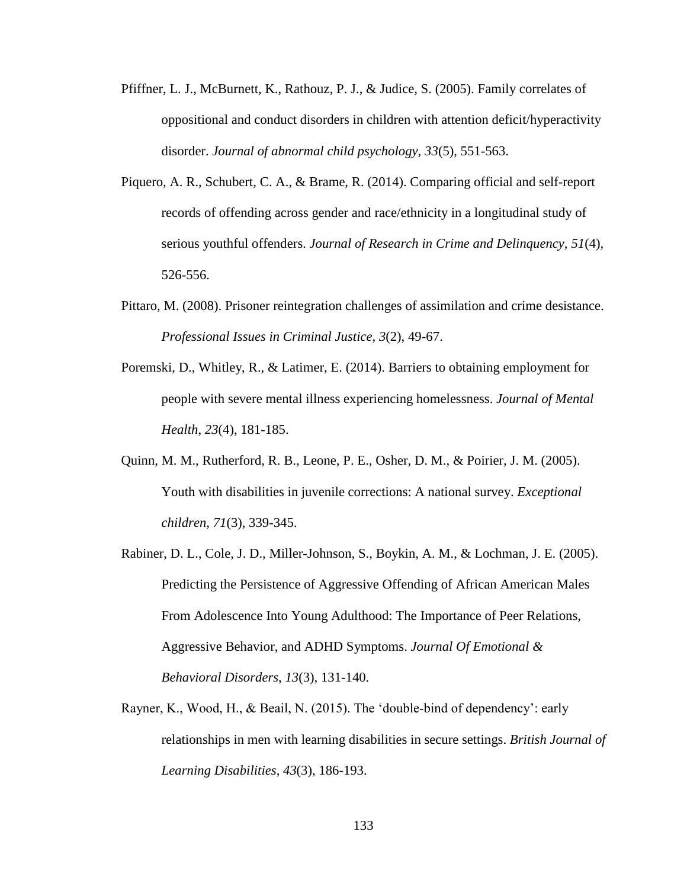Pfiffner, L. J., McBurnett, K., Rathouz, P. J., & Judice, S. (2005). Family correlates of oppositional and conduct disorders in children with attention deficit/hyperactivity disorder. *Journal of abnormal child psychology*, *33*(5), 551-563.

Piquero, A. R., Schubert, C. A., & Brame, R. (2014). Comparing official and self-report records of offending across gender and race/ethnicity in a longitudinal study of serious youthful offenders. *Journal of Research in Crime and Delinquency*, *51*(4), 526-556.

Pittaro, M. (2008). Prisoner reintegration challenges of assimilation and crime desistance. *Professional Issues in Criminal Justice*, *3*(2), 49-67.

Poremski, D., Whitley, R., & Latimer, E. (2014). Barriers to obtaining employment for people with severe mental illness experiencing homelessness. *Journal of Mental Health*, *23*(4), 181-185.

Quinn, M. M., Rutherford, R. B., Leone, P. E., Osher, D. M., & Poirier, J. M. (2005). Youth with disabilities in juvenile corrections: A national survey. *Exceptional children*, *71*(3), 339-345.

Rabiner, D. L., Cole, J. D., Miller-Johnson, S., Boykin, A. M., & Lochman, J. E. (2005). Predicting the Persistence of Aggressive Offending of African American Males From Adolescence Into Young Adulthood: The Importance of Peer Relations, Aggressive Behavior, and ADHD Symptoms. *Journal Of Emotional & Behavioral Disorders*, *13*(3), 131-140.

Rayner, K., Wood, H., & Beail, N. (2015). The 'double-bind of dependency': early relationships in men with learning disabilities in secure settings. *British Journal of Learning Disabilities*, *43*(3), 186-193.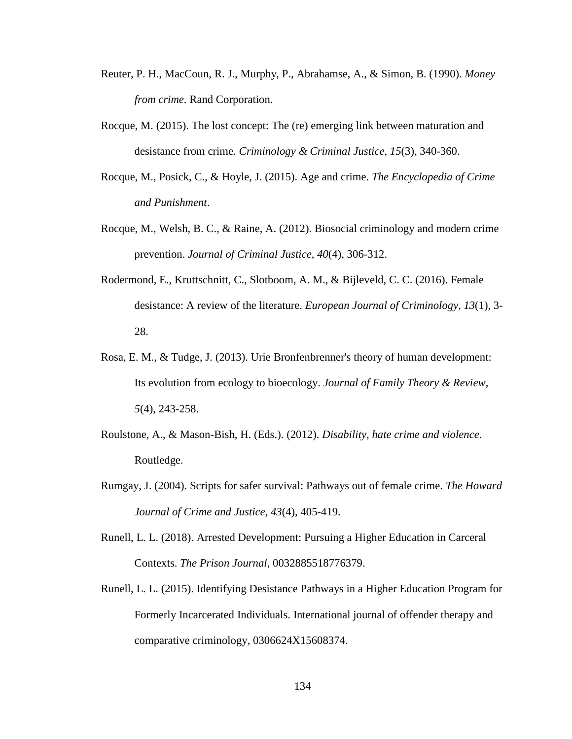Reuter, P. H., MacCoun, R. J., Murphy, P., Abrahamse, A., & Simon, B. (1990). *Money from crime*. Rand Corporation.

Rocque, M. (2015). The lost concept: The (re) emerging link between maturation and desistance from crime. *Criminology & Criminal Justice*, *15*(3), 340-360.

Rocque, M., Posick, C., & Hoyle, J. (2015). Age and crime. *The Encyclopedia of Crime and Punishment*.

Rocque, M., Welsh, B. C., & Raine, A. (2012). Biosocial criminology and modern crime prevention. *Journal of Criminal Justice*, *40*(4), 306-312.

Rodermond, E., Kruttschnitt, C., Slotboom, A. M., & Bijleveld, C. C. (2016). Female desistance: A review of the literature. *European Journal of Criminology*, *13*(1), 3-28.

Rosa, E. M., & Tudge, J. (2013). Urie Bronfenbrenner's theory of human development: Its evolution from ecology to bioecology. *Journal of Family Theory & Review*, *5*(4), 243-258.

Roulstone, A., & Mason-Bish, H. (Eds.). (2012). *Disability, hate crime and violence*. Routledge.

Rumgay, J. (2004). Scripts for safer survival: Pathways out of female crime. *The Howard Journal of Crime and Justice*, *43*(4), 405-419.

Runell, L. L. (2018). Arrested Development: Pursuing a Higher Education in Carceral Contexts. *The Prison Journal*, 0032885518776379.

Runell, L. L. (2015). Identifying Desistance Pathways in a Higher Education Program for Formerly Incarcerated Individuals. International journal of offender therapy and comparative criminology, 0306624X15608374.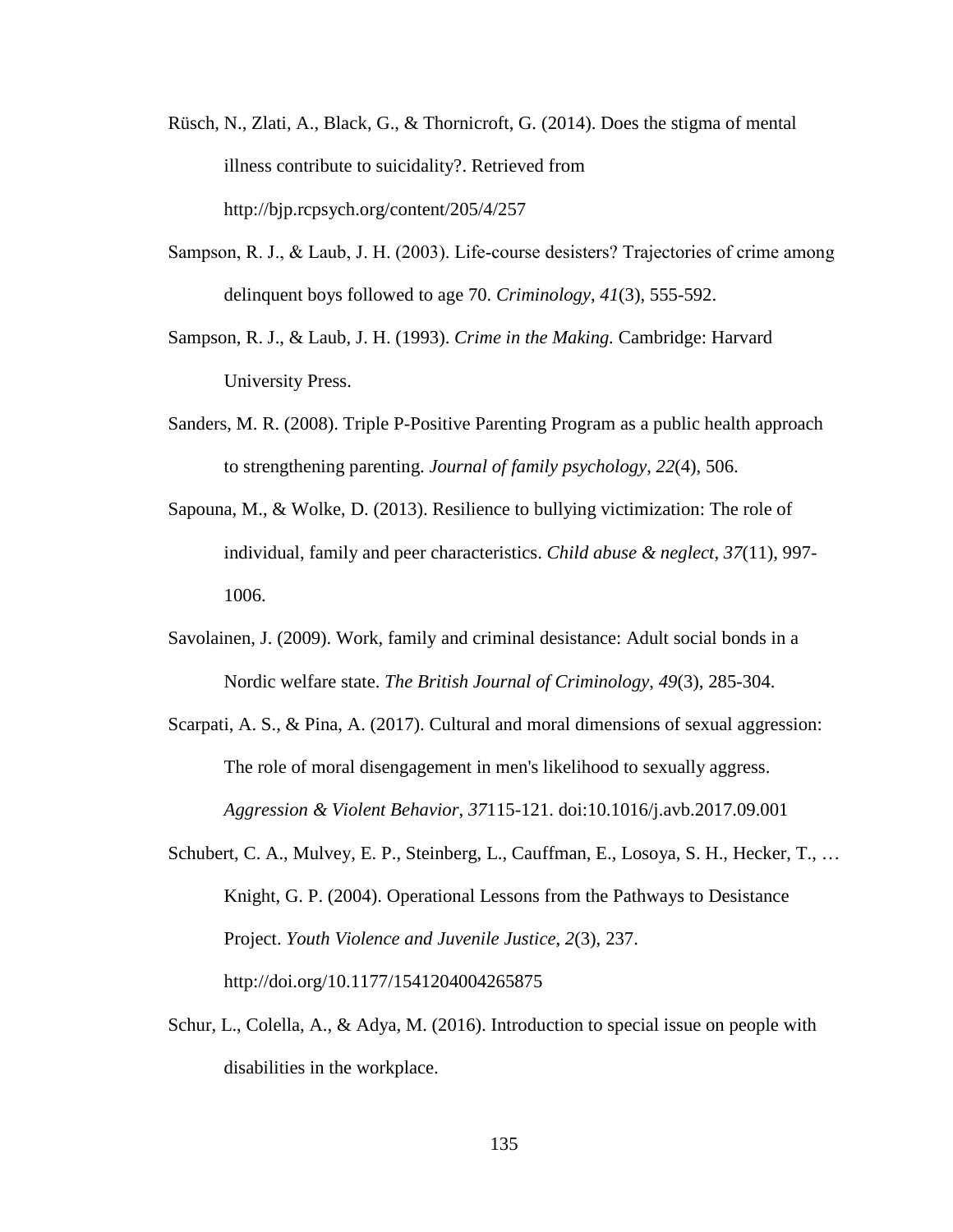Rüsch, N., Zlati, A., Black, G., & Thornicroft, G. (2014). Does the stigma of mental illness contribute to suicidality?. Retrieved from http://bjp.rcpsych.org/content/205/4/257

Sampson, R. J., & Laub, J. H. (2003). Life-course desisters? Trajectories of crime among delinquent boys followed to age 70. *Criminology*, *41*(3), 555-592.

Sampson, R. J., & Laub, J. H. (1993). *Crime in the Making.* Cambridge: Harvard University Press.

Sanders, M. R. (2008). Triple P-Positive Parenting Program as a public health approach to strengthening parenting. *Journal of family psychology*, *22*(4), 506.

Sapouna, M., & Wolke, D. (2013). Resilience to bullying victimization: The role of individual, family and peer characteristics. *Child abuse & neglect*, *37*(11), 997-1006.

Savolainen, J. (2009). Work, family and criminal desistance: Adult social bonds in a Nordic welfare state. *The British Journal of Criminology*, *49*(3), 285-304.

Scarpati, A. S., & Pina, A. (2017). Cultural and moral dimensions of sexual aggression: The role of moral disengagement in men's likelihood to sexually aggress. *Aggression & Violent Behavior*, *37*115-121. doi:10.1016/j.avb.2017.09.001

Schubert, C. A., Mulvey, E. P., Steinberg, L., Cauffman, E., Losoya, S. H., Hecker, T., … Knight, G. P. (2004). Operational Lessons from the Pathways to Desistance Project. *Youth Violence and Juvenile Justice*, *2*(3), 237. http://doi.org/10.1177/1541204004265875

Schur, L., Colella, A., & Adya, M. (2016). Introduction to special issue on people with disabilities in the workplace.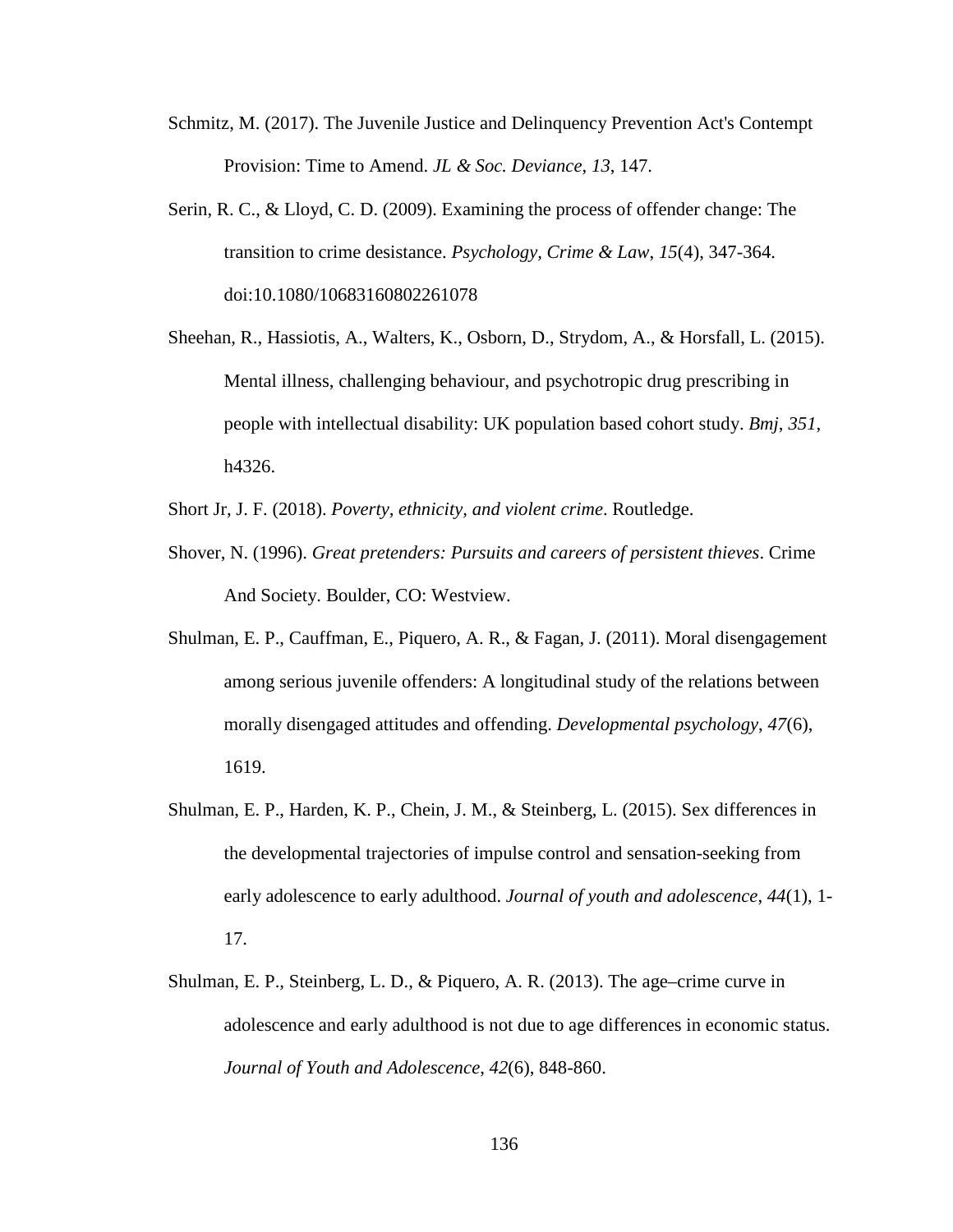Schmitz, M. (2017). The Juvenile Justice and Delinquency Prevention Act's Contempt Provision: Time to Amend. *JL & Soc. Deviance*, *13*, 147.

Serin, R. C., & Lloyd, C. D. (2009). Examining the process of offender change: The transition to crime desistance. *Psychology, Crime & Law*, *15*(4), 347-364. doi:10.1080/10683160802261078

Sheehan, R., Hassiotis, A., Walters, K., Osborn, D., Strydom, A., & Horsfall, L. (2015). Mental illness, challenging behaviour, and psychotropic drug prescribing in people with intellectual disability: UK population based cohort study. *Bmj*, *351*, h4326.

Short Jr, J. F. (2018). *Poverty, ethnicity, and violent crime*. Routledge.

Shover, N. (1996). *Great pretenders: Pursuits and careers of persistent thieves*. Crime And Society. Boulder, CO: Westview.

Shulman, E. P., Cauffman, E., Piquero, A. R., & Fagan, J. (2011). Moral disengagement among serious juvenile offenders: A longitudinal study of the relations between morally disengaged attitudes and offending. *Developmental psychology*, *47*(6), 1619.

Shulman, E. P., Harden, K. P., Chein, J. M., & Steinberg, L. (2015). Sex differences in the developmental trajectories of impulse control and sensation-seeking from early adolescence to early adulthood. *Journal of youth and adolescence*, *44*(1), 1-17.

Shulman, E. P., Steinberg, L. D., & Piquero, A. R. (2013). The age–crime curve in adolescence and early adulthood is not due to age differences in economic status. *Journal of Youth and Adolescence*, *42*(6), 848-860.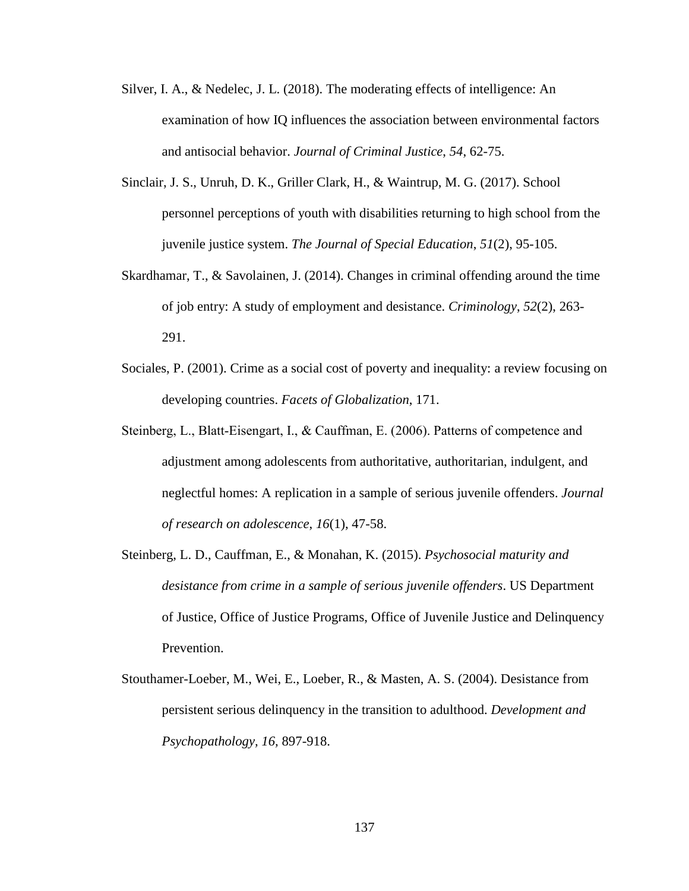Silver, I. A., & Nedelec, J. L. (2018). The moderating effects of intelligence: An examination of how IQ influences the association between environmental factors and antisocial behavior. *Journal of Criminal Justice*, *54*, 62-75.

Sinclair, J. S., Unruh, D. K., Griller Clark, H., & Waintrup, M. G. (2017). School personnel perceptions of youth with disabilities returning to high school from the juvenile justice system. *The Journal of Special Education*, *51*(2), 95-105.

Skardhamar, T., & Savolainen, J. (2014). Changes in criminal offending around the time of job entry: A study of employment and desistance. *Criminology*, *52*(2), 263-291.

Sociales, P. (2001). Crime as a social cost of poverty and inequality: a review focusing on developing countries. *Facets of Globalization*, 171.

Steinberg, L., Blatt-Eisengart, I., & Cauffman, E. (2006). Patterns of competence and adjustment among adolescents from authoritative, authoritarian, indulgent, and neglectful homes: A replication in a sample of serious juvenile offenders. *Journal of research on adolescence*, *16*(1), 47-58.

Steinberg, L. D., Cauffman, E., & Monahan, K. (2015). *Psychosocial maturity and desistance from crime in a sample of serious juvenile offenders*. US Department of Justice, Office of Justice Programs, Office of Juvenile Justice and Delinquency Prevention.

Stouthamer-Loeber, M., Wei, E., Loeber, R., & Masten, A. S. (2004). Desistance from persistent serious delinquency in the transition to adulthood. *Development and Psychopathology, 16,* 897-918.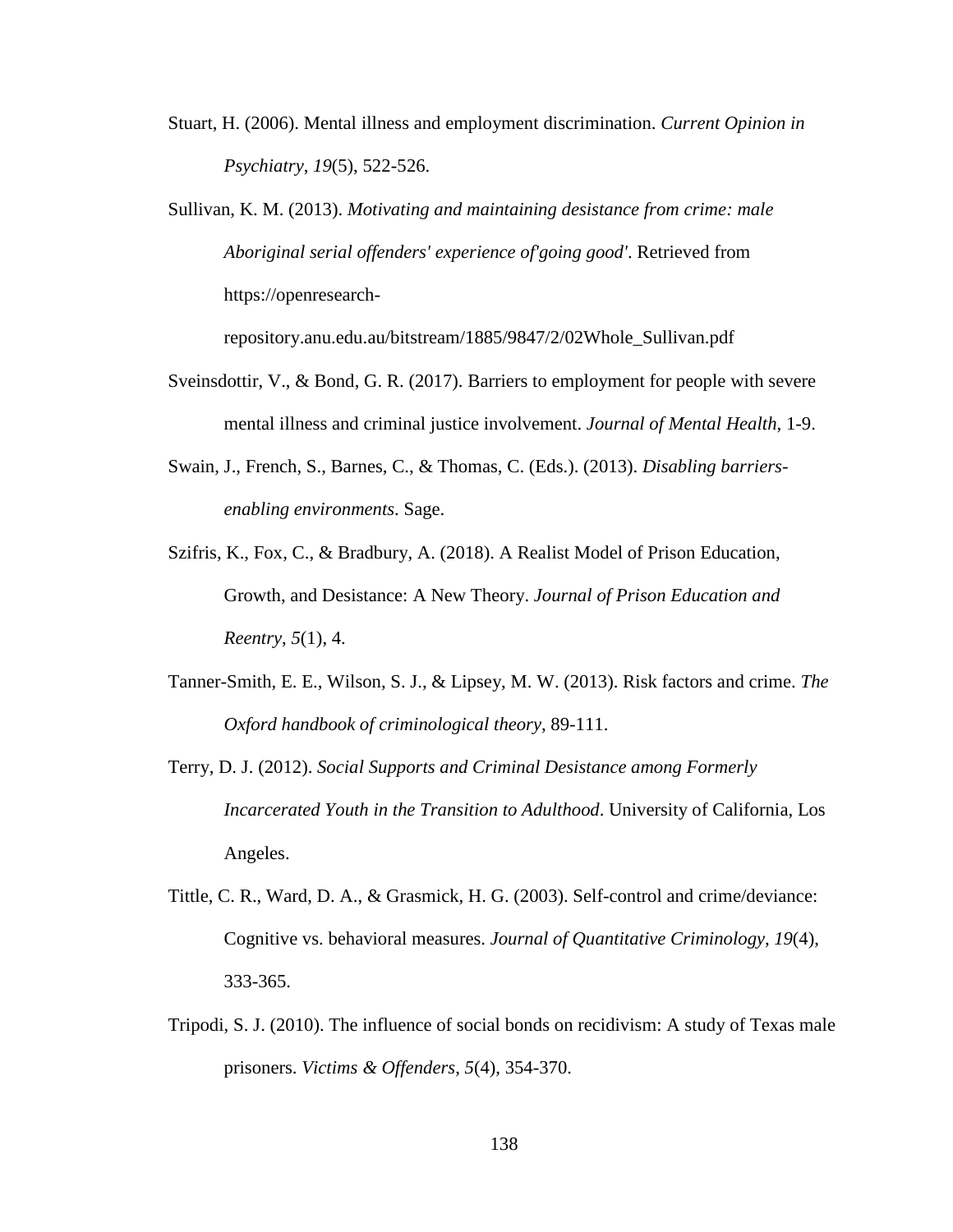Stuart, H. (2006). Mental illness and employment discrimination. *Current Opinion in Psychiatry*, *19*(5), 522-526.

Sullivan, K. M. (2013). *Motivating and maintaining desistance from crime: male Aboriginal serial offenders' experience of'going good'*. Retrieved from https://openresearch-repository.anu.edu.au/bitstream/1885/9847/2/02Whole_Sullivan.pdf

Sveinsdottir, V., & Bond, G. R. (2017). Barriers to employment for people with severe mental illness and criminal justice involvement. *Journal of Mental Health*, 1-9.

Swain, J., French, S., Barnes, C., & Thomas, C. (Eds.). (2013). *Disabling barriers-enabling environments*. Sage.

Szifris, K., Fox, C., & Bradbury, A. (2018). A Realist Model of Prison Education, Growth, and Desistance: A New Theory. *Journal of Prison Education and Reentry*, *5*(1), 4.

Tanner-Smith, E. E., Wilson, S. J., & Lipsey, M. W. (2013). Risk factors and crime. *The Oxford handbook of criminological theory*, 89-111.

Terry, D. J. (2012). *Social Supports and Criminal Desistance among Formerly Incarcerated Youth in the Transition to Adulthood*. University of California, Los Angeles.

Tittle, C. R., Ward, D. A., & Grasmick, H. G. (2003). Self-control and crime/deviance: Cognitive vs. behavioral measures. *Journal of Quantitative Criminology*, *19*(4), 333-365.

Tripodi, S. J. (2010). The influence of social bonds on recidivism: A study of Texas male prisoners. *Victims & Offenders*, *5*(4), 354-370.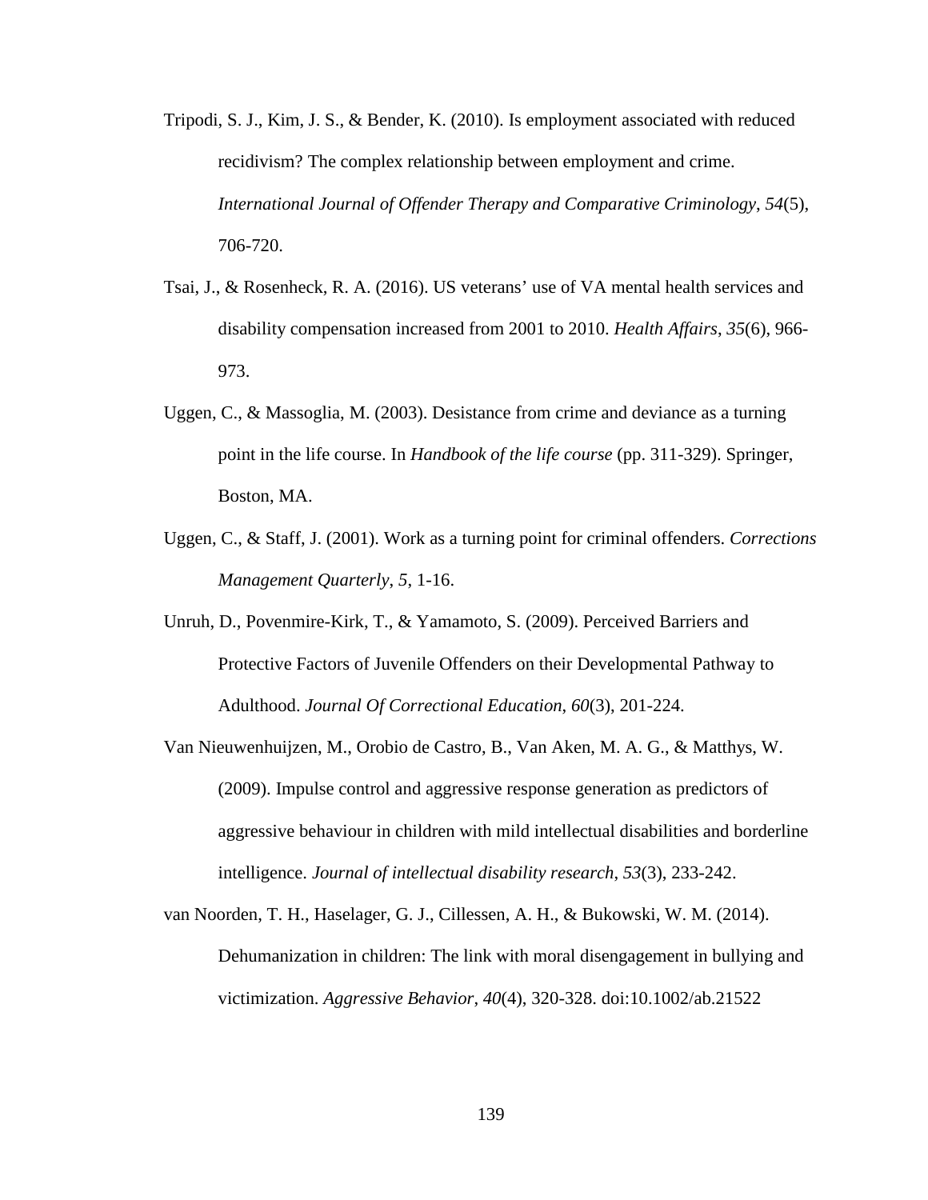Tripodi, S. J., Kim, J. S., & Bender, K. (2010). Is employment associated with reduced recidivism? The complex relationship between employment and crime. *International Journal of Offender Therapy and Comparative Criminology*, *54*(5), 706-720.

Tsai, J., & Rosenheck, R. A. (2016). US veterans' use of VA mental health services and disability compensation increased from 2001 to 2010. *Health Affairs*, *35*(6), 966-973.

Uggen, C., & Massoglia, M. (2003). Desistance from crime and deviance as a turning point in the life course. In *Handbook of the life course* (pp. 311-329). Springer, Boston, MA.

Uggen, C., & Staff, J. (2001). Work as a turning point for criminal offenders. *Corrections Management Quarterly*, *5*, 1-16.

Unruh, D., Povenmire-Kirk, T., & Yamamoto, S. (2009). Perceived Barriers and Protective Factors of Juvenile Offenders on their Developmental Pathway to Adulthood. *Journal Of Correctional Education*, *60*(3), 201-224.

Van Nieuwenhuijzen, M., Orobio de Castro, B., Van Aken, M. A. G., & Matthys, W. (2009). Impulse control and aggressive response generation as predictors of aggressive behaviour in children with mild intellectual disabilities and borderline intelligence. *Journal of intellectual disability research*, *53*(3), 233-242.

van Noorden, T. H., Haselager, G. J., Cillessen, A. H., & Bukowski, W. M. (2014). Dehumanization in children: The link with moral disengagement in bullying and victimization. *Aggressive Behavior*, *40*(4), 320-328. doi:10.1002/ab.21522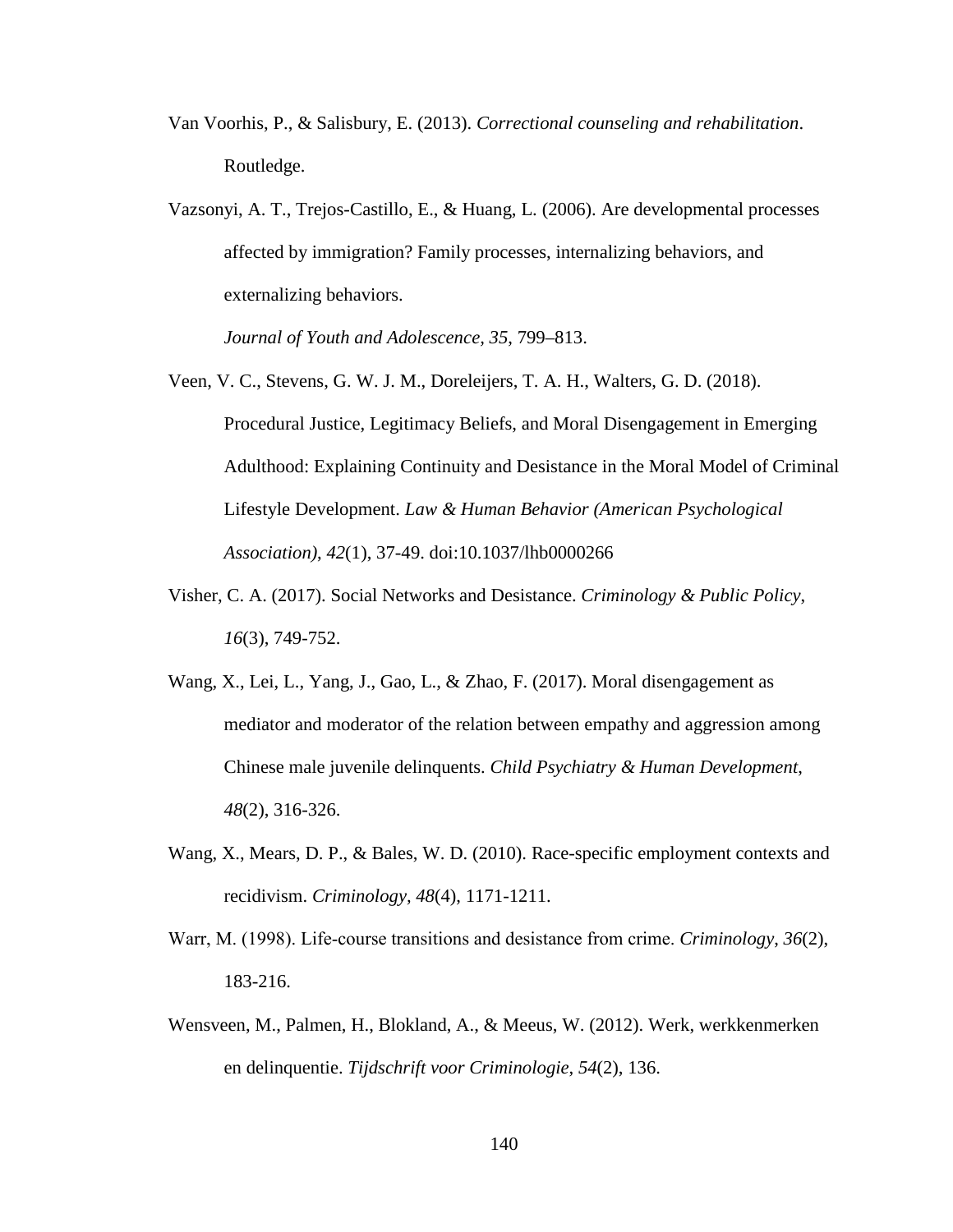Van Voorhis, P., & Salisbury, E. (2013). *Correctional counseling and rehabilitation*. Routledge.

Vazsonyi, A. T., Trejos-Castillo, E., & Huang, L. (2006). Are developmental processes affected by immigration? Family processes, internalizing behaviors, and externalizing behaviors. *Journal of Youth and Adolescence*, *35*, 799–813.

Veen, V. C., Stevens, G. W. J. M., Doreleijers, T. A. H., Walters, G. D. (2018). Procedural Justice, Legitimacy Beliefs, and Moral Disengagement in Emerging Adulthood: Explaining Continuity and Desistance in the Moral Model of Criminal Lifestyle Development. *Law & Human Behavior (American Psychological Association)*, *42*(1), 37-49. doi:10.1037/lhb0000266

Visher, C. A. (2017). Social Networks and Desistance. *Criminology & Public Policy*, *16*(3), 749-752.

Wang, X., Lei, L., Yang, J., Gao, L., & Zhao, F. (2017). Moral disengagement as mediator and moderator of the relation between empathy and aggression among Chinese male juvenile delinquents. *Child Psychiatry & Human Development*, *48*(2), 316-326.

Wang, X., Mears, D. P., & Bales, W. D. (2010). Race-specific employment contexts and recidivism. *Criminology*, *48*(4), 1171-1211.

Warr, M. (1998). Life-course transitions and desistance from crime. *Criminology*, *36*(2), 183-216.

Wensveen, M., Palmen, H., Blokland, A., & Meeus, W. (2012). Werk, werkkenmerken en delinquentie. *Tijdschrift voor Criminologie*, *54*(2), 136.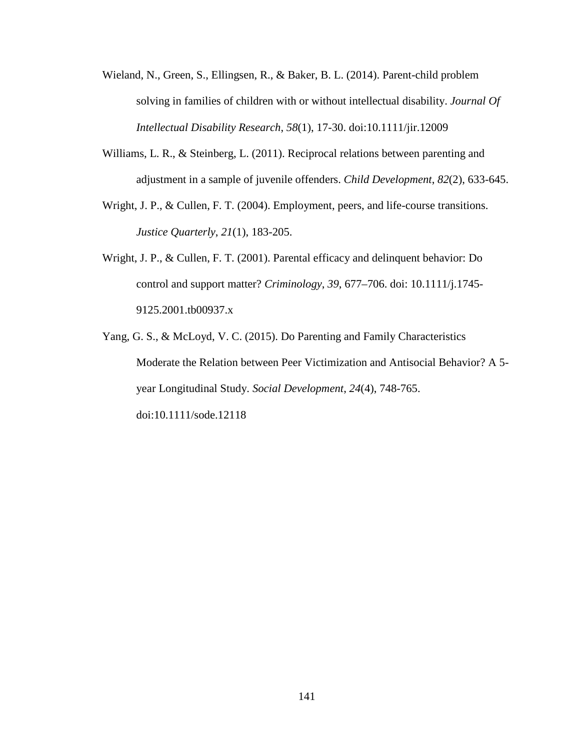Wieland, N., Green, S., Ellingsen, R., & Baker, B. L. (2014). Parent-child problem solving in families of children with or without intellectual disability. *Journal Of Intellectual Disability Research*, *58*(1), 17-30. doi:10.1111/jir.12009

Williams, L. R., & Steinberg, L. (2011). Reciprocal relations between parenting and adjustment in a sample of juvenile offenders. *Child Development*, *82*(2), 633-645.

Wright, J. P., & Cullen, F. T. (2004). Employment, peers, and life-course transitions. *Justice Quarterly*, *21*(1), 183-205.

Wright, J. P., & Cullen, F. T. (2001). Parental efficacy and delinquent behavior: Do control and support matter? *Criminology*, *39*, 677–706. doi: 10.1111/j.1745-9125.2001.tb00937.x

Yang, G. S., & McLoyd, V. C. (2015). Do Parenting and Family Characteristics Moderate the Relation between Peer Victimization and Antisocial Behavior? A 5-year Longitudinal Study. *Social Development*, *24*(4), 748-765. doi:10.1111/sode.12118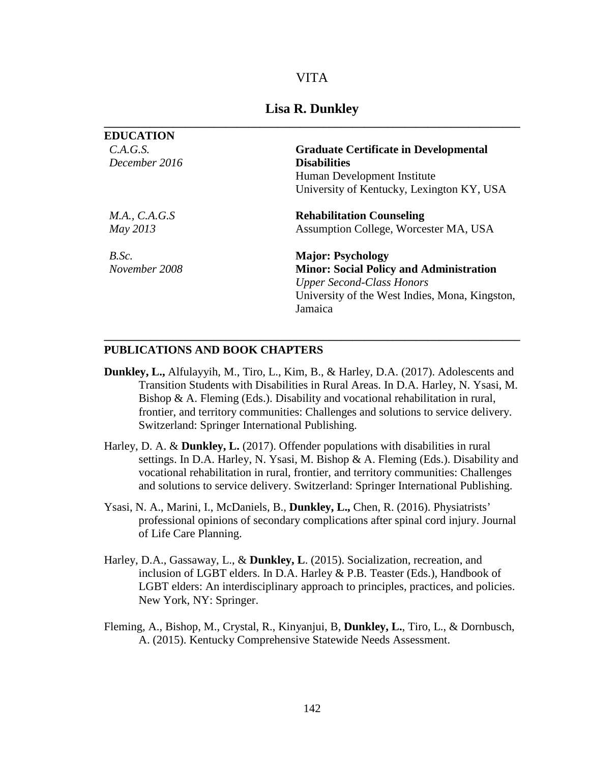# VITA

## Lisa R. Dunkley

---

### EDUCATION

| | |
|---|---|
| *C.A.G.S.*<br>*December 2016* | **Graduate Certificate in Developmental Disabilities**<br>Human Development Institute<br>University of Kentucky, Lexington KY, USA |
| *M.A., C.A.G.S*<br>*May 2013* | **Rehabilitation Counseling**<br>Assumption College, Worcester MA, USA |
| *B.Sc.*<br>*November 2008* | **Major: Psychology**<br>**Minor: Social Policy and Administration**<br>*Upper Second-Class Honors*<br>University of the West Indies, Mona, Kingston, Jamaica |

---

### PUBLICATIONS AND BOOK CHAPTERS

**Dunkley, L.,** Alfulayyih, M., Tiro, L., Kim, B., & Harley, D.A. (2017). Adolescents and Transition Students with Disabilities in Rural Areas. In D.A. Harley, N. Ysasi, M. Bishop & A. Fleming (Eds.). Disability and vocational rehabilitation in rural, frontier, and territory communities: Challenges and solutions to service delivery. Switzerland: Springer International Publishing.

Harley, D. A. & **Dunkley, L.** (2017). Offender populations with disabilities in rural settings. In D.A. Harley, N. Ysasi, M. Bishop & A. Fleming (Eds.). Disability and vocational rehabilitation in rural, frontier, and territory communities: Challenges and solutions to service delivery. Switzerland: Springer International Publishing.

Ysasi, N. A., Marini, I., McDaniels, B., **Dunkley, L.,** Chen, R. (2016). Physiatrists' professional opinions of secondary complications after spinal cord injury. Journal of Life Care Planning.

Harley, D.A., Gassaway, L., & **Dunkley, L**. (2015). Socialization, recreation, and inclusion of LGBT elders. In D.A. Harley & P.B. Teaster (Eds.), Handbook of LGBT elders: An interdisciplinary approach to principles, practices, and policies. New York, NY: Springer.

Fleming, A., Bishop, M., Crystal, R., Kinyanjui, B, **Dunkley, L.**, Tiro, L., & Dornbusch, A. (2015). Kentucky Comprehensive Statewide Needs Assessment.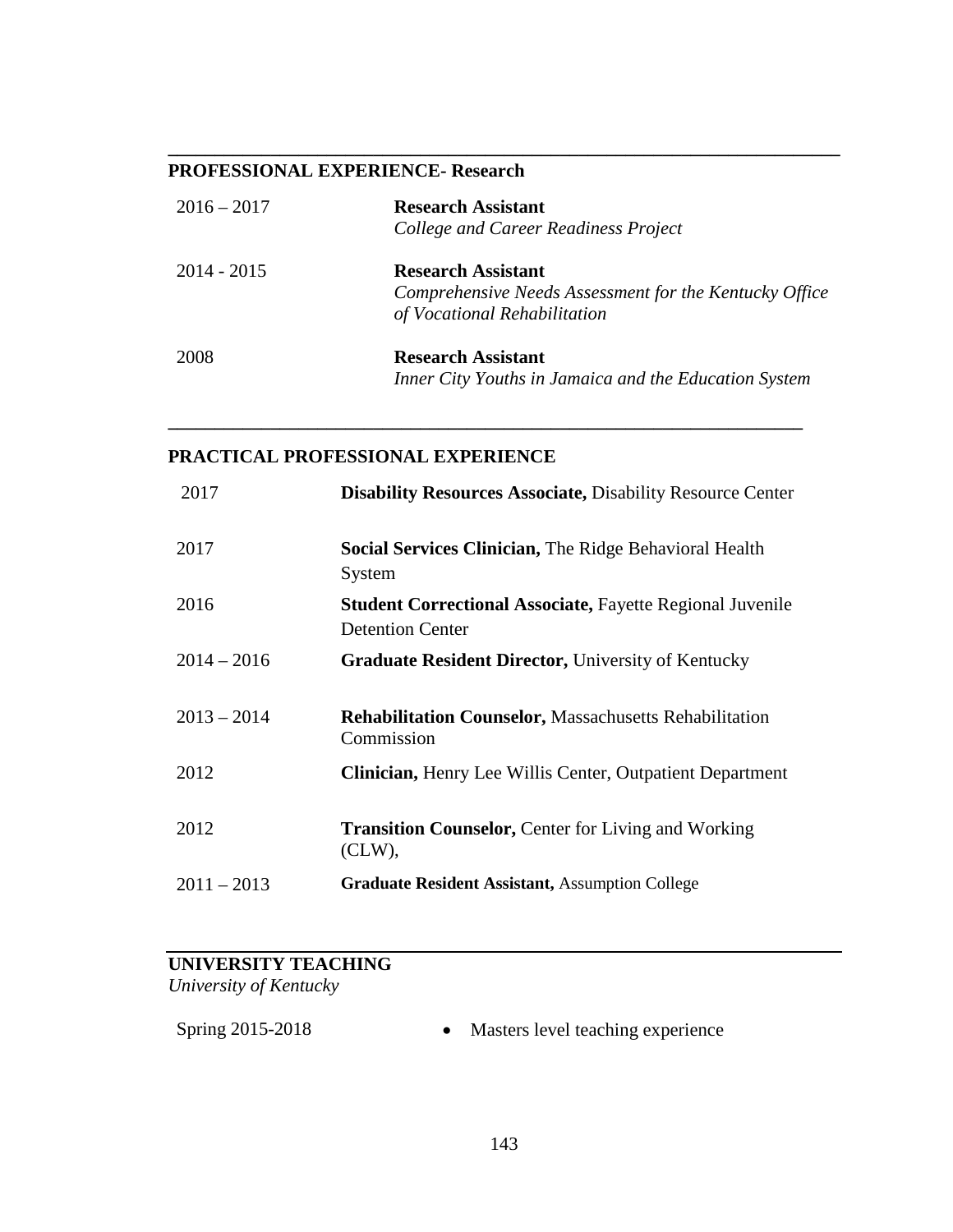## PROFESSIONAL EXPERIENCE- Research

| | |
|---|---|
| 2016 – 2017 | **Research Assistant**<br>*College and Career Readiness Project* |
| 2014 - 2015 | **Research Assistant**<br>*Comprehensive Needs Assessment for the Kentucky Office of Vocational Rehabilitation* |
| 2008 | **Research Assistant**<br>*Inner City Youths in Jamaica and the Education System* |

## PRACTICAL PROFESSIONAL EXPERIENCE

| | |
|---|---|
| 2017 | **Disability Resources Associate,** Disability Resource Center |
| 2017 | **Social Services Clinician,** The Ridge Behavioral Health System |
| 2016 | **Student Correctional Associate,** Fayette Regional Juvenile Detention Center |
| 2014 – 2016 | **Graduate Resident Director,** University of Kentucky |
| 2013 – 2014 | **Rehabilitation Counselor,** Massachusetts Rehabilitation Commission |
| 2012 | **Clinician,** Henry Lee Willis Center, Outpatient Department |
| 2012 | **Transition Counselor,** Center for Living and Working (CLW), |
| 2011 – 2013 | **Graduate Resident Assistant,** Assumption College |

## UNIVERSITY TEACHING

*University of Kentucky*

Spring 2015-2018

- Masters level teaching experience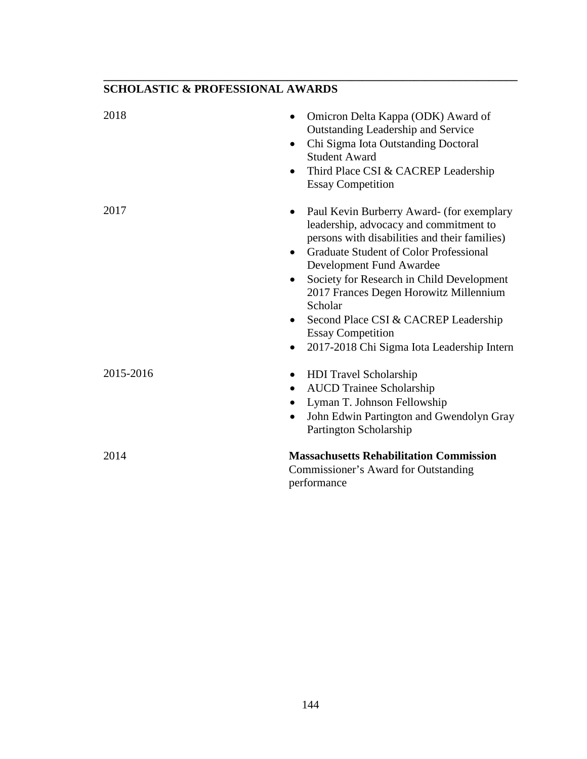## SCHOLASTIC & PROFESSIONAL AWARDS

2018

- Omicron Delta Kappa (ODK) Award of Outstanding Leadership and Service
- Chi Sigma Iota Outstanding Doctoral Student Award
- Third Place CSI & CACREP Leadership Essay Competition

2017

- Paul Kevin Burberry Award- (for exemplary leadership, advocacy and commitment to persons with disabilities and their families)
- Graduate Student of Color Professional Development Fund Awardee
- Society for Research in Child Development 2017 Frances Degen Horowitz Millennium Scholar
- Second Place CSI & CACREP Leadership Essay Competition
- 2017-2018 Chi Sigma Iota Leadership Intern

2015-2016

- HDI Travel Scholarship
- AUCD Trainee Scholarship
- Lyman T. Johnson Fellowship
- John Edwin Partington and Gwendolyn Gray Partington Scholarship

2014

**Massachusetts Rehabilitation Commission**
Commissioner's Award for Outstanding performance